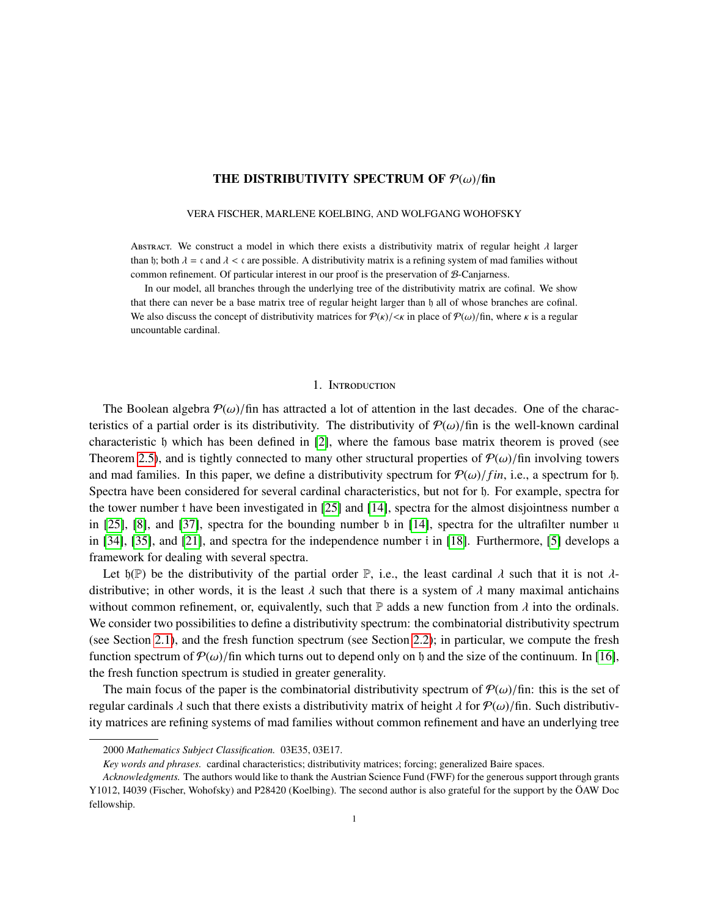# THE DISTRIBUTIVITY SPECTRUM OF $\mathcal{P}(\omega)/\text{fin}$

VERA FISCHER, MARLENE KOELBING, AND WOLFGANG WOHOFSKY

Abstract. We construct a model in which there exists a distributivity matrix of regular height $\lambda$ larger than $\mathfrak{h}$; both $\lambda = \mathfrak{c}$ and $\lambda < \mathfrak{c}$ are possible. A distributivity matrix is a refining system of mad families without common refinement. Of particular interest in our proof is the preservation of $\mathcal{B}$-Canjarness.

In our model, all branches through the underlying tree of the distributivity matrix are cofinal. We show that there can never be a base matrix tree of regular height larger than $\mathfrak{h}$ all of whose branches are cofinal. We also discuss the concept of distributivity matrices for $\mathcal{P}(\kappa)/{<}\kappa$ in place of $\mathcal{P}(\omega)/\text{fin}$, where $\kappa$ is a regular uncountable cardinal.

## 1. Introduction

The Boolean algebra $\mathcal{P}(\omega)/\text{fin}$ has attracted a lot of attention in the last decades. One of the characteristics of a partial order is its distributivity. The distributivity of $\mathcal{P}(\omega)/\text{fin}$ is the well-known cardinal characteristic $\mathfrak{h}$ which has been defined in [2], where the famous base matrix theorem is proved (see Theorem 2.5), and is tightly connected to many other structural properties of $\mathcal{P}(\omega)/\text{fin}$ involving towers and mad families. In this paper, we define a distributivity spectrum for $\mathcal{P}(\omega)/fin$, i.e., a spectrum for $\mathfrak{h}$. Spectra have been considered for several cardinal characteristics, but not for $\mathfrak{h}$. For example, spectra for the tower number $\mathfrak{t}$ have been investigated in [25] and [14], spectra for the almost disjointness number $\mathfrak{a}$ in [25], [8], and [37], spectra for the bounding number $\mathfrak{b}$ in [14], spectra for the ultrafilter number $\mathfrak{u}$ in [34], [35], and [21], and spectra for the independence number $\mathfrak{i}$ in [18]. Furthermore, [5] develops a framework for dealing with several spectra.

Let $\mathfrak{h}(\mathbb{P})$ be the distributivity of the partial order $\mathbb{P}$, i.e., the least cardinal $\lambda$ such that it is not $\lambda$-distributive; in other words, it is the least $\lambda$ such that there is a system of $\lambda$ many maximal antichains without common refinement, or, equivalently, such that $\mathbb{P}$ adds a new function from $\lambda$ into the ordinals. We consider two possibilities to define a distributivity spectrum: the combinatorial distributivity spectrum (see Section 2.1), and the fresh function spectrum (see Section 2.2); in particular, we compute the fresh function spectrum of $\mathcal{P}(\omega)/\text{fin}$ which turns out to depend only on $\mathfrak{h}$ and the size of the continuum. In [16], the fresh function spectrum is studied in greater generality.

The main focus of the paper is the combinatorial distributivity spectrum of $\mathcal{P}(\omega)/\text{fin}$: this is the set of regular cardinals $\lambda$ such that there exists a distributivity matrix of height $\lambda$ for $\mathcal{P}(\omega)/\text{fin}$. Such distributivity matrices are refining systems of mad families without common refinement and have an underlying tree

---

2000 *Mathematics Subject Classification.* 03E35, 03E17.

*Key words and phrases.* cardinal characteristics; distributivity matrices; forcing; generalized Baire spaces.

*Acknowledgments.* The authors would like to thank the Austrian Science Fund (FWF) for the generous support through grants Y1012, I4039 (Fischer, Wohofsky) and P28420 (Koelbing). The second author is also grateful for the support by the ÖAW Doc fellowship.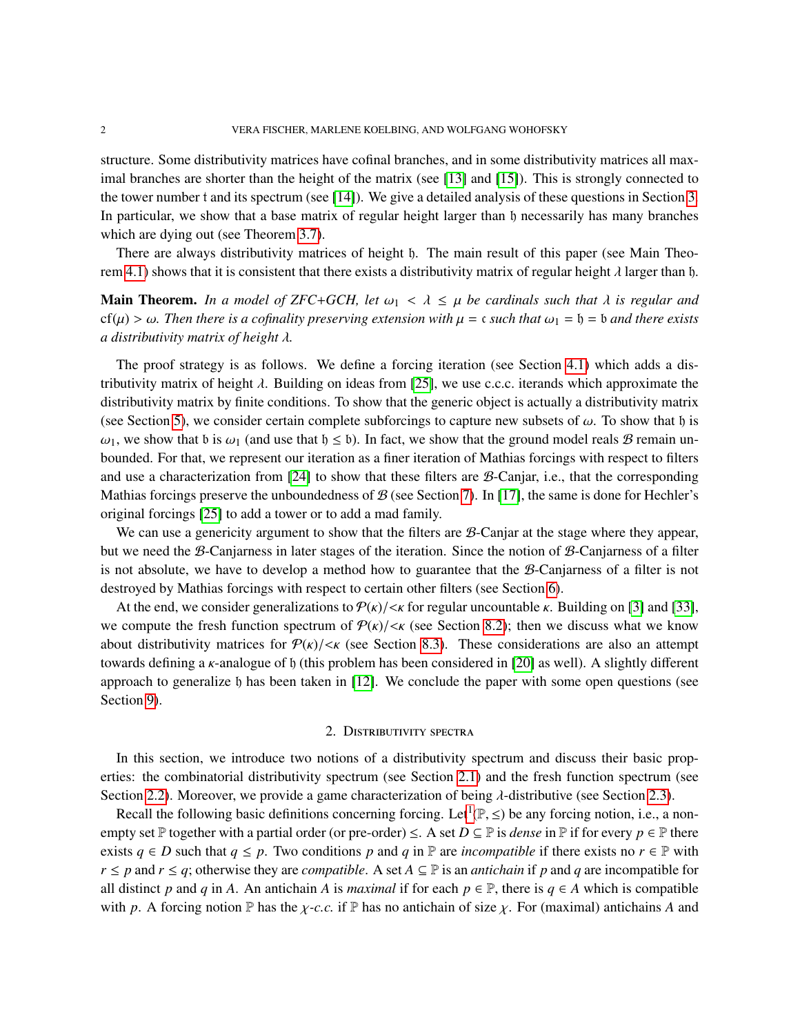structure. Some distributivity matrices have cofinal branches, and in some distributivity matrices all maximal branches are shorter than the height of the matrix (see [13] and [15]). This is strongly connected to the tower number $\mathfrak{t}$ and its spectrum (see [14]). We give a detailed analysis of these questions in Section 3. In particular, we show that a base matrix of regular height larger than $\mathfrak{h}$ necessarily has many branches which are dying out (see Theorem 3.7).

There are always distributivity matrices of height $\mathfrak{h}$. The main result of this paper (see Main Theorem 4.1) shows that it is consistent that there exists a distributivity matrix of regular height $\lambda$ larger than $\mathfrak{h}$.

**Main Theorem.** *In a model of ZFC+GCH, let $\omega_1 < \lambda \leq \mu$ be cardinals such that $\lambda$ is regular and $\mathrm{cf}(\mu) > \omega$. Then there is a cofinality preserving extension with $\mu = \mathfrak{c}$ such that $\omega_1 = \mathfrak{h} = \mathfrak{b}$ and there exists a distributivity matrix of height $\lambda$.*

The proof strategy is as follows. We define a forcing iteration (see Section 4.1) which adds a distributivity matrix of height $\lambda$. Building on ideas from [25], we use c.c.c. iterands which approximate the distributivity matrix by finite conditions. To show that the generic object is actually a distributivity matrix (see Section 5), we consider certain complete subforcings to capture new subsets of $\omega$. To show that $\mathfrak{h}$ is $\omega_1$, we show that $\mathfrak{b}$ is $\omega_1$ (and use that $\mathfrak{h} \leq \mathfrak{b}$). In fact, we show that the ground model reals $\mathcal{B}$ remain unbounded. For that, we represent our iteration as a finer iteration of Mathias forcings with respect to filters and use a characterization from [24] to show that these filters are $\mathcal{B}$-Canjar, i.e., that the corresponding Mathias forcings preserve the unboundedness of $\mathcal{B}$ (see Section 7). In [17], the same is done for Hechler's original forcings [25] to add a tower or to add a mad family.

We can use a genericity argument to show that the filters are $\mathcal{B}$-Canjar at the stage where they appear, but we need the $\mathcal{B}$-Canjarness in later stages of the iteration. Since the notion of $\mathcal{B}$-Canjarness of a filter is not absolute, we have to develop a method how to guarantee that the $\mathcal{B}$-Canjarness of a filter is not destroyed by Mathias forcings with respect to certain other filters (see Section 6).

At the end, we consider generalizations to $\mathcal{P}(\kappa)/{<}\kappa$ for regular uncountable $\kappa$. Building on [3] and [33], we compute the fresh function spectrum of $\mathcal{P}(\kappa)/{<}\kappa$ (see Section 8.2); then we discuss what we know about distributivity matrices for $\mathcal{P}(\kappa)/{<}\kappa$ (see Section 8.3). These considerations are also an attempt towards defining a $\kappa$-analogue of $\mathfrak{h}$ (this problem has been considered in [20] as well). A slightly different approach to generalize $\mathfrak{h}$ has been taken in [12]. We conclude the paper with some open questions (see Section 9).

## 2. Distributivity spectra

In this section, we introduce two notions of a distributivity spectrum and discuss their basic properties: the combinatorial distributivity spectrum (see Section 2.1) and the fresh function spectrum (see Section 2.2). Moreover, we provide a game characterization of being $\lambda$-distributive (see Section 2.3).

Recall the following basic definitions concerning forcing. Let[1] $(\mathbb{P}, \leq)$ be any forcing notion, i.e., a nonempty set $\mathbb{P}$ together with a partial order (or pre-order) $\leq$. A set $D \subseteq \mathbb{P}$ is *dense* in $\mathbb{P}$ if for every $p \in \mathbb{P}$ there exists $q \in D$ such that $q \leq p$. Two conditions $p$ and $q$ in $\mathbb{P}$ are *incompatible* if there exists no $r \in \mathbb{P}$ with $r \leq p$ and $r \leq q$; otherwise they are *compatible*. A set $A \subseteq \mathbb{P}$ is an *antichain* if $p$ and $q$ are incompatible for all distinct $p$ and $q$ in $A$. An antichain $A$ is *maximal* if for each $p \in \mathbb{P}$, there is $q \in A$ which is compatible with $p$. A forcing notion $\mathbb{P}$ has the *$\chi$-c.c.* if $\mathbb{P}$ has no antichain of size $\chi$. For (maximal) antichains $A$ and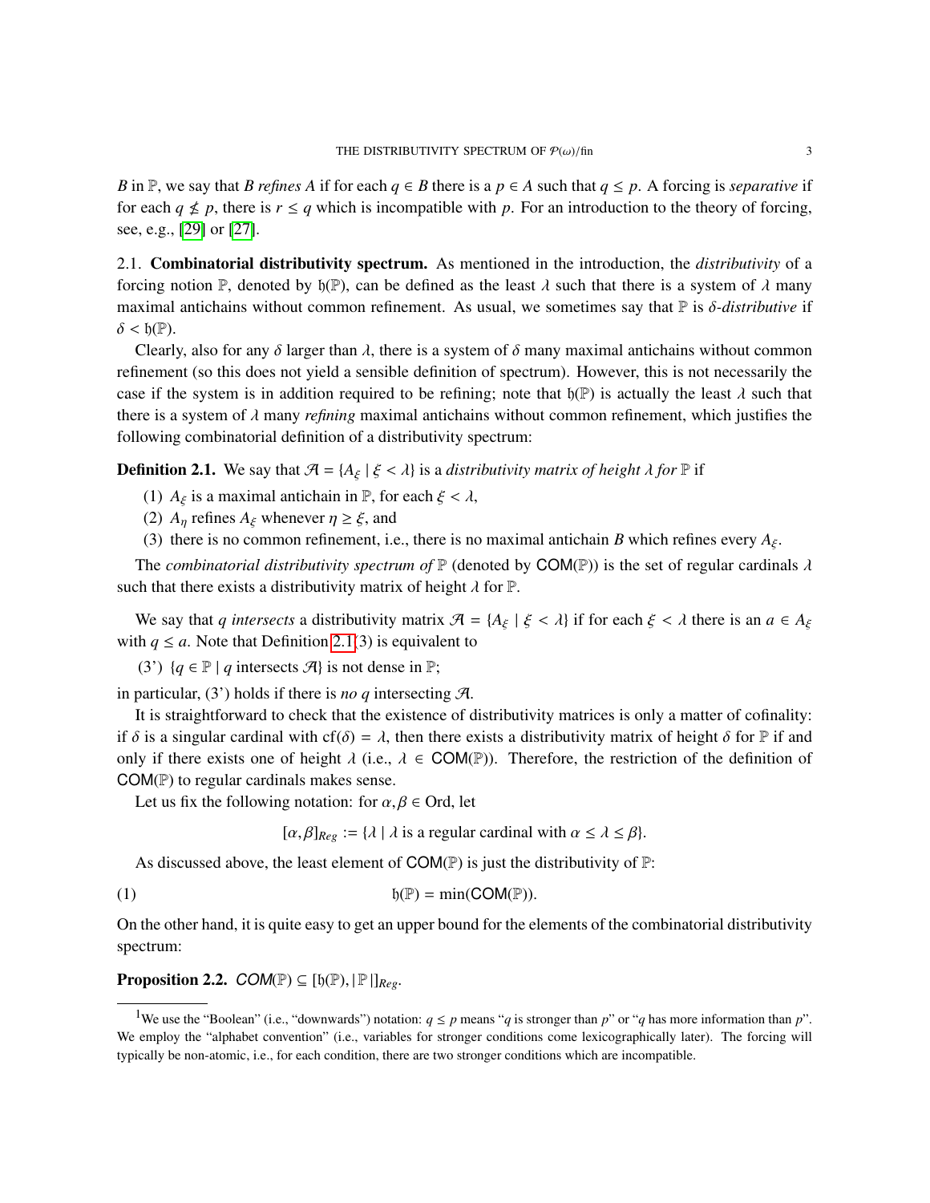$B$ in $\mathbb{P}$, we say that $B$ *refines* $A$ if for each $q \in B$ there is a $p \in A$ such that $q \leq p$. A forcing is *separative* if for each $q \not\leq p$, there is $r \leq q$ which is incompatible with $p$. For an introduction to the theory of forcing, see, e.g., [29] or [27].

**2.1. Combinatorial distributivity spectrum.** As mentioned in the introduction, the *distributivity* of a forcing notion $\mathbb{P}$, denoted by $\mathfrak{h}(\mathbb{P})$, can be defined as the least $\lambda$ such that there is a system of $\lambda$ many maximal antichains without common refinement. As usual, we sometimes say that $\mathbb{P}$ is $\delta$*-distributive* if $\delta < \mathfrak{h}(\mathbb{P})$.

Clearly, also for any $\delta$ larger than $\lambda$, there is a system of $\delta$ many maximal antichains without common refinement (so this does not yield a sensible definition of spectrum). However, this is not necessarily the case if the system is in addition required to be refining; note that $\mathfrak{h}(\mathbb{P})$ is actually the least $\lambda$ such that there is a system of $\lambda$ many *refining* maximal antichains without common refinement, which justifies the following combinatorial definition of a distributivity spectrum:

**Definition 2.1.** We say that $\mathcal{A} = \{A_\xi \mid \xi < \lambda\}$ is a *distributivity matrix of height $\lambda$ for* $\mathbb{P}$ if

(1) $A_\xi$ is a maximal antichain in $\mathbb{P}$, for each $\xi < \lambda$,
(2) $A_\eta$ refines $A_\xi$ whenever $\eta \geq \xi$, and
(3) there is no common refinement, i.e., there is no maximal antichain $B$ which refines every $A_\xi$.

The *combinatorial distributivity spectrum of* $\mathbb{P}$ (denoted by $\mathsf{COM}(\mathbb{P})$) is the set of regular cardinals $\lambda$ such that there exists a distributivity matrix of height $\lambda$ for $\mathbb{P}$.

We say that $q$ *intersects* a distributivity matrix $\mathcal{A} = \{A_\xi \mid \xi < \lambda\}$ if for each $\xi < \lambda$ there is an $a \in A_\xi$ with $q \leq a$. Note that Definition 2.1(3) is equivalent to

(3') $\{q \in \mathbb{P} \mid q \text{ intersects } \mathcal{A}\}$ is not dense in $\mathbb{P}$;

in particular, (3') holds if there is *no* $q$ intersecting $\mathcal{A}$.

It is straightforward to check that the existence of distributivity matrices is only a matter of cofinality: if $\delta$ is a singular cardinal with $\mathrm{cf}(\delta) = \lambda$, then there exists a distributivity matrix of height $\delta$ for $\mathbb{P}$ if and only if there exists one of height $\lambda$ (i.e., $\lambda \in \mathsf{COM}(\mathbb{P})$). Therefore, the restriction of the definition of $\mathsf{COM}(\mathbb{P})$ to regular cardinals makes sense.

Let us fix the following notation: for $\alpha, \beta \in \mathrm{Ord}$, let

$$[\alpha, \beta]_{Reg} := \{\lambda \mid \lambda \text{ is a regular cardinal with } \alpha \leq \lambda \leq \beta\}.$$

As discussed above, the least element of $\mathsf{COM}(\mathbb{P})$ is just the distributivity of $\mathbb{P}$:

$$\mathfrak{h}(\mathbb{P}) = \min(\mathsf{COM}(\mathbb{P})). \tag{1}$$

On the other hand, it is quite easy to get an upper bound for the elements of the combinatorial distributivity spectrum:

**Proposition 2.2.** *$\mathsf{COM}(\mathbb{P}) \subseteq [\mathfrak{h}(\mathbb{P}), |\mathbb{P}|]_{Reg}$.*

---

[1] We use the "Boolean" (i.e., "downwards") notation: $q \leq p$ means "$q$ is stronger than $p$" or "$q$ has more information than $p$". We employ the "alphabet convention" (i.e., variables for stronger conditions come lexicographically later). The forcing will typically be non-atomic, i.e., for each condition, there are two stronger conditions which are incompatible.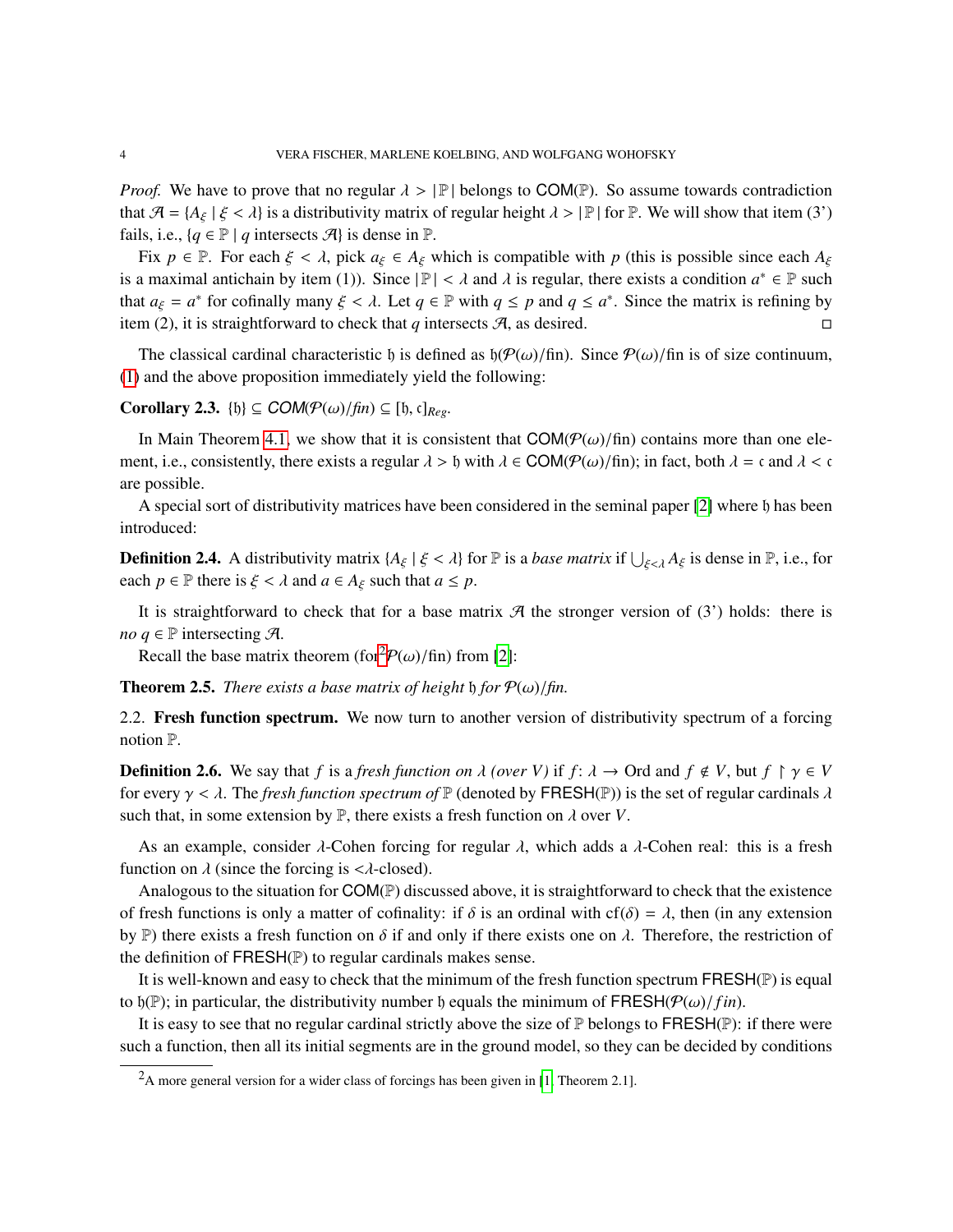*Proof.* We have to prove that no regular $\lambda > |\mathbb{P}|$ belongs to $\mathsf{COM}(\mathbb{P})$. So assume towards contradiction that $\mathcal{A} = \{A_\xi \mid \xi < \lambda\}$ is a distributivity matrix of regular height $\lambda > |\mathbb{P}|$ for $\mathbb{P}$. We will show that item (3') fails, i.e., $\{q \in \mathbb{P} \mid q \text{ intersects } \mathcal{A}\}$ is dense in $\mathbb{P}$.

Fix $p \in \mathbb{P}$. For each $\xi < \lambda$, pick $a_\xi \in A_\xi$ which is compatible with $p$ (this is possible since each $A_\xi$ is a maximal antichain by item (1)). Since $|\mathbb{P}| < \lambda$ and $\lambda$ is regular, there exists a condition $a^* \in \mathbb{P}$ such that $a_\xi = a^*$ for cofinally many $\xi < \lambda$. Let $q \in \mathbb{P}$ with $q \leq p$ and $q \leq a^*$. Since the matrix is refining by item (2), it is straightforward to check that $q$ intersects $\mathcal{A}$, as desired. □

The classical cardinal characteristic $\mathfrak{h}$ is defined as $\mathfrak{h}(\mathcal{P}(\omega)/\text{fin})$. Since $\mathcal{P}(\omega)/\text{fin}$ is of size continuum, (1) and the above proposition immediately yield the following:

**Corollary 2.3.** $\{\mathfrak{h}\} \subseteq \mathit{COM}(\mathcal{P}(\omega)/\mathit{fin}) \subseteq [\mathfrak{h}, \mathfrak{c}]_{Reg}$.

In Main Theorem 4.1, we show that it is consistent that $\mathsf{COM}(\mathcal{P}(\omega)/\text{fin})$ contains more than one element, i.e., consistently, there exists a regular $\lambda > \mathfrak{h}$ with $\lambda \in \mathsf{COM}(\mathcal{P}(\omega)/\text{fin})$; in fact, both $\lambda = \mathfrak{c}$ and $\lambda < \mathfrak{c}$ are possible.

A special sort of distributivity matrices have been considered in the seminal paper [2] where $\mathfrak{h}$ has been introduced:

**Definition 2.4.** A distributivity matrix $\{A_\xi \mid \xi < \lambda\}$ for $\mathbb{P}$ is a *base matrix* if $\bigcup_{\xi<\lambda} A_\xi$ is dense in $\mathbb{P}$, i.e., for each $p \in \mathbb{P}$ there is $\xi < \lambda$ and $a \in A_\xi$ such that $a \leq p$.

It is straightforward to check that for a base matrix $\mathcal{A}$ the stronger version of (3') holds: there is *no* $q \in \mathbb{P}$ intersecting $\mathcal{A}$.

Recall the base matrix theorem (for[2] $\mathcal{P}(\omega)/\text{fin}$) from [2]:

**Theorem 2.5.** *There exists a base matrix of height $\mathfrak{h}$ for $\mathcal{P}(\omega)/\mathit{fin}$.*

2.2. **Fresh function spectrum.** We now turn to another version of distributivity spectrum of a forcing notion $\mathbb{P}$.

**Definition 2.6.** We say that $f$ is a *fresh function on $\lambda$ (over $V$)* if $f \colon \lambda \to \text{Ord}$ and $f \notin V$, but $f \restriction \gamma \in V$ for every $\gamma < \lambda$. The *fresh function spectrum of* $\mathbb{P}$ (denoted by $\mathsf{FRESH}(\mathbb{P})$) is the set of regular cardinals $\lambda$ such that, in some extension by $\mathbb{P}$, there exists a fresh function on $\lambda$ over $V$.

As an example, consider $\lambda$-Cohen forcing for regular $\lambda$, which adds a $\lambda$-Cohen real: this is a fresh function on $\lambda$ (since the forcing is $<\lambda$-closed).

Analogous to the situation for $\mathsf{COM}(\mathbb{P})$ discussed above, it is straightforward to check that the existence of fresh functions is only a matter of cofinality: if $\delta$ is an ordinal with $\text{cf}(\delta) = \lambda$, then (in any extension by $\mathbb{P}$) there exists a fresh function on $\delta$ if and only if there exists one on $\lambda$. Therefore, the restriction of the definition of $\mathsf{FRESH}(\mathbb{P})$ to regular cardinals makes sense.

It is well-known and easy to check that the minimum of the fresh function spectrum $\mathsf{FRESH}(\mathbb{P})$ is equal to $\mathfrak{h}(\mathbb{P})$; in particular, the distributivity number $\mathfrak{h}$ equals the minimum of $\mathsf{FRESH}(\mathcal{P}(\omega)/fin)$.

It is easy to see that no regular cardinal strictly above the size of $\mathbb{P}$ belongs to $\mathsf{FRESH}(\mathbb{P})$: if there were such a function, then all its initial segments are in the ground model, so they can be decided by conditions

[2] A more general version for a wider class of forcings has been given in [1, Theorem 2.1].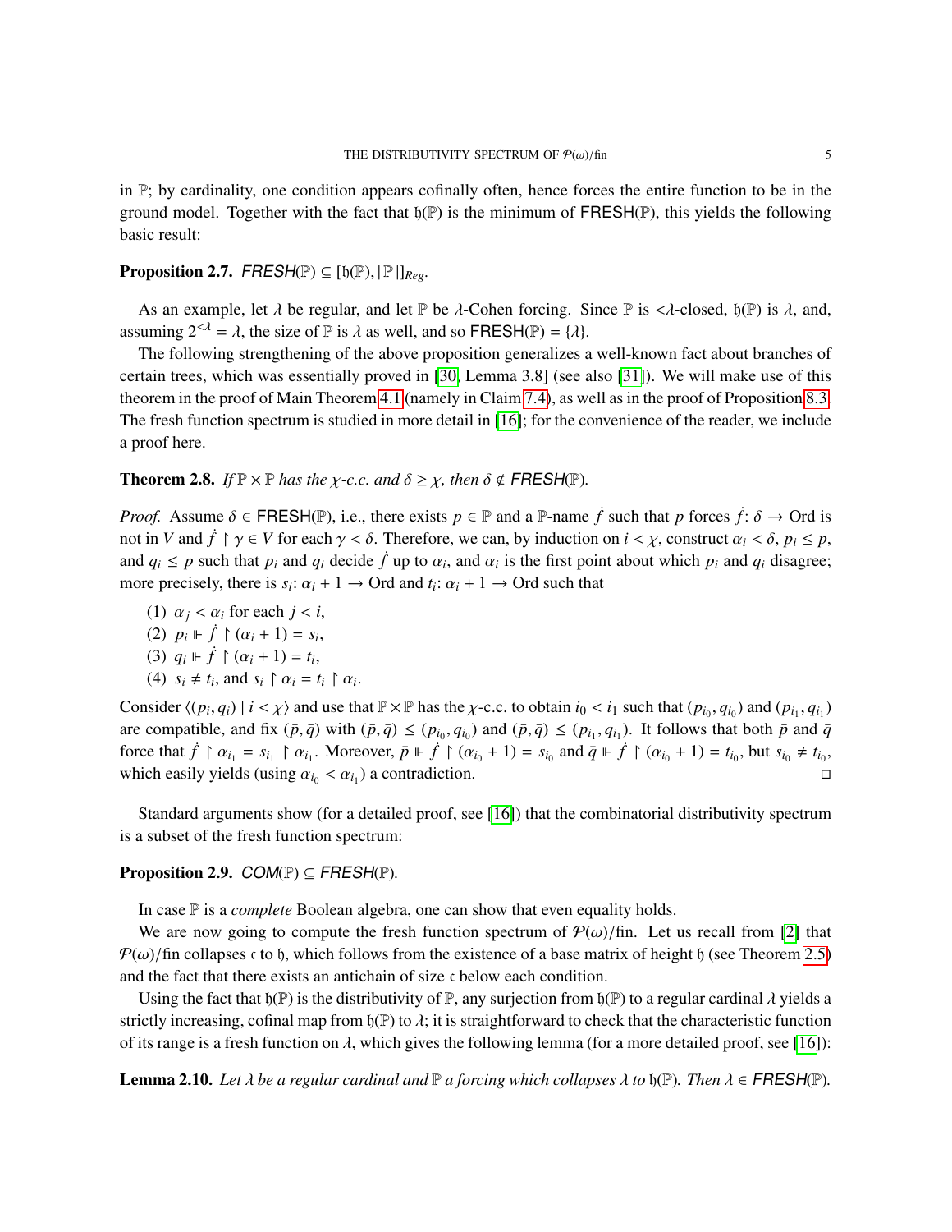in $\mathbb{P}$; by cardinality, one condition appears cofinally often, hence forces the entire function to be in the ground model. Together with the fact that $\mathfrak{h}(\mathbb{P})$ is the minimum of FRESH($\mathbb{P}$), this yields the following basic result:

**Proposition 2.7.** *FRESH*($\mathbb{P}$) $\subseteq [\mathfrak{h}(\mathbb{P}), |\mathbb{P}|]_{Reg}$.

As an example, let $\lambda$ be regular, and let $\mathbb{P}$ be $\lambda$-Cohen forcing. Since $\mathbb{P}$ is $<\lambda$-closed, $\mathfrak{h}(\mathbb{P})$ is $\lambda$, and, assuming $2^{<\lambda} = \lambda$, the size of $\mathbb{P}$ is $\lambda$ as well, and so FRESH($\mathbb{P}$) $= \{\lambda\}$.

The following strengthening of the above proposition generalizes a well-known fact about branches of certain trees, which was essentially proved in [30, Lemma 3.8] (see also [31]). We will make use of this theorem in the proof of Main Theorem 4.1 (namely in Claim 7.4), as well as in the proof of Proposition 8.3. The fresh function spectrum is studied in more detail in [16]; for the convenience of the reader, we include a proof here.

**Theorem 2.8.** *If $\mathbb{P} \times \mathbb{P}$ has the $\chi$-c.c. and $\delta \geq \chi$, then $\delta \notin$ FRESH($\mathbb{P}$).*

*Proof.* Assume $\delta \in$ FRESH($\mathbb{P}$), i.e., there exists $p \in \mathbb{P}$ and a $\mathbb{P}$-name $\dot{f}$ such that $p$ forces $\dot{f} \colon \delta \to \mathrm{Ord}$ is not in $V$ and $\dot{f} \restriction \gamma \in V$ for each $\gamma < \delta$. Therefore, we can, by induction on $i < \chi$, construct $\alpha_i < \delta$, $p_i \leq p$, and $q_i \leq p$ such that $p_i$ and $q_i$ decide $\dot{f}$ up to $\alpha_i$, and $\alpha_i$ is the first point about which $p_i$ and $q_i$ disagree; more precisely, there is $s_i \colon \alpha_i + 1 \to \mathrm{Ord}$ and $t_i \colon \alpha_i + 1 \to \mathrm{Ord}$ such that

(1) $\alpha_j < \alpha_i$ for each $j < i$,
(2) $p_i \Vdash \dot{f} \restriction (\alpha_i + 1) = s_i$,
(3) $q_i \Vdash \dot{f} \restriction (\alpha_i + 1) = t_i$,
(4) $s_i \neq t_i$, and $s_i \restriction \alpha_i = t_i \restriction \alpha_i$.

Consider $\langle (p_i, q_i) \mid i < \chi \rangle$ and use that $\mathbb{P} \times \mathbb{P}$ has the $\chi$-c.c. to obtain $i_0 < i_1$ such that $(p_{i_0}, q_{i_0})$ and $(p_{i_1}, q_{i_1})$ are compatible, and fix $(\bar{p}, \bar{q})$ with $(\bar{p}, \bar{q}) \leq (p_{i_0}, q_{i_0})$ and $(\bar{p}, \bar{q}) \leq (p_{i_1}, q_{i_1})$. It follows that both $\bar{p}$ and $\bar{q}$ force that $\dot{f} \restriction \alpha_{i_1} = s_{i_1} \restriction \alpha_{i_1}$. Moreover, $\bar{p} \Vdash \dot{f} \restriction (\alpha_{i_0} + 1) = s_{i_0}$ and $\bar{q} \Vdash \dot{f} \restriction (\alpha_{i_0} + 1) = t_{i_0}$, but $s_{i_0} \neq t_{i_0}$, which easily yields (using $\alpha_{i_0} < \alpha_{i_1}$) a contradiction. $\square$

Standard arguments show (for a detailed proof, see [16]) that the combinatorial distributivity spectrum is a subset of the fresh function spectrum:

**Proposition 2.9.** *COM*($\mathbb{P}$) $\subseteq$ *FRESH*($\mathbb{P}$).

In case $\mathbb{P}$ is a *complete* Boolean algebra, one can show that even equality holds.

We are now going to compute the fresh function spectrum of $\mathcal{P}(\omega)/\mathrm{fin}$. Let us recall from [2] that $\mathcal{P}(\omega)/\mathrm{fin}$ collapses $\mathfrak{c}$ to $\mathfrak{h}$, which follows from the existence of a base matrix of height $\mathfrak{h}$ (see Theorem 2.5) and the fact that there exists an antichain of size $\mathfrak{c}$ below each condition.

Using the fact that $\mathfrak{h}(\mathbb{P})$ is the distributivity of $\mathbb{P}$, any surjection from $\mathfrak{h}(\mathbb{P})$ to a regular cardinal $\lambda$ yields a strictly increasing, cofinal map from $\mathfrak{h}(\mathbb{P})$ to $\lambda$; it is straightforward to check that the characteristic function of its range is a fresh function on $\lambda$, which gives the following lemma (for a more detailed proof, see [16]):

**Lemma 2.10.** *Let $\lambda$ be a regular cardinal and $\mathbb{P}$ a forcing which collapses $\lambda$ to $\mathfrak{h}(\mathbb{P})$. Then $\lambda \in$ FRESH($\mathbb{P}$).*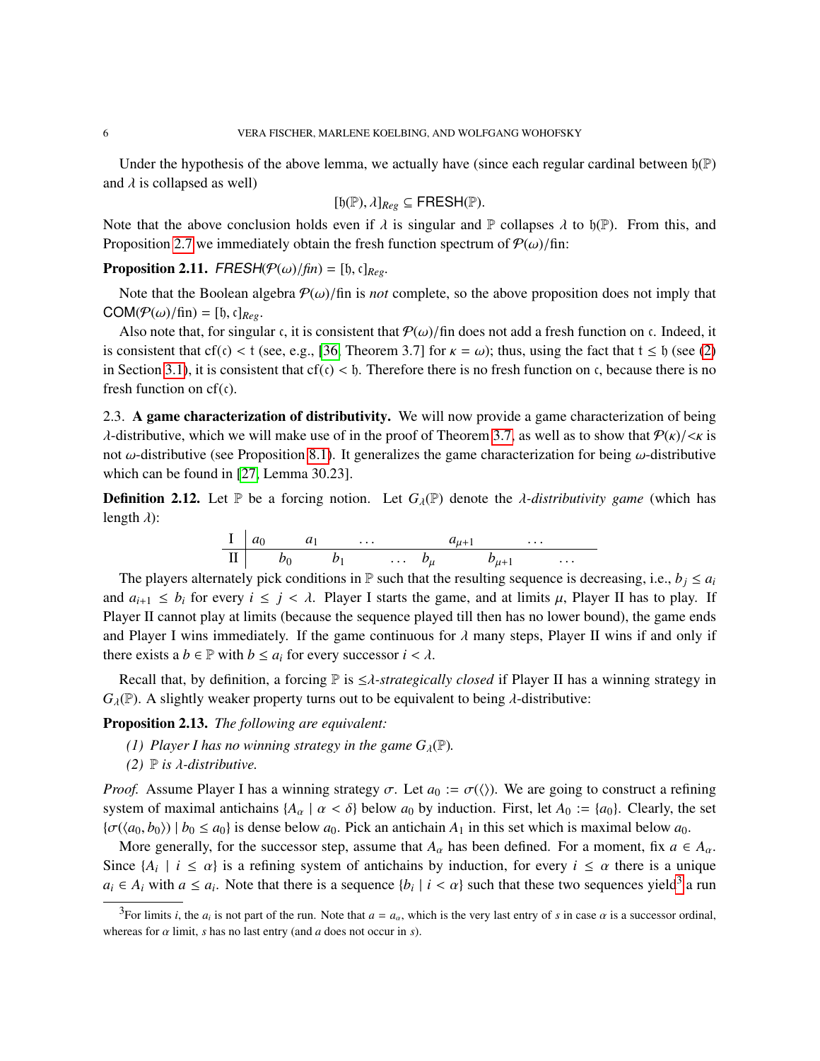Under the hypothesis of the above lemma, we actually have (since each regular cardinal between $\mathfrak{h}(\mathbb{P})$ and $\lambda$ is collapsed as well)

$$[\mathfrak{h}(\mathbb{P}), \lambda]_{Reg} \subseteq \mathsf{FRESH}(\mathbb{P}).$$

Note that the above conclusion holds even if $\lambda$ is singular and $\mathbb{P}$ collapses $\lambda$ to $\mathfrak{h}(\mathbb{P})$. From this, and Proposition 2.7 we immediately obtain the fresh function spectrum of $\mathcal{P}(\omega)/\mathrm{fin}$:

**Proposition 2.11.** *$\mathsf{FRESH}(\mathcal{P}(\omega)/\mathrm{fin}) = [\mathfrak{h}, \mathfrak{c}]_{Reg}$.*

Note that the Boolean algebra $\mathcal{P}(\omega)/\mathrm{fin}$ is *not* complete, so the above proposition does not imply that $\mathsf{COM}(\mathcal{P}(\omega)/\mathrm{fin}) = [\mathfrak{h}, \mathfrak{c}]_{Reg}$.

Also note that, for singular $\mathfrak{c}$, it is consistent that $\mathcal{P}(\omega)/\mathrm{fin}$ does not add a fresh function on $\mathfrak{c}$. Indeed, it is consistent that $\mathrm{cf}(\mathfrak{c}) < \mathfrak{t}$ (see, e.g., [36, Theorem 3.7] for $\kappa = \omega$); thus, using the fact that $\mathfrak{t} \leq \mathfrak{h}$ (see (2) in Section 3.1), it is consistent that $\mathrm{cf}(\mathfrak{c}) < \mathfrak{h}$. Therefore there is no fresh function on $\mathfrak{c}$, because there is no fresh function on $\mathrm{cf}(\mathfrak{c})$.

2.3. **A game characterization of distributivity.** We will now provide a game characterization of being $\lambda$-distributive, which we will make use of in the proof of Theorem 3.7, as well as to show that $\mathcal{P}(\kappa)/{<}\kappa$ is not $\omega$-distributive (see Proposition 8.1). It generalizes the game characterization for being $\omega$-distributive which can be found in [27, Lemma 30.23].

**Definition 2.12.** Let $\mathbb{P}$ be a forcing notion. Let $G_\lambda(\mathbb{P})$ denote the *$\lambda$-distributivity game* (which has length $\lambda$):

| | | | | | | | | | |
|---|---|---|---|---|---|---|---|---|---|
| I | $a_0$ | | $a_1$ | | $\dots$ | | $a_{\mu+1}$ | | $\dots$ |
| II | | $b_0$ | | $b_1$ | $\dots$ | $b_\mu$ | | $b_{\mu+1}$ | $\dots$ |

The players alternately pick conditions in $\mathbb{P}$ such that the resulting sequence is decreasing, i.e., $b_j \leq a_i$ and $a_{i+1} \leq b_i$ for every $i \leq j < \lambda$. Player I starts the game, and at limits $\mu$, Player II has to play. If Player II cannot play at limits (because the sequence played till then has no lower bound), the game ends and Player I wins immediately. If the game continuous for $\lambda$ many steps, Player II wins if and only if there exists a $b \in \mathbb{P}$ with $b \leq a_i$ for every successor $i < \lambda$.

Recall that, by definition, a forcing $\mathbb{P}$ is *$\leq\lambda$-strategically closed* if Player II has a winning strategy in $G_\lambda(\mathbb{P})$. A slightly weaker property turns out to be equivalent to being $\lambda$-distributive:

**Proposition 2.13.** *The following are equivalent:*

*(1) Player I has no winning strategy in the game $G_\lambda(\mathbb{P})$.*
*(2) $\mathbb{P}$ is $\lambda$-distributive.*

*Proof.* Assume Player I has a winning strategy $\sigma$. Let $a_0 := \sigma(\langle\rangle)$. We are going to construct a refining system of maximal antichains $\{A_\alpha \mid \alpha < \delta\}$ below $a_0$ by induction. First, let $A_0 := \{a_0\}$. Clearly, the set $\{\sigma(\langle a_0, b_0\rangle) \mid b_0 \leq a_0\}$ is dense below $a_0$. Pick an antichain $A_1$ in this set which is maximal below $a_0$.

More generally, for the successor step, assume that $A_\alpha$ has been defined. For a moment, fix $a \in A_\alpha$. Since $\{A_i \mid i \leq \alpha\}$ is a refining system of antichains by induction, for every $i \leq \alpha$ there is a unique $a_i \in A_i$ with $a \leq a_i$. Note that there is a sequence $\{b_i \mid i < \alpha\}$ such that these two sequences yield[3] a run

[3] For limits $i$, the $a_i$ is not part of the run. Note that $a = a_\alpha$, which is the very last entry of $s$ in case $\alpha$ is a successor ordinal, whereas for $\alpha$ limit, $s$ has no last entry (and $a$ does not occur in $s$).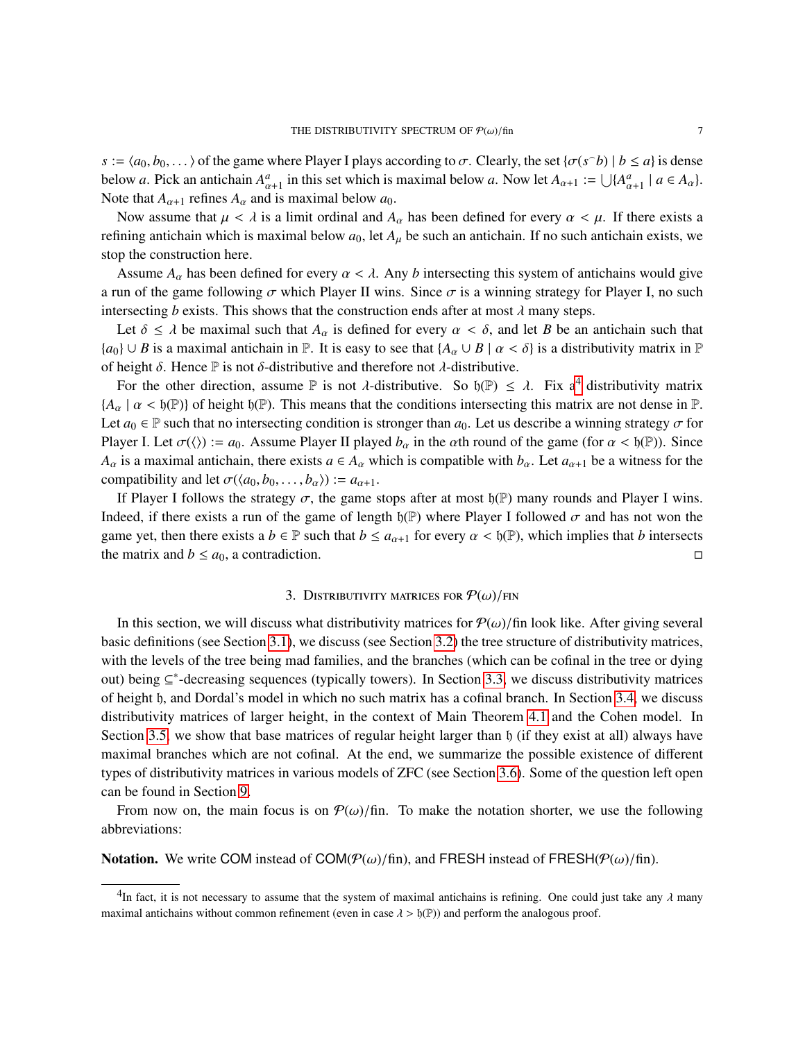$s := \langle a_0, b_0, \dots \rangle$ of the game where Player I plays according to $\sigma$. Clearly, the set $\{\sigma(s^\frown b) \mid b \leq a\}$ is dense below $a$. Pick an antichain $A^a_{\alpha+1}$ in this set which is maximal below $a$. Now let $A_{\alpha+1} := \bigcup\{A^a_{\alpha+1} \mid a \in A_\alpha\}$. Note that $A_{\alpha+1}$ refines $A_\alpha$ and is maximal below $a_0$.

Now assume that $\mu < \lambda$ is a limit ordinal and $A_\alpha$ has been defined for every $\alpha < \mu$. If there exists a refining antichain which is maximal below $a_0$, let $A_\mu$ be such an antichain. If no such antichain exists, we stop the construction here.

Assume $A_\alpha$ has been defined for every $\alpha < \lambda$. Any $b$ intersecting this system of antichains would give a run of the game following $\sigma$ which Player II wins. Since $\sigma$ is a winning strategy for Player I, no such intersecting $b$ exists. This shows that the construction ends after at most $\lambda$ many steps.

Let $\delta \leq \lambda$ be maximal such that $A_\alpha$ is defined for every $\alpha < \delta$, and let $B$ be an antichain such that $\{a_0\} \cup B$ is a maximal antichain in $\mathbb{P}$. It is easy to see that $\{A_\alpha \cup B \mid \alpha < \delta\}$ is a distributivity matrix in $\mathbb{P}$ of height $\delta$. Hence $\mathbb{P}$ is not $\delta$-distributive and therefore not $\lambda$-distributive.

For the other direction, assume $\mathbb{P}$ is not $\lambda$-distributive. So $\mathfrak{h}(\mathbb{P}) \leq \lambda$. Fix a[4] distributivity matrix $\{A_\alpha \mid \alpha < \mathfrak{h}(\mathbb{P})\}$ of height $\mathfrak{h}(\mathbb{P})$. This means that the conditions intersecting this matrix are not dense in $\mathbb{P}$. Let $a_0 \in \mathbb{P}$ such that no intersecting condition is stronger than $a_0$. Let us describe a winning strategy $\sigma$ for Player I. Let $\sigma(\langle\rangle) := a_0$. Assume Player II played $b_\alpha$ in the $\alpha$th round of the game (for $\alpha < \mathfrak{h}(\mathbb{P})$). Since $A_\alpha$ is a maximal antichain, there exists $a \in A_\alpha$ which is compatible with $b_\alpha$. Let $a_{\alpha+1}$ be a witness for the compatibility and let $\sigma(\langle a_0, b_0, \dots, b_\alpha \rangle) := a_{\alpha+1}$.

If Player I follows the strategy $\sigma$, the game stops after at most $\mathfrak{h}(\mathbb{P})$ many rounds and Player I wins. Indeed, if there exists a run of the game of length $\mathfrak{h}(\mathbb{P})$ where Player I followed $\sigma$ and has not won the game yet, then there exists a $b \in \mathbb{P}$ such that $b \leq a_{\alpha+1}$ for every $\alpha < \mathfrak{h}(\mathbb{P})$, which implies that $b$ intersects the matrix and $b \leq a_0$, a contradiction. ◻

## 3. Distributivity matrices for $\mathcal{P}(\omega)/\text{fin}$

In this section, we will discuss what distributivity matrices for $\mathcal{P}(\omega)/\text{fin}$ look like. After giving several basic definitions (see Section 3.1), we discuss (see Section 3.2) the tree structure of distributivity matrices, with the levels of the tree being mad families, and the branches (which can be cofinal in the tree or dying out) being $\subseteq^*$-decreasing sequences (typically towers). In Section 3.3, we discuss distributivity matrices of height $\mathfrak{h}$, and Dordal's model in which no such matrix has a cofinal branch. In Section 3.4, we discuss distributivity matrices of larger height, in the context of Main Theorem 4.1 and the Cohen model. In Section 3.5, we show that base matrices of regular height larger than $\mathfrak{h}$ (if they exist at all) always have maximal branches which are not cofinal. At the end, we summarize the possible existence of different types of distributivity matrices in various models of ZFC (see Section 3.6). Some of the question left open can be found in Section 9.

From now on, the main focus is on $\mathcal{P}(\omega)/\text{fin}$. To make the notation shorter, we use the following abbreviations:

**Notation.** We write COM instead of COM$(\mathcal{P}(\omega)/\text{fin})$, and FRESH instead of FRESH$(\mathcal{P}(\omega)/\text{fin})$.

---

[4] In fact, it is not necessary to assume that the system of maximal antichains is refining. One could just take any $\lambda$ many maximal antichains without common refinement (even in case $\lambda > \mathfrak{h}(\mathbb{P})$) and perform the analogous proof.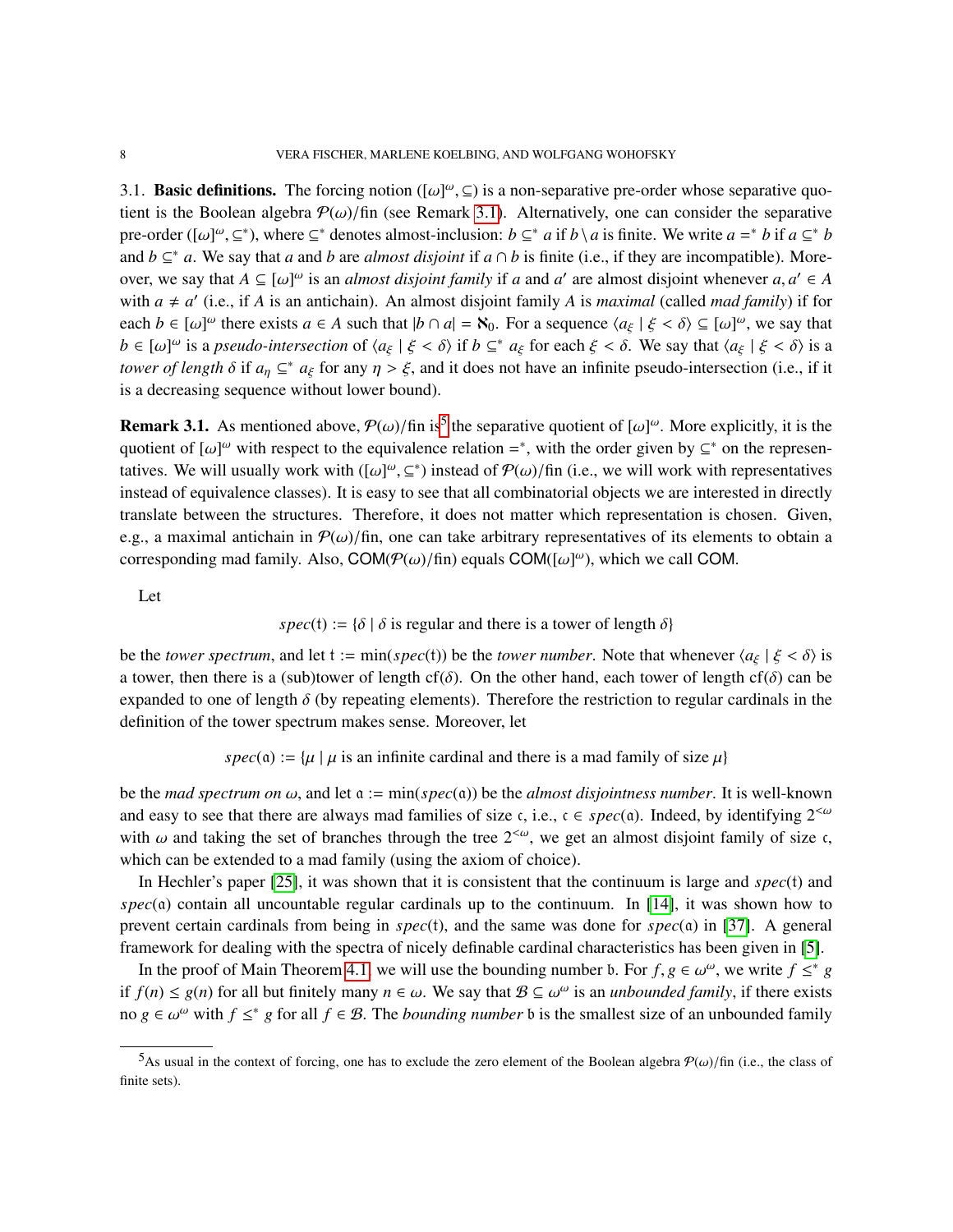### 3.1. Basic definitions.

The forcing notion $([\omega]^\omega, \subseteq)$ is a non-separative pre-order whose separative quotient is the Boolean algebra $\mathcal{P}(\omega)/\text{fin}$ (see Remark 3.1). Alternatively, one can consider the separative pre-order $([\omega]^\omega, \subseteq^*)$, where $\subseteq^*$ denotes almost-inclusion: $b \subseteq^* a$ if $b \setminus a$ is finite. We write $a =^* b$ if $a \subseteq^* b$ and $b \subseteq^* a$. We say that $a$ and $b$ are *almost disjoint* if $a \cap b$ is finite (i.e., if they are incompatible). Moreover, we say that $A \subseteq [\omega]^\omega$ is an *almost disjoint family* if $a$ and $a'$ are almost disjoint whenever $a, a' \in A$ with $a \neq a'$ (i.e., if $A$ is an antichain). An almost disjoint family $A$ is *maximal* (called *mad family*) if for each $b \in [\omega]^\omega$ there exists $a \in A$ such that $|b \cap a| = \aleph_0$. For a sequence $\langle a_\xi \mid \xi < \delta \rangle \subseteq [\omega]^\omega$, we say that $b \in [\omega]^\omega$ is a *pseudo-intersection* of $\langle a_\xi \mid \xi < \delta \rangle$ if $b \subseteq^* a_\xi$ for each $\xi < \delta$. We say that $\langle a_\xi \mid \xi < \delta \rangle$ is a *tower of length* $\delta$ if $a_\eta \subseteq^* a_\xi$ for any $\eta > \xi$, and it does not have an infinite pseudo-intersection (i.e., if it is a decreasing sequence without lower bound).

**Remark 3.1.** As mentioned above, $\mathcal{P}(\omega)/\text{fin}$ is[5] the separative quotient of $[\omega]^\omega$. More explicitly, it is the quotient of $[\omega]^\omega$ with respect to the equivalence relation $=^*$, with the order given by $\subseteq^*$ on the representatives. We will usually work with $([\omega]^\omega, \subseteq^*)$ instead of $\mathcal{P}(\omega)/\text{fin}$ (i.e., we will work with representatives instead of equivalence classes). It is easy to see that all combinatorial objects we are interested in directly translate between the structures. Therefore, it does not matter which representation is chosen. Given, e.g., a maximal antichain in $\mathcal{P}(\omega)/\text{fin}$, one can take arbitrary representatives of its elements to obtain a corresponding mad family. Also, $\mathsf{COM}(\mathcal{P}(\omega)/\text{fin})$ equals $\mathsf{COM}([\omega]^\omega)$, which we call $\mathsf{COM}$.

Let

$$spec(\mathfrak{t}) := \{\delta \mid \delta \text{ is regular and there is a tower of length } \delta\}$$

be the *tower spectrum*, and let $\mathfrak{t} := \min(spec(\mathfrak{t}))$ be the *tower number*. Note that whenever $\langle a_\xi \mid \xi < \delta \rangle$ is a tower, then there is a (sub)tower of length $\text{cf}(\delta)$. On the other hand, each tower of length $\text{cf}(\delta)$ can be expanded to one of length $\delta$ (by repeating elements). Therefore the restriction to regular cardinals in the definition of the tower spectrum makes sense. Moreover, let

$$spec(\mathfrak{a}) := \{\mu \mid \mu \text{ is an infinite cardinal and there is a mad family of size } \mu\}$$

be the *mad spectrum on* $\omega$, and let $\mathfrak{a} := \min(spec(\mathfrak{a}))$ be the *almost disjointness number*. It is well-known and easy to see that there are always mad families of size $\mathfrak{c}$, i.e., $\mathfrak{c} \in spec(\mathfrak{a})$. Indeed, by identifying $2^{<\omega}$ with $\omega$ and taking the set of branches through the tree $2^{<\omega}$, we get an almost disjoint family of size $\mathfrak{c}$, which can be extended to a mad family (using the axiom of choice).

In Hechler's paper [25], it was shown that it is consistent that the continuum is large and $spec(\mathfrak{t})$ and $spec(\mathfrak{a})$ contain all uncountable regular cardinals up to the continuum. In [14], it was shown how to prevent certain cardinals from being in $spec(\mathfrak{t})$, and the same was done for $spec(\mathfrak{a})$ in [37]. A general framework for dealing with the spectra of nicely definable cardinal characteristics has been given in [5].

In the proof of Main Theorem 4.1, we will use the bounding number $\mathfrak{b}$. For $f, g \in \omega^\omega$, we write $f \leq^* g$ if $f(n) \leq g(n)$ for all but finitely many $n \in \omega$. We say that $\mathcal{B} \subseteq \omega^\omega$ is an *unbounded family*, if there exists no $g \in \omega^\omega$ with $f \leq^* g$ for all $f \in \mathcal{B}$. The *bounding number* $\mathfrak{b}$ is the smallest size of an unbounded family

[5] As usual in the context of forcing, one has to exclude the zero element of the Boolean algebra $\mathcal{P}(\omega)/\text{fin}$ (i.e., the class of finite sets).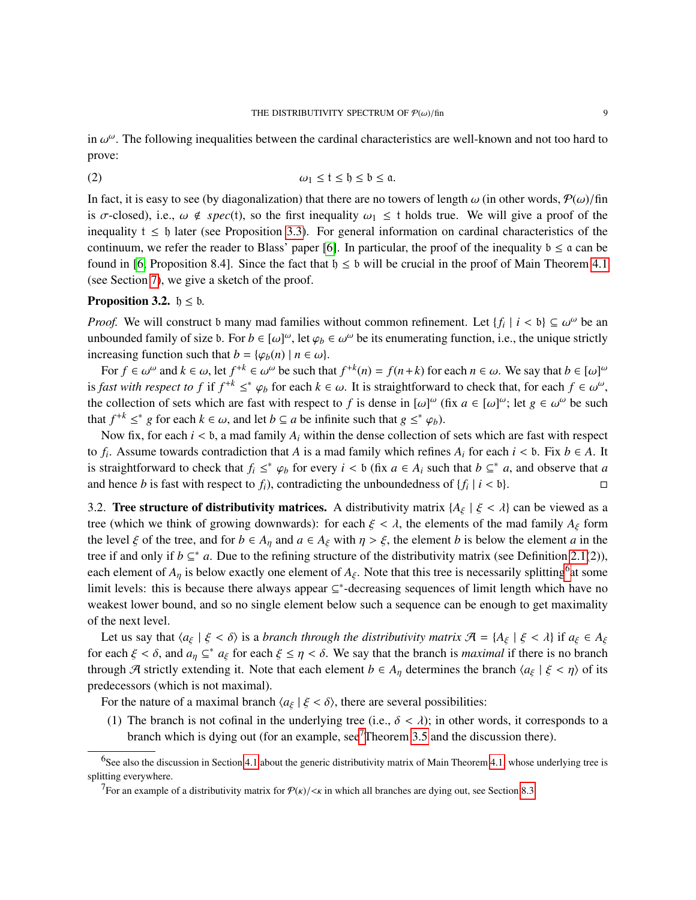in $\omega^\omega$. The following inequalities between the cardinal characteristics are well-known and not too hard to prove:

$$\omega_1 \leq \mathfrak{t} \leq \mathfrak{h} \leq \mathfrak{b} \leq \mathfrak{a}. \tag{2}$$

In fact, it is easy to see (by diagonalization) that there are no towers of length $\omega$ (in other words, $\mathcal{P}(\omega)/\text{fin}$ is $\sigma$-closed), i.e., $\omega \notin spec(\mathfrak{t})$, so the first inequality $\omega_1 \leq \mathfrak{t}$ holds true. We will give a proof of the inequality $\mathfrak{t} \leq \mathfrak{h}$ later (see Proposition 3.3). For general information on cardinal characteristics of the continuum, we refer the reader to Blass' paper [6]. In particular, the proof of the inequality $\mathfrak{b} \leq \mathfrak{a}$ can be found in [6, Proposition 8.4]. Since the fact that $\mathfrak{h} \leq \mathfrak{b}$ will be crucial in the proof of Main Theorem 4.1 (see Section 7), we give a sketch of the proof.

**Proposition 3.2.** $\mathfrak{h} \leq \mathfrak{b}$.

*Proof.* We will construct $\mathfrak{b}$ many mad families without common refinement. Let $\{f_i \mid i < \mathfrak{b}\} \subseteq \omega^\omega$ be an unbounded family of size $\mathfrak{b}$. For $b \in [\omega]^\omega$, let $\varphi_b \in \omega^\omega$ be its enumerating function, i.e., the unique strictly increasing function such that $b = \{\varphi_b(n) \mid n \in \omega\}$.

For $f \in \omega^\omega$ and $k \in \omega$, let $f^{+k} \in \omega^\omega$ be such that $f^{+k}(n) = f(n+k)$ for each $n \in \omega$. We say that $b \in [\omega]^\omega$ is *fast with respect to $f$* if $f^{+k} \leq^* \varphi_b$ for each $k \in \omega$. It is straightforward to check that, for each $f \in \omega^\omega$, the collection of sets which are fast with respect to $f$ is dense in $[\omega]^\omega$ (fix $a \in [\omega]^\omega$; let $g \in \omega^\omega$ be such that $f^{+k} \leq^* g$ for each $k \in \omega$, and let $b \subseteq a$ be infinite such that $g \leq^* \varphi_b$).

Now fix, for each $i < \mathfrak{b}$, a mad family $A_i$ within the dense collection of sets which are fast with respect to $f_i$. Assume towards contradiction that $A$ is a mad family which refines $A_i$ for each $i < \mathfrak{b}$. Fix $b \in A$. It is straightforward to check that $f_i \leq^* \varphi_b$ for every $i < \mathfrak{b}$ (fix $a \in A_i$ such that $b \subseteq^* a$, and observe that $a$ and hence $b$ is fast with respect to $f_i$), contradicting the unboundedness of $\{f_i \mid i < \mathfrak{b}\}$. □

3.2. **Tree structure of distributivity matrices.** A distributivity matrix $\{A_\xi \mid \xi < \lambda\}$ can be viewed as a tree (which we think of growing downwards): for each $\xi < \lambda$, the elements of the mad family $A_\xi$ form the level $\xi$ of the tree, and for $b \in A_\eta$ and $a \in A_\xi$ with $\eta > \xi$, the element $b$ is below the element $a$ in the tree if and only if $b \subseteq^* a$. Due to the refining structure of the distributivity matrix (see Definition 2.1(2)), each element of $A_\eta$ is below exactly one element of $A_\xi$. Note that this tree is necessarily splitting[6] at some limit levels: this is because there always appear $\subseteq^*$-decreasing sequences of limit length which have no weakest lower bound, and so no single element below such a sequence can be enough to get maximality of the next level.

Let us say that $\langle a_\xi \mid \xi < \delta \rangle$ is a *branch through the distributivity matrix* $\mathcal{A} = \{A_\xi \mid \xi < \lambda\}$ if $a_\xi \in A_\xi$ for each $\xi < \delta$, and $a_\eta \subseteq^* a_\xi$ for each $\xi \leq \eta < \delta$. We say that the branch is *maximal* if there is no branch through $\mathcal{A}$ strictly extending it. Note that each element $b \in A_\eta$ determines the branch $\langle a_\xi \mid \xi < \eta \rangle$ of its predecessors (which is not maximal).

For the nature of a maximal branch $\langle a_\xi \mid \xi < \delta \rangle$, there are several possibilities:

(1) The branch is not cofinal in the underlying tree (i.e., $\delta < \lambda$); in other words, it corresponds to a branch which is dying out (for an example, see[7] Theorem 3.5 and the discussion there).

[6] See also the discussion in Section 4.1 about the generic distributivity matrix of Main Theorem 4.1, whose underlying tree is splitting everywhere.

[7] For an example of a distributivity matrix for $\mathcal{P}(\kappa)/{<}\kappa$ in which all branches are dying out, see Section 8.3.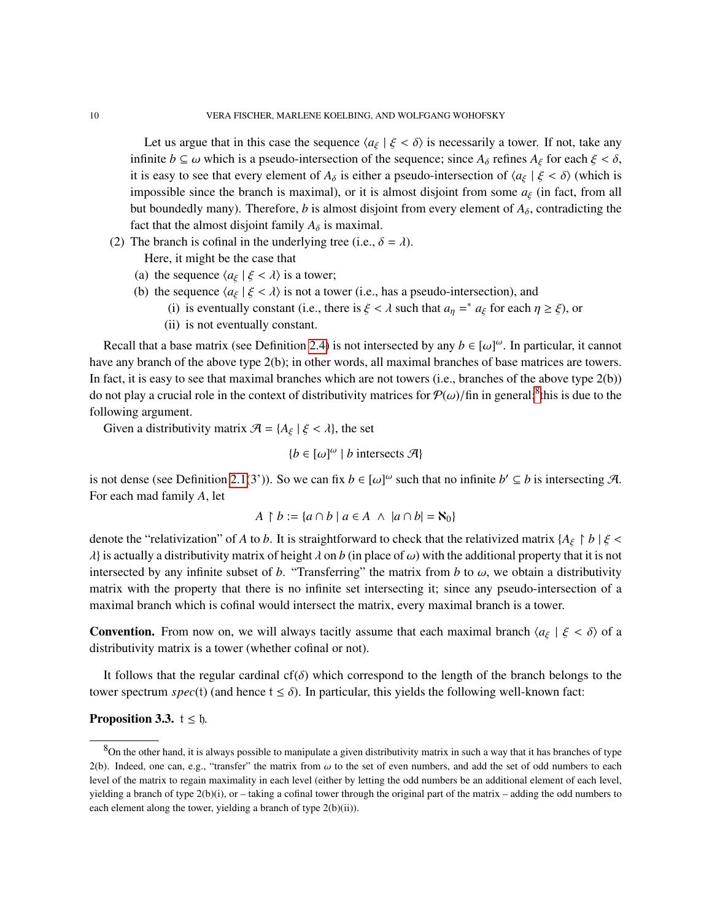Let us argue that in this case the sequence $\langle a_\xi \mid \xi < \delta \rangle$ is necessarily a tower. If not, take any infinite $b \subseteq \omega$ which is a pseudo-intersection of the sequence; since $A_\delta$ refines $A_\xi$ for each $\xi < \delta$, it is easy to see that every element of $A_\delta$ is either a pseudo-intersection of $\langle a_\xi \mid \xi < \delta \rangle$ (which is impossible since the branch is maximal), or it is almost disjoint from some $a_\xi$ (in fact, from all but boundedly many). Therefore, $b$ is almost disjoint from every element of $A_\delta$, contradicting the fact that the almost disjoint family $A_\delta$ is maximal.

(2) The branch is cofinal in the underlying tree (i.e., $\delta = \lambda$).
   Here, it might be the case that
   (a) the sequence $\langle a_\xi \mid \xi < \lambda \rangle$ is a tower;
   (b) the sequence $\langle a_\xi \mid \xi < \lambda \rangle$ is not a tower (i.e., has a pseudo-intersection), and
      (i) is eventually constant (i.e., there is $\xi < \lambda$ such that $a_\eta =^* a_\xi$ for each $\eta \geq \xi$), or
      (ii) is not eventually constant.

Recall that a base matrix (see Definition 2.4) is not intersected by any $b \in [\omega]^\omega$. In particular, it cannot have any branch of the above type 2(b); in other words, all maximal branches of base matrices are towers. In fact, it is easy to see that maximal branches which are not towers (i.e., branches of the above type 2(b)) do not play a crucial role in the context of distributivity matrices for $\mathcal{P}(\omega)/\text{fin}$ in general;[8] this is due to the following argument.

Given a distributivity matrix $\mathcal{A} = \{A_\xi \mid \xi < \lambda\}$, the set

$$\{b \in [\omega]^\omega \mid b \text{ intersects } \mathcal{A}\}$$

is not dense (see Definition 2.1(3')). So we can fix $b \in [\omega]^\omega$ such that no infinite $b' \subseteq b$ is intersecting $\mathcal{A}$. For each mad family $A$, let

$$A \restriction b := \{a \cap b \mid a \in A \ \wedge \ |a \cap b| = \aleph_0\}$$

denote the "relativization" of $A$ to $b$. It is straightforward to check that the relativized matrix $\{A_\xi \restriction b \mid \xi < \lambda\}$ is actually a distributivity matrix of height $\lambda$ on $b$ (in place of $\omega$) with the additional property that it is not intersected by any infinite subset of $b$. "Transferring" the matrix from $b$ to $\omega$, we obtain a distributivity matrix with the property that there is no infinite set intersecting it; since any pseudo-intersection of a maximal branch which is cofinal would intersect the matrix, every maximal branch is a tower.

**Convention.** From now on, we will always tacitly assume that each maximal branch $\langle a_\xi \mid \xi < \delta \rangle$ of a distributivity matrix is a tower (whether cofinal or not).

It follows that the regular cardinal $\text{cf}(\delta)$ which correspond to the length of the branch belongs to the tower spectrum $spec(\mathfrak{t})$ (and hence $\mathfrak{t} \leq \delta$). In particular, this yields the following well-known fact:

**Proposition 3.3.** $\mathfrak{t} \leq \mathfrak{h}$.

[8] On the other hand, it is always possible to manipulate a given distributivity matrix in such a way that it has branches of type 2(b). Indeed, one can, e.g., "transfer" the matrix from $\omega$ to the set of even numbers, and add the set of odd numbers to each level of the matrix to regain maximality in each level (either by letting the odd numbers be an additional element of each level, yielding a branch of type 2(b)(i), or – taking a cofinal tower through the original part of the matrix – adding the odd numbers to each element along the tower, yielding a branch of type 2(b)(ii)).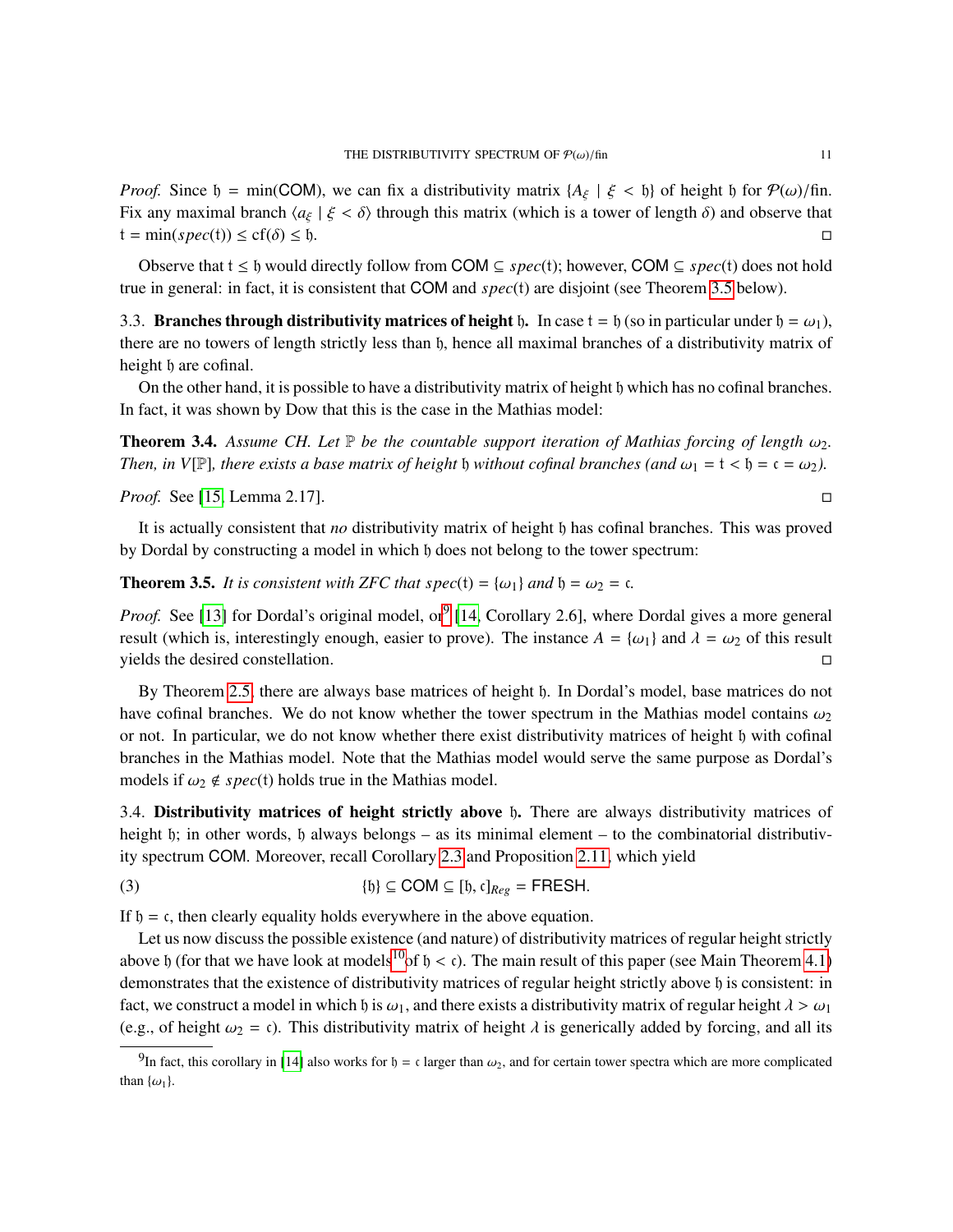*Proof.* Since $\mathfrak{h} = \min(\mathsf{COM})$, we can fix a distributivity matrix $\{A_\xi \mid \xi < \mathfrak{h}\}$ of height $\mathfrak{h}$ for $\mathcal{P}(\omega)/\text{fin}$. Fix any maximal branch $\langle a_\xi \mid \xi < \delta\rangle$ through this matrix (which is a tower of length $\delta$) and observe that $\mathfrak{t} = \min(spec(\mathfrak{t})) \leq \text{cf}(\delta) \leq \mathfrak{h}$. □

Observe that $\mathfrak{t} \leq \mathfrak{h}$ would directly follow from $\mathsf{COM} \subseteq spec(\mathfrak{t})$; however, $\mathsf{COM} \subseteq spec(\mathfrak{t})$ does not hold true in general: in fact, it is consistent that $\mathsf{COM}$ and $spec(\mathfrak{t})$ are disjoint (see Theorem 3.5 below).

### 3.3. Branches through distributivity matrices of height $\mathfrak{h}$.

In case $\mathfrak{t} = \mathfrak{h}$ (so in particular under $\mathfrak{h} = \omega_1$), there are no towers of length strictly less than $\mathfrak{h}$, hence all maximal branches of a distributivity matrix of height $\mathfrak{h}$ are cofinal.

On the other hand, it is possible to have a distributivity matrix of height $\mathfrak{h}$ which has no cofinal branches. In fact, it was shown by Dow that this is the case in the Mathias model:

**Theorem 3.4.** *Assume CH. Let $\mathbb{P}$ be the countable support iteration of Mathias forcing of length $\omega_2$. Then, in $V[\mathbb{P}]$, there exists a base matrix of height $\mathfrak{h}$ without cofinal branches (and $\omega_1 = \mathfrak{t} < \mathfrak{h} = \mathfrak{c} = \omega_2$).*

*Proof.* See [15, Lemma 2.17]. □

It is actually consistent that *no* distributivity matrix of height $\mathfrak{h}$ has cofinal branches. This was proved by Dordal by constructing a model in which $\mathfrak{h}$ does not belong to the tower spectrum:

**Theorem 3.5.** *It is consistent with ZFC that $spec(\mathfrak{t}) = \{\omega_1\}$ and $\mathfrak{h} = \omega_2 = \mathfrak{c}$.*

*Proof.* See [13] for Dordal's original model, or[9] [14, Corollary 2.6], where Dordal gives a more general result (which is, interestingly enough, easier to prove). The instance $A = \{\omega_1\}$ and $\lambda = \omega_2$ of this result yields the desired constellation. □

By Theorem 2.5, there are always base matrices of height $\mathfrak{h}$. In Dordal's model, base matrices do not have cofinal branches. We do not know whether the tower spectrum in the Mathias model contains $\omega_2$ or not. In particular, we do not know whether there exist distributivity matrices of height $\mathfrak{h}$ with cofinal branches in the Mathias model. Note that the Mathias model would serve the same purpose as Dordal's models if $\omega_2 \notin spec(\mathfrak{t})$ holds true in the Mathias model.

### 3.4. Distributivity matrices of height strictly above $\mathfrak{h}$.

There are always distributivity matrices of height $\mathfrak{h}$; in other words, $\mathfrak{h}$ always belongs – as its minimal element – to the combinatorial distributivity spectrum $\mathsf{COM}$. Moreover, recall Corollary 2.3 and Proposition 2.11, which yield

$$\{\mathfrak{h}\} \subseteq \mathsf{COM} \subseteq [\mathfrak{h}, \mathfrak{c}]_{Reg} = \mathsf{FRESH}. \tag{3}$$

If $\mathfrak{h} = \mathfrak{c}$, then clearly equality holds everywhere in the above equation.

Let us now discuss the possible existence (and nature) of distributivity matrices of regular height strictly above $\mathfrak{h}$ (for that we have look at models[10] of $\mathfrak{h} < \mathfrak{c}$). The main result of this paper (see Main Theorem 4.1) demonstrates that the existence of distributivity matrices of regular height strictly above $\mathfrak{h}$ is consistent: in fact, we construct a model in which $\mathfrak{h}$ is $\omega_1$, and there exists a distributivity matrix of regular height $\lambda > \omega_1$ (e.g., of height $\omega_2 = \mathfrak{c}$). This distributivity matrix of height $\lambda$ is generically added by forcing, and all its

---

[9] In fact, this corollary in [14] also works for $\mathfrak{h} = \mathfrak{c}$ larger than $\omega_2$, and for certain tower spectra which are more complicated than $\{\omega_1\}$.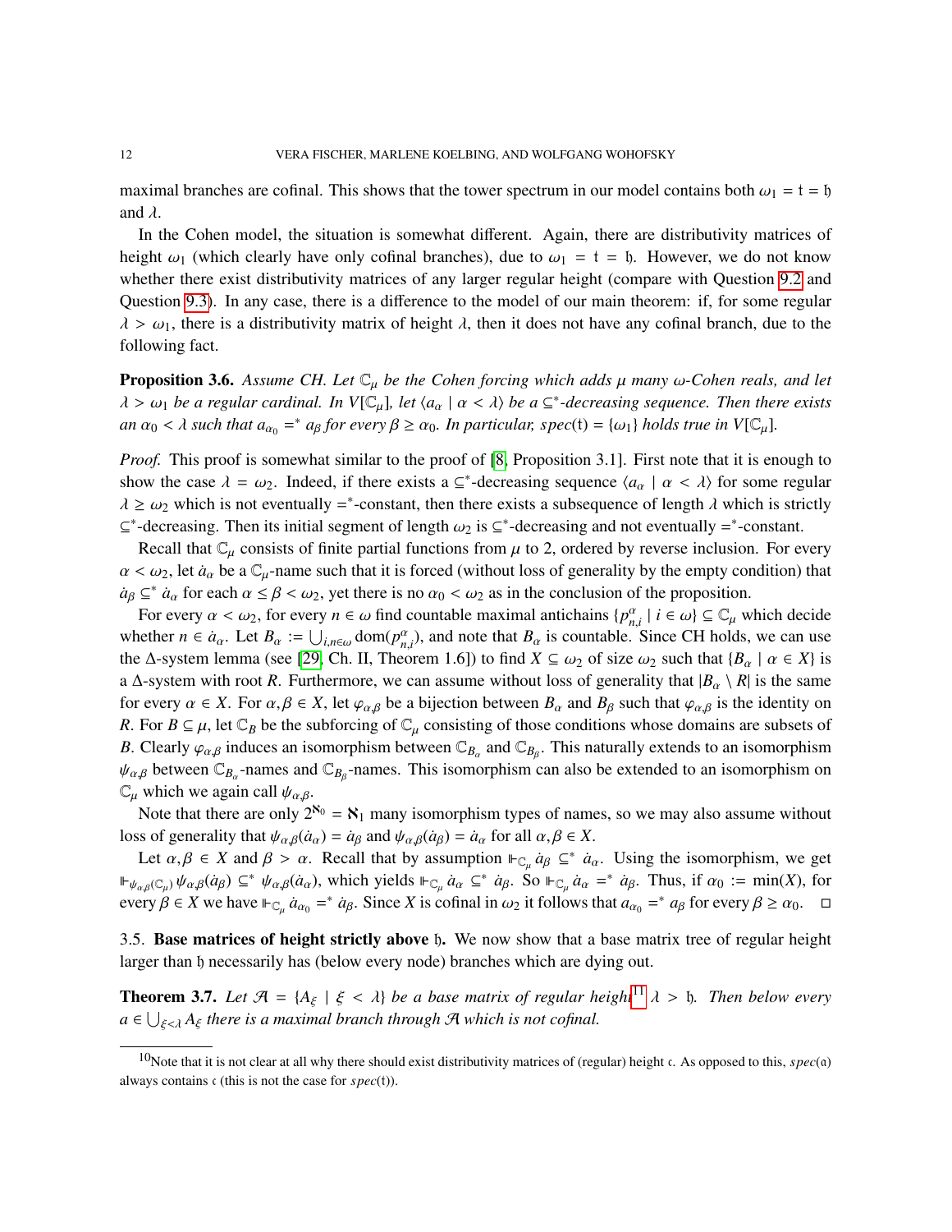maximal branches are cofinal. This shows that the tower spectrum in our model contains both $\omega_1 = \mathfrak{t} = \mathfrak{h}$ and $\lambda$.

In the Cohen model, the situation is somewhat different. Again, there are distributivity matrices of height $\omega_1$ (which clearly have only cofinal branches), due to $\omega_1 = \mathfrak{t} = \mathfrak{h}$. However, we do not know whether there exist distributivity matrices of any larger regular height (compare with Question 9.2 and Question 9.3). In any case, there is a difference to the model of our main theorem: if, for some regular $\lambda > \omega_1$, there is a distributivity matrix of height $\lambda$, then it does not have any cofinal branch, due to the following fact.

**Proposition 3.6.** *Assume CH. Let $\mathbb{C}_\mu$ be the Cohen forcing which adds $\mu$ many $\omega$-Cohen reals, and let $\lambda > \omega_1$ be a regular cardinal. In $V[\mathbb{C}_\mu]$, let $\langle a_\alpha \mid \alpha < \lambda \rangle$ be a $\subseteq^*$-decreasing sequence. Then there exists an $\alpha_0 < \lambda$ such that $a_{\alpha_0} =^* a_\beta$ for every $\beta \geq \alpha_0$. In particular, $spec(\mathfrak{t}) = \{\omega_1\}$ holds true in $V[\mathbb{C}_\mu]$.*

*Proof.* This proof is somewhat similar to the proof of [8, Proposition 3.1]. First note that it is enough to show the case $\lambda = \omega_2$. Indeed, if there exists a $\subseteq^*$-decreasing sequence $\langle a_\alpha \mid \alpha < \lambda \rangle$ for some regular $\lambda \geq \omega_2$ which is not eventually $=^*$-constant, then there exists a subsequence of length $\lambda$ which is strictly $\subseteq^*$-decreasing. Then its initial segment of length $\omega_2$ is $\subseteq^*$-decreasing and not eventually $=^*$-constant.

Recall that $\mathbb{C}_\mu$ consists of finite partial functions from $\mu$ to 2, ordered by reverse inclusion. For every $\alpha < \omega_2$, let $\dot{a}_\alpha$ be a $\mathbb{C}_\mu$-name such that it is forced (without loss of generality by the empty condition) that $\dot{a}_\beta \subseteq^* \dot{a}_\alpha$ for each $\alpha \leq \beta < \omega_2$, yet there is no $\alpha_0 < \omega_2$ as in the conclusion of the proposition.

For every $\alpha < \omega_2$, for every $n \in \omega$ find countable maximal antichains $\{p^\alpha_{n,i} \mid i \in \omega\} \subseteq \mathbb{C}_\mu$ which decide whether $n \in \dot{a}_\alpha$. Let $B_\alpha := \bigcup_{i,n\in\omega} \mathrm{dom}(p^\alpha_{n,i})$, and note that $B_\alpha$ is countable. Since CH holds, we can use the $\Delta$-system lemma (see [29, Ch. II, Theorem 1.6]) to find $X \subseteq \omega_2$ of size $\omega_2$ such that $\{B_\alpha \mid \alpha \in X\}$ is a $\Delta$-system with root $R$. Furthermore, we can assume without loss of generality that $|B_\alpha \setminus R|$ is the same for every $\alpha \in X$. For $\alpha, \beta \in X$, let $\varphi_{\alpha,\beta}$ be a bijection between $B_\alpha$ and $B_\beta$ such that $\varphi_{\alpha,\beta}$ is the identity on $R$. For $B \subseteq \mu$, let $\mathbb{C}_B$ be the subforcing of $\mathbb{C}_\mu$ consisting of those conditions whose domains are subsets of $B$. Clearly $\varphi_{\alpha,\beta}$ induces an isomorphism between $\mathbb{C}_{B_\alpha}$ and $\mathbb{C}_{B_\beta}$. This naturally extends to an isomorphism $\psi_{\alpha,\beta}$ between $\mathbb{C}_{B_\alpha}$-names and $\mathbb{C}_{B_\beta}$-names. This isomorphism can also be extended to an isomorphism on $\mathbb{C}_\mu$ which we again call $\psi_{\alpha,\beta}$.

Note that there are only $2^{\aleph_0} = \aleph_1$ many isomorphism types of names, so we may also assume without loss of generality that $\psi_{\alpha,\beta}(\dot{a}_\alpha) = \dot{a}_\beta$ and $\psi_{\alpha,\beta}(\dot{a}_\beta) = \dot{a}_\alpha$ for all $\alpha, \beta \in X$.

Let $\alpha, \beta \in X$ and $\beta > \alpha$. Recall that by assumption $\Vdash_{\mathbb{C}_\mu} \dot{a}_\beta \subseteq^* \dot{a}_\alpha$. Using the isomorphism, we get $\Vdash_{\psi_{\alpha,\beta}(\mathbb{C}_\mu)} \psi_{\alpha,\beta}(\dot{a}_\beta) \subseteq^* \psi_{\alpha,\beta}(\dot{a}_\alpha)$, which yields $\Vdash_{\mathbb{C}_\mu} \dot{a}_\alpha \subseteq^* \dot{a}_\beta$. So $\Vdash_{\mathbb{C}_\mu} \dot{a}_\alpha =^* \dot{a}_\beta$. Thus, if $\alpha_0 := \min(X)$, for every $\beta \in X$ we have $\Vdash_{\mathbb{C}_\mu} \dot{a}_{\alpha_0} =^* \dot{a}_\beta$. Since $X$ is cofinal in $\omega_2$ it follows that $a_{\alpha_0} =^* a_\beta$ for every $\beta \geq \alpha_0$. $\square$

### 3.5. Base matrices of height strictly above $\mathfrak{h}$.

We now show that a base matrix tree of regular height larger than $\mathfrak{h}$ necessarily has (below every node) branches which are dying out.

**Theorem 3.7.** *Let $\mathcal{A} = \{A_\xi \mid \xi < \lambda\}$ be a base matrix of regular height[11] $\lambda > \mathfrak{h}$. Then below every $a \in \bigcup_{\xi<\lambda} A_\xi$ there is a maximal branch through $\mathcal{A}$ which is not cofinal.*

[10] Note that it is not clear at all why there should exist distributivity matrices of (regular) height $\mathfrak{c}$. As opposed to this, $spec(\mathfrak{a})$ always contains $\mathfrak{c}$ (this is not the case for $spec(\mathfrak{t})$).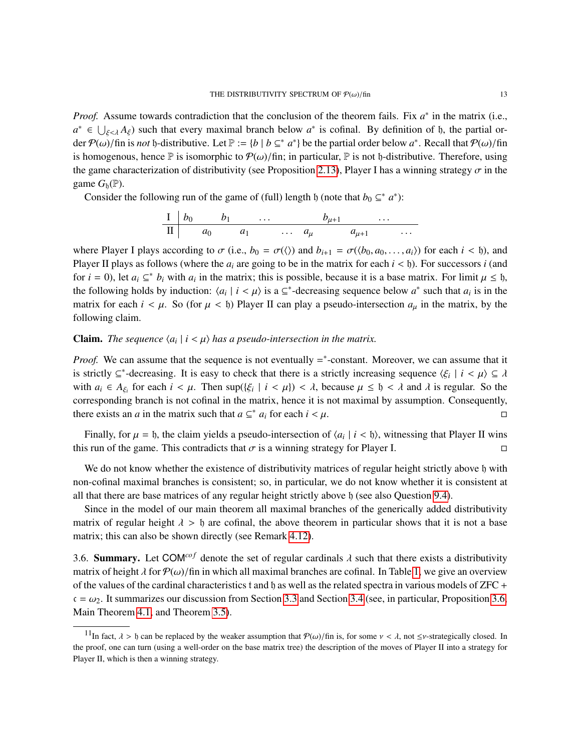*Proof.* Assume towards contradiction that the conclusion of the theorem fails. Fix $a^*$ in the matrix (i.e., $a^* \in \bigcup_{\xi<\lambda} A_\xi$) such that every maximal branch below $a^*$ is cofinal. By definition of $\mathfrak{h}$, the partial order $\mathcal{P}(\omega)/\text{fin}$ is *not* $\mathfrak{h}$-distributive. Let $\mathbb{P} := \{b \mid b \subseteq^* a^*\}$ be the partial order below $a^*$. Recall that $\mathcal{P}(\omega)/\text{fin}$ is homogenous, hence $\mathbb{P}$ is isomorphic to $\mathcal{P}(\omega)/\text{fin}$; in particular, $\mathbb{P}$ is not $\mathfrak{h}$-distributive. Therefore, using the game characterization of distributivity (see Proposition 2.13), Player I has a winning strategy $\sigma$ in the game $G_{\mathfrak{h}}(\mathbb{P})$.

Consider the following run of the game of (full) length $\mathfrak{h}$ (note that $b_0 \subseteq^* a^*$):

| I | $b_0$ | | $b_1$ | | $\dots$ | | $b_{\mu+1}$ | | $\dots$ |
|---|---|---|---|---|---|---|---|---|---|
| II | | $a_0$ | | $a_1$ | | $\dots$ $a_\mu$ | | $a_{\mu+1}$ | $\dots$ |

where Player I plays according to $\sigma$ (i.e., $b_0 = \sigma(\langle\rangle)$ and $b_{i+1} = \sigma(\langle b_0, a_0, \dots, a_i\rangle)$ for each $i < \mathfrak{h}$), and Player II plays as follows (where the $a_i$ are going to be in the matrix for each $i < \mathfrak{h}$). For successors $i$ (and for $i = 0$), let $a_i \subseteq^* b_i$ with $a_i$ in the matrix; this is possible, because it is a base matrix. For limit $\mu \leq \mathfrak{h}$, the following holds by induction: $\langle a_i \mid i < \mu\rangle$ is a $\subseteq^*$-decreasing sequence below $a^*$ such that $a_i$ is in the matrix for each $i < \mu$. So (for $\mu < \mathfrak{h}$) Player II can play a pseudo-intersection $a_\mu$ in the matrix, by the following claim.

**Claim.** *The sequence $\langle a_i \mid i < \mu\rangle$ has a pseudo-intersection in the matrix.*

*Proof.* We can assume that the sequence is not eventually $=^*$-constant. Moreover, we can assume that it is strictly $\subseteq^*$-decreasing. It is easy to check that there is a strictly increasing sequence $\langle \xi_i \mid i < \mu\rangle \subseteq \lambda$ with $a_i \in A_{\xi_i}$ for each $i < \mu$. Then $\sup(\{\xi_i \mid i < \mu\}) < \lambda$, because $\mu \leq \mathfrak{h} < \lambda$ and $\lambda$ is regular. So the corresponding branch is not cofinal in the matrix, hence it is not maximal by assumption. Consequently, there exists an $a$ in the matrix such that $a \subseteq^* a_i$ for each $i < \mu$. □

Finally, for $\mu = \mathfrak{h}$, the claim yields a pseudo-intersection of $\langle a_i \mid i < \mathfrak{h}\rangle$, witnessing that Player II wins this run of the game. This contradicts that $\sigma$ is a winning strategy for Player I. □

We do not know whether the existence of distributivity matrices of regular height strictly above $\mathfrak{h}$ with non-cofinal maximal branches is consistent; so, in particular, we do not know whether it is consistent at all that there are base matrices of any regular height strictly above $\mathfrak{h}$ (see also Question 9.4).

Since in the model of our main theorem all maximal branches of the generically added distributivity matrix of regular height $\lambda > \mathfrak{h}$ are cofinal, the above theorem in particular shows that it is not a base matrix; this can also be shown directly (see Remark 4.12).

3.6. **Summary.** Let $\mathsf{COM}^{cof}$ denote the set of regular cardinals $\lambda$ such that there exists a distributivity matrix of height $\lambda$ for $\mathcal{P}(\omega)/\text{fin}$ in which all maximal branches are cofinal. In Table 1, we give an overview of the values of the cardinal characteristics $\mathfrak{t}$ and $\mathfrak{h}$ as well as the related spectra in various models of ZFC + $\mathfrak{c} = \omega_2$. It summarizes our discussion from Section 3.3 and Section 3.4 (see, in particular, Proposition 3.6, Main Theorem 4.1, and Theorem 3.5).

[11]In fact, $\lambda > \mathfrak{h}$ can be replaced by the weaker assumption that $\mathcal{P}(\omega)/\text{fin}$ is, for some $\nu < \lambda$, not $\leq\nu$-strategically closed. In the proof, one can turn (using a well-order on the base matrix tree) the description of the moves of Player II into a strategy for Player II, which is then a winning strategy.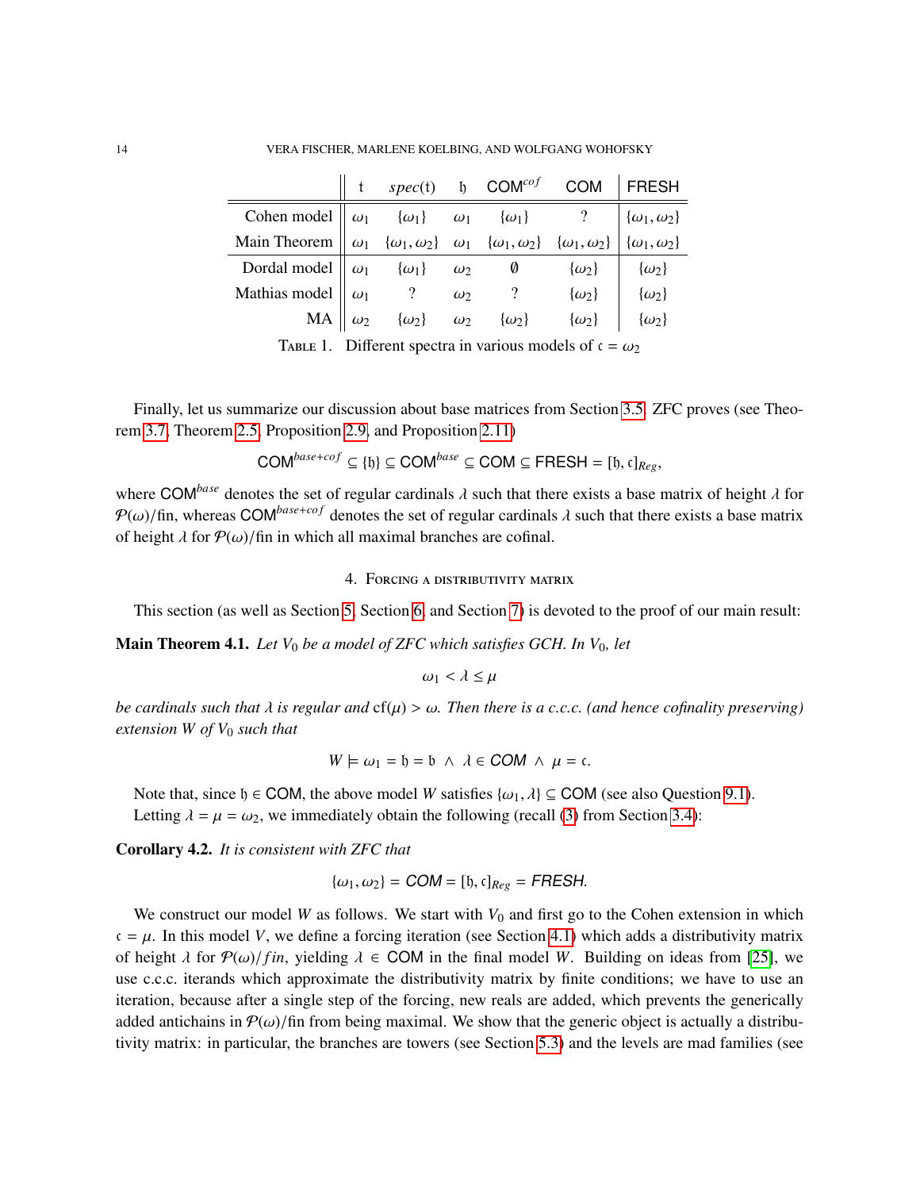|  | $\mathfrak{t}$ | $spec(\mathfrak{t})$ | $\mathfrak{h}$ | $\mathsf{COM}^{cof}$ | $\mathsf{COM}$ | $\mathsf{FRESH}$ |
|---|---|---|---|---|---|---|
| Cohen model | $\omega_1$ | $\{\omega_1\}$ | $\omega_1$ | $\{\omega_1\}$ | ? | $\{\omega_1, \omega_2\}$ |
| Main Theorem | $\omega_1$ | $\{\omega_1, \omega_2\}$ | $\omega_1$ | $\{\omega_1, \omega_2\}$ | $\{\omega_1, \omega_2\}$ | $\{\omega_1, \omega_2\}$ |
| Dordal model | $\omega_1$ | $\{\omega_1\}$ | $\omega_2$ | $\emptyset$ | $\{\omega_2\}$ | $\{\omega_2\}$ |
| Mathias model | $\omega_1$ | ? | $\omega_2$ | ? | $\{\omega_2\}$ | $\{\omega_2\}$ |
| MA | $\omega_2$ | $\{\omega_2\}$ | $\omega_2$ | $\{\omega_2\}$ | $\{\omega_2\}$ | $\{\omega_2\}$ |

Table 1. Different spectra in various models of $\mathfrak{c} = \omega_2$

Finally, let us summarize our discussion about base matrices from Section 3.5. ZFC proves (see Theorem 3.7, Theorem 2.5, Proposition 2.9, and Proposition 2.11)

$$\mathsf{COM}^{base+cof} \subseteq \{\mathfrak{h}\} \subseteq \mathsf{COM}^{base} \subseteq \mathsf{COM} \subseteq \mathsf{FRESH} = [\mathfrak{h}, \mathfrak{c}]_{Reg},$$

where $\mathsf{COM}^{base}$ denotes the set of regular cardinals $\lambda$ such that there exists a base matrix of height $\lambda$ for $\mathcal{P}(\omega)/\text{fin}$, whereas $\mathsf{COM}^{base+cof}$ denotes the set of regular cardinals $\lambda$ such that there exists a base matrix of height $\lambda$ for $\mathcal{P}(\omega)/\text{fin}$ in which all maximal branches are cofinal.

## 4. Forcing a distributivity matrix

This section (as well as Section 5, Section 6, and Section 7) is devoted to the proof of our main result:

**Main Theorem 4.1.** *Let $V_0$ be a model of ZFC which satisfies GCH. In $V_0$, let*

$$\omega_1 < \lambda \leq \mu$$

*be cardinals such that $\lambda$ is regular and $\text{cf}(\mu) > \omega$. Then there is a c.c.c. (and hence cofinality preserving) extension $W$ of $V_0$ such that*

$$W \models \omega_1 = \mathfrak{h} = \mathfrak{b} \ \wedge \ \lambda \in \mathsf{COM} \ \wedge \ \mu = \mathfrak{c}.$$

Note that, since $\mathfrak{h} \in \mathsf{COM}$, the above model $W$ satisfies $\{\omega_1, \lambda\} \subseteq \mathsf{COM}$ (see also Question 9.1).
Letting $\lambda = \mu = \omega_2$, we immediately obtain the following (recall (3) from Section 3.4):

**Corollary 4.2.** *It is consistent with ZFC that*

$$\{\omega_1, \omega_2\} = \mathsf{COM} = [\mathfrak{h}, \mathfrak{c}]_{Reg} = \mathsf{FRESH}.$$

We construct our model $W$ as follows. We start with $V_0$ and first go to the Cohen extension in which $\mathfrak{c} = \mu$. In this model $V$, we define a forcing iteration (see Section 4.1) which adds a distributivity matrix of height $\lambda$ for $\mathcal{P}(\omega)/fin$, yielding $\lambda \in \mathsf{COM}$ in the final model $W$. Building on ideas from [25], we use c.c.c. iterands which approximate the distributivity matrix by finite conditions; we have to use an iteration, because after a single step of the forcing, new reals are added, which prevents the generically added antichains in $\mathcal{P}(\omega)/\text{fin}$ from being maximal. We show that the generic object is actually a distributivity matrix: in particular, the branches are towers (see Section 5.3) and the levels are mad families (see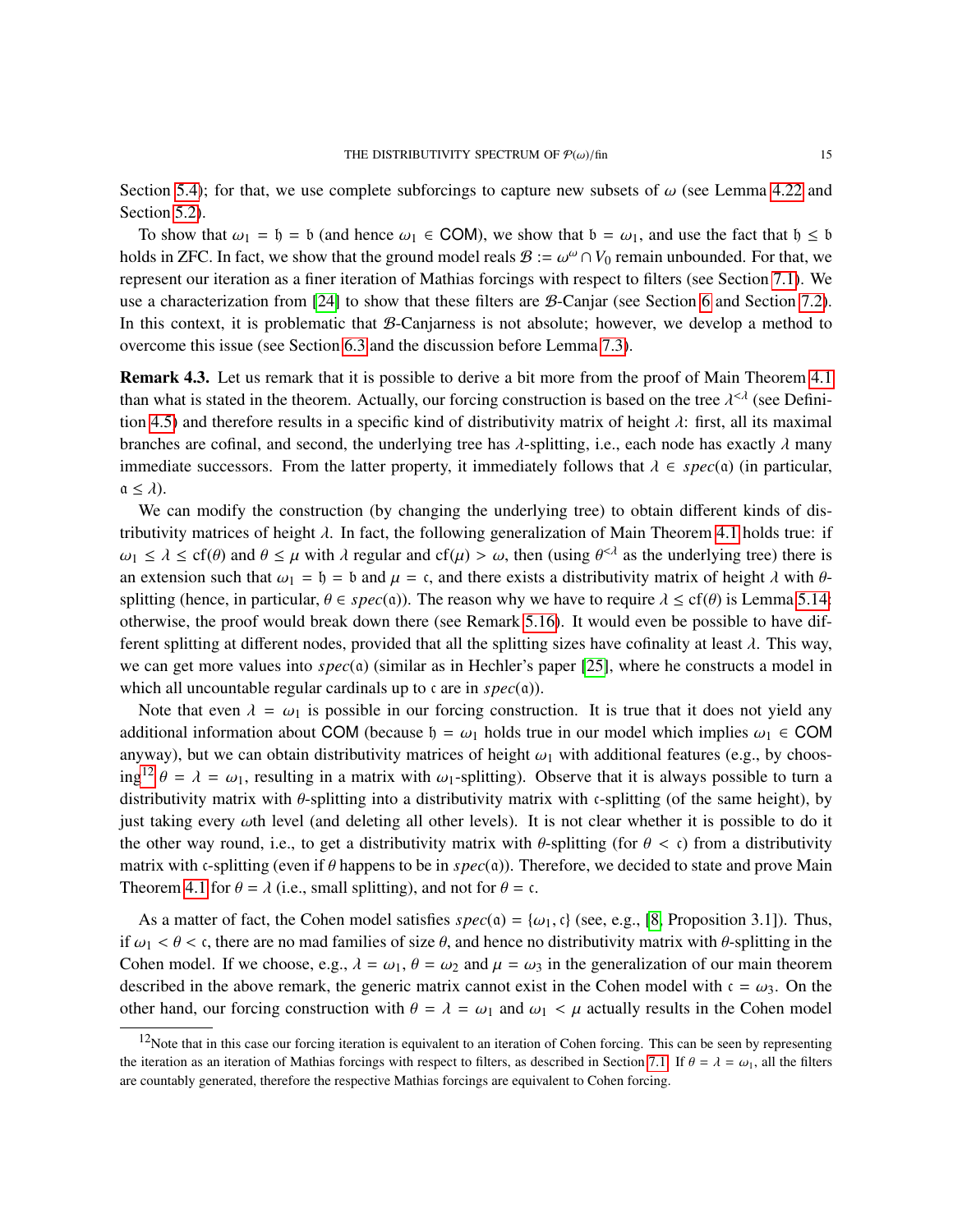Section 5.4); for that, we use complete subforcings to capture new subsets of $\omega$ (see Lemma 4.22 and Section 5.2).

To show that $\omega_1 = \mathfrak{h} = \mathfrak{b}$ (and hence $\omega_1 \in \mathsf{COM}$), we show that $\mathfrak{b} = \omega_1$, and use the fact that $\mathfrak{h} \leq \mathfrak{b}$ holds in ZFC. In fact, we show that the ground model reals $\mathcal{B} := \omega^\omega \cap V_0$ remain unbounded. For that, we represent our iteration as a finer iteration of Mathias forcings with respect to filters (see Section 7.1). We use a characterization from [24] to show that these filters are $\mathcal{B}$-Canjar (see Section 6 and Section 7.2). In this context, it is problematic that $\mathcal{B}$-Canjarness is not absolute; however, we develop a method to overcome this issue (see Section 6.3 and the discussion before Lemma 7.3).

**Remark 4.3.** Let us remark that it is possible to derive a bit more from the proof of Main Theorem 4.1 than what is stated in the theorem. Actually, our forcing construction is based on the tree $\lambda^{<\lambda}$ (see Definition 4.5) and therefore results in a specific kind of distributivity matrix of height $\lambda$: first, all its maximal branches are cofinal, and second, the underlying tree has $\lambda$-splitting, i.e., each node has exactly $\lambda$ many immediate successors. From the latter property, it immediately follows that $\lambda \in spec(\mathfrak{a})$ (in particular, $\mathfrak{a} \leq \lambda$).

We can modify the construction (by changing the underlying tree) to obtain different kinds of distributivity matrices of height $\lambda$. In fact, the following generalization of Main Theorem 4.1 holds true: if $\omega_1 \leq \lambda \leq \mathrm{cf}(\theta)$ and $\theta \leq \mu$ with $\lambda$ regular and $\mathrm{cf}(\mu) > \omega$, then (using $\theta^{<\lambda}$ as the underlying tree) there is an extension such that $\omega_1 = \mathfrak{h} = \mathfrak{b}$ and $\mu = \mathfrak{c}$, and there exists a distributivity matrix of height $\lambda$ with $\theta$-splitting (hence, in particular, $\theta \in spec(\mathfrak{a})$). The reason why we have to require $\lambda \leq \mathrm{cf}(\theta)$ is Lemma 5.14: otherwise, the proof would break down there (see Remark 5.16). It would even be possible to have different splitting at different nodes, provided that all the splitting sizes have cofinality at least $\lambda$. This way, we can get more values into $spec(\mathfrak{a})$ (similar as in Hechler's paper [25], where he constructs a model in which all uncountable regular cardinals up to $\mathfrak{c}$ are in $spec(\mathfrak{a})$).

Note that even $\lambda = \omega_1$ is possible in our forcing construction. It is true that it does not yield any additional information about $\mathsf{COM}$ (because $\mathfrak{h} = \omega_1$ holds true in our model which implies $\omega_1 \in \mathsf{COM}$ anyway), but we can obtain distributivity matrices of height $\omega_1$ with additional features (e.g., by choosing[12] $\theta = \lambda = \omega_1$, resulting in a matrix with $\omega_1$-splitting). Observe that it is always possible to turn a distributivity matrix with $\theta$-splitting into a distributivity matrix with $\mathfrak{c}$-splitting (of the same height), by just taking every $\omega$th level (and deleting all other levels). It is not clear whether it is possible to do it the other way round, i.e., to get a distributivity matrix with $\theta$-splitting (for $\theta < \mathfrak{c}$) from a distributivity matrix with $\mathfrak{c}$-splitting (even if $\theta$ happens to be in $spec(\mathfrak{a})$). Therefore, we decided to state and prove Main Theorem 4.1 for $\theta = \lambda$ (i.e., small splitting), and not for $\theta = \mathfrak{c}$.

As a matter of fact, the Cohen model satisfies $spec(\mathfrak{a}) = \{\omega_1, \mathfrak{c}\}$ (see, e.g., [8, Proposition 3.1]). Thus, if $\omega_1 < \theta < \mathfrak{c}$, there are no mad families of size $\theta$, and hence no distributivity matrix with $\theta$-splitting in the Cohen model. If we choose, e.g., $\lambda = \omega_1$, $\theta = \omega_2$ and $\mu = \omega_3$ in the generalization of our main theorem described in the above remark, the generic matrix cannot exist in the Cohen model with $\mathfrak{c} = \omega_3$. On the other hand, our forcing construction with $\theta = \lambda = \omega_1$ and $\omega_1 < \mu$ actually results in the Cohen model

[12] Note that in this case our forcing iteration is equivalent to an iteration of Cohen forcing. This can be seen by representing the iteration as an iteration of Mathias forcings with respect to filters, as described in Section 7.1. If $\theta = \lambda = \omega_1$, all the filters are countably generated, therefore the respective Mathias forcings are equivalent to Cohen forcing.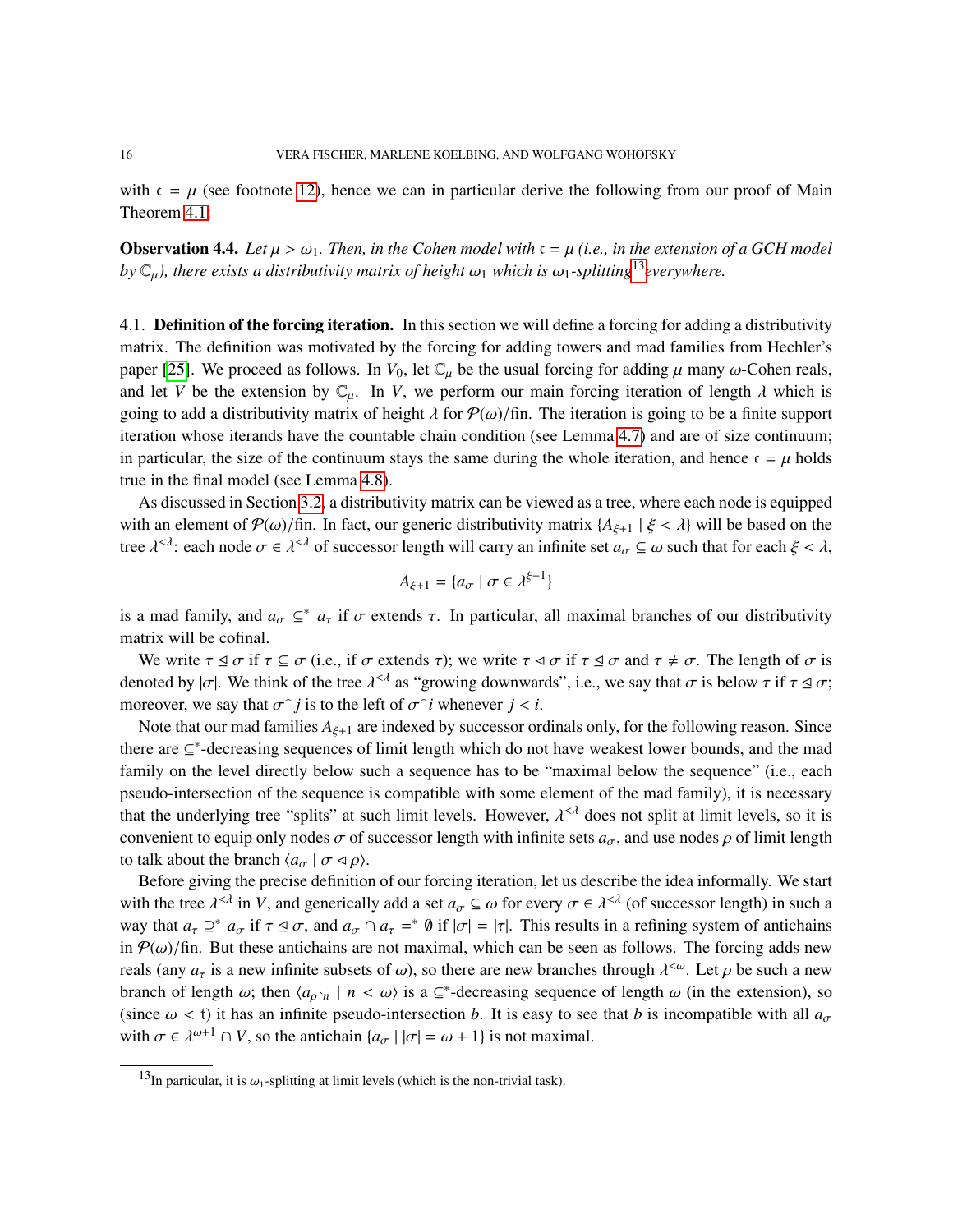with $\mathfrak{c} = \mu$ (see footnote 12), hence we can in particular derive the following from our proof of Main Theorem 4.1:

**Observation 4.4.** *Let $\mu > \omega_1$. Then, in the Cohen model with $\mathfrak{c} = \mu$ (i.e., in the extension of a GCH model by $\mathbb{C}_\mu$), there exists a distributivity matrix of height $\omega_1$ which is $\omega_1$-splitting[13] everywhere.*

## 4.1. Definition of the forcing iteration.

In this section we will define a forcing for adding a distributivity matrix. The definition was motivated by the forcing for adding towers and mad families from Hechler's paper [25]. We proceed as follows. In $V_0$, let $\mathbb{C}_\mu$ be the usual forcing for adding $\mu$ many $\omega$-Cohen reals, and let $V$ be the extension by $\mathbb{C}_\mu$. In $V$, we perform our main forcing iteration of length $\lambda$ which is going to add a distributivity matrix of height $\lambda$ for $\mathcal{P}(\omega)/\mathrm{fin}$. The iteration is going to be a finite support iteration whose iterands have the countable chain condition (see Lemma 4.7) and are of size continuum; in particular, the size of the continuum stays the same during the whole iteration, and hence $\mathfrak{c} = \mu$ holds true in the final model (see Lemma 4.8).

As discussed in Section 3.2, a distributivity matrix can be viewed as a tree, where each node is equipped with an element of $\mathcal{P}(\omega)/\mathrm{fin}$. In fact, our generic distributivity matrix $\{A_{\xi+1} \mid \xi < \lambda\}$ will be based on the tree $\lambda^{<\lambda}$: each node $\sigma \in \lambda^{<\lambda}$ of successor length will carry an infinite set $a_\sigma \subseteq \omega$ such that for each $\xi < \lambda$,

$$A_{\xi+1} = \{a_\sigma \mid \sigma \in \lambda^{\xi+1}\}$$

is a mad family, and $a_\sigma \subseteq^* a_\tau$ if $\sigma$ extends $\tau$. In particular, all maximal branches of our distributivity matrix will be cofinal.

We write $\tau \trianglelefteq \sigma$ if $\tau \subseteq \sigma$ (i.e., if $\sigma$ extends $\tau$); we write $\tau \triangleleft \sigma$ if $\tau \trianglelefteq \sigma$ and $\tau \neq \sigma$. The length of $\sigma$ is denoted by $|\sigma|$. We think of the tree $\lambda^{<\lambda}$ as "growing downwards", i.e., we say that $\sigma$ is below $\tau$ if $\tau \trianglelefteq \sigma$; moreover, we say that $\sigma^\frown j$ is to the left of $\sigma^\frown i$ whenever $j < i$.

Note that our mad families $A_{\xi+1}$ are indexed by successor ordinals only, for the following reason. Since there are $\subseteq^*$-decreasing sequences of limit length which do not have weakest lower bounds, and the mad family on the level directly below such a sequence has to be "maximal below the sequence" (i.e., each pseudo-intersection of the sequence is compatible with some element of the mad family), it is necessary that the underlying tree "splits" at such limit levels. However, $\lambda^{<\lambda}$ does not split at limit levels, so it is convenient to equip only nodes $\sigma$ of successor length with infinite sets $a_\sigma$, and use nodes $\rho$ of limit length to talk about the branch $\langle a_\sigma \mid \sigma \triangleleft \rho \rangle$.

Before giving the precise definition of our forcing iteration, let us describe the idea informally. We start with the tree $\lambda^{<\lambda}$ in $V$, and generically add a set $a_\sigma \subseteq \omega$ for every $\sigma \in \lambda^{<\lambda}$ (of successor length) in such a way that $a_\tau \supseteq^* a_\sigma$ if $\tau \trianglelefteq \sigma$, and $a_\sigma \cap a_\tau =^* \emptyset$ if $|\sigma| = |\tau|$. This results in a refining system of antichains in $\mathcal{P}(\omega)/\mathrm{fin}$. But these antichains are not maximal, which can be seen as follows. The forcing adds new reals (any $a_\tau$ is a new infinite subsets of $\omega$), so there are new branches through $\lambda^{<\omega}$. Let $\rho$ be such a new branch of length $\omega$; then $\langle a_{\rho\restriction n} \mid n < \omega \rangle$ is a $\subseteq^*$-decreasing sequence of length $\omega$ (in the extension), so (since $\omega < \mathfrak{t}$) it has an infinite pseudo-intersection $b$. It is easy to see that $b$ is incompatible with all $a_\sigma$ with $\sigma \in \lambda^{\omega+1} \cap V$, so the antichain $\{a_\sigma \mid |\sigma| = \omega + 1\}$ is not maximal.

[13] In particular, it is $\omega_1$-splitting at limit levels (which is the non-trivial task).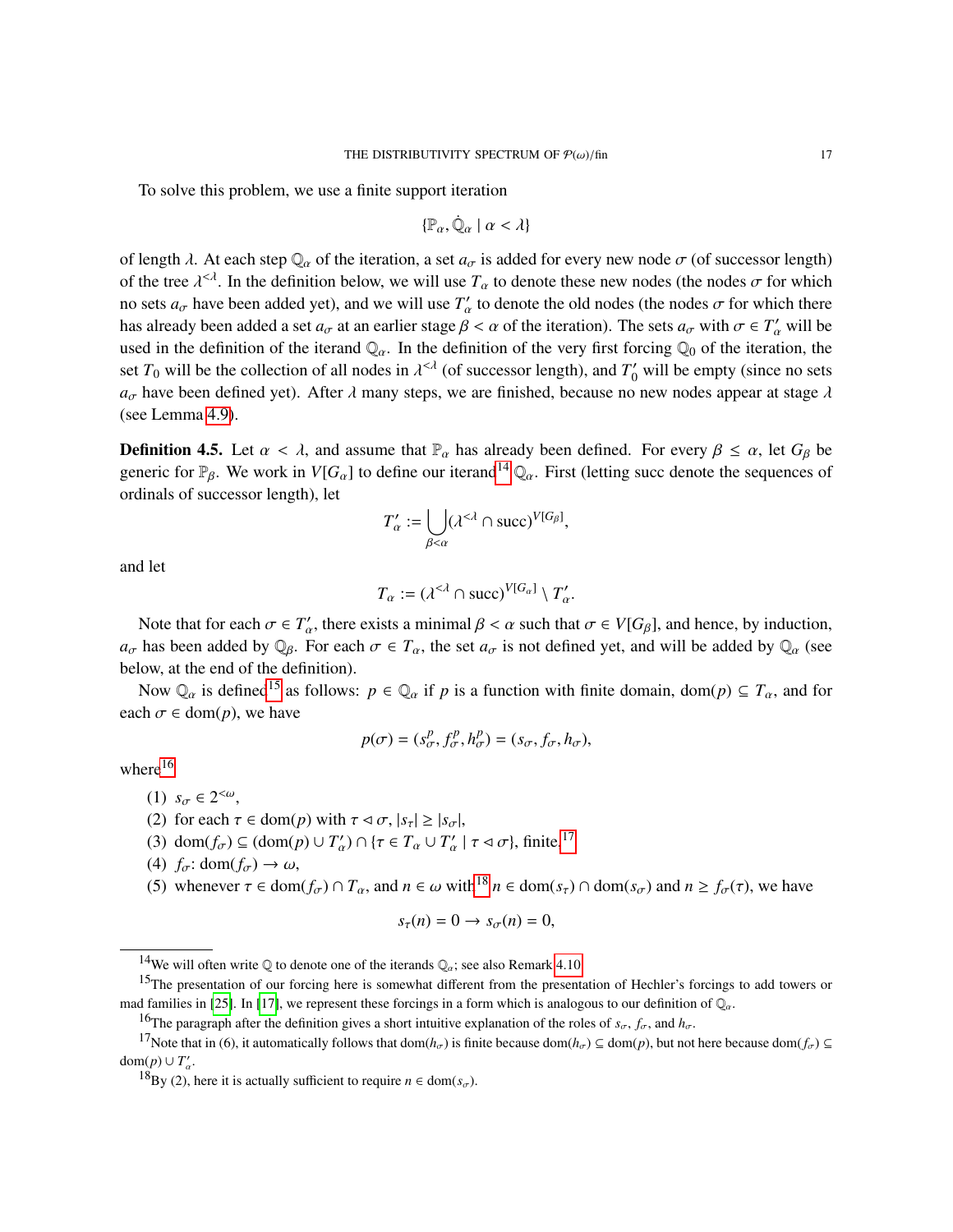To solve this problem, we use a finite support iteration

$$\{\mathbb{P}_\alpha, \dot{\mathbb{Q}}_\alpha \mid \alpha < \lambda\}$$

of length $\lambda$. At each step $\mathbb{Q}_\alpha$ of the iteration, a set $a_\sigma$ is added for every new node $\sigma$ (of successor length) of the tree $\lambda^{<\lambda}$. In the definition below, we will use $T_\alpha$ to denote these new nodes (the nodes $\sigma$ for which no sets $a_\sigma$ have been added yet), and we will use $T'_\alpha$ to denote the old nodes (the nodes $\sigma$ for which there has already been added a set $a_\sigma$ at an earlier stage $\beta < \alpha$ of the iteration). The sets $a_\sigma$ with $\sigma \in T'_\alpha$ will be used in the definition of the iterand $\mathbb{Q}_\alpha$. In the definition of the very first forcing $\mathbb{Q}_0$ of the iteration, the set $T_0$ will be the collection of all nodes in $\lambda^{<\lambda}$ (of successor length), and $T'_0$ will be empty (since no sets $a_\sigma$ have been defined yet). After $\lambda$ many steps, we are finished, because no new nodes appear at stage $\lambda$ (see Lemma 4.9).

**Definition 4.5.** Let $\alpha < \lambda$, and assume that $\mathbb{P}_\alpha$ has already been defined. For every $\beta \leq \alpha$, let $G_\beta$ be generic for $\mathbb{P}_\beta$. We work in $V[G_\alpha]$ to define our iterand[14] $\mathbb{Q}_\alpha$. First (letting succ denote the sequences of ordinals of successor length), let

$$T'_\alpha := \bigcup_{\beta<\alpha} (\lambda^{<\lambda} \cap \text{succ})^{V[G_\beta]},$$

and let

$$T_\alpha := (\lambda^{<\lambda} \cap \text{succ})^{V[G_\alpha]} \setminus T'_\alpha.$$

Note that for each $\sigma \in T'_\alpha$, there exists a minimal $\beta < \alpha$ such that $\sigma \in V[G_\beta]$, and hence, by induction, $a_\sigma$ has been added by $\mathbb{Q}_\beta$. For each $\sigma \in T_\alpha$, the set $a_\sigma$ is not defined yet, and will be added by $\mathbb{Q}_\alpha$ (see below, at the end of the definition).

Now $\mathbb{Q}_\alpha$ is defined[15] as follows: $p \in \mathbb{Q}_\alpha$ if $p$ is a function with finite domain, $\text{dom}(p) \subseteq T_\alpha$, and for each $\sigma \in \text{dom}(p)$, we have

$$p(\sigma) = (s^p_\sigma, f^p_\sigma, h^p_\sigma) = (s_\sigma, f_\sigma, h_\sigma),$$

where[16]

(1) $s_\sigma \in 2^{<\omega}$,
(2) for each $\tau \in \text{dom}(p)$ with $\tau \lhd \sigma$, $|s_\tau| \geq |s_\sigma|$,
(3) $\text{dom}(f_\sigma) \subseteq (\text{dom}(p) \cup T'_\alpha) \cap \{\tau \in T_\alpha \cup T'_\alpha \mid \tau \lhd \sigma\}$, finite,[17]
(4) $f_\sigma \colon \text{dom}(f_\sigma) \to \omega$,
(5) whenever $\tau \in \text{dom}(f_\sigma) \cap T_\alpha$, and $n \in \omega$ with[18] $n \in \text{dom}(s_\tau) \cap \text{dom}(s_\sigma)$ and $n \geq f_\sigma(\tau)$, we have

$$s_\tau(n) = 0 \to s_\sigma(n) = 0,$$

---

[14] We will often write $\mathbb{Q}$ to denote one of the iterands $\mathbb{Q}_\alpha$; see also Remark 4.10.

[15] The presentation of our forcing here is somewhat different from the presentation of Hechler's forcings to add towers or mad families in [25]. In [17], we represent these forcings in a form which is analogous to our definition of $\mathbb{Q}_\alpha$.

[16] The paragraph after the definition gives a short intuitive explanation of the roles of $s_\sigma$, $f_\sigma$, and $h_\sigma$.

[17] Note that in (6), it automatically follows that $\text{dom}(h_\sigma)$ is finite because $\text{dom}(h_\sigma) \subseteq \text{dom}(p)$, but not here because $\text{dom}(f_\sigma) \subseteq \text{dom}(p) \cup T'_\alpha$.

[18] By (2), here it is actually sufficient to require $n \in \text{dom}(s_\sigma)$.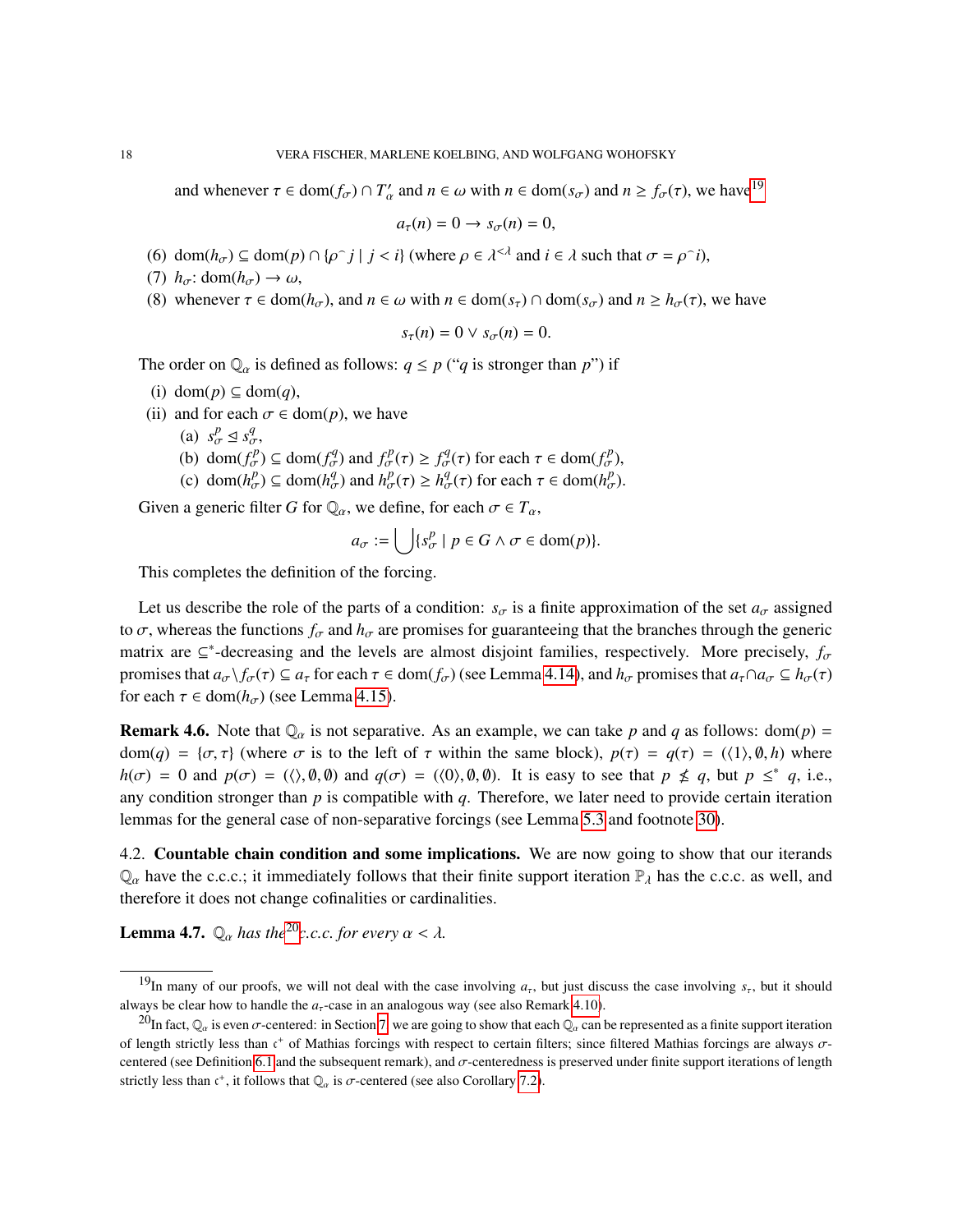and whenever $\tau \in \mathrm{dom}(f_\sigma) \cap T'_\alpha$ and $n \in \omega$ with $n \in \mathrm{dom}(s_\sigma)$ and $n \geq f_\sigma(\tau)$, we have[19]

$$a_\tau(n) = 0 \to s_\sigma(n) = 0,$$

(6) $\mathrm{dom}(h_\sigma) \subseteq \mathrm{dom}(p) \cap \{\rho^\frown j \mid j < i\}$ (where $\rho \in \lambda^{<\lambda}$ and $i \in \lambda$ such that $\sigma = \rho^\frown i$),

(7) $h_\sigma \colon \mathrm{dom}(h_\sigma) \to \omega$,

(8) whenever $\tau \in \mathrm{dom}(h_\sigma)$, and $n \in \omega$ with $n \in \mathrm{dom}(s_\tau) \cap \mathrm{dom}(s_\sigma)$ and $n \geq h_\sigma(\tau)$, we have

$$s_\tau(n) = 0 \vee s_\sigma(n) = 0.$$

The order on $\mathbb{Q}_\alpha$ is defined as follows: $q \leq p$ ("$q$ is stronger than $p$") if

(i) $\mathrm{dom}(p) \subseteq \mathrm{dom}(q)$,

(ii) and for each $\sigma \in \mathrm{dom}(p)$, we have

  (a) $s^p_\sigma \trianglelefteq s^q_\sigma$,

  (b) $\mathrm{dom}(f^p_\sigma) \subseteq \mathrm{dom}(f^q_\sigma)$ and $f^p_\sigma(\tau) \geq f^q_\sigma(\tau)$ for each $\tau \in \mathrm{dom}(f^p_\sigma)$,

  (c) $\mathrm{dom}(h^p_\sigma) \subseteq \mathrm{dom}(h^q_\sigma)$ and $h^p_\sigma(\tau) \geq h^q_\sigma(\tau)$ for each $\tau \in \mathrm{dom}(h^p_\sigma)$.

Given a generic filter $G$ for $\mathbb{Q}_\alpha$, we define, for each $\sigma \in T_\alpha$,

$$a_\sigma := \bigcup \{s^p_\sigma \mid p \in G \wedge \sigma \in \mathrm{dom}(p)\}.$$

This completes the definition of the forcing.

Let us describe the role of the parts of a condition: $s_\sigma$ is a finite approximation of the set $a_\sigma$ assigned to $\sigma$, whereas the functions $f_\sigma$ and $h_\sigma$ are promises for guaranteeing that the branches through the generic matrix are $\subseteq^*$-decreasing and the levels are almost disjoint families, respectively. More precisely, $f_\sigma$ promises that $a_\sigma \setminus f_\sigma(\tau) \subseteq a_\tau$ for each $\tau \in \mathrm{dom}(f_\sigma)$ (see Lemma 4.14), and $h_\sigma$ promises that $a_\tau \cap a_\sigma \subseteq h_\sigma(\tau)$ for each $\tau \in \mathrm{dom}(h_\sigma)$ (see Lemma 4.15).

**Remark 4.6.** Note that $\mathbb{Q}_\alpha$ is not separative. As an example, we can take $p$ and $q$ as follows: $\mathrm{dom}(p) = \mathrm{dom}(q) = \{\sigma, \tau\}$ (where $\sigma$ is to the left of $\tau$ within the same block), $p(\tau) = q(\tau) = (\langle 1 \rangle, \emptyset, h)$ where $h(\sigma) = 0$ and $p(\sigma) = (\langle \rangle, \emptyset, \emptyset)$ and $q(\sigma) = (\langle 0 \rangle, \emptyset, \emptyset)$. It is easy to see that $p \nleq q$, but $p \leq^* q$, i.e., any condition stronger than $p$ is compatible with $q$. Therefore, we later need to provide certain iteration lemmas for the general case of non-separative forcings (see Lemma 5.3 and footnote 30).

4.2. **Countable chain condition and some implications.** We are now going to show that our iterands $\mathbb{Q}_\alpha$ have the c.c.c.; it immediately follows that their finite support iteration $\mathbb{P}_\lambda$ has the c.c.c. as well, and therefore it does not change cofinalities or cardinalities.

**Lemma 4.7.** *$\mathbb{Q}_\alpha$ has the*[20] *c.c.c. for every $\alpha < \lambda$.*

---

[19] In many of our proofs, we will not deal with the case involving $a_\tau$, but just discuss the case involving $s_\tau$, but it should always be clear how to handle the $a_\tau$-case in an analogous way (see also Remark 4.10).

[20] In fact, $\mathbb{Q}_\alpha$ is even $\sigma$-centered: in Section 7 we are going to show that each $\mathbb{Q}_\alpha$ can be represented as a finite support iteration of length strictly less than $\mathfrak{c}^+$ of Mathias forcings with respect to certain filters; since filtered Mathias forcings are always $\sigma$-centered (see Definition 6.1 and the subsequent remark), and $\sigma$-centeredness is preserved under finite support iterations of length strictly less than $\mathfrak{c}^+$, it follows that $\mathbb{Q}_\alpha$ is $\sigma$-centered (see also Corollary 7.2).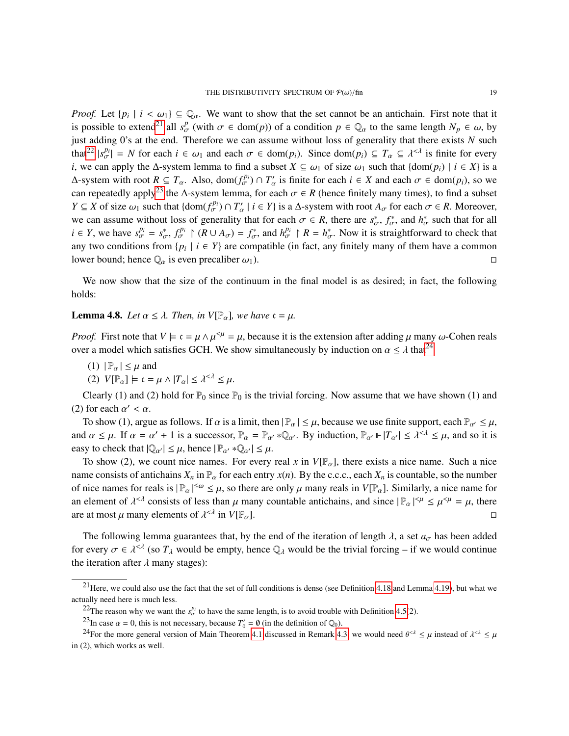*Proof.* Let $\{p_i \mid i < \omega_1\} \subseteq \mathbb{Q}_\alpha$. We want to show that the set cannot be an antichain. First note that it is possible to extend[21] all $s^p_\sigma$ (with $\sigma \in \mathrm{dom}(p)$) of a condition $p \in \mathbb{Q}_\alpha$ to the same length $N_p \in \omega$, by just adding 0's at the end. Therefore we can assume without loss of generality that there exists $N$ such that[22] $|s^{p_i}_\sigma| = N$ for each $i \in \omega_1$ and each $\sigma \in \mathrm{dom}(p_i)$. Since $\mathrm{dom}(p_i) \subseteq T_\alpha \subseteq \lambda^{<\lambda}$ is finite for every $i$, we can apply the $\Delta$-system lemma to find a subset $X \subseteq \omega_1$ of size $\omega_1$ such that $\{\mathrm{dom}(p_i) \mid i \in X\}$ is a $\Delta$-system with root $R \subseteq T_\alpha$. Also, $\mathrm{dom}(f^{p_i}_\sigma) \cap T'_\alpha$ is finite for each $i \in X$ and each $\sigma \in \mathrm{dom}(p_i)$, so we can repeatedly apply[23] the $\Delta$-system lemma, for each $\sigma \in R$ (hence finitely many times), to find a subset $Y \subseteq X$ of size $\omega_1$ such that $\{\mathrm{dom}(f^{p_i}_\sigma) \cap T'_\alpha \mid i \in Y\}$ is a $\Delta$-system with root $A_\sigma$ for each $\sigma \in R$. Moreover, we can assume without loss of generality that for each $\sigma \in R$, there are $s^*_\sigma$, $f^*_\sigma$, and $h^*_\sigma$ such that for all $i \in Y$, we have $s^{p_i}_\sigma = s^*_\sigma$, $f^{p_i}_\sigma \restriction (R \cup A_\sigma) = f^*_\sigma$, and $h^{p_i}_\sigma \restriction R = h^*_\sigma$. Now it is straightforward to check that any two conditions from $\{p_i \mid i \in Y\}$ are compatible (in fact, any finitely many of them have a common lower bound; hence $\mathbb{Q}_\alpha$ is even precaliber $\omega_1$). □

We now show that the size of the continuum in the final model is as desired; in fact, the following holds:

**Lemma 4.8.** *Let $\alpha \leq \lambda$. Then, in $V[\mathbb{P}_\alpha]$, we have $\mathfrak{c} = \mu$.*

*Proof.* First note that $V \models \mathfrak{c} = \mu \wedge \mu^{<\mu} = \mu$, because it is the extension after adding $\mu$ many $\omega$-Cohen reals over a model which satisfies GCH. We show simultaneously by induction on $\alpha \leq \lambda$ that[24]

1. $|\mathbb{P}_\alpha| \leq \mu$ and
2. $V[\mathbb{P}_\alpha] \models \mathfrak{c} = \mu \wedge |T_\alpha| \leq \lambda^{<\lambda} \leq \mu$.

Clearly (1) and (2) hold for $\mathbb{P}_0$ since $\mathbb{P}_0$ is the trivial forcing. Now assume that we have shown (1) and (2) for each $\alpha' < \alpha$.

To show (1), argue as follows. If $\alpha$ is a limit, then $|\mathbb{P}_\alpha| \leq \mu$, because we use finite support, each $\mathbb{P}_{\alpha'} \leq \mu$, and $\alpha \leq \mu$. If $\alpha = \alpha' + 1$ is a successor, $\mathbb{P}_\alpha = \mathbb{P}_{\alpha'} * \mathbb{Q}_{\alpha'}$. By induction, $\mathbb{P}_{\alpha'} \Vdash |T_{\alpha'}| \leq \lambda^{<\lambda} \leq \mu$, and so it is easy to check that $|\mathbb{Q}_{\alpha'}| \leq \mu$, hence $|\mathbb{P}_{\alpha'} * \mathbb{Q}_{\alpha'}| \leq \mu$.

To show (2), we count nice names. For every real $x$ in $V[\mathbb{P}_\alpha]$, there exists a nice name. Such a nice name consists of antichains $X_n$ in $\mathbb{P}_\alpha$ for each entry $x(n)$. By the c.c.c., each $X_n$ is countable, so the number of nice names for reals is $|\mathbb{P}_\alpha|^{\leq\omega} \leq \mu$, so there are only $\mu$ many reals in $V[\mathbb{P}_\alpha]$. Similarly, a nice name for an element of $\lambda^{<\lambda}$ consists of less than $\mu$ many countable antichains, and since $|\mathbb{P}_\alpha|^{<\mu} \leq \mu^{<\mu} = \mu$, there are at most $\mu$ many elements of $\lambda^{<\lambda}$ in $V[\mathbb{P}_\alpha]$. □

The following lemma guarantees that, by the end of the iteration of length $\lambda$, a set $a_\sigma$ has been added for every $\sigma \in \lambda^{<\lambda}$ (so $T_\lambda$ would be empty, hence $\mathbb{Q}_\lambda$ would be the trivial forcing – if we would continue the iteration after $\lambda$ many stages):

[21] Here, we could also use the fact that the set of full conditions is dense (see Definition 4.18 and Lemma 4.19), but what we actually need here is much less.

[22] The reason why we want the $s^{p_i}_\sigma$ to have the same length, is to avoid trouble with Definition 4.5(2).

[23] In case $\alpha = 0$, this is not necessary, because $T'_0 = \emptyset$ (in the definition of $\mathbb{Q}_0$).

[24] For the more general version of Main Theorem 4.1 discussed in Remark 4.3, we would need $\theta^{<\lambda} \leq \mu$ instead of $\lambda^{<\lambda} \leq \mu$ in (2), which works as well.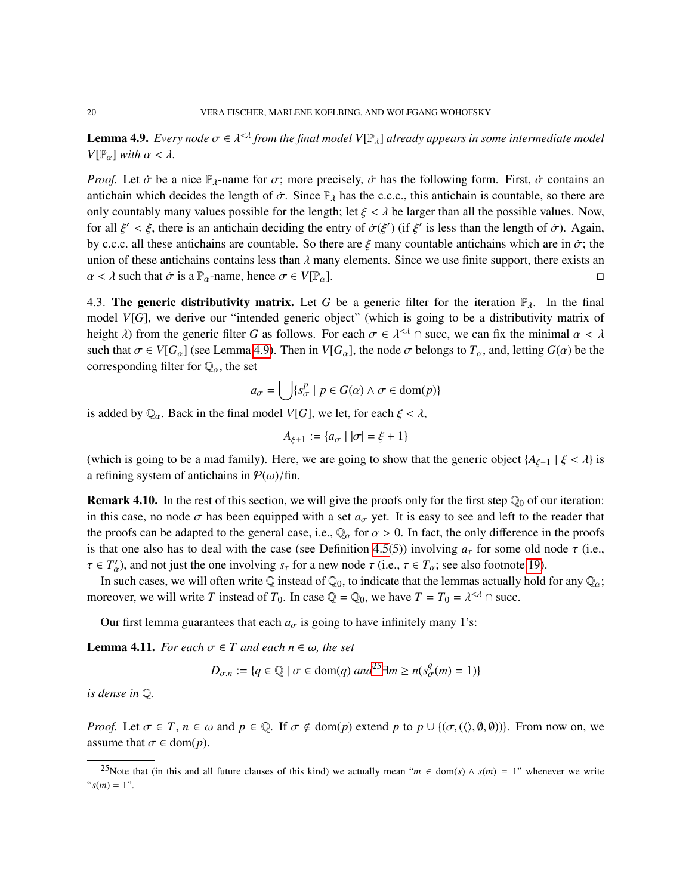**Lemma 4.9.** *Every node $\sigma \in \lambda^{<\lambda}$ from the final model $V[\mathbb{P}_\lambda]$ already appears in some intermediate model $V[\mathbb{P}_\alpha]$ with $\alpha < \lambda$.*

*Proof.* Let $\dot\sigma$ be a nice $\mathbb{P}_\lambda$-name for $\sigma$; more precisely, $\dot\sigma$ has the following form. First, $\dot\sigma$ contains an antichain which decides the length of $\dot\sigma$. Since $\mathbb{P}_\lambda$ has the c.c.c., this antichain is countable, so there are only countably many values possible for the length; let $\xi < \lambda$ be larger than all the possible values. Now, for all $\xi' < \xi$, there is an antichain deciding the entry of $\dot\sigma(\xi')$ (if $\xi'$ is less than the length of $\dot\sigma$). Again, by c.c.c. all these antichains are countable. So there are $\xi$ many countable antichains which are in $\dot\sigma$; the union of these antichains contains less than $\lambda$ many elements. Since we use finite support, there exists an $\alpha < \lambda$ such that $\dot\sigma$ is a $\mathbb{P}_\alpha$-name, hence $\sigma \in V[\mathbb{P}_\alpha]$. □

4.3. **The generic distributivity matrix.** Let $G$ be a generic filter for the iteration $\mathbb{P}_\lambda$. In the final model $V[G]$, we derive our "intended generic object" (which is going to be a distributivity matrix of height $\lambda$) from the generic filter $G$ as follows. For each $\sigma \in \lambda^{<\lambda} \cap \text{succ}$, we can fix the minimal $\alpha < \lambda$ such that $\sigma \in V[G_\alpha]$ (see Lemma 4.9). Then in $V[G_\alpha]$, the node $\sigma$ belongs to $T_\alpha$, and, letting $G(\alpha)$ be the corresponding filter for $\mathbb{Q}_\alpha$, the set

$$a_\sigma = \bigcup \{ s^p_\sigma \mid p \in G(\alpha) \wedge \sigma \in \text{dom}(p) \}$$

is added by $\mathbb{Q}_\alpha$. Back in the final model $V[G]$, we let, for each $\xi < \lambda$,

$$A_{\xi+1} := \{ a_\sigma \mid |\sigma| = \xi + 1 \}$$

(which is going to be a mad family). Here, we are going to show that the generic object $\{A_{\xi+1} \mid \xi < \lambda\}$ is a refining system of antichains in $\mathcal{P}(\omega)/\text{fin}$.

**Remark 4.10.** In the rest of this section, we will give the proofs only for the first step $\mathbb{Q}_0$ of our iteration: in this case, no node $\sigma$ has been equipped with a set $a_\sigma$ yet. It is easy to see and left to the reader that the proofs can be adapted to the general case, i.e., $\mathbb{Q}_\alpha$ for $\alpha > 0$. In fact, the only difference in the proofs is that one also has to deal with the case (see Definition 4.5(5)) involving $a_\tau$ for some old node $\tau$ (i.e., $\tau \in T'_\alpha$), and not just the one involving $s_\tau$ for a new node $\tau$ (i.e., $\tau \in T_\alpha$; see also footnote 19).

In such cases, we will often write $\mathbb{Q}$ instead of $\mathbb{Q}_0$, to indicate that the lemmas actually hold for any $\mathbb{Q}_\alpha$; moreover, we will write $T$ instead of $T_0$. In case $\mathbb{Q} = \mathbb{Q}_0$, we have $T = T_0 = \lambda^{<\lambda} \cap \text{succ}$.

Our first lemma guarantees that each $a_\sigma$ is going to have infinitely many 1's:

**Lemma 4.11.** *For each $\sigma \in T$ and each $n \in \omega$, the set*

$$D_{\sigma,n} := \{ q \in \mathbb{Q} \mid \sigma \in \text{dom}(q) \text{ and}^{25}\ \exists m \geq n (s^q_\sigma(m) = 1) \}$$

*is dense in $\mathbb{Q}$.*

*Proof.* Let $\sigma \in T$, $n \in \omega$ and $p \in \mathbb{Q}$. If $\sigma \notin \text{dom}(p)$ extend $p$ to $p \cup \{(\sigma, (\langle\rangle, \emptyset, \emptyset))\}$. From now on, we assume that $\sigma \in \text{dom}(p)$.

[25] Note that (in this and all future clauses of this kind) we actually mean "$m \in \text{dom}(s) \wedge s(m) = 1$" whenever we write "$s(m) = 1$".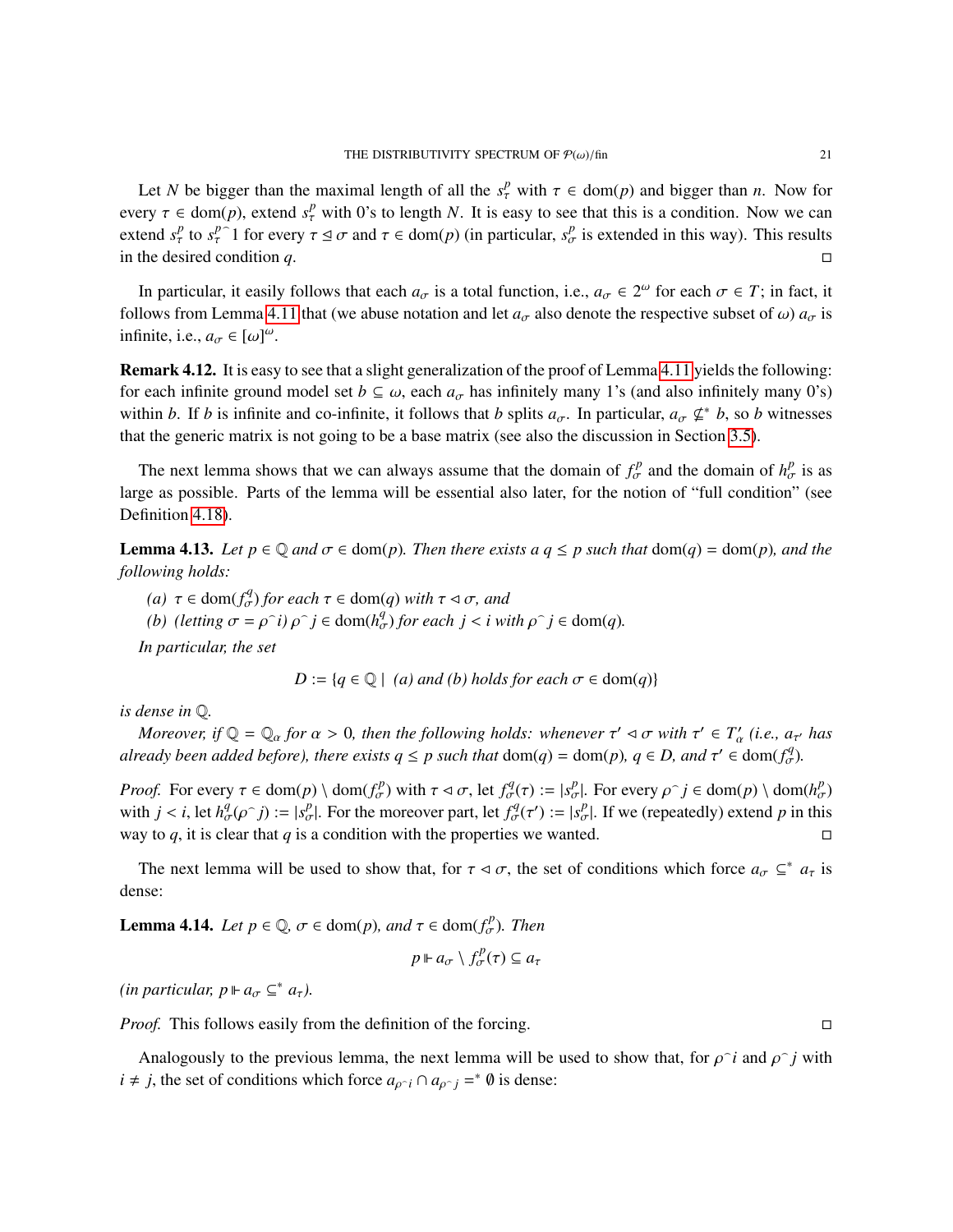Let $N$ be bigger than the maximal length of all the $s^p_\tau$ with $\tau \in \mathrm{dom}(p)$ and bigger than $n$. Now for every $\tau \in \mathrm{dom}(p)$, extend $s^p_\tau$ with 0's to length $N$. It is easy to see that this is a condition. Now we can extend $s^p_\tau$ to $s^p_\tau{}^\frown 1$ for every $\tau \trianglelefteq \sigma$ and $\tau \in \mathrm{dom}(p)$ (in particular, $s^p_\sigma$ is extended in this way). This results in the desired condition $q$. ◻

In particular, it easily follows that each $a_\sigma$ is a total function, i.e., $a_\sigma \in 2^\omega$ for each $\sigma \in T$; in fact, it follows from Lemma 4.11 that (we abuse notation and let $a_\sigma$ also denote the respective subset of $\omega$) $a_\sigma$ is infinite, i.e., $a_\sigma \in [\omega]^\omega$.

**Remark 4.12.** It is easy to see that a slight generalization of the proof of Lemma 4.11 yields the following: for each infinite ground model set $b \subseteq \omega$, each $a_\sigma$ has infinitely many 1's (and also infinitely many 0's) within $b$. If $b$ is infinite and co-infinite, it follows that $b$ splits $a_\sigma$. In particular, $a_\sigma \not\subseteq^* b$, so $b$ witnesses that the generic matrix is not going to be a base matrix (see also the discussion in Section 3.5).

The next lemma shows that we can always assume that the domain of $f^p_\sigma$ and the domain of $h^p_\sigma$ is as large as possible. Parts of the lemma will be essential also later, for the notion of "full condition" (see Definition 4.18).

**Lemma 4.13.** *Let $p \in \mathbb{Q}$ and $\sigma \in \mathrm{dom}(p)$. Then there exists a $q \leq p$ such that $\mathrm{dom}(q) = \mathrm{dom}(p)$, and the following holds:*

*(a) $\tau \in \mathrm{dom}(f^q_\sigma)$ for each $\tau \in \mathrm{dom}(q)$ with $\tau \vartriangleleft \sigma$, and*

*(b) (letting $\sigma = \rho^\frown i$) $\rho^\frown j \in \mathrm{dom}(h^q_\sigma)$ for each $j < i$ with $\rho^\frown j \in \mathrm{dom}(q)$.*

*In particular, the set*

$$D := \{q \in \mathbb{Q} \mid \text{(a) and (b) holds for each } \sigma \in \mathrm{dom}(q)\}$$

*is dense in $\mathbb{Q}$.*

*Moreover, if $\mathbb{Q} = \mathbb{Q}_\alpha$ for $\alpha > 0$, then the following holds: whenever $\tau' \vartriangleleft \sigma$ with $\tau' \in T'_\alpha$ (i.e., $a_{\tau'}$ has already been added before), there exists $q \leq p$ such that $\mathrm{dom}(q) = \mathrm{dom}(p)$, $q \in D$, and $\tau' \in \mathrm{dom}(f^q_\sigma)$.*

*Proof.* For every $\tau \in \mathrm{dom}(p) \setminus \mathrm{dom}(f^p_\sigma)$ with $\tau \vartriangleleft \sigma$, let $f^q_\sigma(\tau) := |s^p_\sigma|$. For every $\rho^\frown j \in \mathrm{dom}(p) \setminus \mathrm{dom}(h^p_\sigma)$ with $j < i$, let $h^q_\sigma(\rho^\frown j) := |s^p_\sigma|$. For the moreover part, let $f^q_\sigma(\tau') := |s^p_\sigma|$. If we (repeatedly) extend $p$ in this way to $q$, it is clear that $q$ is a condition with the properties we wanted. ◻

The next lemma will be used to show that, for $\tau \vartriangleleft \sigma$, the set of conditions which force $a_\sigma \subseteq^* a_\tau$ is dense:

**Lemma 4.14.** *Let $p \in \mathbb{Q}$, $\sigma \in \mathrm{dom}(p)$, and $\tau \in \mathrm{dom}(f^p_\sigma)$. Then*

$$p \Vdash a_\sigma \setminus f^p_\sigma(\tau) \subseteq a_\tau$$

*(in particular, $p \Vdash a_\sigma \subseteq^* a_\tau$).*

*Proof.* This follows easily from the definition of the forcing. ◻

Analogously to the previous lemma, the next lemma will be used to show that, for $\rho^\frown i$ and $\rho^\frown j$ with $i \neq j$, the set of conditions which force $a_{\rho^\frown i} \cap a_{\rho^\frown j} =^* \emptyset$ is dense: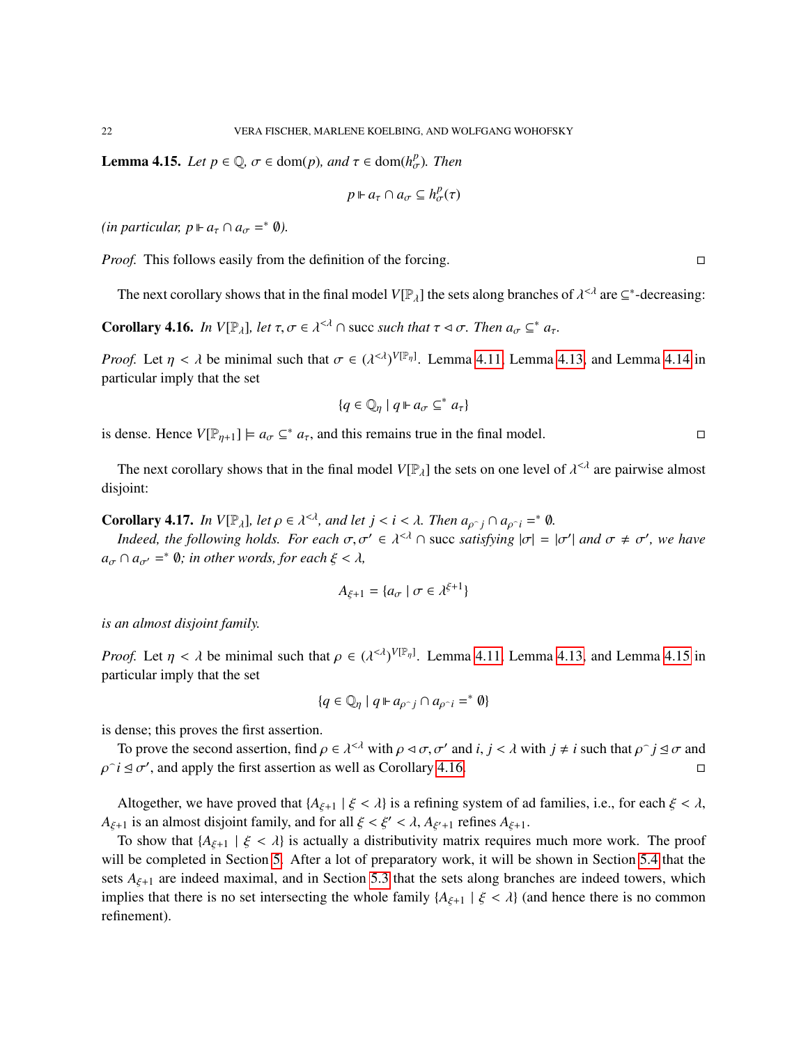**Lemma 4.15.** *Let $p \in \mathbb{Q}$, $\sigma \in \operatorname{dom}(p)$, and $\tau \in \operatorname{dom}(h^p_\sigma)$. Then*

$$p \Vdash a_\tau \cap a_\sigma \subseteq h^p_\sigma(\tau)$$

*(in particular, $p \Vdash a_\tau \cap a_\sigma =^* \emptyset$).*

*Proof.* This follows easily from the definition of the forcing. □

The next corollary shows that in the final model $V[\mathbb{P}_\lambda]$ the sets along branches of $\lambda^{<\lambda}$ are $\subseteq^*$-decreasing:

**Corollary 4.16.** *In $V[\mathbb{P}_\lambda]$, let $\tau, \sigma \in \lambda^{<\lambda} \cap \text{succ}$ such that $\tau \lhd \sigma$. Then $a_\sigma \subseteq^* a_\tau$.*

*Proof.* Let $\eta < \lambda$ be minimal such that $\sigma \in (\lambda^{<\lambda})^{V[\mathbb{P}_\eta]}$. Lemma 4.11, Lemma 4.13, and Lemma 4.14 in particular imply that the set

$$\{q \in \mathbb{Q}_\eta \mid q \Vdash a_\sigma \subseteq^* a_\tau\}$$

is dense. Hence $V[\mathbb{P}_{\eta+1}] \models a_\sigma \subseteq^* a_\tau$, and this remains true in the final model. □

The next corollary shows that in the final model $V[\mathbb{P}_\lambda]$ the sets on one level of $\lambda^{<\lambda}$ are pairwise almost disjoint:

**Corollary 4.17.** *In $V[\mathbb{P}_\lambda]$, let $\rho \in \lambda^{<\lambda}$, and let $j < i < \lambda$. Then $a_{\rho^\frown j} \cap a_{\rho^\frown i} =^* \emptyset$.*

*Indeed, the following holds. For each $\sigma, \sigma' \in \lambda^{<\lambda} \cap \text{succ}$ satisfying $|\sigma| = |\sigma'|$ and $\sigma \neq \sigma'$, we have $a_\sigma \cap a_{\sigma'} =^* \emptyset$; in other words, for each $\xi < \lambda$,*

$$A_{\xi+1} = \{a_\sigma \mid \sigma \in \lambda^{\xi+1}\}$$

*is an almost disjoint family.*

*Proof.* Let $\eta < \lambda$ be minimal such that $\rho \in (\lambda^{<\lambda})^{V[\mathbb{P}_\eta]}$. Lemma 4.11, Lemma 4.13, and Lemma 4.15 in particular imply that the set

$$\{q \in \mathbb{Q}_\eta \mid q \Vdash a_{\rho^\frown j} \cap a_{\rho^\frown i} =^* \emptyset\}$$

is dense; this proves the first assertion.

To prove the second assertion, find $\rho \in \lambda^{<\lambda}$ with $\rho \lhd \sigma, \sigma'$ and $i, j < \lambda$ with $j \neq i$ such that $\rho^\frown j \unlhd \sigma$ and $\rho^\frown i \unlhd \sigma'$, and apply the first assertion as well as Corollary 4.16. □

Altogether, we have proved that $\{A_{\xi+1} \mid \xi < \lambda\}$ is a refining system of ad families, i.e., for each $\xi < \lambda$, $A_{\xi+1}$ is an almost disjoint family, and for all $\xi < \xi' < \lambda$, $A_{\xi'+1}$ refines $A_{\xi+1}$.

To show that $\{A_{\xi+1} \mid \xi < \lambda\}$ is actually a distributivity matrix requires much more work. The proof will be completed in Section 5. After a lot of preparatory work, it will be shown in Section 5.4 that the sets $A_{\xi+1}$ are indeed maximal, and in Section 5.3 that the sets along branches are indeed towers, which implies that there is no set intersecting the whole family $\{A_{\xi+1} \mid \xi < \lambda\}$ (and hence there is no common refinement).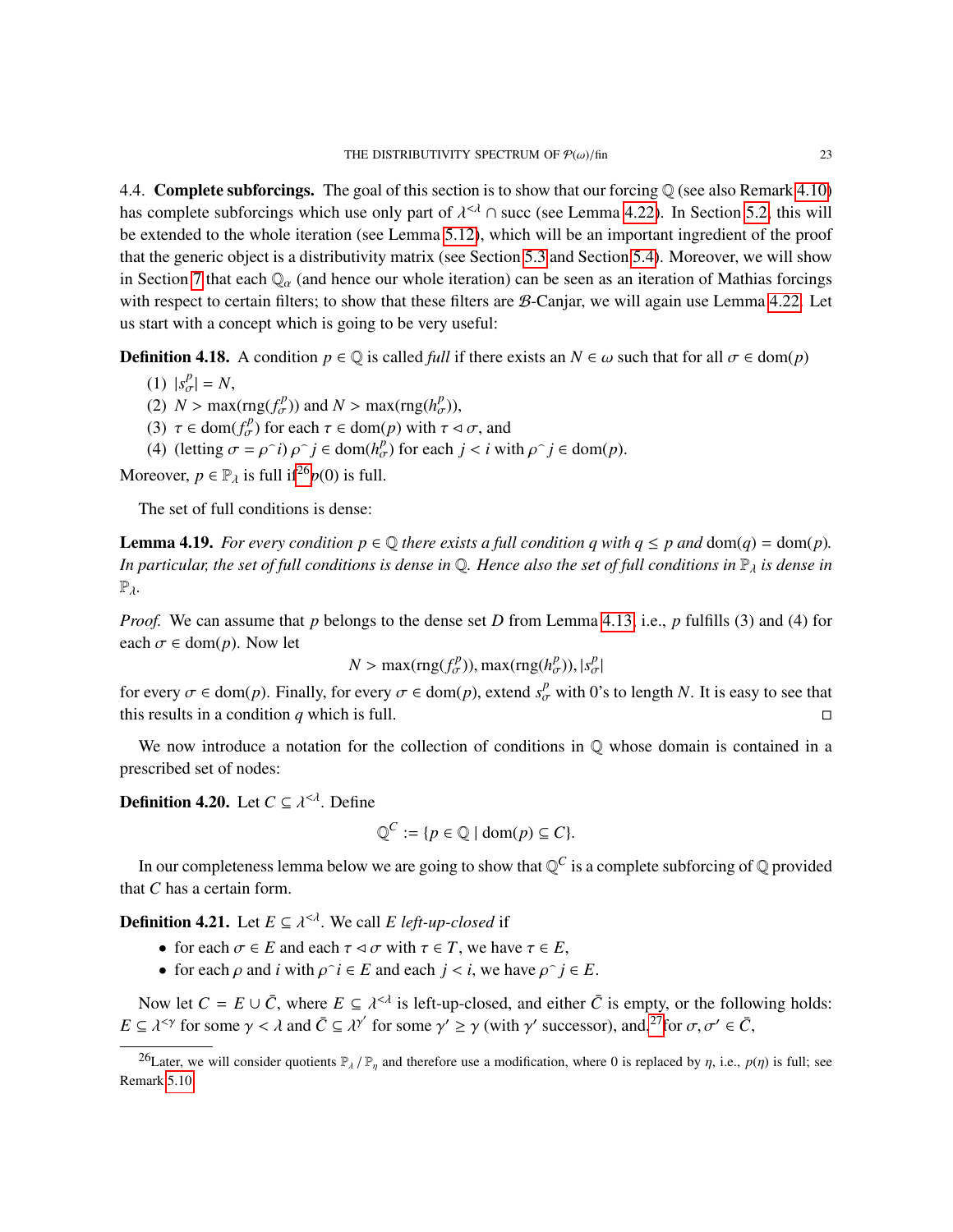4.4. **Complete subforcings.** The goal of this section is to show that our forcing $\mathbb{Q}$ (see also Remark 4.10) has complete subforcings which use only part of $\lambda^{<\lambda} \cap \text{succ}$ (see Lemma 4.22). In Section 5.2, this will be extended to the whole iteration (see Lemma 5.12), which will be an important ingredient of the proof that the generic object is a distributivity matrix (see Section 5.3 and Section 5.4). Moreover, we will show in Section 7 that each $\mathbb{Q}_\alpha$ (and hence our whole iteration) can be seen as an iteration of Mathias forcings with respect to certain filters; to show that these filters are $\mathcal{B}$-Canjar, we will again use Lemma 4.22. Let us start with a concept which is going to be very useful:

**Definition 4.18.** A condition $p \in \mathbb{Q}$ is called *full* if there exists an $N \in \omega$ such that for all $\sigma \in \text{dom}(p)$

1. $|s^p_\sigma| = N$,
2. $N > \max(\text{rng}(f^p_\sigma))$ and $N > \max(\text{rng}(h^p_\sigma))$,
3. $\tau \in \text{dom}(f^p_\sigma)$ for each $\tau \in \text{dom}(p)$ with $\tau \lhd \sigma$, and
4. (letting $\sigma = \rho^\frown i$) $\rho^\frown j \in \text{dom}(h^p_\sigma)$ for each $j < i$ with $\rho^\frown j \in \text{dom}(p)$.

Moreover, $p \in \mathbb{P}_\lambda$ is full if[26] $p(0)$ is full.

The set of full conditions is dense:

**Lemma 4.19.** *For every condition $p \in \mathbb{Q}$ there exists a full condition $q$ with $q \leq p$ and $\text{dom}(q) = \text{dom}(p)$. In particular, the set of full conditions is dense in $\mathbb{Q}$. Hence also the set of full conditions in $\mathbb{P}_\lambda$ is dense in $\mathbb{P}_\lambda$.*

*Proof.* We can assume that $p$ belongs to the dense set $D$ from Lemma 4.13, i.e., $p$ fulfills (3) and (4) for each $\sigma \in \text{dom}(p)$. Now let

$$N > \max(\text{rng}(f^p_\sigma)), \max(\text{rng}(h^p_\sigma)), |s^p_\sigma|$$

for every $\sigma \in \text{dom}(p)$. Finally, for every $\sigma \in \text{dom}(p)$, extend $s^p_\sigma$ with 0's to length $N$. It is easy to see that this results in a condition $q$ which is full. □

We now introduce a notation for the collection of conditions in $\mathbb{Q}$ whose domain is contained in a prescribed set of nodes:

**Definition 4.20.** Let $C \subseteq \lambda^{<\lambda}$. Define

$$\mathbb{Q}^C := \{p \in \mathbb{Q} \mid \text{dom}(p) \subseteq C\}.$$

In our completeness lemma below we are going to show that $\mathbb{Q}^C$ is a complete subforcing of $\mathbb{Q}$ provided that $C$ has a certain form.

**Definition 4.21.** Let $E \subseteq \lambda^{<\lambda}$. We call $E$ *left-up-closed* if

- for each $\sigma \in E$ and each $\tau \lhd \sigma$ with $\tau \in T$, we have $\tau \in E$,
- for each $\rho$ and $i$ with $\rho^\frown i \in E$ and each $j < i$, we have $\rho^\frown j \in E$.

Now let $C = E \cup \bar{C}$, where $E \subseteq \lambda^{<\lambda}$ is left-up-closed, and either $\bar{C}$ is empty, or the following holds: $E \subseteq \lambda^{<\gamma}$ for some $\gamma < \lambda$ and $\bar{C} \subseteq \lambda^{\gamma'}$ for some $\gamma' \geq \gamma$ (with $\gamma'$ successor), and,[27] for $\sigma, \sigma' \in \bar{C}$,

[26] Later, we will consider quotients $\mathbb{P}_\lambda / \mathbb{P}_\eta$ and therefore use a modification, where 0 is replaced by $\eta$, i.e., $p(\eta)$ is full; see Remark 5.10.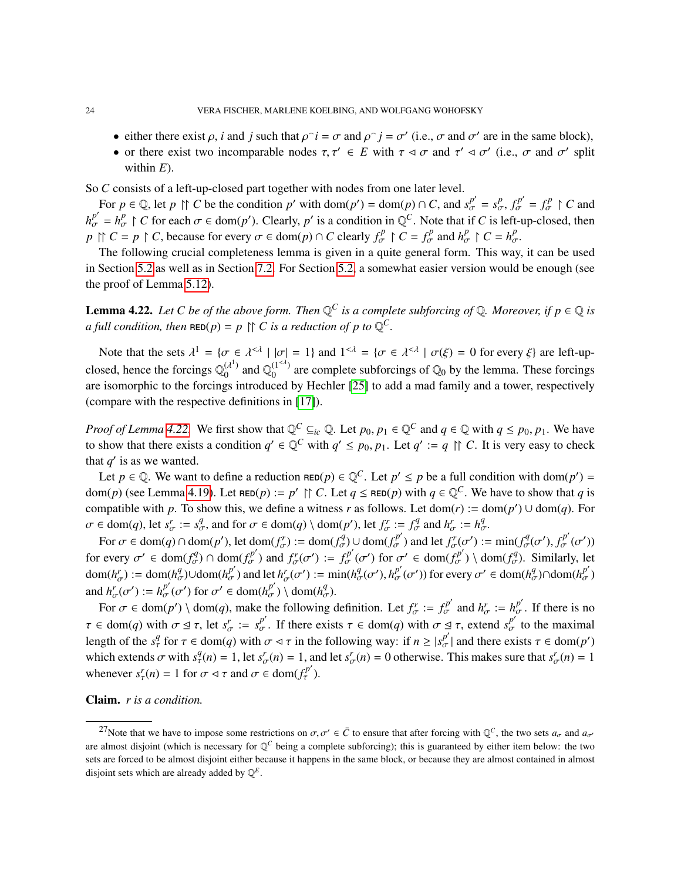- either there exist $\rho$, $i$ and $j$ such that $\rho^\frown i = \sigma$ and $\rho^\frown j = \sigma'$ (i.e., $\sigma$ and $\sigma'$ are in the same block),
- or there exist two incomparable nodes $\tau, \tau' \in E$ with $\tau \lhd \sigma$ and $\tau' \lhd \sigma'$ (i.e., $\sigma$ and $\sigma'$ split within $E$).

So $C$ consists of a left-up-closed part together with nodes from one later level.

For $p \in \mathbb{Q}$, let $p \upharpoonright\upharpoonright C$ be the condition $p'$ with $\mathrm{dom}(p') = \mathrm{dom}(p) \cap C$, and $s^{p'}_\sigma = s^p_\sigma$, $f^{p'}_\sigma = f^p_\sigma \upharpoonright C$ and $h^{p'}_\sigma = h^p_\sigma \upharpoonright C$ for each $\sigma \in \mathrm{dom}(p')$. Clearly, $p'$ is a condition in $\mathbb{Q}^C$. Note that if $C$ is left-up-closed, then $p \upharpoonright\upharpoonright C = p \upharpoonright C$, because for every $\sigma \in \mathrm{dom}(p) \cap C$ clearly $f^p_\sigma \upharpoonright C = f^p_\sigma$ and $h^p_\sigma \upharpoonright C = h^p_\sigma$.

The following crucial completeness lemma is given in a quite general form. This way, it can be used in Section 5.2 as well as in Section 7.2. For Section 5.2, a somewhat easier version would be enough (see the proof of Lemma 5.12).

**Lemma 4.22.** *Let $C$ be of the above form. Then $\mathbb{Q}^C$ is a complete subforcing of $\mathbb{Q}$. Moreover, if $p \in \mathbb{Q}$ is a full condition, then $\text{RED}(p) = p \upharpoonright\upharpoonright C$ is a reduction of $p$ to $\mathbb{Q}^C$.*

Note that the sets $\lambda^1 = \{\sigma \in \lambda^{<\lambda} \mid |\sigma| = 1\}$ and $1^{<\lambda} = \{\sigma \in \lambda^{<\lambda} \mid \sigma(\xi) = 0 \text{ for every } \xi\}$ are left-up-closed, hence the forcings $\mathbb{Q}_0^{(\lambda^1)}$ and $\mathbb{Q}_0^{(1^{<\lambda})}$ are complete subforcings of $\mathbb{Q}_0$ by the lemma. These forcings are isomorphic to the forcings introduced by Hechler [25] to add a mad family and a tower, respectively (compare with the respective definitions in [17]).

*Proof of Lemma 4.22.* We first show that $\mathbb{Q}^C \subseteq_{ic} \mathbb{Q}$. Let $p_0, p_1 \in \mathbb{Q}^C$ and $q \in \mathbb{Q}$ with $q \leq p_0, p_1$. We have to show that there exists a condition $q' \in \mathbb{Q}^C$ with $q' \leq p_0, p_1$. Let $q' := q \upharpoonright\upharpoonright C$. It is very easy to check that $q'$ is as we wanted.

Let $p \in \mathbb{Q}$. We want to define a reduction $\text{RED}(p) \in \mathbb{Q}^C$. Let $p' \leq p$ be a full condition with $\mathrm{dom}(p') = \mathrm{dom}(p)$ (see Lemma 4.19). Let $\text{RED}(p) := p' \upharpoonright\upharpoonright C$. Let $q \leq \text{RED}(p)$ with $q \in \mathbb{Q}^C$. We have to show that $q$ is compatible with $p$. To show this, we define a witness $r$ as follows. Let $\mathrm{dom}(r) := \mathrm{dom}(p') \cup \mathrm{dom}(q)$. For $\sigma \in \mathrm{dom}(q)$, let $s^r_\sigma := s^q_\sigma$, and for $\sigma \in \mathrm{dom}(q) \setminus \mathrm{dom}(p')$, let $f^r_\sigma := f^q_\sigma$ and $h^r_\sigma := h^q_\sigma$.

For $\sigma \in \mathrm{dom}(q) \cap \mathrm{dom}(p')$, let $\mathrm{dom}(f^r_\sigma) := \mathrm{dom}(f^q_\sigma) \cup \mathrm{dom}(f^{p'}_\sigma)$ and let $f^r_\sigma(\sigma') := \min(f^q_\sigma(\sigma'), f^{p'}_\sigma(\sigma'))$ for every $\sigma' \in \mathrm{dom}(f^q_\sigma) \cap \mathrm{dom}(f^{p'}_\sigma)$ and $f^r_\sigma(\sigma') := f^{p'}_\sigma(\sigma')$ for $\sigma' \in \mathrm{dom}(f^{p'}_\sigma) \setminus \mathrm{dom}(f^q_\sigma)$. Similarly, let $\mathrm{dom}(h^r_\sigma) := \mathrm{dom}(h^q_\sigma) \cup \mathrm{dom}(h^{p'}_\sigma)$ and let $h^r_\sigma(\sigma') := \min(h^q_\sigma(\sigma'), h^{p'}_\sigma(\sigma'))$ for every $\sigma' \in \mathrm{dom}(h^q_\sigma) \cap \mathrm{dom}(h^{p'}_\sigma)$ and $h^r_\sigma(\sigma') := h^{p'}_\sigma(\sigma')$ for $\sigma' \in \mathrm{dom}(h^{p'}_\sigma) \setminus \mathrm{dom}(h^q_\sigma)$.

For $\sigma \in \mathrm{dom}(p') \setminus \mathrm{dom}(q)$, make the following definition. Let $f^r_\sigma := f^{p'}_\sigma$ and $h^r_\sigma := h^{p'}_\sigma$. If there is no $\tau \in \mathrm{dom}(q)$ with $\sigma \trianglelefteq \tau$, let $s^r_\sigma := s^{p'}_\sigma$. If there exists $\tau \in \mathrm{dom}(q)$ with $\sigma \trianglelefteq \tau$, extend $s^{p'}_\sigma$ to the maximal length of the $s^q_\tau$ for $\tau \in \mathrm{dom}(q)$ with $\sigma \lhd \tau$ in the following way: if $n \geq |s^{p'}_\sigma|$ and there exists $\tau \in \mathrm{dom}(p')$ which extends $\sigma$ with $s^q_\tau(n) = 1$, let $s^r_\sigma(n) = 1$, and let $s^r_\sigma(n) = 0$ otherwise. This makes sure that $s^r_\sigma(n) = 1$ whenever $s^r_\tau(n) = 1$ for $\sigma \lhd \tau$ and $\sigma \in \mathrm{dom}(f^{p'}_\tau)$.

**Claim.** *$r$ is a condition.*

---

[27] Note that we have to impose some restrictions on $\sigma, \sigma' \in \bar{C}$ to ensure that after forcing with $\mathbb{Q}^C$, the two sets $a_\sigma$ and $a_{\sigma'}$ are almost disjoint (which is necessary for $\mathbb{Q}^C$ being a complete subforcing); this is guaranteed by either item below: the two sets are forced to be almost disjoint either because it happens in the same block, or because they are almost contained in almost disjoint sets which are already added by $\mathbb{Q}^E$.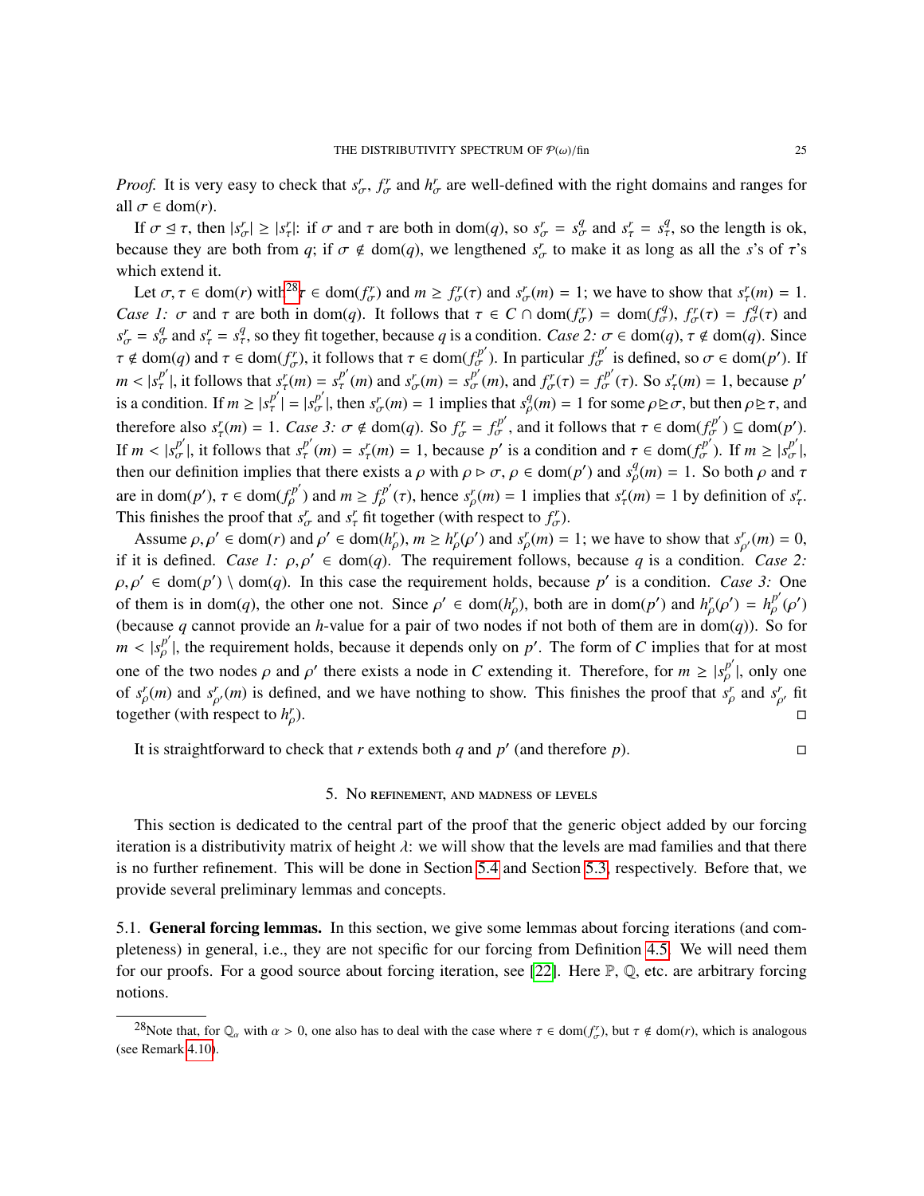*Proof.* It is very easy to check that $s^r_\sigma$, $f^r_\sigma$ and $h^r_\sigma$ are well-defined with the right domains and ranges for all $\sigma \in \mathrm{dom}(r)$.

If $\sigma \trianglelefteq \tau$, then $|s^r_\sigma| \geq |s^r_\tau|$: if $\sigma$ and $\tau$ are both in $\mathrm{dom}(q)$, so $s^r_\sigma = s^q_\sigma$ and $s^r_\tau = s^q_\tau$, so the length is ok, because they are both from $q$; if $\sigma \notin \mathrm{dom}(q)$, we lengthened $s^r_\sigma$ to make it as long as all the $s$'s of $\tau$'s which extend it.

Let $\sigma, \tau \in \mathrm{dom}(r)$ with[28] $\tau \in \mathrm{dom}(f^r_\sigma)$ and $m \geq f^r_\sigma(\tau)$ and $s^r_\sigma(m) = 1$; we have to show that $s^r_\tau(m) = 1$. *Case 1:* $\sigma$ and $\tau$ are both in $\mathrm{dom}(q)$. It follows that $\tau \in C \cap \mathrm{dom}(f^r_\sigma) = \mathrm{dom}(f^q_\sigma)$, $f^r_\sigma(\tau) = f^q_\sigma(\tau)$ and $s^r_\sigma = s^q_\sigma$ and $s^r_\tau = s^q_\tau$, so they fit together, because $q$ is a condition. *Case 2:* $\sigma \in \mathrm{dom}(q)$, $\tau \notin \mathrm{dom}(q)$. Since $\tau \notin \mathrm{dom}(q)$ and $\tau \in \mathrm{dom}(f^r_\sigma)$, it follows that $\tau \in \mathrm{dom}(f^{p'}_\sigma)$. In particular $f^{p'}_\sigma$ is defined, so $\sigma \in \mathrm{dom}(p')$. If $m < |s^{p'}_\tau|$, it follows that $s^r_\tau(m) = s^{p'}_\tau(m)$ and $s^r_\sigma(m) = s^{p'}_\sigma(m)$, and $f^r_\sigma(\tau) = f^{p'}_\sigma(\tau)$. So $s^r_\tau(m) = 1$, because $p'$ is a condition. If $m \geq |s^{p'}_\tau| = |s^{p'}_\sigma|$, then $s^r_\sigma(m) = 1$ implies that $s^q_\rho(m) = 1$ for some $\rho \trianglerighteq \sigma$, but then $\rho \trianglerighteq \tau$, and therefore also $s^r_\tau(m) = 1$. *Case 3:* $\sigma \notin \mathrm{dom}(q)$. So $f^r_\sigma = f^{p'}_\sigma$, and it follows that $\tau \in \mathrm{dom}(f^{p'}_\sigma) \subseteq \mathrm{dom}(p')$. If $m < |s^{p'}_\sigma|$, it follows that $s^{p'}_\tau(m) = s^r_\tau(m) = 1$, because $p'$ is a condition and $\tau \in \mathrm{dom}(f^{p'}_\sigma)$. If $m \geq |s^{p'}_\sigma|$, then our definition implies that there exists a $\rho$ with $\rho \triangleright \sigma$, $\rho \in \mathrm{dom}(p')$ and $s^q_\rho(m) = 1$. So both $\rho$ and $\tau$ are in $\mathrm{dom}(p')$, $\tau \in \mathrm{dom}(f^{p'}_\rho)$ and $m \geq f^{p'}_\rho(\tau)$, hence $s^r_\rho(m) = 1$ implies that $s^r_\tau(m) = 1$ by definition of $s^r_\tau$. This finishes the proof that $s^r_\sigma$ and $s^r_\tau$ fit together (with respect to $f^r_\sigma$).

Assume $\rho, \rho' \in \mathrm{dom}(r)$ and $\rho' \in \mathrm{dom}(h^r_\rho)$, $m \geq h^r_\rho(\rho')$ and $s^r_\rho(m) = 1$; we have to show that $s^r_{\rho'}(m) = 0$, if it is defined. *Case 1:* $\rho, \rho' \in \mathrm{dom}(q)$. The requirement follows, because $q$ is a condition. *Case 2:* $\rho, \rho' \in \mathrm{dom}(p') \setminus \mathrm{dom}(q)$. In this case the requirement holds, because $p'$ is a condition. *Case 3:* One of them is in $\mathrm{dom}(q)$, the other one not. Since $\rho' \in \mathrm{dom}(h^r_\rho)$, both are in $\mathrm{dom}(p')$ and $h^r_\rho(\rho') = h^{p'}_\rho(\rho')$ (because $q$ cannot provide an $h$-value for a pair of two nodes if not both of them are in $\mathrm{dom}(q)$). So for $m < |s^{p'}_\rho|$, the requirement holds, because it depends only on $p'$. The form of $C$ implies that for at most one of the two nodes $\rho$ and $\rho'$ there exists a node in $C$ extending it. Therefore, for $m \geq |s^{p'}_\rho|$, only one of $s^r_\rho(m)$ and $s^r_{\rho'}(m)$ is defined, and we have nothing to show. This finishes the proof that $s^r_\rho$ and $s^r_{\rho'}$ fit together (with respect to $h^r_\rho$). $\square$

It is straightforward to check that $r$ extends both $q$ and $p'$ (and therefore $p$). $\square$

## 5. No refinement, and madness of levels

This section is dedicated to the central part of the proof that the generic object added by our forcing iteration is a distributivity matrix of height $\lambda$: we will show that the levels are mad families and that there is no further refinement. This will be done in Section 5.4 and Section 5.3, respectively. Before that, we provide several preliminary lemmas and concepts.

### 5.1. General forcing lemmas.

In this section, we give some lemmas about forcing iterations (and completeness) in general, i.e., they are not specific for our forcing from Definition 4.5. We will need them for our proofs. For a good source about forcing iteration, see [22]. Here $\mathbb{P}$, $\mathbb{Q}$, etc. are arbitrary forcing notions.

[28] Note that, for $\mathbb{Q}_\alpha$ with $\alpha > 0$, one also has to deal with the case where $\tau \in \mathrm{dom}(f^r_\sigma)$, but $\tau \notin \mathrm{dom}(r)$, which is analogous (see Remark 4.10).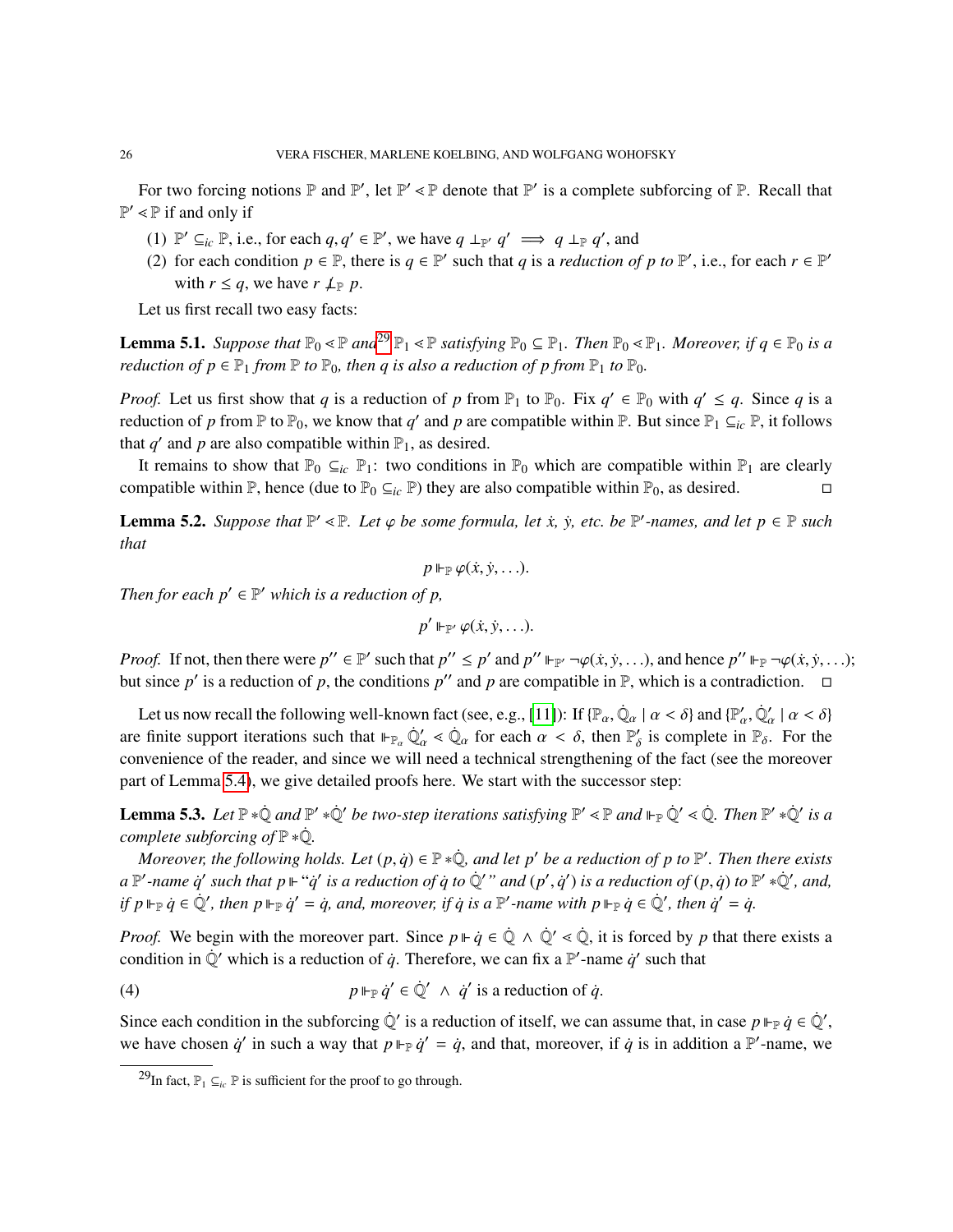For two forcing notions $\mathbb{P}$ and $\mathbb{P}'$, let $\mathbb{P}' \lessdot \mathbb{P}$ denote that $\mathbb{P}'$ is a complete subforcing of $\mathbb{P}$. Recall that $\mathbb{P}' \lessdot \mathbb{P}$ if and only if

1. $\mathbb{P}' \subseteq_{ic} \mathbb{P}$, i.e., for each $q, q' \in \mathbb{P}'$, we have $q \perp_{\mathbb{P}'} q' \implies q \perp_{\mathbb{P}} q'$, and
2. for each condition $p \in \mathbb{P}$, there is $q \in \mathbb{P}'$ such that $q$ is a *reduction of $p$ to $\mathbb{P}'$*, i.e., for each $r \in \mathbb{P}'$ with $r \leq q$, we have $r \not\perp_{\mathbb{P}} p$.

Let us first recall two easy facts:

**Lemma 5.1.** *Suppose that $\mathbb{P}_0 \lessdot \mathbb{P}$ and*[29] *$\mathbb{P}_1 \lessdot \mathbb{P}$ satisfying $\mathbb{P}_0 \subseteq \mathbb{P}_1$. Then $\mathbb{P}_0 \lessdot \mathbb{P}_1$. Moreover, if $q \in \mathbb{P}_0$ is a reduction of $p \in \mathbb{P}_1$ from $\mathbb{P}$ to $\mathbb{P}_0$, then $q$ is also a reduction of $p$ from $\mathbb{P}_1$ to $\mathbb{P}_0$.*

*Proof.* Let us first show that $q$ is a reduction of $p$ from $\mathbb{P}_1$ to $\mathbb{P}_0$. Fix $q' \in \mathbb{P}_0$ with $q' \leq q$. Since $q$ is a reduction of $p$ from $\mathbb{P}$ to $\mathbb{P}_0$, we know that $q'$ and $p$ are compatible within $\mathbb{P}$. But since $\mathbb{P}_1 \subseteq_{ic} \mathbb{P}$, it follows that $q'$ and $p$ are also compatible within $\mathbb{P}_1$, as desired.

It remains to show that $\mathbb{P}_0 \subseteq_{ic} \mathbb{P}_1$: two conditions in $\mathbb{P}_0$ which are compatible within $\mathbb{P}_1$ are clearly compatible within $\mathbb{P}$, hence (due to $\mathbb{P}_0 \subseteq_{ic} \mathbb{P}$) they are also compatible within $\mathbb{P}_0$, as desired. □

**Lemma 5.2.** *Suppose that $\mathbb{P}' \lessdot \mathbb{P}$. Let $\varphi$ be some formula, let $\dot{x}$, $\dot{y}$, etc. be $\mathbb{P}'$-names, and let $p \in \mathbb{P}$ such that*

$$p \Vdash_{\mathbb{P}} \varphi(\dot{x}, \dot{y}, \ldots).$$

*Then for each $p' \in \mathbb{P}'$ which is a reduction of $p$,*

$$p' \Vdash_{\mathbb{P}'} \varphi(\dot{x}, \dot{y}, \ldots).$$

*Proof.* If not, then there were $p'' \in \mathbb{P}'$ such that $p'' \leq p'$ and $p'' \Vdash_{\mathbb{P}'} \neg\varphi(\dot{x}, \dot{y}, \ldots)$, and hence $p'' \Vdash_{\mathbb{P}} \neg\varphi(\dot{x}, \dot{y}, \ldots)$; but since $p'$ is a reduction of $p$, the conditions $p''$ and $p$ are compatible in $\mathbb{P}$, which is a contradiction. □

Let us now recall the following well-known fact (see, e.g., [11]): If $\{\mathbb{P}_\alpha, \dot{\mathbb{Q}}_\alpha \mid \alpha < \delta\}$ and $\{\mathbb{P}'_\alpha, \dot{\mathbb{Q}}'_\alpha \mid \alpha < \delta\}$ are finite support iterations such that $\Vdash_{\mathbb{P}_\alpha} \dot{\mathbb{Q}}'_\alpha \lessdot \dot{\mathbb{Q}}_\alpha$ for each $\alpha < \delta$, then $\mathbb{P}'_\delta$ is complete in $\mathbb{P}_\delta$. For the convenience of the reader, and since we will need a technical strengthening of the fact (see the moreover part of Lemma 5.4), we give detailed proofs here. We start with the successor step:

**Lemma 5.3.** *Let $\mathbb{P} * \dot{\mathbb{Q}}$ and $\mathbb{P}' * \dot{\mathbb{Q}}'$ be two-step iterations satisfying $\mathbb{P}' \lessdot \mathbb{P}$ and $\Vdash_{\mathbb{P}} \dot{\mathbb{Q}}' \lessdot \dot{\mathbb{Q}}$. Then $\mathbb{P}' * \dot{\mathbb{Q}}'$ is a complete subforcing of $\mathbb{P} * \dot{\mathbb{Q}}$.*

*Moreover, the following holds. Let $(p, \dot{q}) \in \mathbb{P} * \dot{\mathbb{Q}}$, and let $p'$ be a reduction of $p$ to $\mathbb{P}'$. Then there exists a $\mathbb{P}'$-name $\dot{q}'$ such that $p \Vdash$ "$\dot{q}'$ is a reduction of $\dot{q}$ to $\dot{\mathbb{Q}}'$" and $(p', \dot{q}')$ is a reduction of $(p, \dot{q})$ to $\mathbb{P}' * \dot{\mathbb{Q}}'$, and, if $p \Vdash_{\mathbb{P}} \dot{q} \in \dot{\mathbb{Q}}'$, then $p \Vdash_{\mathbb{P}} \dot{q}' = \dot{q}$, and, moreover, if $\dot{q}$ is a $\mathbb{P}'$-name with $p \Vdash_{\mathbb{P}} \dot{q} \in \dot{\mathbb{Q}}'$, then $\dot{q}' = \dot{q}$.*

*Proof.* We begin with the moreover part. Since $p \Vdash \dot{q} \in \dot{\mathbb{Q}} \wedge \dot{\mathbb{Q}}' \lessdot \dot{\mathbb{Q}}$, it is forced by $p$ that there exists a condition in $\dot{\mathbb{Q}}'$ which is a reduction of $\dot{q}$. Therefore, we can fix a $\mathbb{P}'$-name $\dot{q}'$ such that

$$p \Vdash_{\mathbb{P}} \dot{q}' \in \dot{\mathbb{Q}}' \ \wedge \ \dot{q}' \text{ is a reduction of } \dot{q}. \tag{4}$$

Since each condition in the subforcing $\dot{\mathbb{Q}}'$ is a reduction of itself, we can assume that, in case $p \Vdash_{\mathbb{P}} \dot{q} \in \dot{\mathbb{Q}}'$, we have chosen $\dot{q}'$ in such a way that $p \Vdash_{\mathbb{P}} \dot{q}' = \dot{q}$, and that, moreover, if $\dot{q}$ is in addition a $\mathbb{P}'$-name, we

[29] In fact, $\mathbb{P}_1 \subseteq_{ic} \mathbb{P}$ is sufficient for the proof to go through.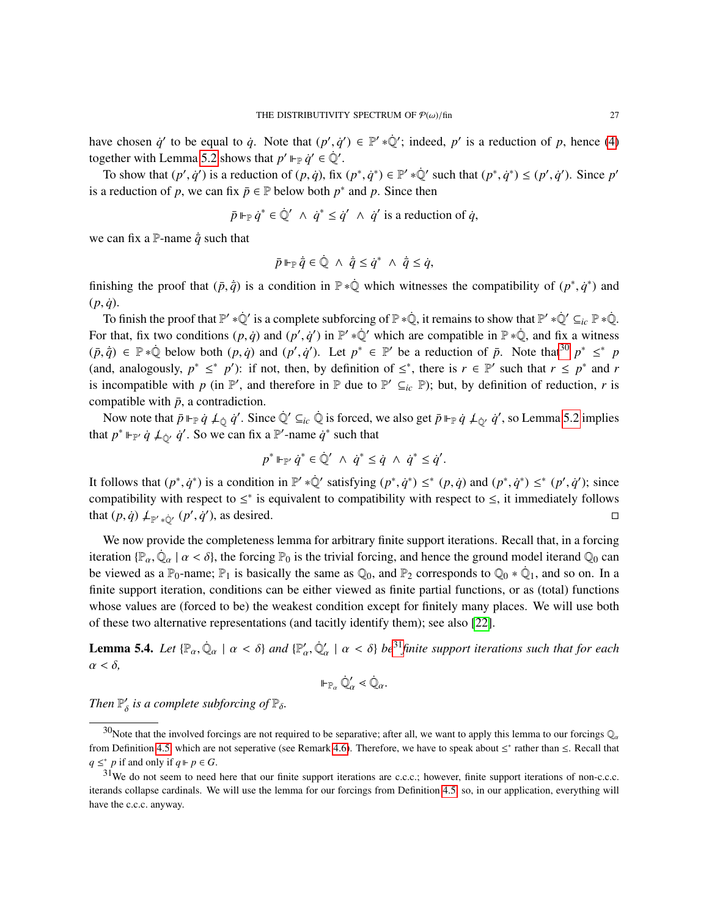have chosen $\dot{q}'$ to be equal to $\dot{q}$. Note that $(p', \dot{q}') \in \mathbb{P}' * \dot{\mathbb{Q}}'$; indeed, $p'$ is a reduction of $p$, hence (4) together with Lemma 5.2 shows that $p' \Vdash_{\mathbb{P}} \dot{q}' \in \dot{\mathbb{Q}}'$.

To show that $(p', \dot{q}')$ is a reduction of $(p, \dot{q})$, fix $(p^*, \dot{q}^*) \in \mathbb{P}' * \dot{\mathbb{Q}}'$ such that $(p^*, \dot{q}^*) \leq (p', \dot{q}')$. Since $p'$ is a reduction of $p$, we can fix $\bar{p} \in \mathbb{P}$ below both $p^*$ and $p$. Since then

$$\bar{p} \Vdash_{\mathbb{P}} \dot{q}^* \in \dot{\mathbb{Q}}' \ \wedge\ \dot{q}^* \leq \dot{q}' \ \wedge\ \dot{q}' \text{ is a reduction of } \dot{q},$$

we can fix a $\mathbb{P}$-name $\dot{\bar{q}}$ such that

$$\bar{p} \Vdash_{\mathbb{P}} \dot{\bar{q}} \in \dot{\mathbb{Q}} \ \wedge\ \dot{\bar{q}} \leq \dot{q}^* \ \wedge\ \dot{\bar{q}} \leq \dot{q},$$

finishing the proof that $(\bar{p}, \dot{\bar{q}})$ is a condition in $\mathbb{P} * \dot{\mathbb{Q}}$ which witnesses the compatibility of $(p^*, \dot{q}^*)$ and $(p, \dot{q})$.

To finish the proof that $\mathbb{P}' * \dot{\mathbb{Q}}'$ is a complete subforcing of $\mathbb{P} * \dot{\mathbb{Q}}$, it remains to show that $\mathbb{P}' * \dot{\mathbb{Q}}' \subseteq_{ic} \mathbb{P} * \dot{\mathbb{Q}}$. For that, fix two conditions $(p, \dot{q})$ and $(p', \dot{q}')$ in $\mathbb{P}' * \dot{\mathbb{Q}}'$ which are compatible in $\mathbb{P} * \dot{\mathbb{Q}}$, and fix a witness $(\bar{p}, \dot{\bar{q}}) \in \mathbb{P} * \dot{\mathbb{Q}}$ below both $(p, \dot{q})$ and $(p', \dot{q}')$. Let $p^* \in \mathbb{P}'$ be a reduction of $\bar{p}$. Note that[30] $p^* \leq^* p$ (and, analogously, $p^* \leq^* p'$): if not, then, by definition of $\leq^*$, there is $r \in \mathbb{P}'$ such that $r \leq p^*$ and $r$ is incompatible with $p$ (in $\mathbb{P}'$, and therefore in $\mathbb{P}$ due to $\mathbb{P}' \subseteq_{ic} \mathbb{P}$); but, by definition of reduction, $r$ is compatible with $\bar{p}$, a contradiction.

Now note that $\bar{p} \Vdash_{\mathbb{P}} \dot{q} \not\perp_{\dot{\mathbb{Q}}} \dot{q}'$. Since $\dot{\mathbb{Q}}' \subseteq_{ic} \dot{\mathbb{Q}}$ is forced, we also get $\bar{p} \Vdash_{\mathbb{P}} \dot{q} \not\perp_{\dot{\mathbb{Q}}'} \dot{q}'$, so Lemma 5.2 implies that $p^* \Vdash_{\mathbb{P}'} \dot{q} \not\perp_{\dot{\mathbb{Q}}'} \dot{q}'$. So we can fix a $\mathbb{P}'$-name $\dot{q}^*$ such that

$$p^* \Vdash_{\mathbb{P}'} \dot{q}^* \in \dot{\mathbb{Q}}' \ \wedge\ \dot{q}^* \leq \dot{q} \ \wedge\ \dot{q}^* \leq \dot{q}'.$$

It follows that $(p^*, \dot{q}^*)$ is a condition in $\mathbb{P}' * \dot{\mathbb{Q}}'$ satisfying $(p^*, \dot{q}^*) \leq^* (p, \dot{q})$ and $(p^*, \dot{q}^*) \leq^* (p', \dot{q}')$; since compatibility with respect to $\leq^*$ is equivalent to compatibility with respect to $\leq$, it immediately follows that $(p, \dot{q}) \not\perp_{\mathbb{P}' * \dot{\mathbb{Q}}'} (p', \dot{q}')$, as desired. $\square$

We now provide the completeness lemma for arbitrary finite support iterations. Recall that, in a forcing iteration $\{\mathbb{P}_\alpha, \dot{\mathbb{Q}}_\alpha \mid \alpha < \delta\}$, the forcing $\mathbb{P}_0$ is the trivial forcing, and hence the ground model iterand $\mathbb{Q}_0$ can be viewed as a $\mathbb{P}_0$-name; $\mathbb{P}_1$ is basically the same as $\mathbb{Q}_0$, and $\mathbb{P}_2$ corresponds to $\mathbb{Q}_0 * \dot{\mathbb{Q}}_1$, and so on. In a finite support iteration, conditions can be either viewed as finite partial functions, or as (total) functions whose values are (forced to be) the weakest condition except for finitely many places. We will use both of these two alternative representations (and tacitly identify them); see also [22].

**Lemma 5.4.** *Let $\{\mathbb{P}_\alpha, \dot{\mathbb{Q}}_\alpha \mid \alpha < \delta\}$ and $\{\mathbb{P}'_\alpha, \dot{\mathbb{Q}}'_\alpha \mid \alpha < \delta\}$ be[31] finite support iterations such that for each $\alpha < \delta$,*

$$\Vdash_{\mathbb{P}_\alpha} \dot{\mathbb{Q}}'_\alpha \lessdot \dot{\mathbb{Q}}_\alpha.$$

*Then $\mathbb{P}'_\delta$ is a complete subforcing of $\mathbb{P}_\delta$.*

---

[30] Note that the involved forcings are not required to be separative; after all, we want to apply this lemma to our forcings $\mathbb{Q}_\alpha$ from Definition 4.5 which are not seperative (see Remark 4.6). Therefore, we have to speak about $\leq^*$ rather than $\leq$. Recall that $q \leq^* p$ if and only if $q \Vdash p \in G$.

[31] We do not seem to need here that our finite support iterations are c.c.c.; however, finite support iterations of non-c.c.c. iterands collapse cardinals. We will use the lemma for our forcings from Definition 4.5, so, in our application, everything will have the c.c.c. anyway.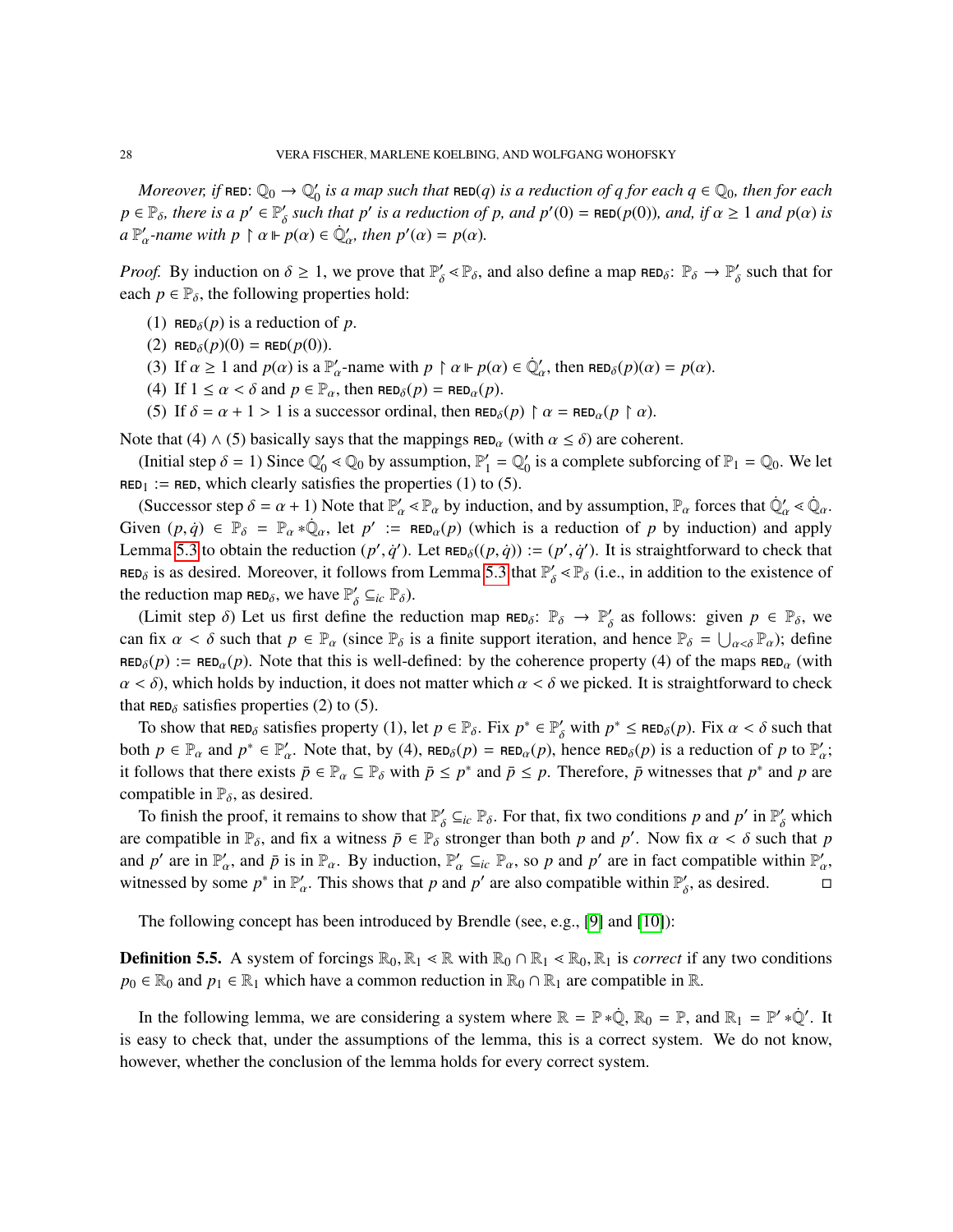*Moreover, if* $\text{RED}\colon \mathbb{Q}_0 \to \mathbb{Q}_0'$ *is a map such that* $\text{RED}(q)$ *is a reduction of* $q$ *for each* $q \in \mathbb{Q}_0$*, then for each* $p \in \mathbb{P}_\delta$*, there is a* $p' \in \mathbb{P}_\delta'$ *such that* $p'$ *is a reduction of* $p$*, and* $p'(0) = \text{RED}(p(0))$*), and, if* $\alpha \geq 1$ *and* $p(\alpha)$ *is a* $\mathbb{P}_\alpha'$*-name with* $p \restriction \alpha \Vdash p(\alpha) \in \dot{\mathbb{Q}}_\alpha'$*, then* $p'(\alpha) = p(\alpha)$*.*

*Proof.* By induction on $\delta \geq 1$, we prove that $\mathbb{P}_\delta' \lessdot \mathbb{P}_\delta$, and also define a map $\text{RED}_\delta\colon \mathbb{P}_\delta \to \mathbb{P}_\delta'$ such that for each $p \in \mathbb{P}_\delta$, the following properties hold:

(1) $\text{RED}_\delta(p)$ is a reduction of $p$.
(2) $\text{RED}_\delta(p)(0) = \text{RED}(p(0))$.
(3) If $\alpha \geq 1$ and $p(\alpha)$ is a $\mathbb{P}_\alpha'$-name with $p \restriction \alpha \Vdash p(\alpha) \in \dot{\mathbb{Q}}_\alpha'$, then $\text{RED}_\delta(p)(\alpha) = p(\alpha)$.
(4) If $1 \leq \alpha < \delta$ and $p \in \mathbb{P}_\alpha$, then $\text{RED}_\delta(p) = \text{RED}_\alpha(p)$.
(5) If $\delta = \alpha + 1 > 1$ is a successor ordinal, then $\text{RED}_\delta(p) \restriction \alpha = \text{RED}_\alpha(p \restriction \alpha)$.

Note that (4) $\wedge$ (5) basically says that the mappings $\text{RED}_\alpha$ (with $\alpha \leq \delta$) are coherent.

(Initial step $\delta = 1$) Since $\mathbb{Q}_0' \lessdot \mathbb{Q}_0$ by assumption, $\mathbb{P}_1' = \mathbb{Q}_0'$ is a complete subforcing of $\mathbb{P}_1 = \mathbb{Q}_0$. We let $\text{RED}_1 := \text{RED}$, which clearly satisfies the properties (1) to (5).

(Successor step $\delta = \alpha + 1$) Note that $\mathbb{P}_\alpha' \lessdot \mathbb{P}_\alpha$ by induction, and by assumption, $\mathbb{P}_\alpha$ forces that $\dot{\mathbb{Q}}_\alpha' \lessdot \dot{\mathbb{Q}}_\alpha$. Given $(p, \dot{q}) \in \mathbb{P}_\delta = \mathbb{P}_\alpha * \dot{\mathbb{Q}}_\alpha$, let $p' := \text{RED}_\alpha(p)$ (which is a reduction of $p$ by induction) and apply Lemma 5.3 to obtain the reduction $(p', \dot{q}')$. Let $\text{RED}_\delta((p, \dot{q})) := (p', \dot{q}')$. It is straightforward to check that $\text{RED}_\delta$ is as desired. Moreover, it follows from Lemma 5.3 that $\mathbb{P}_\delta' \lessdot \mathbb{P}_\delta$ (i.e., in addition to the existence of the reduction map $\text{RED}_\delta$, we have $\mathbb{P}_\delta' \subseteq_{ic} \mathbb{P}_\delta$).

(Limit step $\delta$) Let us first define the reduction map $\text{RED}_\delta\colon \mathbb{P}_\delta \to \mathbb{P}_\delta'$ as follows: given $p \in \mathbb{P}_\delta$, we can fix $\alpha < \delta$ such that $p \in \mathbb{P}_\alpha$ (since $\mathbb{P}_\delta$ is a finite support iteration, and hence $\mathbb{P}_\delta = \bigcup_{\alpha<\delta} \mathbb{P}_\alpha$); define $\text{RED}_\delta(p) := \text{RED}_\alpha(p)$. Note that this is well-defined: by the coherence property (4) of the maps $\text{RED}_\alpha$ (with $\alpha < \delta$), which holds by induction, it does not matter which $\alpha < \delta$ we picked. It is straightforward to check that $\text{RED}_\delta$ satisfies properties (2) to (5).

To show that $\text{RED}_\delta$ satisfies property (1), let $p \in \mathbb{P}_\delta$. Fix $p^* \in \mathbb{P}_\delta'$ with $p^* \leq \text{RED}_\delta(p)$. Fix $\alpha < \delta$ such that both $p \in \mathbb{P}_\alpha$ and $p^* \in \mathbb{P}_\alpha'$. Note that, by (4), $\text{RED}_\delta(p) = \text{RED}_\alpha(p)$, hence $\text{RED}_\delta(p)$ is a reduction of $p$ to $\mathbb{P}_\alpha'$; it follows that there exists $\bar{p} \in \mathbb{P}_\alpha \subseteq \mathbb{P}_\delta$ with $\bar{p} \leq p^*$ and $\bar{p} \leq p$. Therefore, $\bar{p}$ witnesses that $p^*$ and $p$ are compatible in $\mathbb{P}_\delta$, as desired.

To finish the proof, it remains to show that $\mathbb{P}_\delta' \subseteq_{ic} \mathbb{P}_\delta$. For that, fix two conditions $p$ and $p'$ in $\mathbb{P}_\delta'$ which are compatible in $\mathbb{P}_\delta$, and fix a witness $\bar{p} \in \mathbb{P}_\delta$ stronger than both $p$ and $p'$. Now fix $\alpha < \delta$ such that $p$ and $p'$ are in $\mathbb{P}_\alpha'$, and $\bar{p}$ is in $\mathbb{P}_\alpha$. By induction, $\mathbb{P}_\alpha' \subseteq_{ic} \mathbb{P}_\alpha$, so $p$ and $p'$ are in fact compatible within $\mathbb{P}_\alpha'$, witnessed by some $p^*$ in $\mathbb{P}_\alpha'$. This shows that $p$ and $p'$ are also compatible within $\mathbb{P}_\delta'$, as desired. $\square$

The following concept has been introduced by Brendle (see, e.g., [9] and [10]):

**Definition 5.5.** A system of forcings $\mathbb{R}_0, \mathbb{R}_1 \lessdot \mathbb{R}$ with $\mathbb{R}_0 \cap \mathbb{R}_1 \lessdot \mathbb{R}_0, \mathbb{R}_1$ is *correct* if any two conditions $p_0 \in \mathbb{R}_0$ and $p_1 \in \mathbb{R}_1$ which have a common reduction in $\mathbb{R}_0 \cap \mathbb{R}_1$ are compatible in $\mathbb{R}$.

In the following lemma, we are considering a system where $\mathbb{R} = \mathbb{P} * \dot{\mathbb{Q}}$, $\mathbb{R}_0 = \mathbb{P}$, and $\mathbb{R}_1 = \mathbb{P}' * \dot{\mathbb{Q}}'$. It is easy to check that, under the assumptions of the lemma, this is a correct system. We do not know, however, whether the conclusion of the lemma holds for every correct system.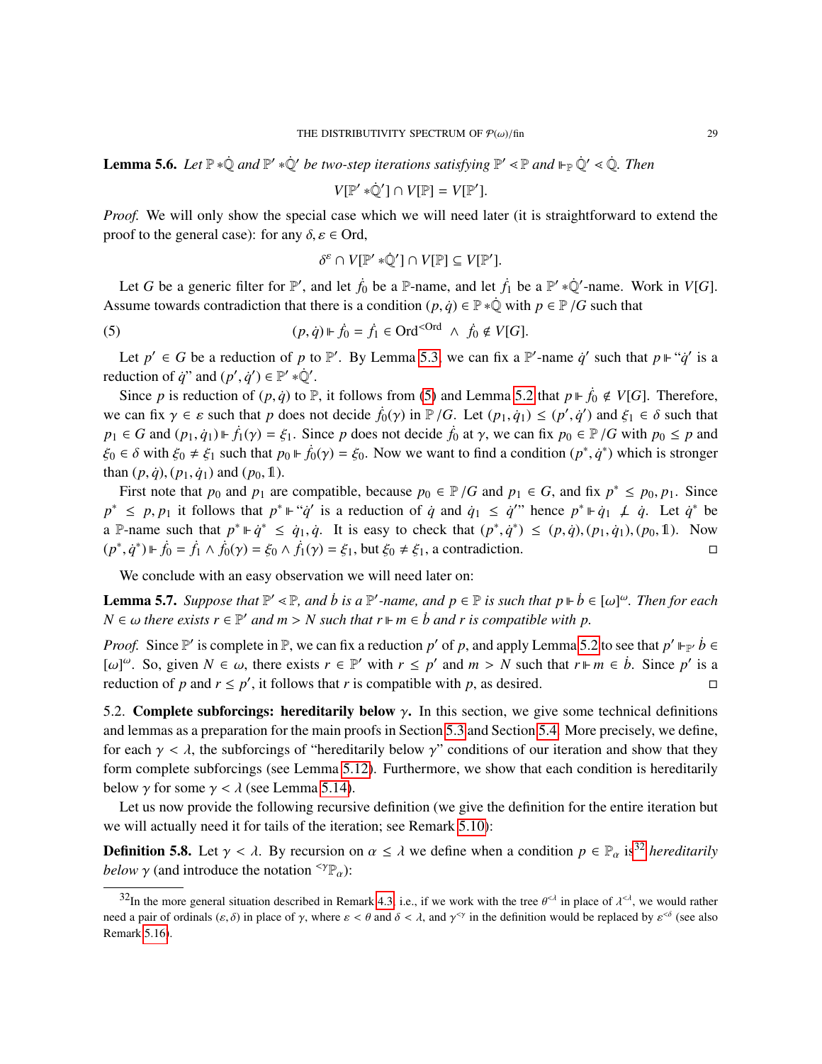**Lemma 5.6.** *Let $\mathbb{P} * \dot{\mathbb{Q}}$ and $\mathbb{P}' * \dot{\mathbb{Q}}'$ be two-step iterations satisfying $\mathbb{P}' \lessdot \mathbb{P}$ and $\Vdash_{\mathbb{P}} \dot{\mathbb{Q}}' \lessdot \dot{\mathbb{Q}}$. Then*

$$V[\mathbb{P}' * \dot{\mathbb{Q}}'] \cap V[\mathbb{P}] = V[\mathbb{P}'].$$

*Proof.* We will only show the special case which we will need later (it is straightforward to extend the proof to the general case): for any $\delta, \varepsilon \in \mathrm{Ord}$,

$$\delta^{\varepsilon} \cap V[\mathbb{P}' * \dot{\mathbb{Q}}'] \cap V[\mathbb{P}] \subseteq V[\mathbb{P}'].$$

Let $G$ be a generic filter for $\mathbb{P}'$, and let $\dot{f}_0$ be a $\mathbb{P}$-name, and let $\dot{f}_1$ be a $\mathbb{P}' * \dot{\mathbb{Q}}'$-name. Work in $V[G]$. Assume towards contradiction that there is a condition $(p, \dot{q}) \in \mathbb{P} * \dot{\mathbb{Q}}$ with $p \in \mathbb{P}/G$ such that

$$(p, \dot{q}) \Vdash \dot{f}_0 = \dot{f}_1 \in \mathrm{Ord}^{<\mathrm{Ord}} \ \wedge \ \dot{f}_0 \notin V[G]. \tag{5}$$

Let $p' \in G$ be a reduction of $p$ to $\mathbb{P}'$. By Lemma 5.3, we can fix a $\mathbb{P}'$-name $\dot{q}'$ such that $p \Vdash$ "$\dot{q}'$ is a reduction of $\dot{q}$" and $(p', \dot{q}') \in \mathbb{P}' * \dot{\mathbb{Q}}'$.

Since $p$ is reduction of $(p, \dot{q})$ to $\mathbb{P}$, it follows from (5) and Lemma 5.2 that $p \Vdash \dot{f}_0 \notin V[G]$. Therefore, we can fix $\gamma \in \varepsilon$ such that $p$ does not decide $\dot{f}_0(\gamma)$ in $\mathbb{P}/G$. Let $(p_1, \dot{q}_1) \leq (p', \dot{q}')$ and $\xi_1 \in \delta$ such that $p_1 \in G$ and $(p_1, \dot{q}_1) \Vdash \dot{f}_1(\gamma) = \xi_1$. Since $p$ does not decide $\dot{f}_0$ at $\gamma$, we can fix $p_0 \in \mathbb{P}/G$ with $p_0 \leq p$ and $\xi_0 \in \delta$ with $\xi_0 \neq \xi_1$ such that $p_0 \Vdash \dot{f}_0(\gamma) = \xi_0$. Now we want to find a condition $(p^*, \dot{q}^*)$ which is stronger than $(p, \dot{q}), (p_1, \dot{q}_1)$ and $(p_0, \mathbb{1})$.

First note that $p_0$ and $p_1$ are compatible, because $p_0 \in \mathbb{P}/G$ and $p_1 \in G$, and fix $p^* \leq p_0, p_1$. Since $p^* \leq p, p_1$ it follows that $p^* \Vdash$ "$\dot{q}'$ is a reduction of $\dot{q}$ and $\dot{q}_1 \leq \dot{q}'$" hence $p^* \Vdash \dot{q}_1 \not\perp \dot{q}$. Let $\dot{q}^*$ be a $\mathbb{P}$-name such that $p^* \Vdash \dot{q}^* \leq \dot{q}_1, \dot{q}$. It is easy to check that $(p^*, \dot{q}^*) \leq (p, \dot{q}), (p_1, \dot{q}_1), (p_0, \mathbb{1})$. Now $(p^*, \dot{q}^*) \Vdash \dot{f}_0 = \dot{f}_1 \wedge \dot{f}_0(\gamma) = \xi_0 \wedge \dot{f}_1(\gamma) = \xi_1$, but $\xi_0 \neq \xi_1$, a contradiction. $\square$

We conclude with an easy observation we will need later on:

**Lemma 5.7.** *Suppose that $\mathbb{P}' \lessdot \mathbb{P}$, and $\dot{b}$ is a $\mathbb{P}'$-name, and $p \in \mathbb{P}$ is such that $p \Vdash \dot{b} \in [\omega]^{\omega}$. Then for each $N \in \omega$ there exists $r \in \mathbb{P}'$ and $m > N$ such that $r \Vdash m \in \dot{b}$ and $r$ is compatible with $p$.*

*Proof.* Since $\mathbb{P}'$ is complete in $\mathbb{P}$, we can fix a reduction $p'$ of $p$, and apply Lemma 5.2 to see that $p' \Vdash_{\mathbb{P}'} \dot{b} \in [\omega]^{\omega}$. So, given $N \in \omega$, there exists $r \in \mathbb{P}'$ with $r \leq p'$ and $m > N$ such that $r \Vdash m \in \dot{b}$. Since $p'$ is a reduction of $p$ and $r \leq p'$, it follows that $r$ is compatible with $p$, as desired. $\square$

5.2. **Complete subforcings: hereditarily below $\gamma$.** In this section, we give some technical definitions and lemmas as a preparation for the main proofs in Section 5.3 and Section 5.4. More precisely, we define, for each $\gamma < \lambda$, the subforcings of "hereditarily below $\gamma$" conditions of our iteration and show that they form complete subforcings (see Lemma 5.12). Furthermore, we show that each condition is hereditarily below $\gamma$ for some $\gamma < \lambda$ (see Lemma 5.14).

Let us now provide the following recursive definition (we give the definition for the entire iteration but we will actually need it for tails of the iteration; see Remark 5.10):

**Definition 5.8.** Let $\gamma < \lambda$. By recursion on $\alpha \leq \lambda$ we define when a condition $p \in \mathbb{P}_{\alpha}$ is[32] *hereditarily below $\gamma$* (and introduce the notation ${}^{<\gamma}\mathbb{P}_{\alpha}$):

[32]In the more general situation described in Remark 4.3, i.e., if we work with the tree $\theta^{<\lambda}$ in place of $\lambda^{<\lambda}$, we would rather need a pair of ordinals $(\varepsilon, \delta)$ in place of $\gamma$, where $\varepsilon < \theta$ and $\delta < \lambda$, and $\gamma^{<\gamma}$ in the definition would be replaced by $\varepsilon^{<\delta}$ (see also Remark 5.16).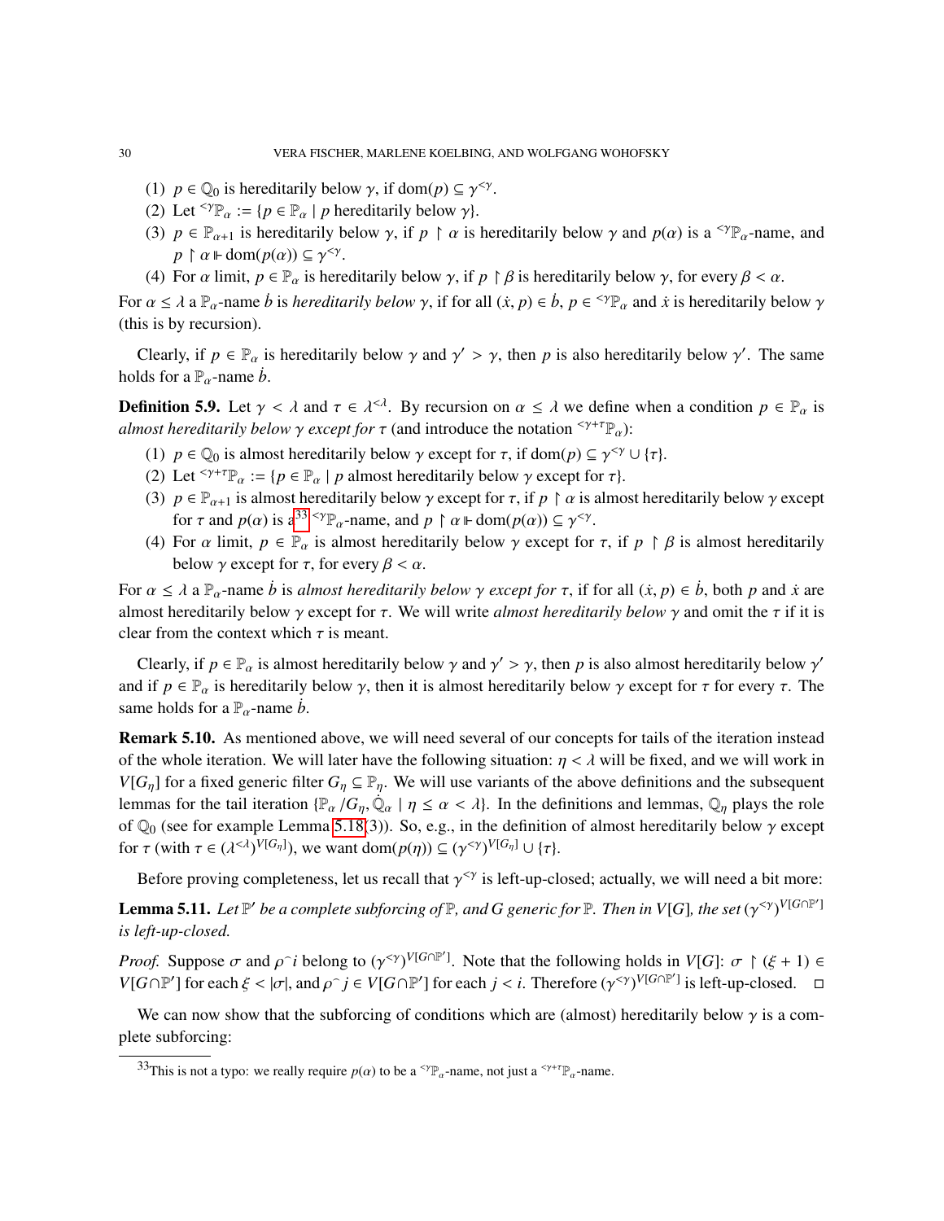(1) $p \in \mathbb{Q}_0$ is hereditarily below $\gamma$, if $\mathrm{dom}(p) \subseteq \gamma^{<\gamma}$.
(2) Let ${}^{<\gamma}\mathbb{P}_\alpha := \{p \in \mathbb{P}_\alpha \mid p \text{ hereditarily below } \gamma\}$.
(3) $p \in \mathbb{P}_{\alpha+1}$ is hereditarily below $\gamma$, if $p \restriction \alpha$ is hereditarily below $\gamma$ and $p(\alpha)$ is a ${}^{<\gamma}\mathbb{P}_\alpha$-name, and $p \restriction \alpha \Vdash \mathrm{dom}(p(\alpha)) \subseteq \gamma^{<\gamma}$.
(4) For $\alpha$ limit, $p \in \mathbb{P}_\alpha$ is hereditarily below $\gamma$, if $p \restriction \beta$ is hereditarily below $\gamma$, for every $\beta < \alpha$.

For $\alpha \leq \lambda$ a $\mathbb{P}_\alpha$-name $\dot{b}$ is *hereditarily below* $\gamma$, if for all $(\dot{x}, p) \in \dot{b}$, $p \in {}^{<\gamma}\mathbb{P}_\alpha$ and $\dot{x}$ is hereditarily below $\gamma$ (this is by recursion).

Clearly, if $p \in \mathbb{P}_\alpha$ is hereditarily below $\gamma$ and $\gamma' > \gamma$, then $p$ is also hereditarily below $\gamma'$. The same holds for a $\mathbb{P}_\alpha$-name $\dot{b}$.

**Definition 5.9.** Let $\gamma < \lambda$ and $\tau \in \lambda^{<\lambda}$. By recursion on $\alpha \leq \lambda$ we define when a condition $p \in \mathbb{P}_\alpha$ is *almost hereditarily below* $\gamma$ *except for* $\tau$ (and introduce the notation ${}^{<\gamma+\tau}\mathbb{P}_\alpha$):

(1) $p \in \mathbb{Q}_0$ is almost hereditarily below $\gamma$ except for $\tau$, if $\mathrm{dom}(p) \subseteq \gamma^{<\gamma} \cup \{\tau\}$.
(2) Let ${}^{<\gamma+\tau}\mathbb{P}_\alpha := \{p \in \mathbb{P}_\alpha \mid p \text{ almost hereditarily below } \gamma \text{ except for } \tau\}$.
(3) $p \in \mathbb{P}_{\alpha+1}$ is almost hereditarily below $\gamma$ except for $\tau$, if $p \restriction \alpha$ is almost hereditarily below $\gamma$ except for $\tau$ and $p(\alpha)$ is a[33] ${}^{<\gamma}\mathbb{P}_\alpha$-name, and $p \restriction \alpha \Vdash \mathrm{dom}(p(\alpha)) \subseteq \gamma^{<\gamma}$.
(4) For $\alpha$ limit, $p \in \mathbb{P}_\alpha$ is almost hereditarily below $\gamma$ except for $\tau$, if $p \restriction \beta$ is almost hereditarily below $\gamma$ except for $\tau$, for every $\beta < \alpha$.

For $\alpha \leq \lambda$ a $\mathbb{P}_\alpha$-name $\dot{b}$ is *almost hereditarily below* $\gamma$ *except for* $\tau$, if for all $(\dot{x}, p) \in \dot{b}$, both $p$ and $\dot{x}$ are almost hereditarily below $\gamma$ except for $\tau$. We will write *almost hereditarily below* $\gamma$ and omit the $\tau$ if it is clear from the context which $\tau$ is meant.

Clearly, if $p \in \mathbb{P}_\alpha$ is almost hereditarily below $\gamma$ and $\gamma' > \gamma$, then $p$ is also almost hereditarily below $\gamma'$ and if $p \in \mathbb{P}_\alpha$ is hereditarily below $\gamma$, then it is almost hereditarily below $\gamma$ except for $\tau$ for every $\tau$. The same holds for a $\mathbb{P}_\alpha$-name $\dot{b}$.

**Remark 5.10.** As mentioned above, we will need several of our concepts for tails of the iteration instead of the whole iteration. We will later have the following situation: $\eta < \lambda$ will be fixed, and we will work in $V[G_\eta]$ for a fixed generic filter $G_\eta \subseteq \mathbb{P}_\eta$. We will use variants of the above definitions and the subsequent lemmas for the tail iteration $\{\mathbb{P}_\alpha / G_\eta, \dot{\mathbb{Q}}_\alpha \mid \eta \leq \alpha < \lambda\}$. In the definitions and lemmas, $\mathbb{Q}_\eta$ plays the role of $\mathbb{Q}_0$ (see for example Lemma 5.18(3)). So, e.g., in the definition of almost hereditarily below $\gamma$ except for $\tau$ (with $\tau \in (\lambda^{<\lambda})^{V[G_\eta]}$), we want $\mathrm{dom}(p(\eta)) \subseteq (\gamma^{<\gamma})^{V[G_\eta]} \cup \{\tau\}$.

Before proving completeness, let us recall that $\gamma^{<\gamma}$ is left-up-closed; actually, we will need a bit more:

**Lemma 5.11.** *Let $\mathbb{P}'$ be a complete subforcing of $\mathbb{P}$, and $G$ generic for $\mathbb{P}$. Then in $V[G]$, the set $(\gamma^{<\gamma})^{V[G\cap\mathbb{P}']}$ is left-up-closed.*

*Proof.* Suppose $\sigma$ and $\rho^\frown i$ belong to $(\gamma^{<\gamma})^{V[G\cap\mathbb{P}']}$. Note that the following holds in $V[G]$: $\sigma \restriction (\xi + 1) \in V[G\cap\mathbb{P}']$ for each $\xi < |\sigma|$, and $\rho^\frown j \in V[G\cap\mathbb{P}']$ for each $j < i$. Therefore $(\gamma^{<\gamma})^{V[G\cap\mathbb{P}']}$ is left-up-closed. $\square$

We can now show that the subforcing of conditions which are (almost) hereditarily below $\gamma$ is a complete subforcing:

[33] This is not a typo: we really require $p(\alpha)$ to be a ${}^{<\gamma}\mathbb{P}_\alpha$-name, not just a ${}^{<\gamma+\tau}\mathbb{P}_\alpha$-name.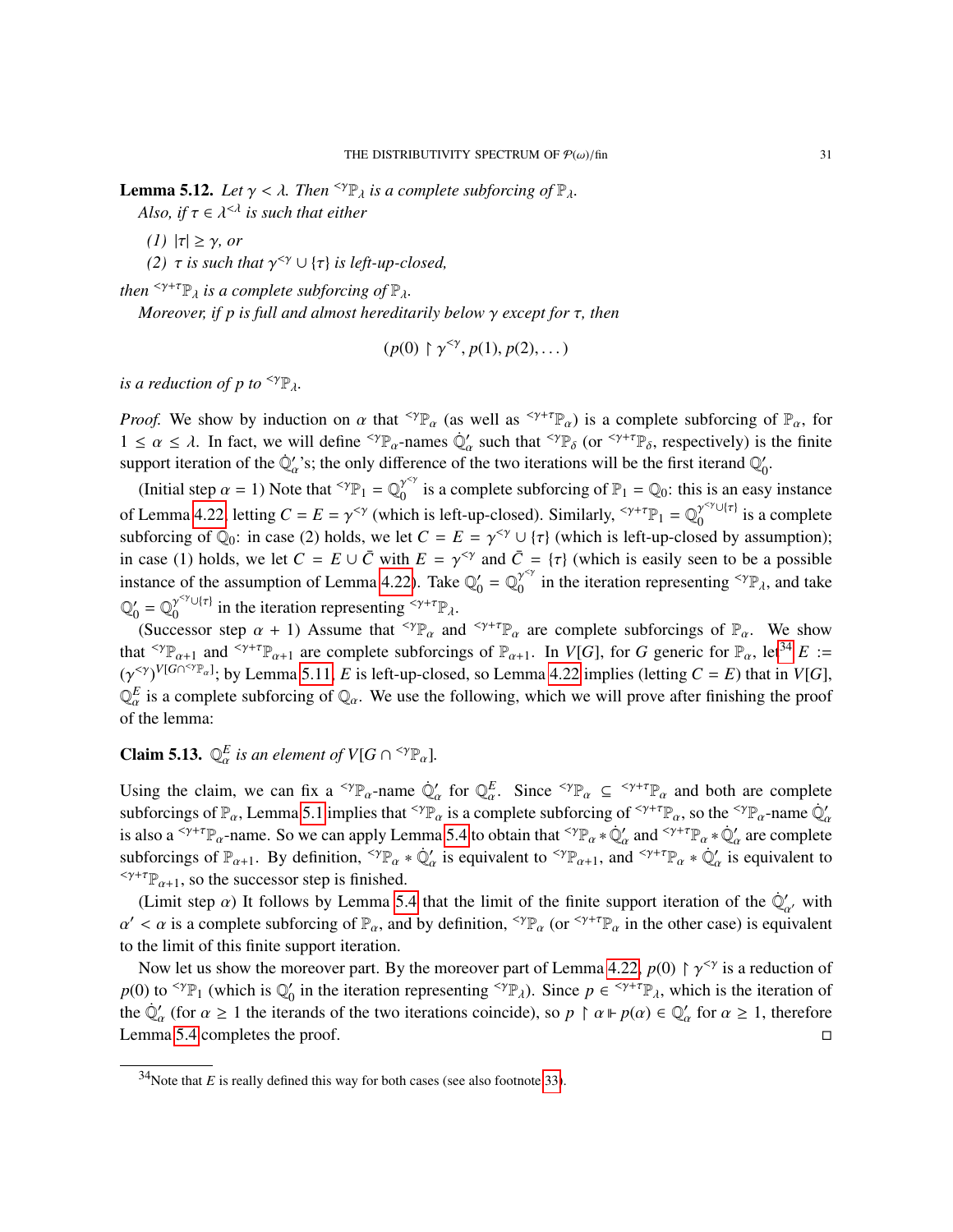**Lemma 5.12.** *Let $\gamma < \lambda$. Then ${}^{<\gamma}\mathbb{P}_\lambda$ is a complete subforcing of $\mathbb{P}_\lambda$.*

*Also, if $\tau \in \lambda^{<\lambda}$ is such that either*

*(1) $|\tau| \geq \gamma$, or*

*(2) $\tau$ is such that $\gamma^{<\gamma} \cup \{\tau\}$ is left-up-closed,*

*then ${}^{<\gamma+\tau}\mathbb{P}_\lambda$ is a complete subforcing of $\mathbb{P}_\lambda$.*

*Moreover, if $p$ is full and almost hereditarily below $\gamma$ except for $\tau$, then*

$$(p(0) \restriction \gamma^{<\gamma}, p(1), p(2), \dots)$$

*is a reduction of $p$ to ${}^{<\gamma}\mathbb{P}_\lambda$.*

*Proof.* We show by induction on $\alpha$ that ${}^{<\gamma}\mathbb{P}_\alpha$ (as well as ${}^{<\gamma+\tau}\mathbb{P}_\alpha$) is a complete subforcing of $\mathbb{P}_\alpha$, for $1 \leq \alpha \leq \lambda$. In fact, we will define ${}^{<\gamma}\mathbb{P}_\alpha$-names $\dot{\mathbb{Q}}'_\alpha$ such that ${}^{<\gamma}\mathbb{P}_\delta$ (or ${}^{<\gamma+\tau}\mathbb{P}_\delta$, respectively) is the finite support iteration of the $\dot{\mathbb{Q}}'_\alpha$'s; the only difference of the two iterations will be the first iterand $\mathbb{Q}'_0$.

(Initial step $\alpha = 1$) Note that ${}^{<\gamma}\mathbb{P}_1 = \mathbb{Q}_0^{\gamma^{<\gamma}}$ is a complete subforcing of $\mathbb{P}_1 = \mathbb{Q}_0$: this is an easy instance of Lemma 4.22, letting $C = E = \gamma^{<\gamma}$ (which is left-up-closed). Similarly, ${}^{<\gamma+\tau}\mathbb{P}_1 = \mathbb{Q}_0^{\gamma^{<\gamma}\cup\{\tau\}}$ is a complete subforcing of $\mathbb{Q}_0$: in case (2) holds, we let $C = E = \gamma^{<\gamma} \cup \{\tau\}$ (which is left-up-closed by assumption); in case (1) holds, we let $C = E \cup \bar{C}$ with $E = \gamma^{<\gamma}$ and $\bar{C} = \{\tau\}$ (which is easily seen to be a possible instance of the assumption of Lemma 4.22). Take $\mathbb{Q}'_0 = \mathbb{Q}_0^{\gamma^{<\gamma}}$ in the iteration representing ${}^{<\gamma}\mathbb{P}_\lambda$, and take $\mathbb{Q}'_0 = \mathbb{Q}_0^{\gamma^{<\gamma}\cup\{\tau\}}$ in the iteration representing ${}^{<\gamma+\tau}\mathbb{P}_\lambda$.

(Successor step $\alpha + 1$) Assume that ${}^{<\gamma}\mathbb{P}_\alpha$ and ${}^{<\gamma+\tau}\mathbb{P}_\alpha$ are complete subforcings of $\mathbb{P}_\alpha$. We show that ${}^{<\gamma}\mathbb{P}_{\alpha+1}$ and ${}^{<\gamma+\tau}\mathbb{P}_{\alpha+1}$ are complete subforcings of $\mathbb{P}_{\alpha+1}$. In $V[G]$, for $G$ generic for $\mathbb{P}_\alpha$, let[34] $E := (\gamma^{<\gamma})^{V[G\cap{}^{<\gamma}\mathbb{P}_\alpha]}$; by Lemma 5.11, $E$ is left-up-closed, so Lemma 4.22 implies (letting $C = E$) that in $V[G]$, $\mathbb{Q}_\alpha^E$ is a complete subforcing of $\mathbb{Q}_\alpha$. We use the following, which we will prove after finishing the proof of the lemma:

**Claim 5.13.** *$\mathbb{Q}_\alpha^E$ is an element of $V[G \cap {}^{<\gamma}\mathbb{P}_\alpha]$.*

Using the claim, we can fix a ${}^{<\gamma}\mathbb{P}_\alpha$-name $\dot{\mathbb{Q}}'_\alpha$ for $\mathbb{Q}_\alpha^E$. Since ${}^{<\gamma}\mathbb{P}_\alpha \subseteq {}^{<\gamma+\tau}\mathbb{P}_\alpha$ and both are complete subforcings of $\mathbb{P}_\alpha$, Lemma 5.1 implies that ${}^{<\gamma}\mathbb{P}_\alpha$ is a complete subforcing of ${}^{<\gamma+\tau}\mathbb{P}_\alpha$, so the ${}^{<\gamma}\mathbb{P}_\alpha$-name $\dot{\mathbb{Q}}'_\alpha$ is also a ${}^{<\gamma+\tau}\mathbb{P}_\alpha$-name. So we can apply Lemma 5.4 to obtain that ${}^{<\gamma}\mathbb{P}_\alpha * \dot{\mathbb{Q}}'_\alpha$ and ${}^{<\gamma+\tau}\mathbb{P}_\alpha * \dot{\mathbb{Q}}'_\alpha$ are complete subforcings of $\mathbb{P}_{\alpha+1}$. By definition, ${}^{<\gamma}\mathbb{P}_\alpha * \dot{\mathbb{Q}}'_\alpha$ is equivalent to ${}^{<\gamma}\mathbb{P}_{\alpha+1}$, and ${}^{<\gamma+\tau}\mathbb{P}_\alpha * \dot{\mathbb{Q}}'_\alpha$ is equivalent to ${}^{<\gamma+\tau}\mathbb{P}_{\alpha+1}$, so the successor step is finished.

(Limit step $\alpha$) It follows by Lemma 5.4 that the limit of the finite support iteration of the $\dot{\mathbb{Q}}'_{\alpha'}$ with $\alpha' < \alpha$ is a complete subforcing of $\mathbb{P}_\alpha$, and by definition, ${}^{<\gamma}\mathbb{P}_\alpha$ (or ${}^{<\gamma+\tau}\mathbb{P}_\alpha$ in the other case) is equivalent to the limit of this finite support iteration.

Now let us show the moreover part. By the moreover part of Lemma 4.22, $p(0) \restriction \gamma^{<\gamma}$ is a reduction of $p(0)$ to ${}^{<\gamma}\mathbb{P}_1$ (which is $\mathbb{Q}'_0$ in the iteration representing ${}^{<\gamma}\mathbb{P}_\lambda$). Since $p \in {}^{<\gamma+\tau}\mathbb{P}_\lambda$, which is the iteration of the $\dot{\mathbb{Q}}'_\alpha$ (for $\alpha \geq 1$ the iterands of the two iterations coincide), so $p \restriction \alpha \Vdash p(\alpha) \in \mathbb{Q}'_\alpha$ for $\alpha \geq 1$, therefore Lemma 5.4 completes the proof. $\square$

---

[34] Note that $E$ is really defined this way for both cases (see also footnote 33).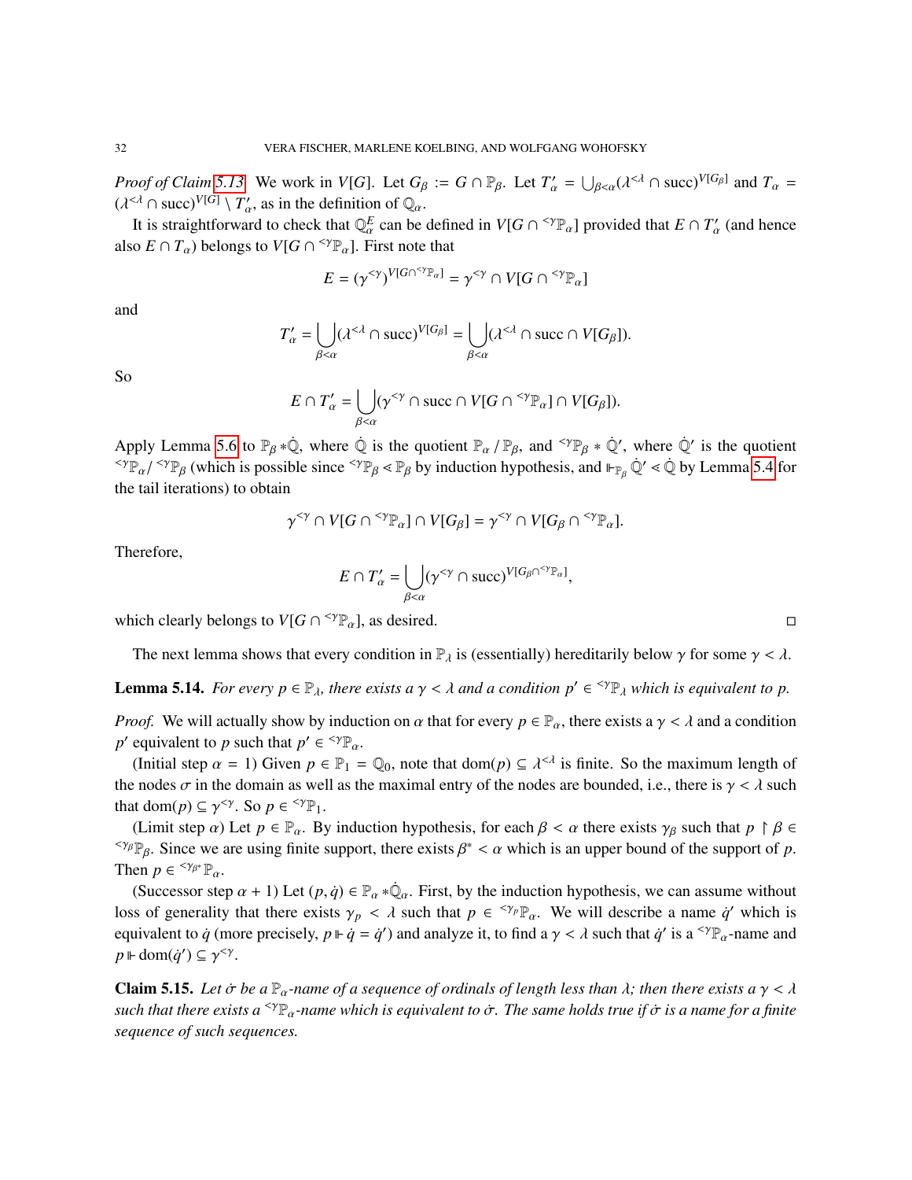*Proof of Claim 5.13.* We work in $V[G]$. Let $G_\beta := G \cap \mathbb{P}_\beta$. Let $T'_\alpha = \bigcup_{\beta<\alpha}(\lambda^{<\lambda} \cap \text{succ})^{V[G_\beta]}$ and $T_\alpha = (\lambda^{<\lambda} \cap \text{succ})^{V[G]} \setminus T'_\alpha$, as in the definition of $\mathbb{Q}_\alpha$.

It is straightforward to check that $\mathbb{Q}^E_\alpha$ can be defined in $V[G \cap {}^{<\gamma}\mathbb{P}_\alpha]$ provided that $E \cap T'_\alpha$ (and hence also $E \cap T_\alpha$) belongs to $V[G \cap {}^{<\gamma}\mathbb{P}_\alpha]$. First note that

$$E = (\gamma^{<\gamma})^{V[G \cap {}^{<\gamma}\mathbb{P}_\alpha]} = \gamma^{<\gamma} \cap V[G \cap {}^{<\gamma}\mathbb{P}_\alpha]$$

and

$$T'_\alpha = \bigcup_{\beta<\alpha}(\lambda^{<\lambda} \cap \text{succ})^{V[G_\beta]} = \bigcup_{\beta<\alpha}(\lambda^{<\lambda} \cap \text{succ} \cap V[G_\beta]).$$

So

$$E \cap T'_\alpha = \bigcup_{\beta<\alpha}(\gamma^{<\gamma} \cap \text{succ} \cap V[G \cap {}^{<\gamma}\mathbb{P}_\alpha] \cap V[G_\beta]).$$

Apply Lemma 5.6 to $\mathbb{P}_\beta * \dot{\mathbb{Q}}$, where $\dot{\mathbb{Q}}$ is the quotient $\mathbb{P}_\alpha \,/\, \mathbb{P}_\beta$, and ${}^{<\gamma}\mathbb{P}_\beta * \dot{\mathbb{Q}}'$, where $\dot{\mathbb{Q}}'$ is the quotient ${}^{<\gamma}\mathbb{P}_\alpha / {}^{<\gamma}\mathbb{P}_\beta$ (which is possible since ${}^{<\gamma}\mathbb{P}_\beta \lessdot \mathbb{P}_\beta$ by induction hypothesis, and $\Vdash_{\mathbb{P}_\beta} \dot{\mathbb{Q}}' \lessdot \dot{\mathbb{Q}}$ by Lemma 5.4 for the tail iterations) to obtain

$$\gamma^{<\gamma} \cap V[G \cap {}^{<\gamma}\mathbb{P}_\alpha] \cap V[G_\beta] = \gamma^{<\gamma} \cap V[G_\beta \cap {}^{<\gamma}\mathbb{P}_\alpha].$$

Therefore,

$$E \cap T'_\alpha = \bigcup_{\beta<\alpha}(\gamma^{<\gamma} \cap \text{succ})^{V[G_\beta \cap {}^{<\gamma}\mathbb{P}_\alpha]},$$

which clearly belongs to $V[G \cap {}^{<\gamma}\mathbb{P}_\alpha]$, as desired. □

The next lemma shows that every condition in $\mathbb{P}_\lambda$ is (essentially) hereditarily below $\gamma$ for some $\gamma < \lambda$.

**Lemma 5.14.** *For every $p \in \mathbb{P}_\lambda$, there exists a $\gamma < \lambda$ and a condition $p' \in {}^{<\gamma}\mathbb{P}_\lambda$ which is equivalent to $p$.*

*Proof.* We will actually show by induction on $\alpha$ that for every $p \in \mathbb{P}_\alpha$, there exists a $\gamma < \lambda$ and a condition $p'$ equivalent to $p$ such that $p' \in {}^{<\gamma}\mathbb{P}_\alpha$.

(Initial step $\alpha = 1$) Given $p \in \mathbb{P}_1 = \mathbb{Q}_0$, note that $\text{dom}(p) \subseteq \lambda^{<\lambda}$ is finite. So the maximum length of the nodes $\sigma$ in the domain as well as the maximal entry of the nodes are bounded, i.e., there is $\gamma < \lambda$ such that $\text{dom}(p) \subseteq \gamma^{<\gamma}$. So $p \in {}^{<\gamma}\mathbb{P}_1$.

(Limit step $\alpha$) Let $p \in \mathbb{P}_\alpha$. By induction hypothesis, for each $\beta < \alpha$ there exists $\gamma_\beta$ such that $p \restriction \beta \in {}^{<\gamma_\beta}\mathbb{P}_\beta$. Since we are using finite support, there exists $\beta^* < \alpha$ which is an upper bound of the support of $p$. Then $p \in {}^{<\gamma_{\beta^*}}\mathbb{P}_\alpha$.

(Successor step $\alpha + 1$) Let $(p, \dot{q}) \in \mathbb{P}_\alpha * \dot{\mathbb{Q}}_\alpha$. First, by the induction hypothesis, we can assume without loss of generality that there exists $\gamma_p < \lambda$ such that $p \in {}^{<\gamma_p}\mathbb{P}_\alpha$. We will describe a name $\dot{q}'$ which is equivalent to $\dot{q}$ (more precisely, $p \Vdash \dot{q} = \dot{q}'$) and analyze it, to find a $\gamma < \lambda$ such that $\dot{q}'$ is a ${}^{<\gamma}\mathbb{P}_\alpha$-name and $p \Vdash \text{dom}(\dot{q}') \subseteq \gamma^{<\gamma}$.

**Claim 5.15.** *Let $\dot{\sigma}$ be a $\mathbb{P}_\alpha$-name of a sequence of ordinals of length less than $\lambda$; then there exists a $\gamma < \lambda$ such that there exists a ${}^{<\gamma}\mathbb{P}_\alpha$-name which is equivalent to $\dot{\sigma}$. The same holds true if $\dot{\sigma}$ is a name for a finite sequence of such sequences.*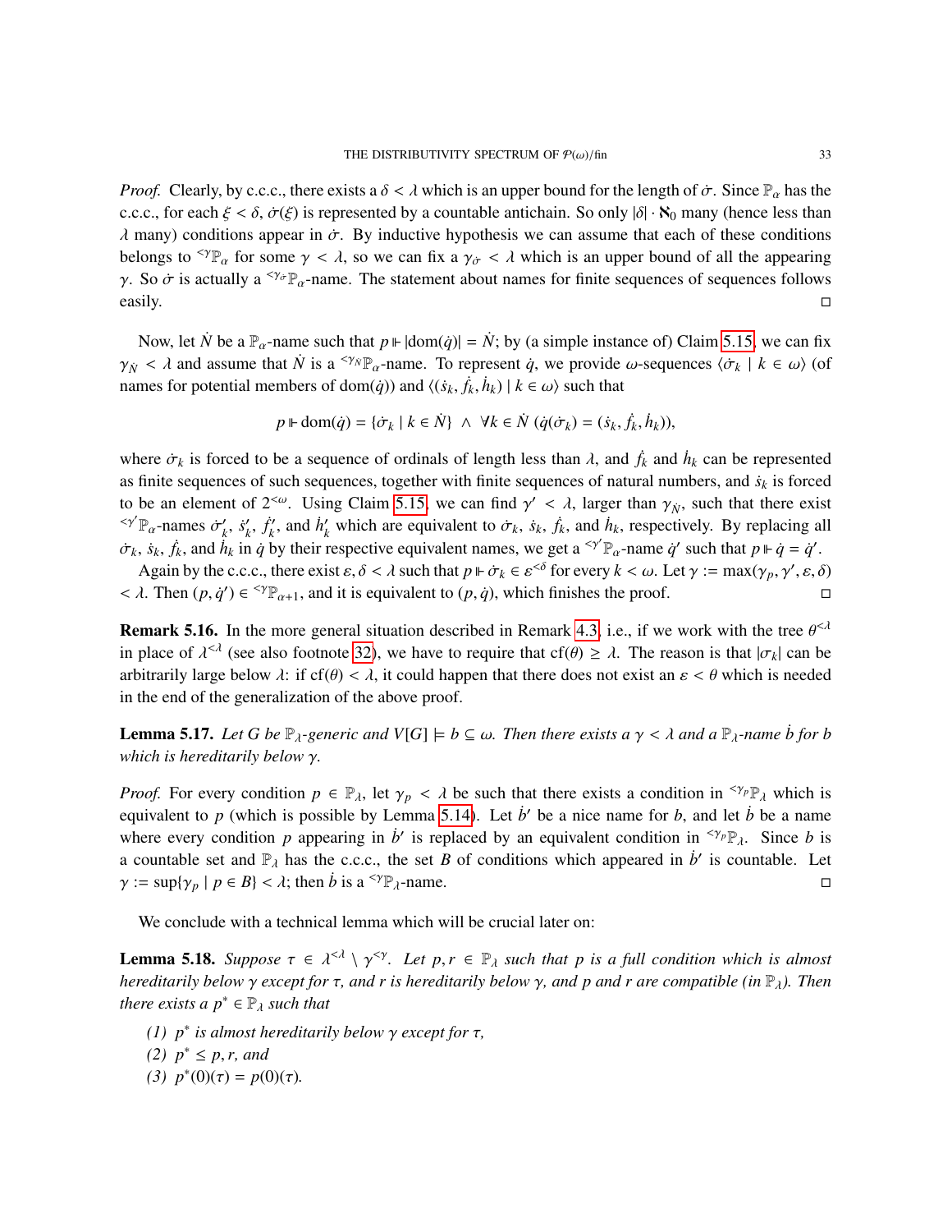*Proof.* Clearly, by c.c.c., there exists a $\delta < \lambda$ which is an upper bound for the length of $\dot\sigma$. Since $\mathbb{P}_\alpha$ has the c.c.c., for each $\xi < \delta$, $\dot\sigma(\xi)$ is represented by a countable antichain. So only $|\delta| \cdot \aleph_0$ many (hence less than $\lambda$ many) conditions appear in $\dot\sigma$. By inductive hypothesis we can assume that each of these conditions belongs to ${}^{<\gamma}\mathbb{P}_\alpha$ for some $\gamma < \lambda$, so we can fix a $\gamma_{\dot\sigma} < \lambda$ which is an upper bound of all the appearing $\gamma$. So $\dot\sigma$ is actually a ${}^{<\gamma_{\dot\sigma}}\mathbb{P}_\alpha$-name. The statement about names for finite sequences of sequences follows easily. $\square$

Now, let $\dot N$ be a $\mathbb{P}_\alpha$-name such that $p \Vdash |\mathrm{dom}(\dot q)| = \dot N$; by (a simple instance of) Claim 5.15, we can fix $\gamma_{\dot N} < \lambda$ and assume that $\dot N$ is a ${}^{<\gamma_{\dot N}}\mathbb{P}_\alpha$-name. To represent $\dot q$, we provide $\omega$-sequences $\langle \dot\sigma_k \mid k \in \omega\rangle$ (of names for potential members of $\mathrm{dom}(\dot q)$) and $\langle(\dot s_k, \dot f_k, \dot h_k) \mid k \in \omega\rangle$ such that

$$p \Vdash \mathrm{dom}(\dot q) = \{\dot\sigma_k \mid k \in \dot N\} \ \wedge\ \forall k \in \dot N\ (\dot q(\dot\sigma_k) = (\dot s_k, \dot f_k, \dot h_k)),$$

where $\dot\sigma_k$ is forced to be a sequence of ordinals of length less than $\lambda$, and $\dot f_k$ and $\dot h_k$ can be represented as finite sequences of such sequences, together with finite sequences of natural numbers, and $\dot s_k$ is forced to be an element of $2^{<\omega}$. Using Claim 5.15, we can find $\gamma' < \lambda$, larger than $\gamma_{\dot N}$, such that there exist ${}^{<\gamma'}\mathbb{P}_\alpha$-names $\dot\sigma'_k$, $\dot s'_k$, $\dot f'_k$, and $\dot h'_k$ which are equivalent to $\dot\sigma_k$, $\dot s_k$, $\dot f_k$, and $\dot h_k$, respectively. By replacing all $\dot\sigma_k$, $\dot s_k$, $\dot f_k$, and $\dot h_k$ in $\dot q$ by their respective equivalent names, we get a ${}^{<\gamma'}\mathbb{P}_\alpha$-name $\dot q'$ such that $p \Vdash \dot q = \dot q'$.

Again by the c.c.c., there exist $\varepsilon, \delta < \lambda$ such that $p \Vdash \dot\sigma_k \in \varepsilon^{<\delta}$ for every $k < \omega$. Let $\gamma := \max(\gamma_p, \gamma', \varepsilon, \delta) < \lambda$. Then $(p, \dot q') \in {}^{<\gamma}\mathbb{P}_{\alpha+1}$, and it is equivalent to $(p, \dot q)$, which finishes the proof. $\square$

**Remark 5.16.** In the more general situation described in Remark 4.3, i.e., if we work with the tree $\theta^{<\lambda}$ in place of $\lambda^{<\lambda}$ (see also footnote 32), we have to require that $\mathrm{cf}(\theta) \geq \lambda$. The reason is that $|\sigma_k|$ can be arbitrarily large below $\lambda$: if $\mathrm{cf}(\theta) < \lambda$, it could happen that there does not exist an $\varepsilon < \theta$ which is needed in the end of the generalization of the above proof.

**Lemma 5.17.** *Let $G$ be $\mathbb{P}_\lambda$-generic and $V[G] \models b \subseteq \omega$. Then there exists a $\gamma < \lambda$ and a $\mathbb{P}_\lambda$-name $\dot b$ for $b$ which is hereditarily below $\gamma$.*

*Proof.* For every condition $p \in \mathbb{P}_\lambda$, let $\gamma_p < \lambda$ be such that there exists a condition in ${}^{<\gamma_p}\mathbb{P}_\lambda$ which is equivalent to $p$ (which is possible by Lemma 5.14). Let $\dot b'$ be a nice name for $b$, and let $\dot b$ be a name where every condition $p$ appearing in $\dot b'$ is replaced by an equivalent condition in ${}^{<\gamma_p}\mathbb{P}_\lambda$. Since $b$ is a countable set and $\mathbb{P}_\lambda$ has the c.c.c., the set $B$ of conditions which appeared in $\dot b'$ is countable. Let $\gamma := \sup\{\gamma_p \mid p \in B\} < \lambda$; then $\dot b$ is a ${}^{<\gamma}\mathbb{P}_\lambda$-name. $\square$

We conclude with a technical lemma which will be crucial later on:

**Lemma 5.18.** *Suppose $\tau \in \lambda^{<\lambda} \setminus \gamma^{<\gamma}$. Let $p, r \in \mathbb{P}_\lambda$ such that $p$ is a full condition which is almost hereditarily below $\gamma$ except for $\tau$, and $r$ is hereditarily below $\gamma$, and $p$ and $r$ are compatible (in $\mathbb{P}_\lambda$). Then there exists a $p^* \in \mathbb{P}_\lambda$ such that*

*(1) $p^*$ is almost hereditarily below $\gamma$ except for $\tau$,*
*(2) $p^* \leq p, r$, and*
*(3) $p^*(0)(\tau) = p(0)(\tau)$.*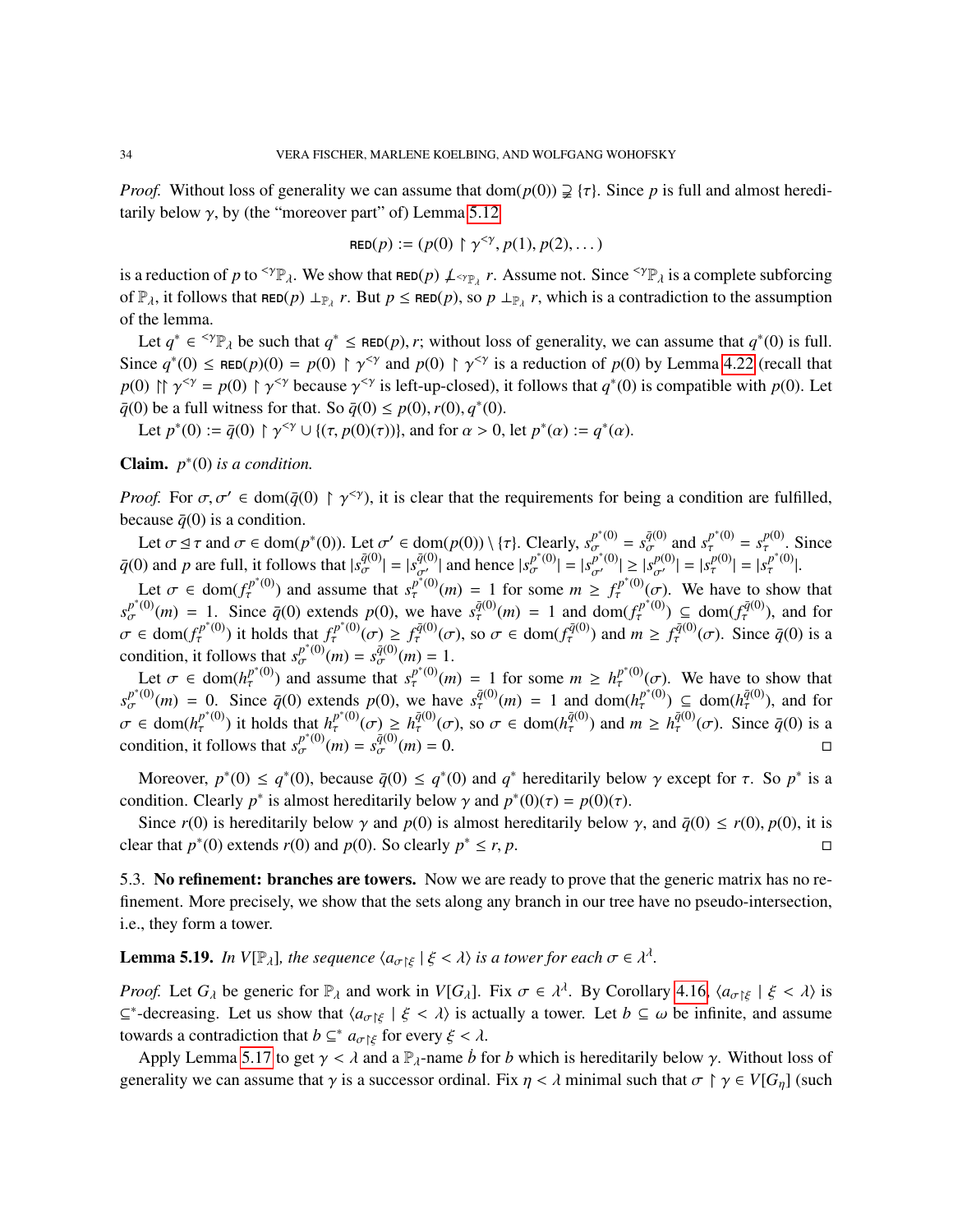*Proof.* Without loss of generality we can assume that $\mathrm{dom}(p(0)) \supsetneq \{\tau\}$. Since $p$ is full and almost hereditarily below $\gamma$, by (the "moreover part" of) Lemma 5.12

$$\textsf{RED}(p) := (p(0) \restriction \gamma^{<\gamma}, p(1), p(2), \dots)$$

is a reduction of $p$ to ${}^{<\gamma}\mathbb{P}_\lambda$. We show that $\textsf{RED}(p) \not\perp_{{}^{<\gamma}\mathbb{P}_\lambda} r$. Assume not. Since ${}^{<\gamma}\mathbb{P}_\lambda$ is a complete subforcing of $\mathbb{P}_\lambda$, it follows that $\textsf{RED}(p) \perp_{\mathbb{P}_\lambda} r$. But $p \leq \textsf{RED}(p)$, so $p \perp_{\mathbb{P}_\lambda} r$, which is a contradiction to the assumption of the lemma.

Let $q^* \in {}^{<\gamma}\mathbb{P}_\lambda$ be such that $q^* \leq \textsf{RED}(p), r$; without loss of generality, we can assume that $q^*(0)$ is full. Since $q^*(0) \leq \textsf{RED}(p)(0) = p(0) \restriction \gamma^{<\gamma}$ and $p(0) \restriction \gamma^{<\gamma}$ is a reduction of $p(0)$ by Lemma 4.22 (recall that $p(0) \upharpoonright\!\upharpoonright \gamma^{<\gamma} = p(0) \restriction \gamma^{<\gamma}$ because $\gamma^{<\gamma}$ is left-up-closed), it follows that $q^*(0)$ is compatible with $p(0)$. Let $\bar{q}(0)$ be a full witness for that. So $\bar{q}(0) \leq p(0), r(0), q^*(0)$.

Let $p^*(0) := \bar{q}(0) \restriction \gamma^{<\gamma} \cup \{(\tau, p(0)(\tau))\}$, and for $\alpha > 0$, let $p^*(\alpha) := q^*(\alpha)$.

**Claim.** *$p^*(0)$ is a condition.*

*Proof.* For $\sigma, \sigma' \in \mathrm{dom}(\bar{q}(0) \restriction \gamma^{<\gamma})$, it is clear that the requirements for being a condition are fulfilled, because $\bar{q}(0)$ is a condition.

Let $\sigma \trianglelefteq \tau$ and $\sigma \in \mathrm{dom}(p^*(0))$. Let $\sigma' \in \mathrm{dom}(p(0)) \setminus \{\tau\}$. Clearly, $s^{p^*(0)}_\sigma = s^{\bar{q}(0)}_\sigma$ and $s^{p^*(0)}_\tau = s^{p(0)}_\tau$. Since $\bar{q}(0)$ and $p$ are full, it follows that $|s^{\bar{q}(0)}_\sigma| = |s^{\bar{q}(0)}_{\sigma'}|$ and hence $|s^{p^*(0)}_\sigma| = |s^{p^*(0)}_{\sigma'}| \geq |s^{p(0)}_{\sigma'}| = |s^{p(0)}_\tau| = |s^{p^*(0)}_\tau|$.

Let $\sigma \in \mathrm{dom}(f^{p^*(0)}_\tau)$ and assume that $s^{p^*(0)}_\tau(m) = 1$ for some $m \geq f^{p^*(0)}_\tau(\sigma)$. We have to show that $s^{p^*(0)}_\sigma(m) = 1$. Since $\bar{q}(0)$ extends $p(0)$, we have $s^{\bar{q}(0)}_\tau(m) = 1$ and $\mathrm{dom}(f^{p^*(0)}_\tau) \subseteq \mathrm{dom}(f^{\bar{q}(0)}_\tau)$, and for $\sigma \in \mathrm{dom}(f^{p^*(0)}_\tau)$ it holds that $f^{p^*(0)}_\tau(\sigma) \geq f^{\bar{q}(0)}_\tau(\sigma)$, so $\sigma \in \mathrm{dom}(f^{\bar{q}(0)}_\tau)$ and $m \geq f^{\bar{q}(0)}_\tau(\sigma)$. Since $\bar{q}(0)$ is a condition, it follows that $s^{p^*(0)}_\sigma(m) = s^{\bar{q}(0)}_\sigma(m) = 1$.

Let $\sigma \in \mathrm{dom}(h^{p^*(0)}_\tau)$ and assume that $s^{p^*(0)}_\tau(m) = 1$ for some $m \geq h^{p^*(0)}_\tau(\sigma)$. We have to show that $s^{p^*(0)}_\sigma(m) = 0$. Since $\bar{q}(0)$ extends $p(0)$, we have $s^{\bar{q}(0)}_\tau(m) = 1$ and $\mathrm{dom}(h^{p^*(0)}_\tau) \subseteq \mathrm{dom}(h^{\bar{q}(0)}_\tau)$, and for $\sigma \in \mathrm{dom}(h^{p^*(0)}_\tau)$ it holds that $h^{p^*(0)}_\tau(\sigma) \geq h^{\bar{q}(0)}_\tau(\sigma)$, so $\sigma \in \mathrm{dom}(h^{\bar{q}(0)}_\tau)$ and $m \geq h^{\bar{q}(0)}_\tau(\sigma)$. Since $\bar{q}(0)$ is a condition, it follows that $s^{p^*(0)}_\sigma(m) = s^{\bar{q}(0)}_\sigma(m) = 0$. □

Moreover, $p^*(0) \leq q^*(0)$, because $\bar{q}(0) \leq q^*(0)$ and $q^*$ hereditarily below $\gamma$ except for $\tau$. So $p^*$ is a condition. Clearly $p^*$ is almost hereditarily below $\gamma$ and $p^*(0)(\tau) = p(0)(\tau)$.

Since $r(0)$ is hereditarily below $\gamma$ and $p(0)$ is almost hereditarily below $\gamma$, and $\bar{q}(0) \leq r(0), p(0)$, it is clear that $p^*(0)$ extends $r(0)$ and $p(0)$. So clearly $p^* \leq r, p$. □

5.3. **No refinement: branches are towers.** Now we are ready to prove that the generic matrix has no refinement. More precisely, we show that the sets along any branch in our tree have no pseudo-intersection, i.e., they form a tower.

**Lemma 5.19.** *In $V[\mathbb{P}_\lambda]$, the sequence $\langle a_{\sigma \restriction \xi} \mid \xi < \lambda \rangle$ is a tower for each $\sigma \in \lambda^\lambda$.*

*Proof.* Let $G_\lambda$ be generic for $\mathbb{P}_\lambda$ and work in $V[G_\lambda]$. Fix $\sigma \in \lambda^\lambda$. By Corollary 4.16, $\langle a_{\sigma \restriction \xi} \mid \xi < \lambda \rangle$ is $\subseteq^*$-decreasing. Let us show that $\langle a_{\sigma \restriction \xi} \mid \xi < \lambda \rangle$ is actually a tower. Let $b \subseteq \omega$ be infinite, and assume towards a contradiction that $b \subseteq^* a_{\sigma \restriction \xi}$ for every $\xi < \lambda$.

Apply Lemma 5.17 to get $\gamma < \lambda$ and a $\mathbb{P}_\lambda$-name $\dot{b}$ for $b$ which is hereditarily below $\gamma$. Without loss of generality we can assume that $\gamma$ is a successor ordinal. Fix $\eta < \lambda$ minimal such that $\sigma \restriction \gamma \in V[G_\eta]$ (such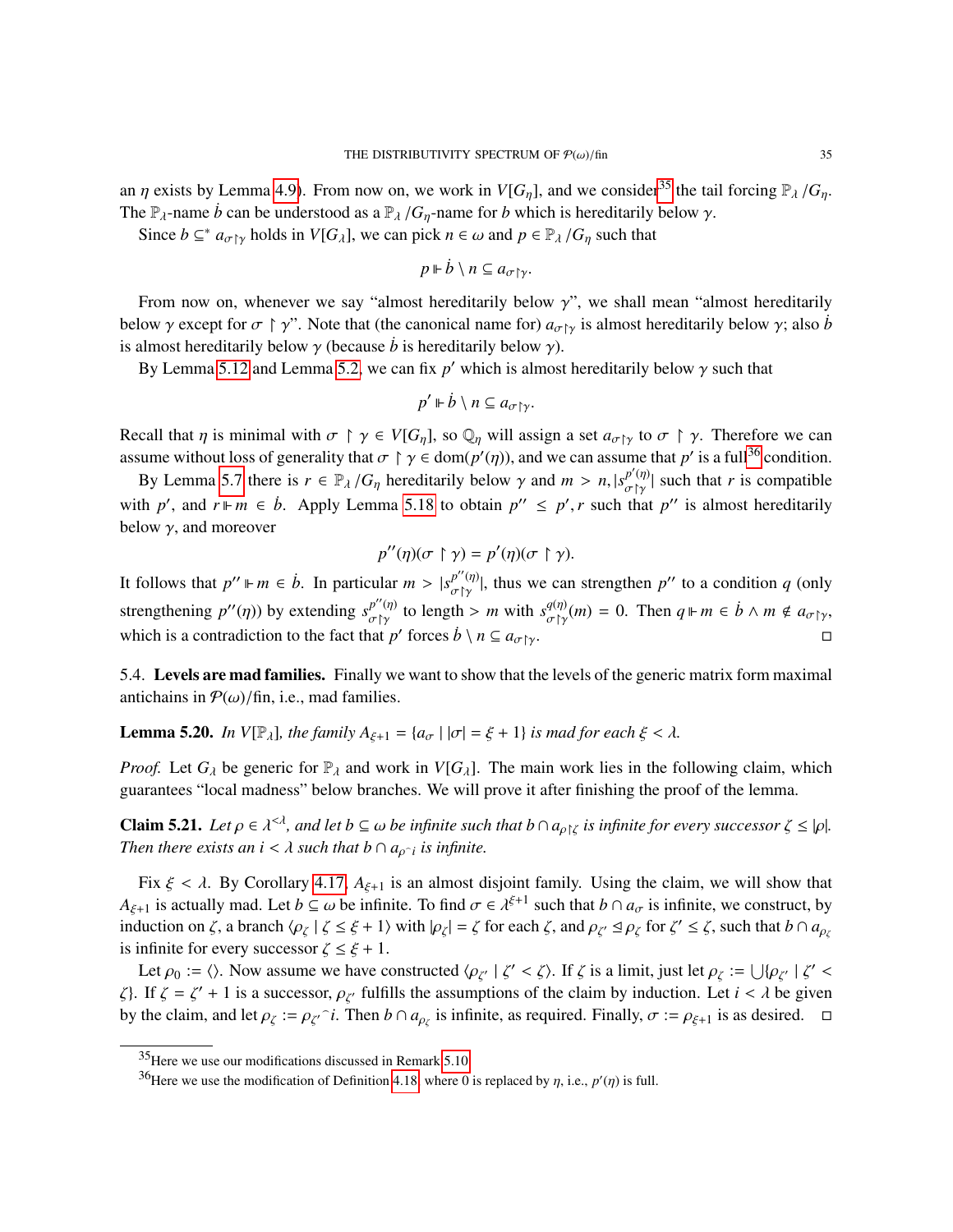an $\eta$ exists by Lemma 4.9). From now on, we work in $V[G_\eta]$, and we consider[35] the tail forcing $\mathbb{P}_\lambda / G_\eta$. The $\mathbb{P}_\lambda$-name $\dot{b}$ can be understood as a $\mathbb{P}_\lambda / G_\eta$-name for $b$ which is hereditarily below $\gamma$.

Since $b \subseteq^* a_{\sigma \restriction \gamma}$ holds in $V[G_\lambda]$, we can pick $n \in \omega$ and $p \in \mathbb{P}_\lambda / G_\eta$ such that

$$p \Vdash \dot{b} \setminus n \subseteq a_{\sigma \restriction \gamma}.$$

From now on, whenever we say "almost hereditarily below $\gamma$", we shall mean "almost hereditarily below $\gamma$ except for $\sigma \restriction \gamma$". Note that (the canonical name for) $a_{\sigma \restriction \gamma}$ is almost hereditarily below $\gamma$; also $\dot{b}$ is almost hereditarily below $\gamma$ (because $\dot{b}$ is hereditarily below $\gamma$).

By Lemma 5.12 and Lemma 5.2, we can fix $p'$ which is almost hereditarily below $\gamma$ such that

$$p' \Vdash \dot{b} \setminus n \subseteq a_{\sigma \restriction \gamma}.$$

Recall that $\eta$ is minimal with $\sigma \restriction \gamma \in V[G_\eta]$, so $\mathbb{Q}_\eta$ will assign a set $a_{\sigma \restriction \gamma}$ to $\sigma \restriction \gamma$. Therefore we can assume without loss of generality that $\sigma \restriction \gamma \in \operatorname{dom}(p'(\eta))$, and we can assume that $p'$ is a full[36] condition.

By Lemma 5.7 there is $r \in \mathbb{P}_\lambda / G_\eta$ hereditarily below $\gamma$ and $m > n, |s^{p'(\eta)}_{\sigma \restriction \gamma}|$ such that $r$ is compatible with $p'$, and $r \Vdash m \in \dot{b}$. Apply Lemma 5.18 to obtain $p'' \leq p', r$ such that $p''$ is almost hereditarily below $\gamma$, and moreover

$$p''(\eta)(\sigma \restriction \gamma) = p'(\eta)(\sigma \restriction \gamma).$$

It follows that $p'' \Vdash m \in \dot{b}$. In particular $m > |s^{p''(\eta)}_{\sigma \restriction \gamma}|$, thus we can strengthen $p''$ to a condition $q$ (only strengthening $p''(\eta)$) by extending $s^{p''(\eta)}_{\sigma \restriction \gamma}$ to length $> m$ with $s^{q(\eta)}_{\sigma \restriction \gamma}(m) = 0$. Then $q \Vdash m \in \dot{b} \wedge m \notin a_{\sigma \restriction \gamma}$, which is a contradiction to the fact that $p'$ forces $\dot{b} \setminus n \subseteq a_{\sigma \restriction \gamma}$. $\square$

### 5.4. **Levels are mad families.**

Finally we want to show that the levels of the generic matrix form maximal antichains in $\mathcal{P}(\omega)/\text{fin}$, i.e., mad families.

**Lemma 5.20.** *In $V[\mathbb{P}_\lambda]$, the family $A_{\xi+1} = \{a_\sigma \mid |\sigma| = \xi + 1\}$ is mad for each $\xi < \lambda$.*

*Proof.* Let $G_\lambda$ be generic for $\mathbb{P}_\lambda$ and work in $V[G_\lambda]$. The main work lies in the following claim, which guarantees "local madness" below branches. We will prove it after finishing the proof of the lemma.

**Claim 5.21.** *Let $\rho \in \lambda^{<\lambda}$, and let $b \subseteq \omega$ be infinite such that $b \cap a_{\rho \restriction \zeta}$ is infinite for every successor $\zeta \leq |\rho|$. Then there exists an $i < \lambda$ such that $b \cap a_{\rho^\frown i}$ is infinite.*

Fix $\xi < \lambda$. By Corollary 4.17, $A_{\xi+1}$ is an almost disjoint family. Using the claim, we will show that $A_{\xi+1}$ is actually mad. Let $b \subseteq \omega$ be infinite. To find $\sigma \in \lambda^{\xi+1}$ such that $b \cap a_\sigma$ is infinite, we construct, by induction on $\zeta$, a branch $\langle \rho_\zeta \mid \zeta \leq \xi + 1 \rangle$ with $|\rho_\zeta| = \zeta$ for each $\zeta$, and $\rho_{\zeta'} \trianglelefteq \rho_\zeta$ for $\zeta' \leq \zeta$, such that $b \cap a_{\rho_\zeta}$ is infinite for every successor $\zeta \leq \xi + 1$.

Let $\rho_0 := \langle\rangle$. Now assume we have constructed $\langle \rho_{\zeta'} \mid \zeta' < \zeta \rangle$. If $\zeta$ is a limit, just let $\rho_\zeta := \bigcup \{\rho_{\zeta'} \mid \zeta' < \zeta\}$. If $\zeta = \zeta' + 1$ is a successor, $\rho_{\zeta'}$ fulfills the assumptions of the claim by induction. Let $i < \lambda$ be given by the claim, and let $\rho_\zeta := \rho_{\zeta'}{}^\frown i$. Then $b \cap a_{\rho_\zeta}$ is infinite, as required. Finally, $\sigma := \rho_{\xi+1}$ is as desired. $\square$

---

[35] Here we use our modifications discussed in Remark 5.10.

[36] Here we use the modification of Definition 4.18, where 0 is replaced by $\eta$, i.e., $p'(\eta)$ is full.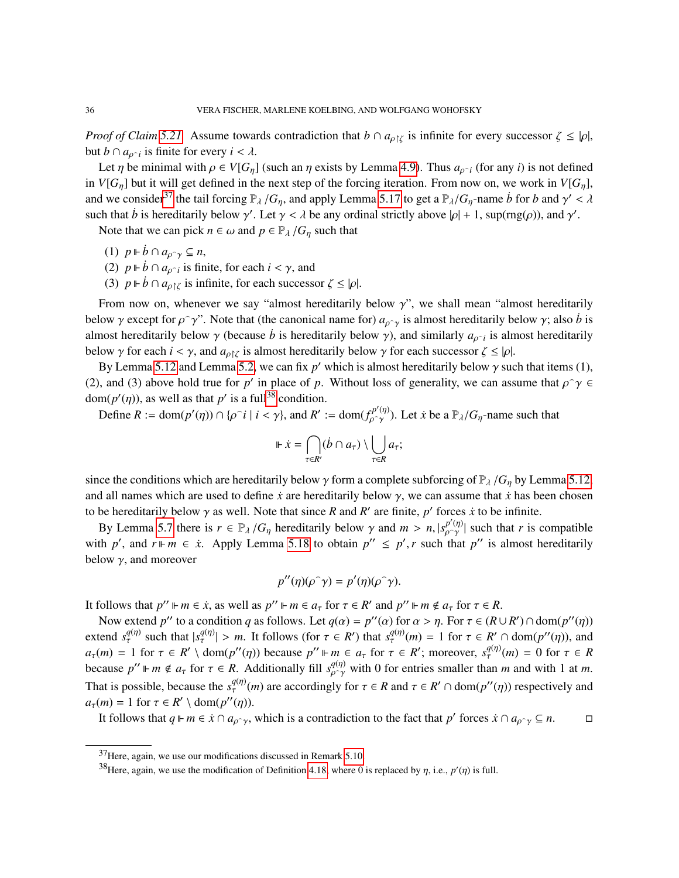*Proof of Claim 5.21.* Assume towards contradiction that $b \cap a_{\rho \restriction \zeta}$ is infinite for every successor $\zeta \leq |\rho|$, but $b \cap a_{\rho^\frown i}$ is finite for every $i < \lambda$.

Let $\eta$ be minimal with $\rho \in V[G_\eta]$ (such an $\eta$ exists by Lemma 4.9). Thus $a_{\rho^\frown i}$ (for any $i$) is not defined in $V[G_\eta]$ but it will get defined in the next step of the forcing iteration. From now on, we work in $V[G_\eta]$, and we consider[37] the tail forcing $\mathbb{P}_\lambda / G_\eta$, and apply Lemma 5.17 to get a $\mathbb{P}_\lambda / G_\eta$-name $\dot{b}$ for $b$ and $\gamma' < \lambda$ such that $\dot{b}$ is hereditarily below $\gamma'$. Let $\gamma < \lambda$ be any ordinal strictly above $|\rho| + 1$, $\sup(\operatorname{rng}(\rho))$, and $\gamma'$.

Note that we can pick $n \in \omega$ and $p \in \mathbb{P}_\lambda / G_\eta$ such that

1. $p \Vdash \dot{b} \cap a_{\rho^\frown \gamma} \subseteq n$,
2. $p \Vdash \dot{b} \cap a_{\rho^\frown i}$ is finite, for each $i < \gamma$, and
3. $p \Vdash \dot{b} \cap a_{\rho \restriction \zeta}$ is infinite, for each successor $\zeta \leq |\rho|$.

From now on, whenever we say "almost hereditarily below $\gamma$", we shall mean "almost hereditarily below $\gamma$ except for $\rho^\frown \gamma$". Note that (the canonical name for) $a_{\rho^\frown \gamma}$ is almost hereditarily below $\gamma$; also $\dot{b}$ is almost hereditarily below $\gamma$ (because $\dot{b}$ is hereditarily below $\gamma$), and similarly $a_{\rho^\frown i}$ is almost hereditarily below $\gamma$ for each $i < \gamma$, and $a_{\rho \restriction \zeta}$ is almost hereditarily below $\gamma$ for each successor $\zeta \leq |\rho|$.

By Lemma 5.12 and Lemma 5.2, we can fix $p'$ which is almost hereditarily below $\gamma$ such that items (1), (2), and (3) above hold true for $p'$ in place of $p$. Without loss of generality, we can assume that $\rho^\frown \gamma \in \operatorname{dom}(p'(\eta))$, as well as that $p'$ is a full[38] condition.

Define $R := \operatorname{dom}(p'(\eta)) \cap \{\rho^\frown i \mid i < \gamma\}$, and $R' := \operatorname{dom}(f^{p'(\eta)}_{\rho^\frown \gamma})$. Let $\dot{x}$ be a $\mathbb{P}_\lambda / G_\eta$-name such that

$$\Vdash \dot{x} = \bigcap_{\tau \in R'} (\dot{b} \cap a_\tau) \setminus \bigcup_{\tau \in R} a_\tau;$$

since the conditions which are hereditarily below $\gamma$ form a complete subforcing of $\mathbb{P}_\lambda / G_\eta$ by Lemma 5.12, and all names which are used to define $\dot{x}$ are hereditarily below $\gamma$, we can assume that $\dot{x}$ has been chosen to be hereditarily below $\gamma$ as well. Note that since $R$ and $R'$ are finite, $p'$ forces $\dot{x}$ to be infinite.

By Lemma 5.7 there is $r \in \mathbb{P}_\lambda / G_\eta$ hereditarily below $\gamma$ and $m > n, |s^{p'(\eta)}_{\rho^\frown \gamma}|$ such that $r$ is compatible with $p'$, and $r \Vdash m \in \dot{x}$. Apply Lemma 5.18 to obtain $p'' \leq p', r$ such that $p''$ is almost hereditarily below $\gamma$, and moreover

$$p''(\eta)(\rho^\frown \gamma) = p'(\eta)(\rho^\frown \gamma).$$

It follows that $p'' \Vdash m \in \dot{x}$, as well as $p'' \Vdash m \in a_\tau$ for $\tau \in R'$ and $p'' \Vdash m \notin a_\tau$ for $\tau \in R$.

Now extend $p''$ to a condition $q$ as follows. Let $q(\alpha) = p''(\alpha)$ for $\alpha > \eta$. For $\tau \in (R \cup R') \cap \operatorname{dom}(p''(\eta))$ extend $s^{q(\eta)}_\tau$ such that $|s^{q(\eta)}_\tau| > m$. It follows (for $\tau \in R'$) that $s^{q(\eta)}_\tau(m) = 1$ for $\tau \in R' \cap \operatorname{dom}(p''(\eta))$, and $a_\tau(m) = 1$ for $\tau \in R' \setminus \operatorname{dom}(p''(\eta))$ because $p'' \Vdash m \in a_\tau$ for $\tau \in R'$; moreover, $s^{q(\eta)}_\tau(m) = 0$ for $\tau \in R$ because $p'' \Vdash m \notin a_\tau$ for $\tau \in R$. Additionally fill $s^{q(\eta)}_{\rho^\frown \gamma}$ with 0 for entries smaller than $m$ and with 1 at $m$. That is possible, because the $s^{q(\eta)}_\tau(m)$ are accordingly for $\tau \in R$ and $\tau \in R' \cap \operatorname{dom}(p''(\eta))$ respectively and $a_\tau(m) = 1$ for $\tau \in R' \setminus \operatorname{dom}(p''(\eta))$.

It follows that $q \Vdash m \in \dot{x} \cap a_{\rho^\frown \gamma}$, which is a contradiction to the fact that $p'$ forces $\dot{x} \cap a_{\rho^\frown \gamma} \subseteq n$. $\square$

---

[37] Here, again, we use our modifications discussed in Remark 5.10.

[38] Here, again, we use the modification of Definition 4.18, where 0 is replaced by $\eta$, i.e., $p'(\eta)$ is full.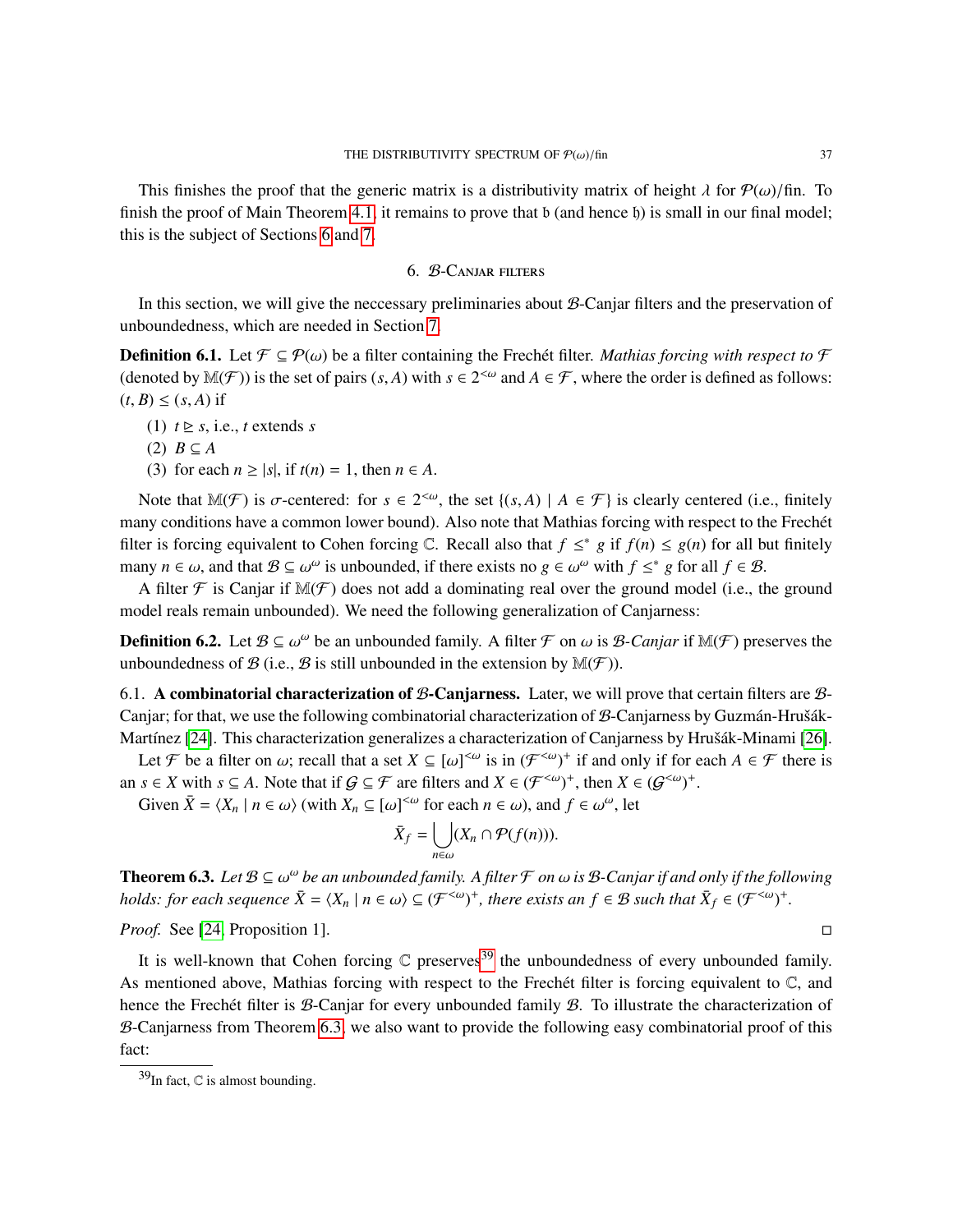This finishes the proof that the generic matrix is a distributivity matrix of height $\lambda$ for $\mathcal{P}(\omega)/\text{fin}$. To finish the proof of Main Theorem 4.1, it remains to prove that $\mathfrak{b}$ (and hence $\mathfrak{h}$) is small in our final model; this is the subject of Sections 6 and 7.

## 6. $\mathcal{B}$-Canjar filters

In this section, we will give the neccessary preliminaries about $\mathcal{B}$-Canjar filters and the preservation of unboundedness, which are needed in Section 7.

**Definition 6.1.** Let $\mathcal{F} \subseteq \mathcal{P}(\omega)$ be a filter containing the Frechét filter. *Mathias forcing with respect to $\mathcal{F}$* (denoted by $\mathbb{M}(\mathcal{F})$) is the set of pairs $(s, A)$ with $s \in 2^{<\omega}$ and $A \in \mathcal{F}$, where the order is defined as follows: $(t, B) \leq (s, A)$ if

1. $t \trianglerighteq s$, i.e., $t$ extends $s$
2. $B \subseteq A$
3. for each $n \geq |s|$, if $t(n) = 1$, then $n \in A$.

Note that $\mathbb{M}(\mathcal{F})$ is $\sigma$-centered: for $s \in 2^{<\omega}$, the set $\{(s, A) \mid A \in \mathcal{F}\}$ is clearly centered (i.e., finitely many conditions have a common lower bound). Also note that Mathias forcing with respect to the Frechét filter is forcing equivalent to Cohen forcing $\mathbb{C}$. Recall also that $f \leq^* g$ if $f(n) \leq g(n)$ for all but finitely many $n \in \omega$, and that $\mathcal{B} \subseteq \omega^\omega$ is unbounded, if there exists no $g \in \omega^\omega$ with $f \leq^* g$ for all $f \in \mathcal{B}$.

A filter $\mathcal{F}$ is Canjar if $\mathbb{M}(\mathcal{F})$ does not add a dominating real over the ground model (i.e., the ground model reals remain unbounded). We need the following generalization of Canjarness:

**Definition 6.2.** Let $\mathcal{B} \subseteq \omega^\omega$ be an unbounded family. A filter $\mathcal{F}$ on $\omega$ is *$\mathcal{B}$-Canjar* if $\mathbb{M}(\mathcal{F})$ preserves the unboundedness of $\mathcal{B}$ (i.e., $\mathcal{B}$ is still unbounded in the extension by $\mathbb{M}(\mathcal{F})$).

### 6.1. A combinatorial characterization of $\mathcal{B}$-Canjarness.

Later, we will prove that certain filters are $\mathcal{B}$-Canjar; for that, we use the following combinatorial characterization of $\mathcal{B}$-Canjarness by Guzmán-Hrušák-Martínez [24]. This characterization generalizes a characterization of Canjarness by Hrušák-Minami [26].

Let $\mathcal{F}$ be a filter on $\omega$; recall that a set $X \subseteq [\omega]^{<\omega}$ is in $(\mathcal{F}^{<\omega})^+$ if and only if for each $A \in \mathcal{F}$ there is an $s \in X$ with $s \subseteq A$. Note that if $\mathcal{G} \subseteq \mathcal{F}$ are filters and $X \in (\mathcal{F}^{<\omega})^+$, then $X \in (\mathcal{G}^{<\omega})^+$.

Given $\bar{X} = \langle X_n \mid n \in \omega \rangle$ (with $X_n \subseteq [\omega]^{<\omega}$ for each $n \in \omega$), and $f \in \omega^\omega$, let

$$\bar{X}_f = \bigcup_{n \in \omega} (X_n \cap \mathcal{P}(f(n))).$$

**Theorem 6.3.** *Let $\mathcal{B} \subseteq \omega^\omega$ be an unbounded family. A filter $\mathcal{F}$ on $\omega$ is $\mathcal{B}$-Canjar if and only if the following holds: for each sequence $\bar{X} = \langle X_n \mid n \in \omega \rangle \subseteq (\mathcal{F}^{<\omega})^+$, there exists an $f \in \mathcal{B}$ such that $\bar{X}_f \in (\mathcal{F}^{<\omega})^+$.*

*Proof.* See [24, Proposition 1]. □

It is well-known that Cohen forcing $\mathbb{C}$ preserves[39] the unboundedness of every unbounded family. As mentioned above, Mathias forcing with respect to the Frechét filter is forcing equivalent to $\mathbb{C}$, and hence the Frechét filter is $\mathcal{B}$-Canjar for every unbounded family $\mathcal{B}$. To illustrate the characterization of $\mathcal{B}$-Canjarness from Theorem 6.3, we also want to provide the following easy combinatorial proof of this fact:

[39] In fact, $\mathbb{C}$ is almost bounding.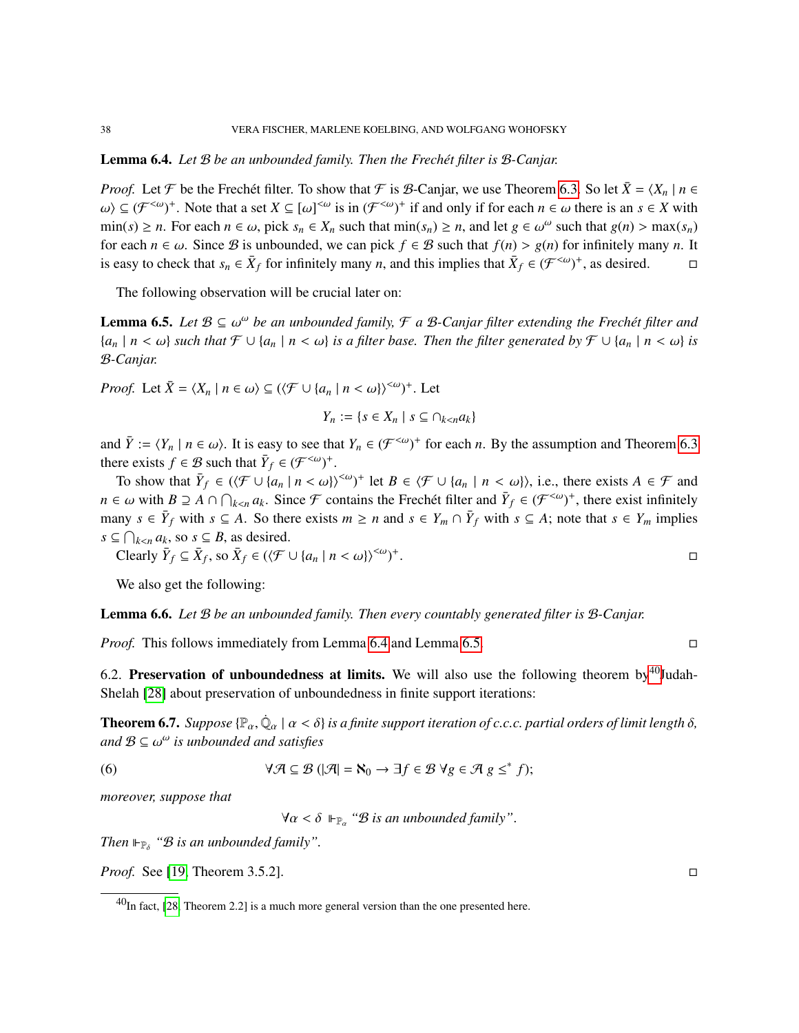**Lemma 6.4.** *Let $\mathcal{B}$ be an unbounded family. Then the Frechét filter is $\mathcal{B}$-Canjar.*

*Proof.* Let $\mathcal{F}$ be the Frechét filter. To show that $\mathcal{F}$ is $\mathcal{B}$-Canjar, we use Theorem 6.3. So let $\bar{X} = \langle X_n \mid n \in \omega\rangle \subseteq (\mathcal{F}^{<\omega})^+$. Note that a set $X \subseteq [\omega]^{<\omega}$ is in $(\mathcal{F}^{<\omega})^+$ if and only if for each $n \in \omega$ there is an $s \in X$ with $\min(s) \geq n$. For each $n \in \omega$, pick $s_n \in X_n$ such that $\min(s_n) \geq n$, and let $g \in \omega^\omega$ such that $g(n) > \max(s_n)$ for each $n \in \omega$. Since $\mathcal{B}$ is unbounded, we can pick $f \in \mathcal{B}$ such that $f(n) > g(n)$ for infinitely many $n$. It is easy to check that $s_n \in \bar{X}_f$ for infinitely many $n$, and this implies that $\bar{X}_f \in (\mathcal{F}^{<\omega})^+$, as desired. $\square$

The following observation will be crucial later on:

**Lemma 6.5.** *Let $\mathcal{B} \subseteq \omega^\omega$ be an unbounded family, $\mathcal{F}$ a $\mathcal{B}$-Canjar filter extending the Frechét filter and $\{a_n \mid n < \omega\}$ such that $\mathcal{F} \cup \{a_n \mid n < \omega\}$ is a filter base. Then the filter generated by $\mathcal{F} \cup \{a_n \mid n < \omega\}$ is $\mathcal{B}$-Canjar.*

*Proof.* Let $\bar{X} = \langle X_n \mid n \in \omega\rangle \subseteq (\langle \mathcal{F} \cup \{a_n \mid n < \omega\}\rangle^{<\omega})^+$. Let

$$Y_n := \{s \in X_n \mid s \subseteq \cap_{k<n} a_k\}$$

and $\bar{Y} := \langle Y_n \mid n \in \omega\rangle$. It is easy to see that $Y_n \in (\mathcal{F}^{<\omega})^+$ for each $n$. By the assumption and Theorem 6.3 there exists $f \in \mathcal{B}$ such that $\bar{Y}_f \in (\mathcal{F}^{<\omega})^+$.

To show that $\bar{Y}_f \in (\langle \mathcal{F} \cup \{a_n \mid n < \omega\}\rangle^{<\omega})^+$ let $B \in \langle \mathcal{F} \cup \{a_n \mid n < \omega\}\rangle$, i.e., there exists $A \in \mathcal{F}$ and $n \in \omega$ with $B \supseteq A \cap \bigcap_{k<n} a_k$. Since $\mathcal{F}$ contains the Frechét filter and $\bar{Y}_f \in (\mathcal{F}^{<\omega})^+$, there exist infinitely many $s \in \bar{Y}_f$ with $s \subseteq A$. So there exists $m \geq n$ and $s \in Y_m \cap \bar{Y}_f$ with $s \subseteq A$; note that $s \in Y_m$ implies $s \subseteq \bigcap_{k<n} a_k$, so $s \subseteq B$, as desired.

Clearly $\bar{Y}_f \subseteq \bar{X}_f$, so $\bar{X}_f \in (\langle \mathcal{F} \cup \{a_n \mid n < \omega\}\rangle^{<\omega})^+$. $\square$

We also get the following:

**Lemma 6.6.** *Let $\mathcal{B}$ be an unbounded family. Then every countably generated filter is $\mathcal{B}$-Canjar.*

*Proof.* This follows immediately from Lemma 6.4 and Lemma 6.5. $\square$

### 6.2. Preservation of unboundedness at limits.

We will also use the following theorem by[40] Judah-Shelah [28] about preservation of unboundedness in finite support iterations:

**Theorem 6.7.** *Suppose $\{\mathbb{P}_\alpha, \dot{\mathbb{Q}}_\alpha \mid \alpha < \delta\}$ is a finite support iteration of c.c.c. partial orders of limit length $\delta$, and $\mathcal{B} \subseteq \omega^\omega$ is unbounded and satisfies*

$$\forall \mathcal{A} \subseteq \mathcal{B}\ (|\mathcal{A}| = \aleph_0 \rightarrow \exists f \in \mathcal{B}\ \forall g \in \mathcal{A}\ g \leq^* f); \tag{6}$$

*moreover, suppose that*

$$\forall \alpha < \delta \Vdash_{\mathbb{P}_\alpha} \text{“}\mathcal{B} \text{ is an unbounded family”}.$$

*Then $\Vdash_{\mathbb{P}_\delta}$ “$\mathcal{B}$ is an unbounded family”.*

*Proof.* See [19, Theorem 3.5.2]. $\square$

[40] In fact, [28, Theorem 2.2] is a much more general version than the one presented here.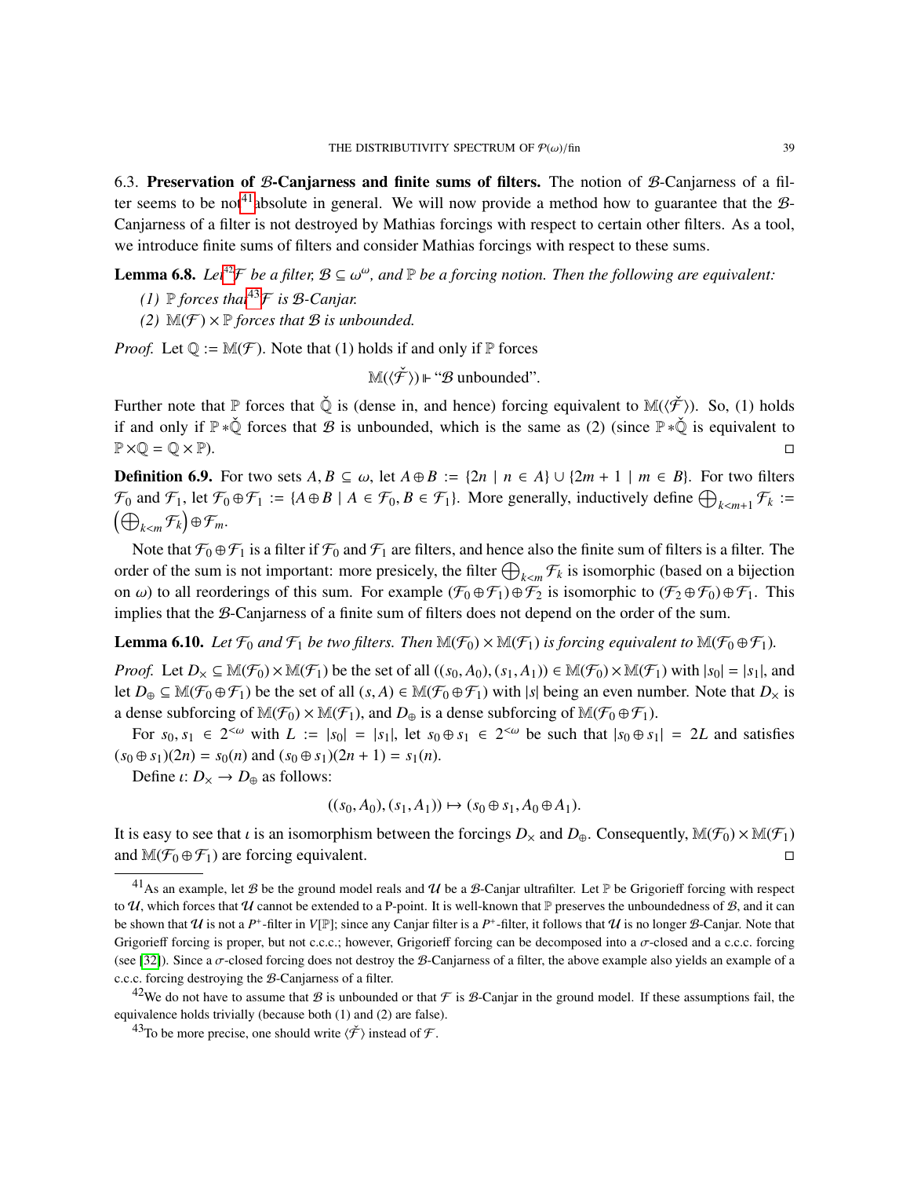6.3. **Preservation of $\mathcal{B}$-Canjarness and finite sums of filters.** The notion of $\mathcal{B}$-Canjarness of a filter seems to be not[41] absolute in general. We will now provide a method how to guarantee that the $\mathcal{B}$-Canjarness of a filter is not destroyed by Mathias forcings with respect to certain other filters. As a tool, we introduce finite sums of filters and consider Mathias forcings with respect to these sums.

**Lemma 6.8.** *Let[42] $\mathcal{F}$ be a filter, $\mathcal{B} \subseteq \omega^\omega$, and $\mathbb{P}$ be a forcing notion. Then the following are equivalent:*

*(1) $\mathbb{P}$ forces that[43] $\mathcal{F}$ is $\mathcal{B}$-Canjar.*

*(2) $\mathbb{M}(\mathcal{F}) \times \mathbb{P}$ forces that $\mathcal{B}$ is unbounded.*

*Proof.* Let $\mathbb{Q} := \mathbb{M}(\mathcal{F})$. Note that (1) holds if and only if $\mathbb{P}$ forces

$$\mathbb{M}(\langle \check{\mathcal{F}} \rangle) \Vdash \text{“}\mathcal{B} \text{ unbounded”}.$$

Further note that $\mathbb{P}$ forces that $\check{\mathbb{Q}}$ is (dense in, and hence) forcing equivalent to $\mathbb{M}(\langle \check{\mathcal{F}} \rangle)$. So, (1) holds if and only if $\mathbb{P} * \check{\mathbb{Q}}$ forces that $\mathcal{B}$ is unbounded, which is the same as (2) (since $\mathbb{P} * \check{\mathbb{Q}}$ is equivalent to $\mathbb{P} \times \mathbb{Q} = \mathbb{Q} \times \mathbb{P}$). □

**Definition 6.9.** For two sets $A, B \subseteq \omega$, let $A \oplus B := \{2n \mid n \in A\} \cup \{2m+1 \mid m \in B\}$. For two filters $\mathcal{F}_0$ and $\mathcal{F}_1$, let $\mathcal{F}_0 \oplus \mathcal{F}_1 := \{A \oplus B \mid A \in \mathcal{F}_0, B \in \mathcal{F}_1\}$. More generally, inductively define $\bigoplus_{k<m+1} \mathcal{F}_k := \left(\bigoplus_{k<m} \mathcal{F}_k\right) \oplus \mathcal{F}_m$.

Note that $\mathcal{F}_0 \oplus \mathcal{F}_1$ is a filter if $\mathcal{F}_0$ and $\mathcal{F}_1$ are filters, and hence also the finite sum of filters is a filter. The order of the sum is not important: more presicely, the filter $\bigoplus_{k<m} \mathcal{F}_k$ is isomorphic (based on a bijection on $\omega$) to all reorderings of this sum. For example $(\mathcal{F}_0 \oplus \mathcal{F}_1) \oplus \mathcal{F}_2$ is isomorphic to $(\mathcal{F}_2 \oplus \mathcal{F}_0) \oplus \mathcal{F}_1$. This implies that the $\mathcal{B}$-Canjarness of a finite sum of filters does not depend on the order of the sum.

**Lemma 6.10.** *Let $\mathcal{F}_0$ and $\mathcal{F}_1$ be two filters. Then $\mathbb{M}(\mathcal{F}_0) \times \mathbb{M}(\mathcal{F}_1)$ is forcing equivalent to $\mathbb{M}(\mathcal{F}_0 \oplus \mathcal{F}_1)$.*

*Proof.* Let $D_\times \subseteq \mathbb{M}(\mathcal{F}_0) \times \mathbb{M}(\mathcal{F}_1)$ be the set of all $((s_0, A_0), (s_1, A_1)) \in \mathbb{M}(\mathcal{F}_0) \times \mathbb{M}(\mathcal{F}_1)$ with $|s_0| = |s_1|$, and let $D_\oplus \subseteq \mathbb{M}(\mathcal{F}_0 \oplus \mathcal{F}_1)$ be the set of all $(s, A) \in \mathbb{M}(\mathcal{F}_0 \oplus \mathcal{F}_1)$ with $|s|$ being an even number. Note that $D_\times$ is a dense subforcing of $\mathbb{M}(\mathcal{F}_0) \times \mathbb{M}(\mathcal{F}_1)$, and $D_\oplus$ is a dense subforcing of $\mathbb{M}(\mathcal{F}_0 \oplus \mathcal{F}_1)$.

For $s_0, s_1 \in 2^{<\omega}$ with $L := |s_0| = |s_1|$, let $s_0 \oplus s_1 \in 2^{<\omega}$ be such that $|s_0 \oplus s_1| = 2L$ and satisfies $(s_0 \oplus s_1)(2n) = s_0(n)$ and $(s_0 \oplus s_1)(2n+1) = s_1(n)$.

Define $\iota \colon D_\times \to D_\oplus$ as follows:

$$((s_0, A_0), (s_1, A_1)) \mapsto (s_0 \oplus s_1, A_0 \oplus A_1).$$

It is easy to see that $\iota$ is an isomorphism between the forcings $D_\times$ and $D_\oplus$. Consequently, $\mathbb{M}(\mathcal{F}_0) \times \mathbb{M}(\mathcal{F}_1)$ and $\mathbb{M}(\mathcal{F}_0 \oplus \mathcal{F}_1)$ are forcing equivalent. □

---

[41] As an example, let $\mathcal{B}$ be the ground model reals and $\mathcal{U}$ be a $\mathcal{B}$-Canjar ultrafilter. Let $\mathbb{P}$ be Grigorieff forcing with respect to $\mathcal{U}$, which forces that $\mathcal{U}$ cannot be extended to a P-point. It is well-known that $\mathbb{P}$ preserves the unboundedness of $\mathcal{B}$, and it can be shown that $\mathcal{U}$ is not a $P^+$-filter in $V[\mathbb{P}]$; since any Canjar filter is a $P^+$-filter, it follows that $\mathcal{U}$ is no longer $\mathcal{B}$-Canjar. Note that Grigorieff forcing is proper, but not c.c.c.; however, Grigorieff forcing can be decomposed into a $\sigma$-closed and a c.c.c. forcing (see [32]). Since a $\sigma$-closed forcing does not destroy the $\mathcal{B}$-Canjarness of a filter, the above example also yields an example of a c.c.c. forcing destroying the $\mathcal{B}$-Canjarness of a filter.

[42] We do not have to assume that $\mathcal{B}$ is unbounded or that $\mathcal{F}$ is $\mathcal{B}$-Canjar in the ground model. If these assumptions fail, the equivalence holds trivially (because both (1) and (2) are false).

[43] To be more precise, one should write $\langle \check{\mathcal{F}} \rangle$ instead of $\mathcal{F}$.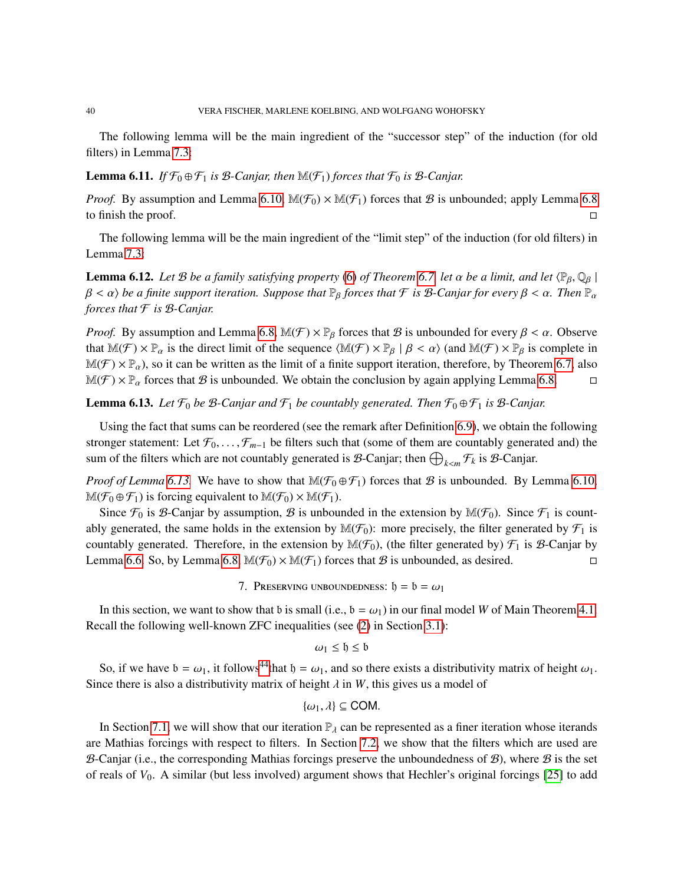The following lemma will be the main ingredient of the "successor step" of the induction (for old filters) in Lemma 7.3:

**Lemma 6.11.** *If $\mathcal{F}_0 \oplus \mathcal{F}_1$ is $\mathcal{B}$-Canjar, then $\mathbb{M}(\mathcal{F}_1)$ forces that $\mathcal{F}_0$ is $\mathcal{B}$-Canjar.*

*Proof.* By assumption and Lemma 6.10, $\mathbb{M}(\mathcal{F}_0) \times \mathbb{M}(\mathcal{F}_1)$ forces that $\mathcal{B}$ is unbounded; apply Lemma 6.8 to finish the proof. □

The following lemma will be the main ingredient of the "limit step" of the induction (for old filters) in Lemma 7.3:

**Lemma 6.12.** *Let $\mathcal{B}$ be a family satisfying property (6) of Theorem 6.7, let $\alpha$ be a limit, and let $\langle \mathbb{P}_\beta, \mathbb{Q}_\beta \mid \beta < \alpha \rangle$ be a finite support iteration. Suppose that $\mathbb{P}_\beta$ forces that $\mathcal{F}$ is $\mathcal{B}$-Canjar for every $\beta < \alpha$. Then $\mathbb{P}_\alpha$ forces that $\mathcal{F}$ is $\mathcal{B}$-Canjar.*

*Proof.* By assumption and Lemma 6.8, $\mathbb{M}(\mathcal{F}) \times \mathbb{P}_\beta$ forces that $\mathcal{B}$ is unbounded for every $\beta < \alpha$. Observe that $\mathbb{M}(\mathcal{F}) \times \mathbb{P}_\alpha$ is the direct limit of the sequence $\langle \mathbb{M}(\mathcal{F}) \times \mathbb{P}_\beta \mid \beta < \alpha \rangle$ (and $\mathbb{M}(\mathcal{F}) \times \mathbb{P}_\beta$ is complete in $\mathbb{M}(\mathcal{F}) \times \mathbb{P}_\alpha$), so it can be written as the limit of a finite support iteration, therefore, by Theorem 6.7, also $\mathbb{M}(\mathcal{F}) \times \mathbb{P}_\alpha$ forces that $\mathcal{B}$ is unbounded. We obtain the conclusion by again applying Lemma 6.8. □

**Lemma 6.13.** *Let $\mathcal{F}_0$ be $\mathcal{B}$-Canjar and $\mathcal{F}_1$ be countably generated. Then $\mathcal{F}_0 \oplus \mathcal{F}_1$ is $\mathcal{B}$-Canjar.*

Using the fact that sums can be reordered (see the remark after Definition 6.9), we obtain the following stronger statement: Let $\mathcal{F}_0, \dots, \mathcal{F}_{m-1}$ be filters such that (some of them are countably generated and) the sum of the filters which are not countably generated is $\mathcal{B}$-Canjar; then $\bigoplus_{k<m} \mathcal{F}_k$ is $\mathcal{B}$-Canjar.

*Proof of Lemma 6.13.* We have to show that $\mathbb{M}(\mathcal{F}_0 \oplus \mathcal{F}_1)$ forces that $\mathcal{B}$ is unbounded. By Lemma 6.10, $\mathbb{M}(\mathcal{F}_0 \oplus \mathcal{F}_1)$ is forcing equivalent to $\mathbb{M}(\mathcal{F}_0) \times \mathbb{M}(\mathcal{F}_1)$.

Since $\mathcal{F}_0$ is $\mathcal{B}$-Canjar by assumption, $\mathcal{B}$ is unbounded in the extension by $\mathbb{M}(\mathcal{F}_0)$. Since $\mathcal{F}_1$ is countably generated, the same holds in the extension by $\mathbb{M}(\mathcal{F}_0)$: more precisely, the filter generated by $\mathcal{F}_1$ is countably generated. Therefore, in the extension by $\mathbb{M}(\mathcal{F}_0)$, (the filter generated by) $\mathcal{F}_1$ is $\mathcal{B}$-Canjar by Lemma 6.6. So, by Lemma 6.8, $\mathbb{M}(\mathcal{F}_0) \times \mathbb{M}(\mathcal{F}_1)$ forces that $\mathcal{B}$ is unbounded, as desired. □

## 7. Preserving unboundedness: $\mathfrak{h} = \mathfrak{b} = \omega_1$

In this section, we want to show that $\mathfrak{b}$ is small (i.e., $\mathfrak{b} = \omega_1$) in our final model $W$ of Main Theorem 4.1. Recall the following well-known ZFC inequalities (see (2) in Section 3.1):

$$\omega_1 \leq \mathfrak{h} \leq \mathfrak{b}$$

So, if we have $\mathfrak{b} = \omega_1$, it follows[44] that $\mathfrak{h} = \omega_1$, and so there exists a distributivity matrix of height $\omega_1$. Since there is also a distributivity matrix of height $\lambda$ in $W$, this gives us a model of

$$\{\omega_1, \lambda\} \subseteq \mathsf{COM}.$$

In Section 7.1, we will show that our iteration $\mathbb{P}_\lambda$ can be represented as a finer iteration whose iterands are Mathias forcings with respect to filters. In Section 7.2, we show that the filters which are used are $\mathcal{B}$-Canjar (i.e., the corresponding Mathias forcings preserve the unboundedness of $\mathcal{B}$), where $\mathcal{B}$ is the set of reals of $V_0$. A similar (but less involved) argument shows that Hechler's original forcings [25] to add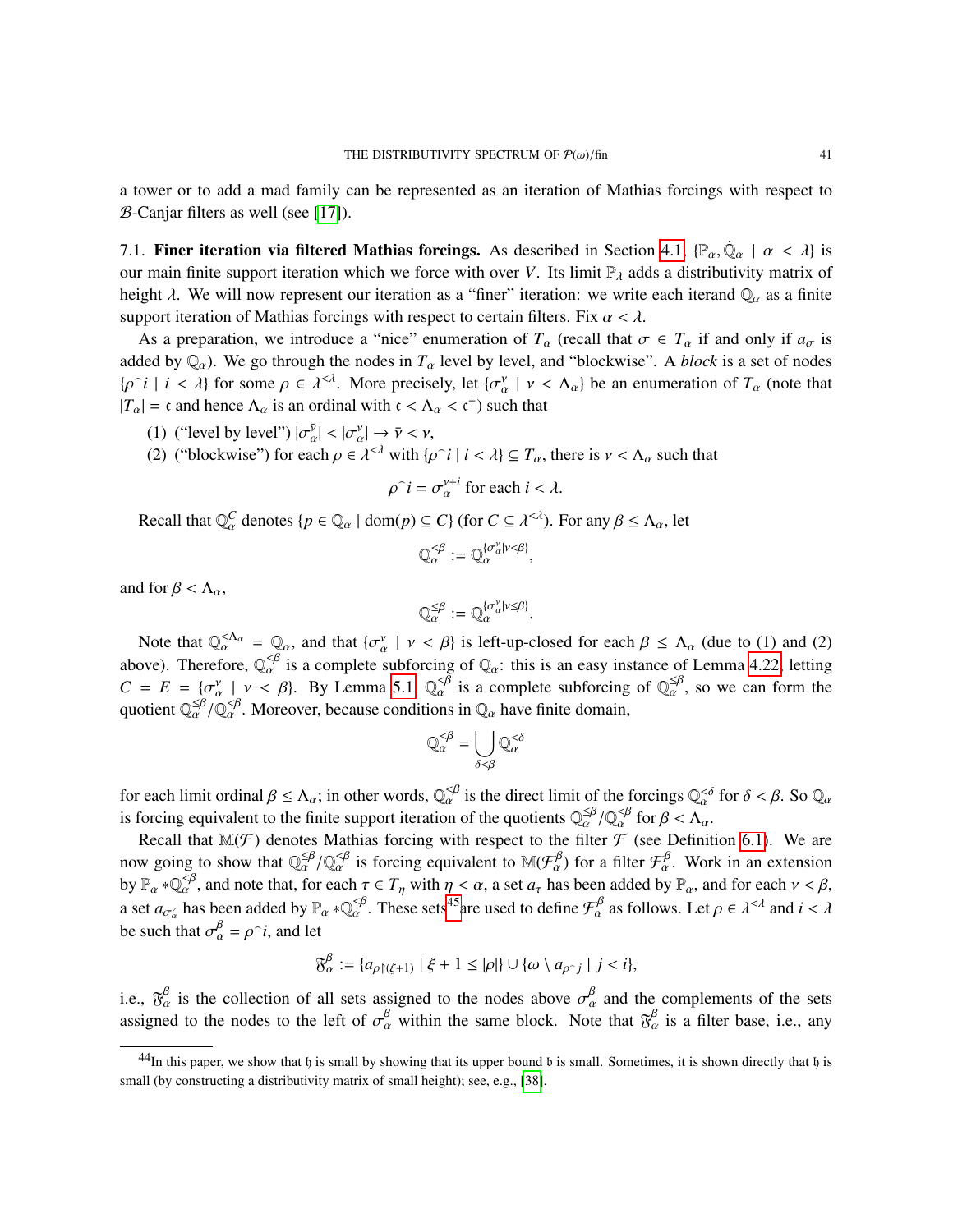a tower or to add a mad family can be represented as an iteration of Mathias forcings with respect to $\mathcal{B}$-Canjar filters as well (see [17]).

7.1. **Finer iteration via filtered Mathias forcings.** As described in Section 4.1, $\{\mathbb{P}_\alpha, \dot{\mathbb{Q}}_\alpha \mid \alpha < \lambda\}$ is our main finite support iteration which we force with over $V$. Its limit $\mathbb{P}_\lambda$ adds a distributivity matrix of height $\lambda$. We will now represent our iteration as a "finer" iteration: we write each iterand $\mathbb{Q}_\alpha$ as a finite support iteration of Mathias forcings with respect to certain filters. Fix $\alpha < \lambda$.

As a preparation, we introduce a "nice" enumeration of $T_\alpha$ (recall that $\sigma \in T_\alpha$ if and only if $a_\sigma$ is added by $\mathbb{Q}_\alpha$). We go through the nodes in $T_\alpha$ level by level, and "blockwise". A *block* is a set of nodes $\{\rho^\frown i \mid i < \lambda\}$ for some $\rho \in \lambda^{<\lambda}$. More precisely, let $\{\sigma_\alpha^\nu \mid \nu < \Lambda_\alpha\}$ be an enumeration of $T_\alpha$ (note that $|T_\alpha| = \mathfrak{c}$ and hence $\Lambda_\alpha$ is an ordinal with $\mathfrak{c} < \Lambda_\alpha < \mathfrak{c}^+$) such that

(1) ("level by level") $|\sigma_\alpha^{\bar{\nu}}| < |\sigma_\alpha^\nu| \to \bar{\nu} < \nu$,
(2) ("blockwise") for each $\rho \in \lambda^{<\lambda}$ with $\{\rho^\frown i \mid i < \lambda\} \subseteq T_\alpha$, there is $\nu < \Lambda_\alpha$ such that

$$\rho^\frown i = \sigma_\alpha^{\nu+i} \text{ for each } i < \lambda.$$

Recall that $\mathbb{Q}_\alpha^C$ denotes $\{p \in \mathbb{Q}_\alpha \mid \mathrm{dom}(p) \subseteq C\}$ (for $C \subseteq \lambda^{<\lambda}$). For any $\beta \leq \Lambda_\alpha$, let

$$\mathbb{Q}_\alpha^{<\beta} := \mathbb{Q}_\alpha^{\{\sigma_\alpha^\nu \mid \nu < \beta\}},$$

and for $\beta < \Lambda_\alpha$,

$$\mathbb{Q}_\alpha^{\leq\beta} := \mathbb{Q}_\alpha^{\{\sigma_\alpha^\nu \mid \nu \leq \beta\}}.$$

Note that $\mathbb{Q}_\alpha^{<\Lambda_\alpha} = \mathbb{Q}_\alpha$, and that $\{\sigma_\alpha^\nu \mid \nu < \beta\}$ is left-up-closed for each $\beta \leq \Lambda_\alpha$ (due to (1) and (2) above). Therefore, $\mathbb{Q}_\alpha^{<\beta}$ is a complete subforcing of $\mathbb{Q}_\alpha$: this is an easy instance of Lemma 4.22, letting $C = E = \{\sigma_\alpha^\nu \mid \nu < \beta\}$. By Lemma 5.1, $\mathbb{Q}_\alpha^{<\beta}$ is a complete subforcing of $\mathbb{Q}_\alpha^{\leq\beta}$, so we can form the quotient $\mathbb{Q}_\alpha^{\leq\beta}/\mathbb{Q}_\alpha^{<\beta}$. Moreover, because conditions in $\mathbb{Q}_\alpha$ have finite domain,

$$\mathbb{Q}_\alpha^{<\beta} = \bigcup_{\delta<\beta} \mathbb{Q}_\alpha^{<\delta}$$

for each limit ordinal $\beta \leq \Lambda_\alpha$; in other words, $\mathbb{Q}_\alpha^{<\beta}$ is the direct limit of the forcings $\mathbb{Q}_\alpha^{<\delta}$ for $\delta < \beta$. So $\mathbb{Q}_\alpha$ is forcing equivalent to the finite support iteration of the quotients $\mathbb{Q}_\alpha^{\leq\beta}/\mathbb{Q}_\alpha^{<\beta}$ for $\beta < \Lambda_\alpha$.

Recall that $\mathbb{M}(\mathcal{F})$ denotes Mathias forcing with respect to the filter $\mathcal{F}$ (see Definition 6.1). We are now going to show that $\mathbb{Q}_\alpha^{\leq\beta}/\mathbb{Q}_\alpha^{<\beta}$ is forcing equivalent to $\mathbb{M}(\mathcal{F}_\alpha^\beta)$ for a filter $\mathcal{F}_\alpha^\beta$. Work in an extension by $\mathbb{P}_\alpha * \mathbb{Q}_\alpha^{<\beta}$, and note that, for each $\tau \in T_\eta$ with $\eta < \alpha$, a set $a_\tau$ has been added by $\mathbb{P}_\alpha$, and for each $\nu < \beta$, a set $a_{\sigma_\alpha^\nu}$ has been added by $\mathbb{P}_\alpha * \mathbb{Q}_\alpha^{<\beta}$. These sets[45] are used to define $\mathcal{F}_\alpha^\beta$ as follows. Let $\rho \in \lambda^{<\lambda}$ and $i < \lambda$ be such that $\sigma_\alpha^\beta = \rho^\frown i$, and let

$$\mathfrak{F}_\alpha^\beta := \{a_{\rho\restriction(\xi+1)} \mid \xi + 1 \leq |\rho|\} \cup \{\omega \setminus a_{\rho^\frown j} \mid j < i\},$$

i.e., $\mathfrak{F}_\alpha^\beta$ is the collection of all sets assigned to the nodes above $\sigma_\alpha^\beta$ and the complements of the sets assigned to the nodes to the left of $\sigma_\alpha^\beta$ within the same block. Note that $\mathfrak{F}_\alpha^\beta$ is a filter base, i.e., any

---

[44] In this paper, we show that $\mathfrak{h}$ is small by showing that its upper bound $\mathfrak{b}$ is small. Sometimes, it is shown directly that $\mathfrak{h}$ is small (by constructing a distributivity matrix of small height); see, e.g., [38].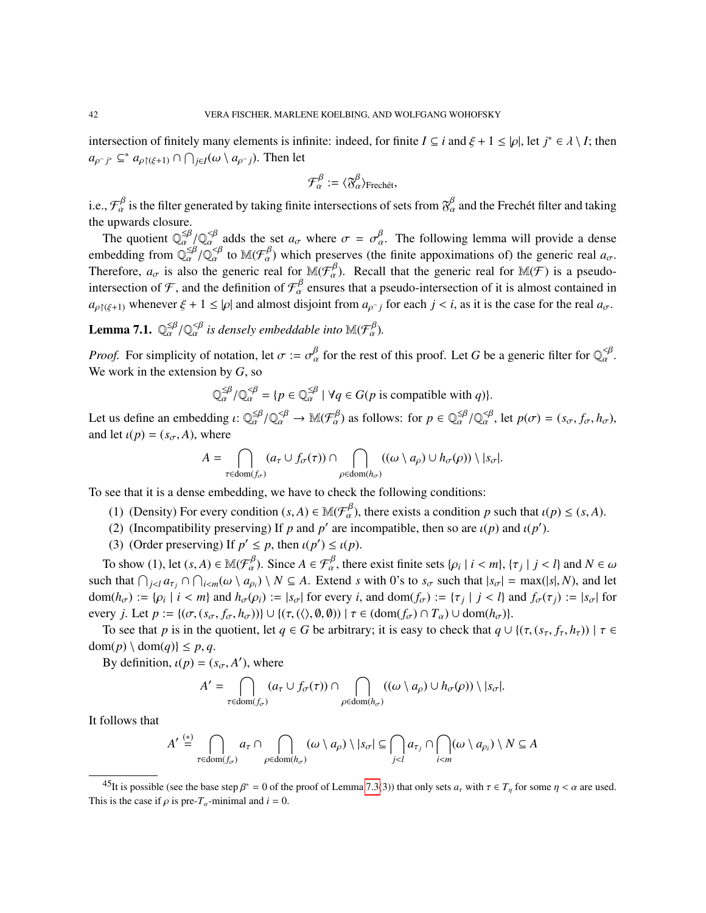intersection of finitely many elements is infinite: indeed, for finite $I \subseteq i$ and $\xi + 1 \leq |\rho|$, let $j^* \in \lambda \setminus I$; then $a_{\rho^\frown j^*} \subseteq^* a_{\rho\restriction(\xi+1)} \cap \bigcap_{j \in I}(\omega \setminus a_{\rho^\frown j})$. Then let

$$\mathcal{F}^\beta_\alpha := \langle \mathfrak{F}^\beta_\alpha \rangle_{\text{Frechét}},$$

i.e., $\mathcal{F}^\beta_\alpha$ is the filter generated by taking finite intersections of sets from $\mathfrak{F}^\beta_\alpha$ and the Frechét filter and taking the upwards closure.

The quotient $\mathbb{Q}^{\leq\beta}_\alpha / \mathbb{Q}^{<\beta}_\alpha$ adds the set $a_\sigma$ where $\sigma = \sigma^\beta_\alpha$. The following lemma will provide a dense embedding from $\mathbb{Q}^{\leq\beta}_\alpha / \mathbb{Q}^{<\beta}_\alpha$ to $\mathbb{M}(\mathcal{F}^\beta_\alpha)$ which preserves (the finite appoximations of) the generic real $a_\sigma$. Therefore, $a_\sigma$ is also the generic real for $\mathbb{M}(\mathcal{F}^\beta_\alpha)$. Recall that the generic real for $\mathbb{M}(\mathcal{F})$ is a pseudo-intersection of $\mathcal{F}$, and the definition of $\mathcal{F}^\beta_\alpha$ ensures that a pseudo-intersection of it is almost contained in $a_{\rho\restriction(\xi+1)}$ whenever $\xi + 1 \leq |\rho|$ and almost disjoint from $a_{\rho^\frown j}$ for each $j < i$, as it is the case for the real $a_\sigma$.

**Lemma 7.1.** *$\mathbb{Q}^{\leq\beta}_\alpha / \mathbb{Q}^{<\beta}_\alpha$ is densely embeddable into $\mathbb{M}(\mathcal{F}^\beta_\alpha)$.*

*Proof.* For simplicity of notation, let $\sigma := \sigma^\beta_\alpha$ for the rest of this proof. Let $G$ be a generic filter for $\mathbb{Q}^{<\beta}_\alpha$. We work in the extension by $G$, so

$$\mathbb{Q}^{\leq\beta}_\alpha / \mathbb{Q}^{<\beta}_\alpha = \{p \in \mathbb{Q}^{\leq\beta}_\alpha \mid \forall q \in G (p \text{ is compatible with } q)\}.$$

Let us define an embedding $\iota \colon \mathbb{Q}^{\leq\beta}_\alpha / \mathbb{Q}^{<\beta}_\alpha \to \mathbb{M}(\mathcal{F}^\beta_\alpha)$ as follows: for $p \in \mathbb{Q}^{\leq\beta}_\alpha / \mathbb{Q}^{<\beta}_\alpha$, let $p(\sigma) = (s_\sigma, f_\sigma, h_\sigma)$, and let $\iota(p) = (s_\sigma, A)$, where

$$A = \bigcap_{\tau \in \mathrm{dom}(f_\sigma)} (a_\tau \cup f_\sigma(\tau)) \cap \bigcap_{\rho \in \mathrm{dom}(h_\sigma)} ((\omega \setminus a_\rho) \cup h_\sigma(\rho)) \setminus |s_\sigma|.$$

To see that it is a dense embedding, we have to check the following conditions:

1. (Density) For every condition $(s, A) \in \mathbb{M}(\mathcal{F}^\beta_\alpha)$, there exists a condition $p$ such that $\iota(p) \leq (s, A)$.
2. (Incompatibility preserving) If $p$ and $p'$ are incompatible, then so are $\iota(p)$ and $\iota(p')$.
3. (Order preserving) If $p' \leq p$, then $\iota(p') \leq \iota(p)$.

To show (1), let $(s, A) \in \mathbb{M}(\mathcal{F}^\beta_\alpha)$. Since $A \in \mathcal{F}^\beta_\alpha$, there exist finite sets $\{\rho_i \mid i < m\}$, $\{\tau_j \mid j < l\}$ and $N \in \omega$ such that $\bigcap_{j<l} a_{\tau_j} \cap \bigcap_{i<m}(\omega \setminus a_{\rho_i}) \setminus N \subseteq A$. Extend $s$ with 0's to $s_\sigma$ such that $|s_\sigma| = \max(|s|, N)$, and let $\mathrm{dom}(h_\sigma) := \{\rho_i \mid i < m\}$ and $h_\sigma(\rho_i) := |s_\sigma|$ for every $i$, and $\mathrm{dom}(f_\sigma) := \{\tau_j \mid j < l\}$ and $f_\sigma(\tau_j) := |s_\sigma|$ for every $j$. Let $p := \{(\sigma, (s_\sigma, f_\sigma, h_\sigma))\} \cup \{(\tau, (\langle\rangle, \emptyset, \emptyset)) \mid \tau \in (\mathrm{dom}(f_\sigma) \cap T_\alpha) \cup \mathrm{dom}(h_\sigma)\}$.

To see that $p$ is in the quotient, let $q \in G$ be arbitrary; it is easy to check that $q \cup \{(\tau, (s_\tau, f_\tau, h_\tau)) \mid \tau \in \mathrm{dom}(p) \setminus \mathrm{dom}(q)\} \leq p, q$.

By definition, $\iota(p) = (s_\sigma, A')$, where

$$A' = \bigcap_{\tau \in \mathrm{dom}(f_\sigma)} (a_\tau \cup f_\sigma(\tau)) \cap \bigcap_{\rho \in \mathrm{dom}(h_\sigma)} ((\omega \setminus a_\rho) \cup h_\sigma(\rho)) \setminus |s_\sigma|.$$

It follows that

$$A' \overset{(*)}{=} \bigcap_{\tau \in \mathrm{dom}(f_\sigma)} a_\tau \cap \bigcap_{\rho \in \mathrm{dom}(h_\sigma)} (\omega \setminus a_\rho) \setminus |s_\sigma| \subseteq \bigcap_{j<l} a_{\tau_j} \cap \bigcap_{i<m} (\omega \setminus a_{\rho_i}) \setminus N \subseteq A$$

---

[45] It is possible (see the base step $\beta^* = 0$ of the proof of Lemma 7.3(3)) that only sets $a_\tau$ with $\tau \in T_\eta$ for some $\eta < \alpha$ are used. This is the case if $\rho$ is pre-$T_\alpha$-minimal and $i = 0$.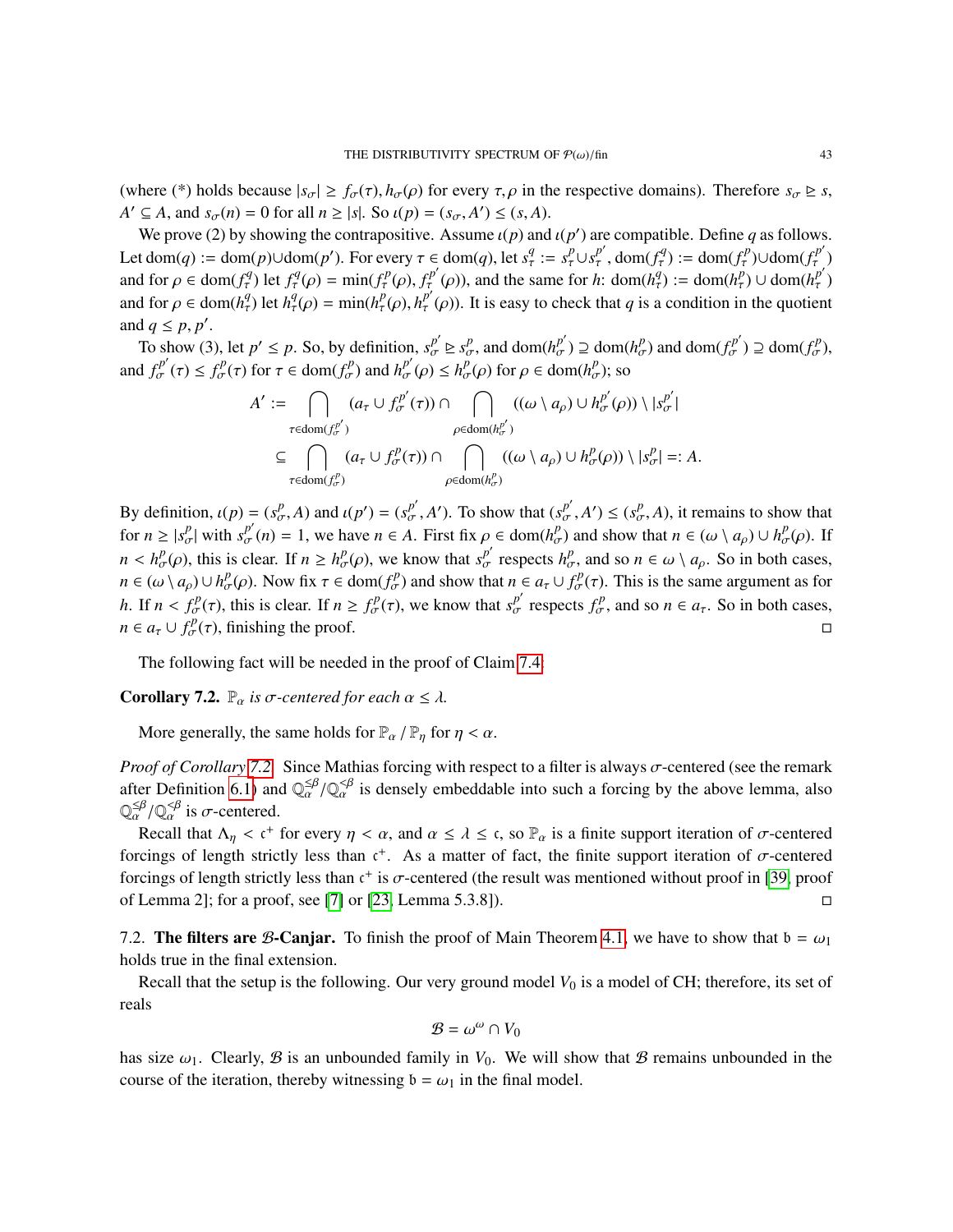(where (*) holds because $|s_\sigma| \geq f_\sigma(\tau), h_\sigma(\rho)$ for every $\tau, \rho$ in the respective domains). Therefore $s_\sigma \trianglerighteq s$, $A' \subseteq A$, and $s_\sigma(n) = 0$ for all $n \geq |s|$. So $\iota(p) = (s_\sigma, A') \leq (s, A)$.

We prove (2) by showing the contrapositive. Assume $\iota(p)$ and $\iota(p')$ are compatible. Define $q$ as follows. Let $\mathrm{dom}(q) := \mathrm{dom}(p) \cup \mathrm{dom}(p')$. For every $\tau \in \mathrm{dom}(q)$, let $s^q_\tau := s^p_\tau \cup s^{p'}_\tau$, $\mathrm{dom}(f^q_\tau) := \mathrm{dom}(f^p_\tau) \cup \mathrm{dom}(f^{p'}_\tau)$ and for $\rho \in \mathrm{dom}(f^q_\tau)$ let $f^q_\tau(\rho) = \min(f^p_\tau(\rho), f^{p'}_\tau(\rho))$, and the same for $h$: $\mathrm{dom}(h^q_\tau) := \mathrm{dom}(h^p_\tau) \cup \mathrm{dom}(h^{p'}_\tau)$ and for $\rho \in \mathrm{dom}(h^q_\tau)$ let $h^q_\tau(\rho) = \min(h^p_\tau(\rho), h^{p'}_\tau(\rho))$. It is easy to check that $q$ is a condition in the quotient and $q \leq p, p'$.

To show (3), let $p' \leq p$. So, by definition, $s^{p'}_\sigma \trianglerighteq s^p_\sigma$, and $\mathrm{dom}(h^{p'}_\sigma) \supseteq \mathrm{dom}(h^p_\sigma)$ and $\mathrm{dom}(f^{p'}_\sigma) \supseteq \mathrm{dom}(f^p_\sigma)$, and $f^{p'}_\sigma(\tau) \leq f^p_\sigma(\tau)$ for $\tau \in \mathrm{dom}(f^p_\sigma)$ and $h^{p'}_\sigma(\rho) \leq h^p_\sigma(\rho)$ for $\rho \in \mathrm{dom}(h^p_\sigma)$; so

$$
\begin{aligned}
A' &:= \bigcap_{\tau \in \mathrm{dom}(f^{p'}_\sigma)} (a_\tau \cup f^{p'}_\sigma(\tau)) \cap \bigcap_{\rho \in \mathrm{dom}(h^{p'}_\sigma)} ((\omega \setminus a_\rho) \cup h^{p'}_\sigma(\rho)) \setminus |s^{p'}_\sigma| \\
&\subseteq \bigcap_{\tau \in \mathrm{dom}(f^{p}_\sigma)} (a_\tau \cup f^{p}_\sigma(\tau)) \cap \bigcap_{\rho \in \mathrm{dom}(h^{p}_\sigma)} ((\omega \setminus a_\rho) \cup h^{p}_\sigma(\rho)) \setminus |s^{p}_\sigma| =: A.
\end{aligned}
$$

By definition, $\iota(p) = (s^p_\sigma, A)$ and $\iota(p') = (s^{p'}_\sigma, A')$. To show that $(s^{p'}_\sigma, A') \leq (s^p_\sigma, A)$, it remains to show that for $n \geq |s^p_\sigma|$ with $s^{p'}_\sigma(n) = 1$, we have $n \in A$. First fix $\rho \in \mathrm{dom}(h^p_\sigma)$ and show that $n \in (\omega \setminus a_\rho) \cup h^p_\sigma(\rho)$. If $n < h^p_\sigma(\rho)$, this is clear. If $n \geq h^p_\sigma(\rho)$, we know that $s^{p'}_\sigma$ respects $h^p_\sigma$, and so $n \in \omega \setminus a_\rho$. So in both cases, $n \in (\omega \setminus a_\rho) \cup h^p_\sigma(\rho)$. Now fix $\tau \in \mathrm{dom}(f^p_\sigma)$ and show that $n \in a_\tau \cup f^p_\sigma(\tau)$. This is the same argument as for $h$. If $n < f^p_\sigma(\tau)$, this is clear. If $n \geq f^p_\sigma(\tau)$, we know that $s^{p'}_\sigma$ respects $f^p_\sigma$, and so $n \in a_\tau$. So in both cases, $n \in a_\tau \cup f^p_\sigma(\tau)$, finishing the proof. □

The following fact will be needed in the proof of Claim 7.4:

**Corollary 7.2.** *$\mathbb{P}_\alpha$ is $\sigma$-centered for each $\alpha \leq \lambda$.*

More generally, the same holds for $\mathbb{P}_\alpha / \mathbb{P}_\eta$ for $\eta < \alpha$.

*Proof of Corollary 7.2.* Since Mathias forcing with respect to a filter is always $\sigma$-centered (see the remark after Definition 6.1) and $\mathbb{Q}^{\leq\beta}_\alpha / \mathbb{Q}^{<\beta}_\alpha$ is densely embeddable into such a forcing by the above lemma, also $\mathbb{Q}^{\leq\beta}_\alpha / \mathbb{Q}^{<\beta}_\alpha$ is $\sigma$-centered.

Recall that $\Lambda_\eta < \mathfrak{c}^+$ for every $\eta < \alpha$, and $\alpha \leq \lambda \leq \mathfrak{c}$, so $\mathbb{P}_\alpha$ is a finite support iteration of $\sigma$-centered forcings of length strictly less than $\mathfrak{c}^+$. As a matter of fact, the finite support iteration of $\sigma$-centered forcings of length strictly less than $\mathfrak{c}^+$ is $\sigma$-centered (the result was mentioned without proof in [39, proof of Lemma 2]; for a proof, see [7] or [23, Lemma 5.3.8]). □

7.2. **The filters are $\mathcal{B}$-Canjar.** To finish the proof of Main Theorem 4.1, we have to show that $\mathfrak{b} = \omega_1$ holds true in the final extension.

Recall that the setup is the following. Our very ground model $V_0$ is a model of CH; therefore, its set of reals

$$\mathcal{B} = \omega^\omega \cap V_0$$

has size $\omega_1$. Clearly, $\mathcal{B}$ is an unbounded family in $V_0$. We will show that $\mathcal{B}$ remains unbounded in the course of the iteration, thereby witnessing $\mathfrak{b} = \omega_1$ in the final model.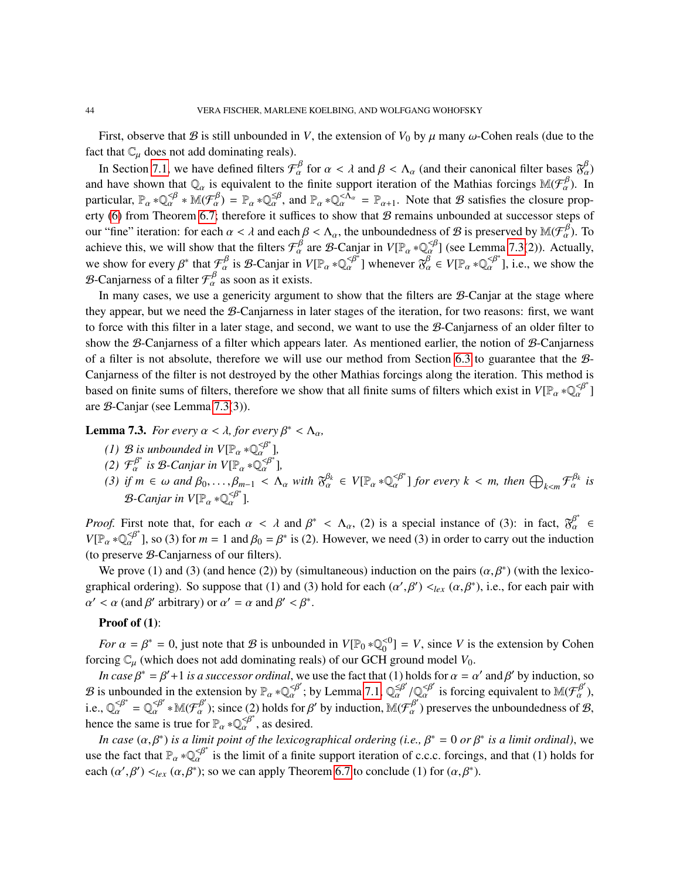First, observe that $\mathcal{B}$ is still unbounded in $V$, the extension of $V_0$ by $\mu$ many $\omega$-Cohen reals (due to the fact that $\mathbb{C}_\mu$ does not add dominating reals).

In Section 7.1, we have defined filters $\mathcal{F}_\alpha^\beta$ for $\alpha < \lambda$ and $\beta < \Lambda_\alpha$ (and their canonical filter bases $\mathfrak{F}_\alpha^\beta$) and have shown that $\mathbb{Q}_\alpha$ is equivalent to the finite support iteration of the Mathias forcings $\mathbb{M}(\mathcal{F}_\alpha^\beta)$. In particular, $\mathbb{P}_\alpha * \mathbb{Q}_\alpha^{<\beta} * \mathbb{M}(\mathcal{F}_\alpha^\beta) = \mathbb{P}_\alpha * \mathbb{Q}_\alpha^{\leq\beta}$, and $\mathbb{P}_\alpha * \mathbb{Q}_\alpha^{<\Lambda_\alpha} = \mathbb{P}_{\alpha+1}$. Note that $\mathcal{B}$ satisfies the closure property (6) from Theorem 6.7; therefore it suffices to show that $\mathcal{B}$ remains unbounded at successor steps of our "fine" iteration: for each $\alpha < \lambda$ and each $\beta < \Lambda_\alpha$, the unboundedness of $\mathcal{B}$ is preserved by $\mathbb{M}(\mathcal{F}_\alpha^\beta)$. To achieve this, we will show that the filters $\mathcal{F}_\alpha^\beta$ are $\mathcal{B}$-Canjar in $V[\mathbb{P}_\alpha * \mathbb{Q}_\alpha^{<\beta}]$ (see Lemma 7.3(2)). Actually, we show for every $\beta^*$ that $\mathcal{F}_\alpha^\beta$ is $\mathcal{B}$-Canjar in $V[\mathbb{P}_\alpha * \mathbb{Q}_\alpha^{<\beta^*}]$ whenever $\mathfrak{F}_\alpha^\beta \in V[\mathbb{P}_\alpha * \mathbb{Q}_\alpha^{<\beta^*}]$, i.e., we show the $\mathcal{B}$-Canjarness of a filter $\mathcal{F}_\alpha^\beta$ as soon as it exists.

In many cases, we use a genericity argument to show that the filters are $\mathcal{B}$-Canjar at the stage where they appear, but we need the $\mathcal{B}$-Canjarness in later stages of the iteration, for two reasons: first, we want to force with this filter in a later stage, and second, we want to use the $\mathcal{B}$-Canjarness of an older filter to show the $\mathcal{B}$-Canjarness of a filter which appears later. As mentioned earlier, the notion of $\mathcal{B}$-Canjarness of a filter is not absolute, therefore we will use our method from Section 6.3 to guarantee that the $\mathcal{B}$-Canjarness of the filter is not destroyed by the other Mathias forcings along the iteration. This method is based on finite sums of filters, therefore we show that all finite sums of filters which exist in $V[\mathbb{P}_\alpha * \mathbb{Q}_\alpha^{<\beta^*}]$ are $\mathcal{B}$-Canjar (see Lemma 7.3(3)).

**Lemma 7.3.** *For every $\alpha < \lambda$, for every $\beta^* < \Lambda_\alpha$,*

*(1) $\mathcal{B}$ is unbounded in $V[\mathbb{P}_\alpha * \mathbb{Q}_\alpha^{<\beta^*}]$,*
*(2) $\mathcal{F}_\alpha^{\beta^*}$ is $\mathcal{B}$-Canjar in $V[\mathbb{P}_\alpha * \mathbb{Q}_\alpha^{<\beta^*}]$,*
*(3) if $m \in \omega$ and $\beta_0, \dots, \beta_{m-1} < \Lambda_\alpha$ with $\mathfrak{F}_\alpha^{\beta_k} \in V[\mathbb{P}_\alpha * \mathbb{Q}_\alpha^{<\beta^*}]$ for every $k < m$, then $\bigoplus_{k<m} \mathcal{F}_\alpha^{\beta_k}$ is $\mathcal{B}$-Canjar in $V[\mathbb{P}_\alpha * \mathbb{Q}_\alpha^{<\beta^*}]$.*

*Proof.* First note that, for each $\alpha < \lambda$ and $\beta^* < \Lambda_\alpha$, (2) is a special instance of (3): in fact, $\mathfrak{F}_\alpha^{\beta^*} \in V[\mathbb{P}_\alpha * \mathbb{Q}_\alpha^{<\beta^*}]$, so (3) for $m = 1$ and $\beta_0 = \beta^*$ is (2). However, we need (3) in order to carry out the induction (to preserve $\mathcal{B}$-Canjarness of our filters).

We prove (1) and (3) (and hence (2)) by (simultaneous) induction on the pairs $(\alpha, \beta^*)$ (with the lexicographical ordering). So suppose that (1) and (3) hold for each $(\alpha', \beta') <_{lex} (\alpha, \beta^*)$, i.e., for each pair with $\alpha' < \alpha$ (and $\beta'$ arbitrary) or $\alpha' = \alpha$ and $\beta' < \beta^*$.

**Proof of (1)**:

*For $\alpha = \beta^* = 0$*, just note that $\mathcal{B}$ is unbounded in $V[\mathbb{P}_0 * \mathbb{Q}_0^{<0}] = V$, since $V$ is the extension by Cohen forcing $\mathbb{C}_\mu$ (which does not add dominating reals) of our GCH ground model $V_0$.

*In case $\beta^* = \beta' + 1$ is a successor ordinal*, we use the fact that (1) holds for $\alpha = \alpha'$ and $\beta'$ by induction, so $\mathcal{B}$ is unbounded in the extension by $\mathbb{P}_\alpha * \mathbb{Q}_\alpha^{<\beta'}$; by Lemma 7.1, $\mathbb{Q}_\alpha^{\leq\beta'} / \mathbb{Q}_\alpha^{<\beta'}$ is forcing equivalent to $\mathbb{M}(\mathcal{F}_\alpha^{\beta'})$, i.e., $\mathbb{Q}_\alpha^{<\beta^*} = \mathbb{Q}_\alpha^{<\beta'} * \mathbb{M}(\mathcal{F}_\alpha^{\beta'})$; since (2) holds for $\beta'$ by induction, $\mathbb{M}(\mathcal{F}_\alpha^{\beta'})$ preserves the unboundedness of $\mathcal{B}$, hence the same is true for $\mathbb{P}_\alpha * \mathbb{Q}_\alpha^{<\beta^*}$, as desired.

*In case $(\alpha, \beta^*)$ is a limit point of the lexicographical ordering (i.e., $\beta^* = 0$ or $\beta^*$ is a limit ordinal)*, we use the fact that $\mathbb{P}_\alpha * \mathbb{Q}_\alpha^{<\beta^*}$ is the limit of a finite support iteration of c.c.c. forcings, and that (1) holds for each $(\alpha', \beta') <_{lex} (\alpha, \beta^*)$; so we can apply Theorem 6.7 to conclude (1) for $(\alpha, \beta^*)$.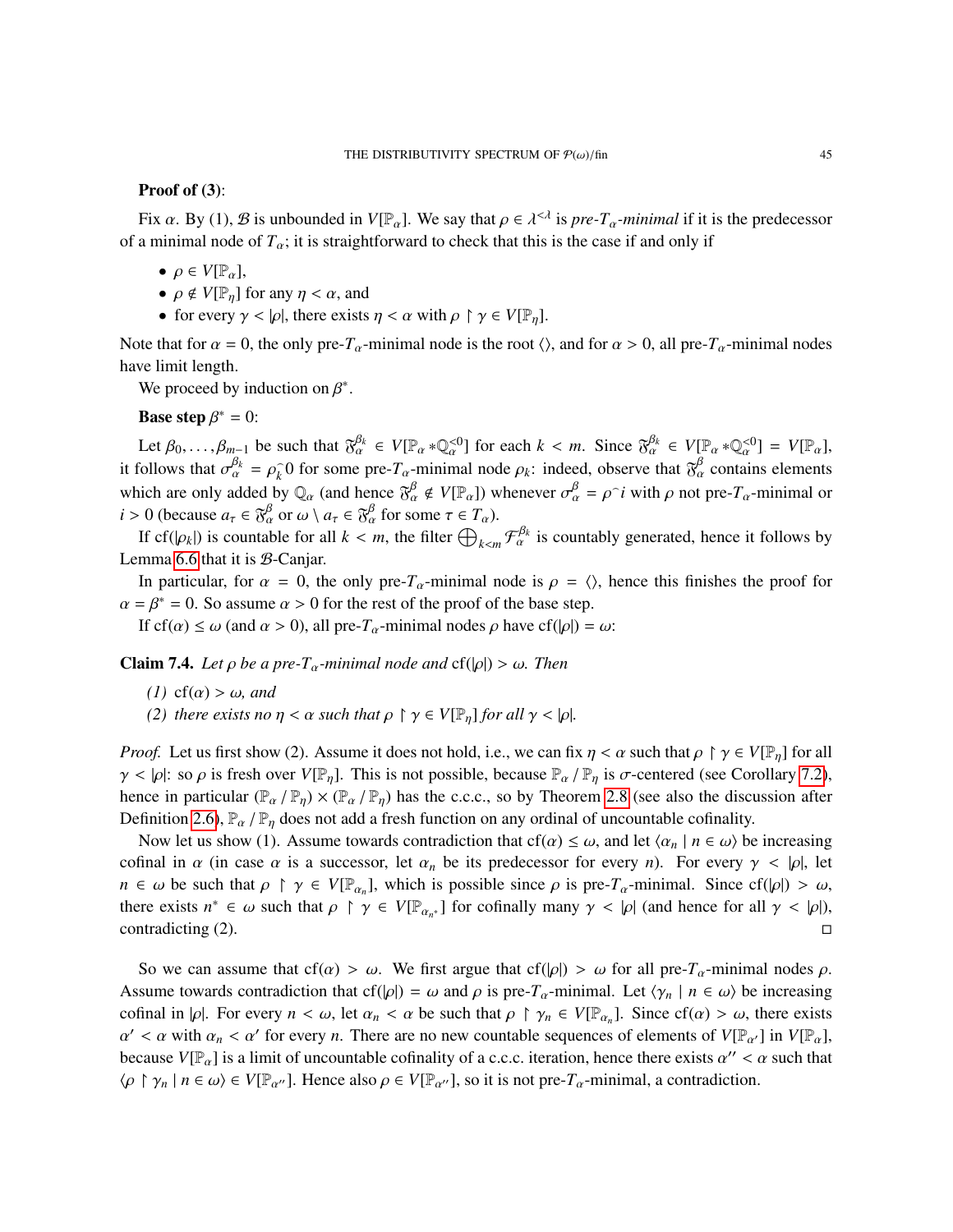**Proof of (3)**:

Fix $\alpha$. By (1), $\mathcal{B}$ is unbounded in $V[\mathbb{P}_\alpha]$. We say that $\rho \in \lambda^{<\lambda}$ is *pre-$T_\alpha$-minimal* if it is the predecessor of a minimal node of $T_\alpha$; it is straightforward to check that this is the case if and only if

- $\rho \in V[\mathbb{P}_\alpha]$,
- $\rho \notin V[\mathbb{P}_\eta]$ for any $\eta < \alpha$, and
- for every $\gamma < |\rho|$, there exists $\eta < \alpha$ with $\rho \restriction \gamma \in V[\mathbb{P}_\eta]$.

Note that for $\alpha = 0$, the only pre-$T_\alpha$-minimal node is the root $\langle\rangle$, and for $\alpha > 0$, all pre-$T_\alpha$-minimal nodes have limit length.

We proceed by induction on $\beta^*$.

**Base step** $\beta^* = 0$:

Let $\beta_0, \dots, \beta_{m-1}$ be such that $\mathfrak{F}^{\beta_k}_\alpha \in V[\mathbb{P}_\alpha * \mathbb{Q}^{<0}_\alpha]$ for each $k < m$. Since $\mathfrak{F}^{\beta_k}_\alpha \in V[\mathbb{P}_\alpha * \mathbb{Q}^{<0}_\alpha] = V[\mathbb{P}_\alpha]$, it follows that $\sigma^{\beta_k}_\alpha = \rho_k^\frown 0$ for some pre-$T_\alpha$-minimal node $\rho_k$: indeed, observe that $\mathfrak{F}^\beta_\alpha$ contains elements which are only added by $\mathbb{Q}_\alpha$ (and hence $\mathfrak{F}^\beta_\alpha \notin V[\mathbb{P}_\alpha]$) whenever $\sigma^\beta_\alpha = \rho^\frown i$ with $\rho$ not pre-$T_\alpha$-minimal or $i > 0$ (because $a_\tau \in \mathfrak{F}^\beta_\alpha$ or $\omega \setminus a_\tau \in \mathfrak{F}^\beta_\alpha$ for some $\tau \in T_\alpha$).

If $\mathrm{cf}(|\rho_k|)$ is countable for all $k < m$, the filter $\bigoplus_{k<m} \mathcal{F}^{\beta_k}_\alpha$ is countably generated, hence it follows by Lemma 6.6 that it is $\mathcal{B}$-Canjar.

In particular, for $\alpha = 0$, the only pre-$T_\alpha$-minimal node is $\rho = \langle\rangle$, hence this finishes the proof for $\alpha = \beta^* = 0$. So assume $\alpha > 0$ for the rest of the proof of the base step.

If $\mathrm{cf}(\alpha) \le \omega$ (and $\alpha > 0$), all pre-$T_\alpha$-minimal nodes $\rho$ have $\mathrm{cf}(|\rho|) = \omega$:

**Claim 7.4.** *Let $\rho$ be a pre-$T_\alpha$-minimal node and $\mathrm{cf}(|\rho|) > \omega$. Then*

*(1) $\mathrm{cf}(\alpha) > \omega$, and*

*(2) there exists no $\eta < \alpha$ such that $\rho \restriction \gamma \in V[\mathbb{P}_\eta]$ for all $\gamma < |\rho|$.*

*Proof.* Let us first show (2). Assume it does not hold, i.e., we can fix $\eta < \alpha$ such that $\rho \restriction \gamma \in V[\mathbb{P}_\eta]$ for all $\gamma < |\rho|$: so $\rho$ is fresh over $V[\mathbb{P}_\eta]$. This is not possible, because $\mathbb{P}_\alpha / \mathbb{P}_\eta$ is $\sigma$-centered (see Corollary 7.2), hence in particular $(\mathbb{P}_\alpha / \mathbb{P}_\eta) \times (\mathbb{P}_\alpha / \mathbb{P}_\eta)$ has the c.c.c., so by Theorem 2.8 (see also the discussion after Definition 2.6), $\mathbb{P}_\alpha / \mathbb{P}_\eta$ does not add a fresh function on any ordinal of uncountable cofinality.

Now let us show (1). Assume towards contradiction that $\mathrm{cf}(\alpha) \le \omega$, and let $\langle \alpha_n \mid n \in \omega \rangle$ be increasing cofinal in $\alpha$ (in case $\alpha$ is a successor, let $\alpha_n$ be its predecessor for every $n$). For every $\gamma < |\rho|$, let $n \in \omega$ be such that $\rho \restriction \gamma \in V[\mathbb{P}_{\alpha_n}]$, which is possible since $\rho$ is pre-$T_\alpha$-minimal. Since $\mathrm{cf}(|\rho|) > \omega$, there exists $n^* \in \omega$ such that $\rho \restriction \gamma \in V[\mathbb{P}_{\alpha_{n^*}}]$ for cofinally many $\gamma < |\rho|$ (and hence for all $\gamma < |\rho|$), contradicting (2). $\square$

So we can assume that $\mathrm{cf}(\alpha) > \omega$. We first argue that $\mathrm{cf}(|\rho|) > \omega$ for all pre-$T_\alpha$-minimal nodes $\rho$. Assume towards contradiction that $\mathrm{cf}(|\rho|) = \omega$ and $\rho$ is pre-$T_\alpha$-minimal. Let $\langle \gamma_n \mid n \in \omega \rangle$ be increasing cofinal in $|\rho|$. For every $n < \omega$, let $\alpha_n < \alpha$ be such that $\rho \restriction \gamma_n \in V[\mathbb{P}_{\alpha_n}]$. Since $\mathrm{cf}(\alpha) > \omega$, there exists $\alpha' < \alpha$ with $\alpha_n < \alpha'$ for every $n$. There are no new countable sequences of elements of $V[\mathbb{P}_{\alpha'}]$ in $V[\mathbb{P}_\alpha]$, because $V[\mathbb{P}_\alpha]$ is a limit of uncountable cofinality of a c.c.c. iteration, hence there exists $\alpha'' < \alpha$ such that $\langle \rho \restriction \gamma_n \mid n \in \omega \rangle \in V[\mathbb{P}_{\alpha''}]$. Hence also $\rho \in V[\mathbb{P}_{\alpha''}]$, so it is not pre-$T_\alpha$-minimal, a contradiction.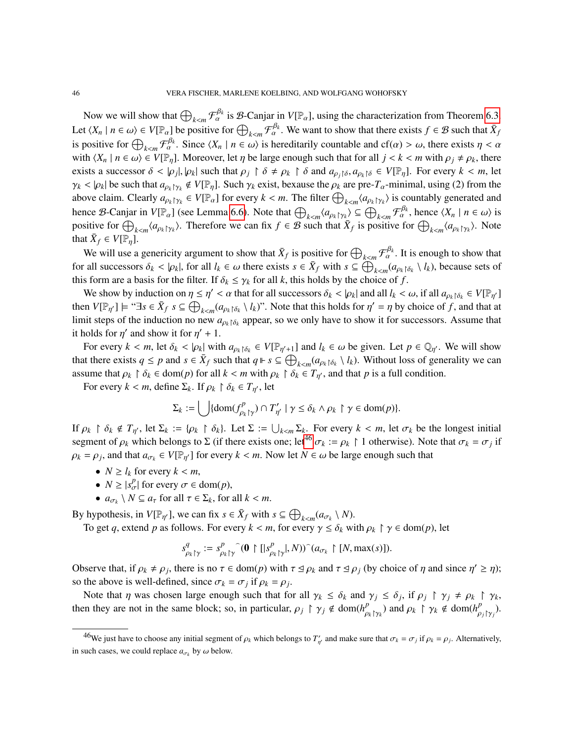Now we will show that $\bigoplus_{k<m} \mathcal{F}_\alpha^{\beta_k}$ is $\mathcal{B}$-Canjar in $V[\mathbb{P}_\alpha]$, using the characterization from Theorem 6.3. Let $\langle X_n \mid n \in \omega \rangle \in V[\mathbb{P}_\alpha]$ be positive for $\bigoplus_{k<m} \mathcal{F}_\alpha^{\beta_k}$. We want to show that there exists $f \in \mathcal{B}$ such that $\bar{X}_f$ is positive for $\bigoplus_{k<m} \mathcal{F}_\alpha^{\beta_k}$. Since $\langle X_n \mid n \in \omega \rangle$ is hereditarily countable and $\mathrm{cf}(\alpha) > \omega$, there exists $\eta < \alpha$ with $\langle X_n \mid n \in \omega \rangle \in V[\mathbb{P}_\eta]$. Moreover, let $\eta$ be large enough such that for all $j < k < m$ with $\rho_j \neq \rho_k$, there exists a successor $\delta < |\rho_j|, |\rho_k|$ such that $\rho_j \restriction \delta \neq \rho_k \restriction \delta$ and $a_{\rho_j \restriction \delta}, a_{\rho_k \restriction \delta} \in V[\mathbb{P}_\eta]$. For every $k < m$, let $\gamma_k < |\rho_k|$ be such that $a_{\rho_k \restriction \gamma_k} \notin V[\mathbb{P}_\eta]$. Such $\gamma_k$ exist, bexause the $\rho_k$ are pre-$T_\alpha$-minimal, using (2) from the above claim. Clearly $a_{\rho_k \restriction \gamma_k} \in V[\mathbb{P}_\alpha]$ for every $k < m$. The filter $\bigoplus_{k<m} \langle a_{\rho_k \restriction \gamma_k} \rangle$ is countably generated and hence $\mathcal{B}$-Canjar in $V[\mathbb{P}_\alpha]$ (see Lemma 6.6). Note that $\bigoplus_{k<m} \langle a_{\rho_k \restriction \gamma_k} \rangle \subseteq \bigoplus_{k<m} \mathcal{F}_\alpha^{\beta_k}$, hence $\langle X_n \mid n \in \omega \rangle$ is positive for $\bigoplus_{k<m} \langle a_{\rho_k \restriction \gamma_k} \rangle$. Therefore we can fix $f \in \mathcal{B}$ such that $\bar{X}_f$ is positive for $\bigoplus_{k<m} \langle a_{\rho_k \restriction \gamma_k} \rangle$. Note that $\bar{X}_f \in V[\mathbb{P}_\eta]$.

We will use a genericity argument to show that $\bar{X}_f$ is positive for $\bigoplus_{k<m} \mathcal{F}_\alpha^{\beta_k}$. It is enough to show that for all successors $\delta_k < |\rho_k|$, for all $l_k \in \omega$ there exists $s \in \bar{X}_f$ with $s \subseteq \bigoplus_{k<m} (a_{\rho_k \restriction \delta_k} \setminus l_k)$, because sets of this form are a basis for the filter. If $\delta_k \leq \gamma_k$ for all $k$, this holds by the choice of $f$.

We show by induction on $\eta \leq \eta' < \alpha$ that for all successors $\delta_k < |\rho_k|$ and all $l_k < \omega$, if all $a_{\rho_k \restriction \delta_k} \in V[\mathbb{P}_{\eta'}]$ then $V[\mathbb{P}_{\eta'}] \models$ "$\exists s \in \bar{X}_f \; s \subseteq \bigoplus_{k<m} (a_{\rho_k \restriction \delta_k} \setminus l_k)$". Note that this holds for $\eta' = \eta$ by choice of $f$, and that at limit steps of the induction no new $a_{\rho_k \restriction \delta_k}$ appear, so we only have to show it for successors. Assume that it holds for $\eta'$ and show it for $\eta' + 1$.

For every $k < m$, let $\delta_k < |\rho_k|$ with $a_{\rho_k \restriction \delta_k} \in V[\mathbb{P}_{\eta'+1}]$ and $l_k \in \omega$ be given. Let $p \in \mathbb{Q}_{\eta'}$. We will show that there exists $q \leq p$ and $s \in \bar{X}_f$ such that $q \Vdash s \subseteq \bigoplus_{k<m} (a_{\rho_k \restriction \delta_k} \setminus l_k)$. Without loss of generality we can assume that $\rho_k \restriction \delta_k \in \mathrm{dom}(p)$ for all $k < m$ with $\rho_k \restriction \delta_k \in T_{\eta'}$, and that $p$ is a full condition.

For every $k < m$, define $\Sigma_k$. If $\rho_k \restriction \delta_k \in T_{\eta'}$, let

$$\Sigma_k := \bigcup \{\mathrm{dom}(f^p_{\rho_k \restriction \gamma}) \cap T'_{\eta'} \mid \gamma \leq \delta_k \wedge \rho_k \restriction \gamma \in \mathrm{dom}(p)\}.$$

If $\rho_k \restriction \delta_k \notin T_{\eta'}$, let $\Sigma_k := \{\rho_k \restriction \delta_k\}$. Let $\Sigma := \bigcup_{k<m} \Sigma_k$. For every $k < m$, let $\sigma_k$ be the longest initial segment of $\rho_k$ which belongs to $\Sigma$ (if there exists one; let[46] $\sigma_k := \rho_k \restriction 1$ otherwise). Note that $\sigma_k = \sigma_j$ if $\rho_k = \rho_j$, and that $a_{\sigma_k} \in V[\mathbb{P}_{\eta'}]$ for every $k < m$. Now let $N \in \omega$ be large enough such that

- $N \geq l_k$ for every $k < m$,
- $N \geq |s^p_\sigma|$ for every $\sigma \in \mathrm{dom}(p)$,
- $a_{\sigma_k} \setminus N \subseteq a_\tau$ for all $\tau \in \Sigma_k$, for all $k < m$.

By hypothesis, in $V[\mathbb{P}_{\eta'}]$, we can fix $s \in \bar{X}_f$ with $s \subseteq \bigoplus_{k<m} (a_{\sigma_k} \setminus N)$.

To get $q$, extend $p$ as follows. For every $k < m$, for every $\gamma \leq \delta_k$ with $\rho_k \restriction \gamma \in \mathrm{dom}(p)$, let

$$s^q_{\rho_k \restriction \gamma} := s^p_{\rho_k \restriction \gamma} {}^\frown (\mathbf{0} \restriction [|s^p_{\rho_k \restriction \gamma}|, N)) {}^\frown (a_{\sigma_k} \restriction [N, \max(s)]).$$

Observe that, if $\rho_k \neq \rho_j$, there is no $\tau \in \mathrm{dom}(p)$ with $\tau \trianglelefteq \rho_k$ and $\tau \trianglelefteq \rho_j$ (by choice of $\eta$ and since $\eta' \geq \eta$); so the above is well-defined, since $\sigma_k = \sigma_j$ if $\rho_k = \rho_j$.

Note that $\eta$ was chosen large enough such that for all $\gamma_k \leq \delta_k$ and $\gamma_j \leq \delta_j$, if $\rho_j \restriction \gamma_j \neq \rho_k \restriction \gamma_k$, then they are not in the same block; so, in particular, $\rho_j \restriction \gamma_j \notin \mathrm{dom}(h^p_{\rho_k \restriction \gamma_k})$ and $\rho_k \restriction \gamma_k \notin \mathrm{dom}(h^p_{\rho_j \restriction \gamma_j})$.

[46] We just have to choose any initial segment of $\rho_k$ which belongs to $T'_{\eta'}$ and make sure that $\sigma_k = \sigma_j$ if $\rho_k = \rho_j$. Alternatively, in such cases, we could replace $a_{\sigma_k}$ by $\omega$ below.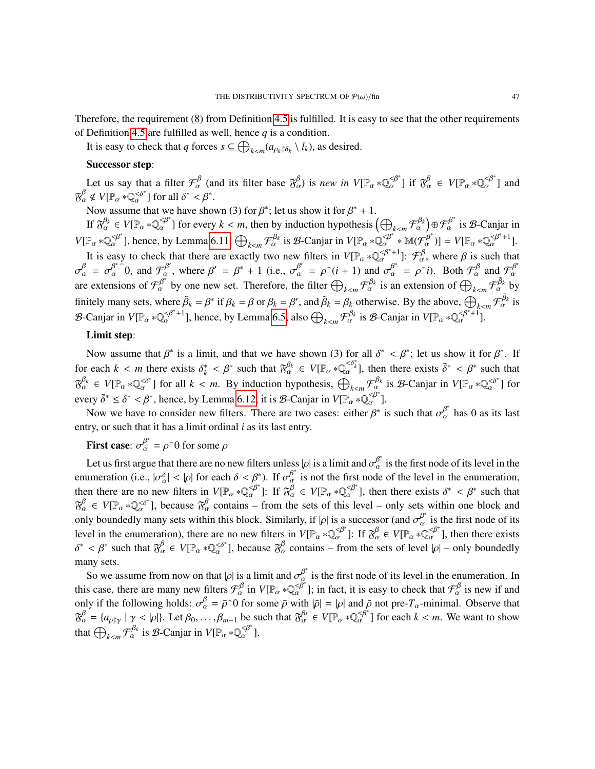Therefore, the requirement (8) from Definition 4.5 is fulfilled. It is easy to see that the other requirements of Definition 4.5 are fulfilled as well, hence $q$ is a condition.

It is easy to check that $q$ forces $s \subseteq \bigoplus_{k<m}(a_{\rho_k \restriction \delta_k} \setminus l_k)$, as desired.

**Successor step**:

Let us say that a filter $\mathcal{F}^\beta_\alpha$ (and its filter base $\mathfrak{F}^\beta_\alpha$) is *new in* $V[\mathbb{P}_\alpha * \mathbb{Q}^{<\beta^*}_\alpha]$ if $\mathfrak{F}^\beta_\alpha \in V[\mathbb{P}_\alpha * \mathbb{Q}^{<\beta^*}_\alpha]$ and $\mathfrak{F}^\beta_\alpha \notin V[\mathbb{P}_\alpha * \mathbb{Q}^{<\delta^*}_\alpha]$ for all $\delta^* < \beta^*$.

Now assume that we have shown (3) for $\beta^*$; let us show it for $\beta^* + 1$.

If $\mathfrak{F}^{\beta_k}_\alpha \in V[\mathbb{P}_\alpha * \mathbb{Q}^{<\beta^*}_\alpha]$ for every $k < m$, then by induction hypothesis $\left(\bigoplus_{k<m} \mathcal{F}^{\beta_k}_\alpha\right) \oplus \mathcal{F}^{\beta^*}_\alpha$ is $\mathcal{B}$-Canjar in $V[\mathbb{P}_\alpha * \mathbb{Q}^{<\beta^*}_\alpha]$, hence, by Lemma 6.11, $\bigoplus_{k<m} \mathcal{F}^{\beta_k}_\alpha$ is $\mathcal{B}$-Canjar in $V[\mathbb{P}_\alpha * \mathbb{Q}^{<\beta^*}_\alpha * \mathbb{M}(\mathcal{F}^{\beta^*}_\alpha)] = V[\mathbb{P}_\alpha * \mathbb{Q}^{<\beta^*+1}_\alpha]$.

It is easy to check that there are exactly two new filters in $V[\mathbb{P}_\alpha * \mathbb{Q}^{<\beta^*+1}_\alpha]$: $\mathcal{F}^\beta_\alpha$, where $\beta$ is such that $\sigma^\beta_\alpha = \sigma^{\beta^*}_\alpha{}^\frown 0$, and $\mathcal{F}^{\beta'}_\alpha$, where $\beta' = \beta^* + 1$ (i.e., $\sigma^{\beta'}_\alpha = \rho^\frown(i+1)$ and $\sigma^{\beta^*}_\alpha = \rho^\frown i$). Both $\mathcal{F}^\beta_\alpha$ and $\mathcal{F}^{\beta'}_\alpha$ are extensions of $\mathcal{F}^{\beta^*}_\alpha$ by one new set. Therefore, the filter $\bigoplus_{k<m} \mathcal{F}^{\beta_k}_\alpha$ is an extension of $\bigoplus_{k<m} \mathcal{F}^{\tilde\beta_k}_\alpha$ by finitely many sets, where $\tilde\beta_k = \beta^*$ if $\beta_k = \beta$ or $\beta_k = \beta'$, and $\tilde\beta_k = \beta_k$ otherwise. By the above, $\bigoplus_{k<m} \mathcal{F}^{\tilde\beta_k}_\alpha$ is $\mathcal{B}$-Canjar in $V[\mathbb{P}_\alpha * \mathbb{Q}^{<\beta^*+1}_\alpha]$, hence, by Lemma 6.5, also $\bigoplus_{k<m} \mathcal{F}^{\beta_k}_\alpha$ is $\mathcal{B}$-Canjar in $V[\mathbb{P}_\alpha * \mathbb{Q}^{<\beta^*+1}_\alpha]$.

**Limit step**:

Now assume that $\beta^*$ is a limit, and that we have shown (3) for all $\delta^* < \beta^*$; let us show it for $\beta^*$. If for each $k < m$ there exists $\delta^*_k < \beta^*$ such that $\mathfrak{F}^{\beta_k}_\alpha \in V[\mathbb{P}_\alpha * \mathbb{Q}^{<\delta^*_k}_\alpha]$, then there exists $\bar\delta^* < \beta^*$ such that $\mathfrak{F}^{\beta_k}_\alpha \in V[\mathbb{P}_\alpha * \mathbb{Q}^{<\bar\delta^*}_\alpha]$ for all $k < m$. By induction hypothesis, $\bigoplus_{k<m} \mathcal{F}^{\beta_k}_\alpha$ is $\mathcal{B}$-Canjar in $V[\mathbb{P}_\alpha * \mathbb{Q}^{<\delta^*}_\alpha]$ for every $\bar\delta^* \leq \delta^* < \beta^*$, hence, by Lemma 6.12, it is $\mathcal{B}$-Canjar in $V[\mathbb{P}_\alpha * \mathbb{Q}^{<\beta^*}_\alpha]$.

Now we have to consider new filters. There are two cases: either $\beta^*$ is such that $\sigma^{\beta^*}_\alpha$ has 0 as its last entry, or such that it has a limit ordinal $i$ as its last entry.

**First case**: $\sigma^{\beta^*}_\alpha = \rho^\frown 0$ for some $\rho$

Let us first argue that there are no new filters unless $|\rho|$ is a limit and $\sigma^{\beta^*}_\alpha$ is the first node of its level in the enumeration (i.e., $|\sigma^\delta_\alpha| < |\rho|$ for each $\delta < \beta^*$). If $\sigma^{\beta^*}_\alpha$ is not the first node of the level in the enumeration, then there are no new filters in $V[\mathbb{P}_\alpha * \mathbb{Q}^{<\beta^*}_\alpha]$: If $\mathfrak{F}^\beta_\alpha \in V[\mathbb{P}_\alpha * \mathbb{Q}^{<\beta^*}_\alpha]$, then there exists $\delta^* < \beta^*$ such that $\mathfrak{F}^\beta_\alpha \in V[\mathbb{P}_\alpha * \mathbb{Q}^{<\delta^*}_\alpha]$, because $\mathfrak{F}^\beta_\alpha$ contains – from the sets of this level – only sets within one block and only boundedly many sets within this block. Similarly, if $|\rho|$ is a successor (and $\sigma^{\beta^*}_\alpha$ is the first node of its level in the enumeration), there are no new filters in $V[\mathbb{P}_\alpha * \mathbb{Q}^{<\beta^*}_\alpha]$: If $\mathfrak{F}^\beta_\alpha \in V[\mathbb{P}_\alpha * \mathbb{Q}^{<\beta^*}_\alpha]$, then there exists $\delta^* < \beta^*$ such that $\mathfrak{F}^\beta_\alpha \in V[\mathbb{P}_\alpha * \mathbb{Q}^{<\delta^*}_\alpha]$, because $\mathfrak{F}^\beta_\alpha$ contains – from the sets of level $|\rho|$ – only boundedly many sets.

So we assume from now on that $|\rho|$ is a limit and $\sigma^{\beta^*}_\alpha$ is the first node of its level in the enumeration. In this case, there are many new filters $\mathcal{F}^\beta_\alpha$ in $V[\mathbb{P}_\alpha * \mathbb{Q}^{<\beta^*}_\alpha]$; in fact, it is easy to check that $\mathcal{F}^\beta_\alpha$ is new if and only if the following holds: $\sigma^\beta_\alpha = \bar\rho^\frown 0$ for some $\bar\rho$ with $|\bar\rho| = |\rho|$ and $\bar\rho$ not pre-$T_\alpha$-minimal. Observe that $\mathfrak{F}^\beta_\alpha = \{a_{\bar\rho \restriction \gamma} \mid \gamma < |\rho|\}$. Let $\beta_0, \ldots, \beta_{m-1}$ be such that $\mathfrak{F}^{\beta_k}_\alpha \in V[\mathbb{P}_\alpha * \mathbb{Q}^{<\beta^*}_\alpha]$ for each $k < m$. We want to show that $\bigoplus_{k<m} \mathcal{F}^{\beta_k}_\alpha$ is $\mathcal{B}$-Canjar in $V[\mathbb{P}_\alpha * \mathbb{Q}^{<\beta^*}_\alpha]$.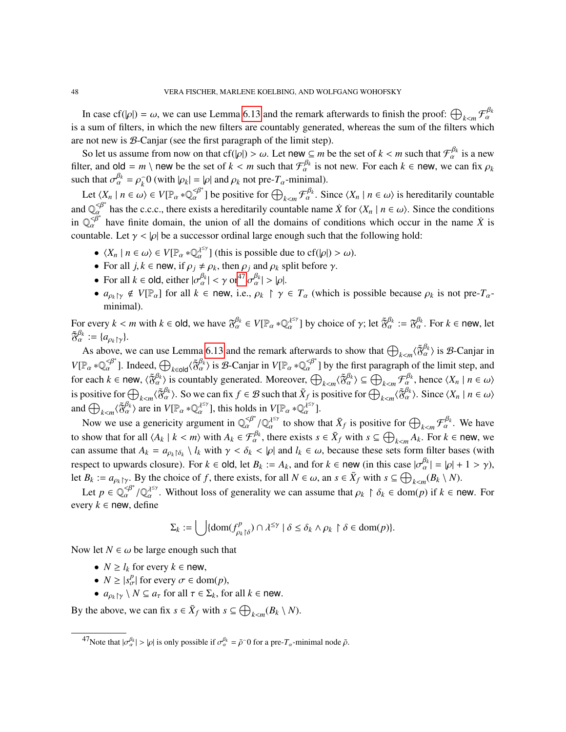In case $\mathrm{cf}(|\rho|) = \omega$, we can use Lemma 6.13 and the remark afterwards to finish the proof: $\bigoplus_{k<m} \mathcal{F}^{\beta_k}_\alpha$ is a sum of filters, in which the new filters are countably generated, whereas the sum of the filters which are not new is $\mathcal{B}$-Canjar (see the first paragraph of the limit step).

So let us assume from now on that $\mathrm{cf}(|\rho|) > \omega$. Let $\mathsf{new} \subseteq m$ be the set of $k < m$ such that $\mathcal{F}^{\beta_k}_\alpha$ is a new filter, and $\mathsf{old} = m \setminus \mathsf{new}$ be the set of $k < m$ such that $\mathcal{F}^{\beta_k}_\alpha$ is not new. For each $k \in \mathsf{new}$, we can fix $\rho_k$ such that $\sigma^{\beta_k}_\alpha = \rho_k^\frown 0$ (with $|\rho_k| = |\rho|$ and $\rho_k$ not pre-$T_\alpha$-minimal).

Let $\langle X_n \mid n \in \omega \rangle \in V[\mathbb{P}_\alpha * \mathbb{Q}^{<\beta^*}_\alpha]$ be positive for $\bigoplus_{k<m} \mathcal{F}^{\beta_k}_\alpha$. Since $\langle X_n \mid n \in \omega \rangle$ is hereditarily countable and $\mathbb{Q}^{<\beta^*}_\alpha$ has the c.c.c., there exists a hereditarily countable name $\dot{X}$ for $\langle X_n \mid n \in \omega \rangle$. Since the conditions in $\mathbb{Q}^{<\beta^*}_\alpha$ have finite domain, the union of all the domains of conditions which occur in the name $\dot{X}$ is countable. Let $\gamma < |\rho|$ be a successor ordinal large enough such that the following hold:

- $\langle X_n \mid n \in \omega \rangle \in V[\mathbb{P}_\alpha * \mathbb{Q}^{\lambda^{\leq\gamma}}_\alpha]$ (this is possible due to $\mathrm{cf}(|\rho|) > \omega$).
- For all $j, k \in \mathsf{new}$, if $\rho_j \neq \rho_k$, then $\rho_j$ and $\rho_k$ split before $\gamma$.
- For all $k \in \mathsf{old}$, either $|\sigma^{\beta_k}_\alpha| < \gamma$ or[47] $|\sigma^{\beta_k}_\alpha| > |\rho|$.
- $a_{\rho_k \restriction \gamma} \notin V[\mathbb{P}_\alpha]$ for all $k \in \mathsf{new}$, i.e., $\rho_k \restriction \gamma \in T_\alpha$ (which is possible because $\rho_k$ is not pre-$T_\alpha$-minimal).

For every $k < m$ with $k \in \mathsf{old}$, we have $\mathfrak{F}^{\beta_k}_\alpha \in V[\mathbb{P}_\alpha * \mathbb{Q}^{\lambda^{\leq\gamma}}_\alpha]$ by choice of $\gamma$; let $\tilde{\mathfrak{F}}^{\beta_k}_\alpha := \mathfrak{F}^{\beta_k}_\alpha$. For $k \in \mathsf{new}$, let $\tilde{\mathfrak{F}}^{\beta_k}_\alpha := \{a_{\rho_k \restriction \gamma}\}$.

As above, we can use Lemma 6.13 and the remark afterwards to show that $\bigoplus_{k<m} \langle \tilde{\mathfrak{F}}^{\beta_k}_\alpha \rangle$ is $\mathcal{B}$-Canjar in $V[\mathbb{P}_\alpha * \mathbb{Q}^{<\beta^*}_\alpha]$. Indeed, $\bigoplus_{k \in \mathsf{old}} \langle \tilde{\mathfrak{F}}^{\beta_k}_\alpha \rangle$ is $\mathcal{B}$-Canjar in $V[\mathbb{P}_\alpha * \mathbb{Q}^{<\beta^*}_\alpha]$ by the first paragraph of the limit step, and for each $k \in \mathsf{new}$, $\langle \tilde{\mathfrak{F}}^{\beta_k}_\alpha \rangle$ is countably generated. Moreover, $\bigoplus_{k<m} \langle \tilde{\mathfrak{F}}^{\beta_k}_\alpha \rangle \subseteq \bigoplus_{k<m} \mathcal{F}^{\beta_k}_\alpha$, hence $\langle X_n \mid n \in \omega \rangle$ is positive for $\bigoplus_{k<m} \langle \tilde{\mathfrak{F}}^{\beta_k}_\alpha \rangle$. So we can fix $f \in \mathcal{B}$ such that $\bar{X}_f$ is positive for $\bigoplus_{k<m} \langle \tilde{\mathfrak{F}}^{\beta_k}_\alpha \rangle$. Since $\langle X_n \mid n \in \omega \rangle$ and $\bigoplus_{k<m} \langle \tilde{\mathfrak{F}}^{\beta_k}_\alpha \rangle$ are in $V[\mathbb{P}_\alpha * \mathbb{Q}^{\lambda^{\leq\gamma}}_\alpha]$, this holds in $V[\mathbb{P}_\alpha * \mathbb{Q}^{\lambda^{\leq\gamma}}_\alpha]$.

Now we use a genericity argument in $\mathbb{Q}^{<\beta^*}_\alpha / \mathbb{Q}^{\lambda^{\leq\gamma}}_\alpha$ to show that $\bar{X}_f$ is positive for $\bigoplus_{k<m} \mathcal{F}^{\beta_k}_\alpha$. We have to show that for all $\langle A_k \mid k < m \rangle$ with $A_k \in \mathcal{F}^{\beta_k}_\alpha$, there exists $s \in \bar{X}_f$ with $s \subseteq \bigoplus_{k<m} A_k$. For $k \in \mathsf{new}$, we can assume that $A_k = a_{\rho_k \restriction \delta_k} \setminus l_k$ with $\gamma < \delta_k < |\rho|$ and $l_k \in \omega$, because these sets form filter bases (with respect to upwards closure). For $k \in \mathsf{old}$, let $B_k := A_k$, and for $k \in \mathsf{new}$ (in this case $|\sigma^{\beta_k}_\alpha| = |\rho| + 1 > \gamma$), let $B_k := a_{\rho_k \restriction \gamma}$. By the choice of $f$, there exists, for all $N \in \omega$, an $s \in \bar{X}_f$ with $s \subseteq \bigoplus_{k<m} (B_k \setminus N)$.

Let $p \in \mathbb{Q}^{<\beta^*}_\alpha / \mathbb{Q}^{\lambda^{\leq\gamma}}_\alpha$. Without loss of generality we can assume that $\rho_k \restriction \delta_k \in \mathrm{dom}(p)$ if $k \in \mathsf{new}$. For every $k \in \mathsf{new}$, define

$$\Sigma_k := \bigcup \{\mathrm{dom}(f^p_{\rho_k \restriction \delta}) \cap \lambda^{\leq\gamma} \mid \delta \leq \delta_k \wedge \rho_k \restriction \delta \in \mathrm{dom}(p)\}.$$

Now let $N \in \omega$ be large enough such that

- $N \geq l_k$ for every $k \in \mathsf{new}$,
- $N \geq |s^p_\sigma|$ for every $\sigma \in \mathrm{dom}(p)$,
- $a_{\rho_k \restriction \gamma} \setminus N \subseteq a_\tau$ for all $\tau \in \Sigma_k$, for all $k \in \mathsf{new}$.

By the above, we can fix $s \in \bar{X}_f$ with $s \subseteq \bigoplus_{k<m} (B_k \setminus N)$.

---

[47] Note that $|\sigma^{\beta_k}_\alpha| > |\rho|$ is only possible if $\sigma^{\beta_k}_\alpha = \tilde{\rho}^\frown 0$ for a pre-$T_\alpha$-minimal node $\tilde{\rho}$.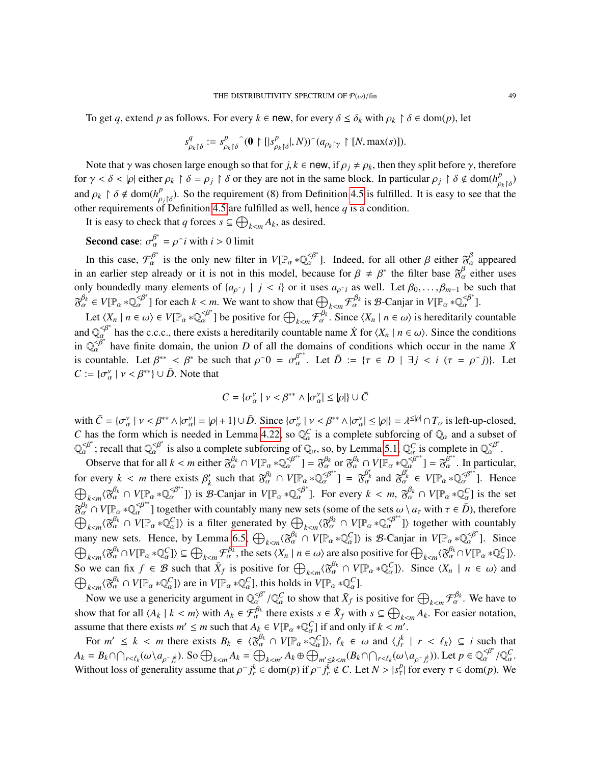To get $q$, extend $p$ as follows. For every $k \in \mathsf{new}$, for every $\delta \le \delta_k$ with $\rho_k \restriction \delta \in \mathrm{dom}(p)$, let

$$s^q_{\rho_k \restriction \delta} := s^p_{\rho_k \restriction \delta}{}^\frown(\mathbf{0} \restriction [|s^p_{\rho_k \restriction \delta}|, N))^\frown(a_{\rho_k \restriction \gamma} \restriction [N, \max(s)]).$$

Note that $\gamma$ was chosen large enough so that for $j, k \in \mathsf{new}$, if $\rho_j \ne \rho_k$, then they split before $\gamma$, therefore for $\gamma < \delta < |\rho|$ either $\rho_k \restriction \delta = \rho_j \restriction \delta$ or they are not in the same block. In particular $\rho_j \restriction \delta \notin \mathrm{dom}(h^p_{\rho_k \restriction \delta})$ and $\rho_k \restriction \delta \notin \mathrm{dom}(h^p_{\rho_j \restriction \delta})$. So the requirement (8) from Definition 4.5 is fulfilled. It is easy to see that the other requirements of Definition 4.5 are fulfilled as well, hence $q$ is a condition.

It is easy to check that $q$ forces $s \subseteq \bigoplus_{k<m} A_k$, as desired.

**Second case**: $\sigma^{\beta^*}_\alpha = \rho^\frown i$ with $i > 0$ limit

In this case, $\mathcal{F}^{\beta^*}_\alpha$ is the only new filter in $V[\mathbb{P}_\alpha * \mathbb{Q}^{<\beta^*}_\alpha]$. Indeed, for all other $\beta$ either $\mathfrak{F}^\beta_\alpha$ appeared in an earlier step already or it is not in this model, because for $\beta \ne \beta^*$ the filter base $\mathfrak{F}^\beta_\alpha$ either uses only boundedly many elements of $\{a_{\rho^\frown j} \mid j < i\}$ or it uses $a_{\rho^\frown i}$ as well. Let $\beta_0, \dots, \beta_{m-1}$ be such that $\mathfrak{F}^{\beta_k}_\alpha \in V[\mathbb{P}_\alpha * \mathbb{Q}^{<\beta^*}_\alpha]$ for each $k < m$. We want to show that $\bigoplus_{k<m} \mathcal{F}^{\beta_k}_\alpha$ is $\mathcal{B}$-Canjar in $V[\mathbb{P}_\alpha * \mathbb{Q}^{<\beta^*}_\alpha]$.

Let $\langle X_n \mid n \in \omega\rangle \in V[\mathbb{P}_\alpha * \mathbb{Q}^{<\beta^*}_\alpha]$ be positive for $\bigoplus_{k<m} \mathcal{F}^{\beta_k}_\alpha$. Since $\langle X_n \mid n \in \omega\rangle$ is hereditarily countable and $\mathbb{Q}^{<\beta^*}_\alpha$ has the c.c.c., there exists a hereditarily countable name $\dot{X}$ for $\langle X_n \mid n \in \omega\rangle$. Since the conditions in $\mathbb{Q}^{<\beta^*}_\alpha$ have finite domain, the union $D$ of all the domains of conditions which occur in the name $\dot{X}$ is countable. Let $\beta^{**} < \beta^*$ be such that $\rho^\frown 0 = \sigma^{\beta^{**}}_\alpha$. Let $\bar{D} := \{\tau \in D \mid \exists j < i\ (\tau = \rho^\frown j)\}$. Let $C := \{\sigma^\nu_\alpha \mid \nu < \beta^{**}\} \cup \bar{D}$. Note that

$$C = \{\sigma^\nu_\alpha \mid \nu < \beta^{**} \wedge |\sigma^\nu_\alpha| \le |\rho|\} \cup \bar{C}$$

with $\bar{C} = \{\sigma^\nu_\alpha \mid \nu < \beta^{**} \wedge |\sigma^\nu_\alpha| = |\rho| + 1\} \cup \bar{D}$. Since $\{\sigma^\nu_\alpha \mid \nu < \beta^{**} \wedge |\sigma^\nu_\alpha| \le |\rho|\} = \lambda^{\le|\rho|} \cap T_\alpha$ is left-up-closed, $C$ has the form which is needed in Lemma 4.22, so $\mathbb{Q}^C_\alpha$ is a complete subforcing of $\mathbb{Q}_\alpha$ and a subset of $\mathbb{Q}^{<\beta^*}_\alpha$; recall that $\mathbb{Q}^{<\beta^*}_\alpha$ is also a complete subforcing of $\mathbb{Q}_\alpha$, so, by Lemma 5.1, $\mathbb{Q}^C_\alpha$ is complete in $\mathbb{Q}^{<\beta^*}_\alpha$.

Observe that for all $k < m$ either $\mathfrak{F}^{\beta_k}_\alpha \cap V[\mathbb{P}_\alpha * \mathbb{Q}^{<\beta^{**}}_\alpha] = \mathfrak{F}^{\beta_k}_\alpha$ or $\mathfrak{F}^{\beta_k}_\alpha \cap V[\mathbb{P}_\alpha * \mathbb{Q}^{<\beta^{**}}_\alpha] = \mathfrak{F}^{\beta^{**}}_\alpha$. In particular, for every $k < m$ there exists $\beta'_k$ such that $\mathfrak{F}^{\beta_k}_\alpha \cap V[\mathbb{P}_\alpha * \mathbb{Q}^{<\beta^{**}}_\alpha] = \mathfrak{F}^{\beta'_k}_\alpha$ and $\mathfrak{F}^{\beta'_k}_\alpha \in V[\mathbb{P}_\alpha * \mathbb{Q}^{<\beta^{**}}_\alpha]$. Hence $\bigoplus_{k<m}\langle \mathfrak{F}^{\beta_k}_\alpha \cap V[\mathbb{P}_\alpha * \mathbb{Q}^{<\beta^{**}}_\alpha]\rangle$ is $\mathcal{B}$-Canjar in $V[\mathbb{P}_\alpha * \mathbb{Q}^{<\beta^*}_\alpha]$. For every $k < m$, $\mathfrak{F}^{\beta_k}_\alpha \cap V[\mathbb{P}_\alpha * \mathbb{Q}^C_\alpha]$ is the set $\mathfrak{F}^{\beta_k}_\alpha \cap V[\mathbb{P}_\alpha * \mathbb{Q}^{<\beta^{**}}_\alpha]$ together with countably many new sets (some of the sets $\omega \setminus a_\tau$ with $\tau \in \bar{D}$), therefore $\bigoplus_{k<m}\langle \mathfrak{F}^{\beta_k}_\alpha \cap V[\mathbb{P}_\alpha * \mathbb{Q}^C_\alpha]\rangle$ is a filter generated by $\bigoplus_{k<m}\langle \mathfrak{F}^{\beta_k}_\alpha \cap V[\mathbb{P}_\alpha * \mathbb{Q}^{<\beta^{**}}_\alpha]\rangle$ together with countably many new sets. Hence, by Lemma 6.5, $\bigoplus_{k<m}\langle \mathfrak{F}^{\beta_k}_\alpha \cap V[\mathbb{P}_\alpha * \mathbb{Q}^C_\alpha]\rangle$ is $\mathcal{B}$-Canjar in $V[\mathbb{P}_\alpha * \mathbb{Q}^{<\beta^*}_\alpha]$. Since $\bigoplus_{k<m}\langle \mathfrak{F}^{\beta_k}_\alpha \cap V[\mathbb{P}_\alpha * \mathbb{Q}^C_\alpha]\rangle \subseteq \bigoplus_{k<m} \mathcal{F}^{\beta_k}_\alpha$, the sets $\langle X_n \mid n \in \omega\rangle$ are also positive for $\bigoplus_{k<m}\langle \mathfrak{F}^{\beta_k}_\alpha \cap V[\mathbb{P}_\alpha * \mathbb{Q}^C_\alpha]\rangle$. So we can fix $f \in \mathcal{B}$ such that $\bar{X}_f$ is positive for $\bigoplus_{k<m}\langle \mathfrak{F}^{\beta_k}_\alpha \cap V[\mathbb{P}_\alpha * \mathbb{Q}^C_\alpha]\rangle$. Since $\langle X_n \mid n \in \omega\rangle$ and $\bigoplus_{k<m}\langle \mathfrak{F}^{\beta_k}_\alpha \cap V[\mathbb{P}_\alpha * \mathbb{Q}^C_\alpha]\rangle$ are in $V[\mathbb{P}_\alpha * \mathbb{Q}^C_\alpha]$, this holds in $V[\mathbb{P}_\alpha * \mathbb{Q}^C_\alpha]$.

Now we use a genericity argument in $\mathbb{Q}^{<\beta^*}_\alpha / \mathbb{Q}^C_\alpha$ to show that $\bar{X}_f$ is positive for $\bigoplus_{k<m} \mathcal{F}^{\beta_k}_\alpha$. We have to show that for all $\langle A_k \mid k < m\rangle$ with $A_k \in \mathcal{F}^{\beta_k}_\alpha$ there exists $s \in \bar{X}_f$ with $s \subseteq \bigoplus_{k<m} A_k$. For easier notation, assume that there exists $m' \le m$ such that $A_k \in V[\mathbb{P}_\alpha * \mathbb{Q}^C_\alpha]$ if and only if $k < m'$.

For $m' \le k < m$ there exists $B_k \in \langle \mathfrak{F}^{\beta_k}_\alpha \cap V[\mathbb{P}_\alpha * \mathbb{Q}^C_\alpha]\rangle$, $\ell_k \in \omega$ and $\langle j^k_r \mid r < \ell_k\rangle \subseteq i$ such that $A_k = B_k \cap \bigcap_{r<\ell_k}(\omega \setminus a_{\rho^\frown j^k_r})$. So $\bigoplus_{k<m} A_k = \bigoplus_{k<m'} A_k \oplus \bigoplus_{m' \le k < m}(B_k \cap \bigcap_{r<\ell_k}(\omega \setminus a_{\rho^\frown j^k_r}))$. Let $p \in \mathbb{Q}^{<\beta^*}_\alpha / \mathbb{Q}^C_\alpha$. Without loss of generality assume that $\rho^\frown j^k_r \in \mathrm{dom}(p)$ if $\rho^\frown j^k_r \notin C$. Let $N > |s^p_\tau|$ for every $\tau \in \mathrm{dom}(p)$. We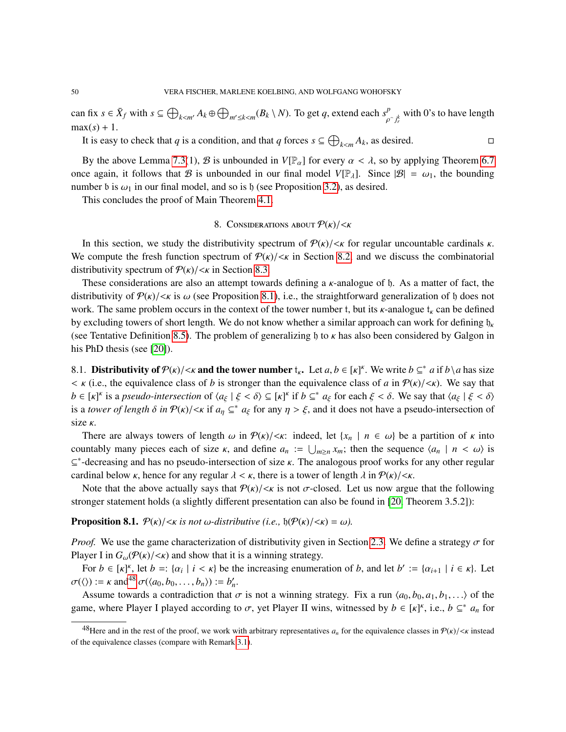can fix $s \in \bar{X}_f$ with $s \subseteq \bigoplus_{k<m'} A_k \oplus \bigoplus_{m' \leq k<m} (B_k \setminus N)$. To get $q$, extend each $s^p_{\rho^\frown j^k_r}$ with 0's to have length $\max(s) + 1$.

It is easy to check that $q$ is a condition, and that $q$ forces $s \subseteq \bigoplus_{k<m} A_k$, as desired. □

By the above Lemma 7.3(1), $\mathcal{B}$ is unbounded in $V[\mathbb{P}_\alpha]$ for every $\alpha < \lambda$, so by applying Theorem 6.7 once again, it follows that $\mathcal{B}$ is unbounded in our final model $V[\mathbb{P}_\lambda]$. Since $|\mathcal{B}| = \omega_1$, the bounding number $\mathfrak{b}$ is $\omega_1$ in our final model, and so is $\mathfrak{h}$ (see Proposition 3.2), as desired.

This concludes the proof of Main Theorem 4.1.

## 8. Considerations about $\mathcal{P}(\kappa)/{<}\kappa$

In this section, we study the distributivity spectrum of $\mathcal{P}(\kappa)/{<}\kappa$ for regular uncountable cardinals $\kappa$. We compute the fresh function spectrum of $\mathcal{P}(\kappa)/{<}\kappa$ in Section 8.2, and we discuss the combinatorial distributivity spectrum of $\mathcal{P}(\kappa)/{<}\kappa$ in Section 8.3.

These considerations are also an attempt towards defining a $\kappa$-analogue of $\mathfrak{h}$. As a matter of fact, the distributivity of $\mathcal{P}(\kappa)/{<}\kappa$ is $\omega$ (see Proposition 8.1), i.e., the straightforward generalization of $\mathfrak{h}$ does not work. The same problem occurs in the context of the tower number $\mathfrak{t}$, but its $\kappa$-analogue $\mathfrak{t}_\kappa$ can be defined by excluding towers of short length. We do not know whether a similar approach can work for defining $\mathfrak{h}_\kappa$ (see Tentative Definition 8.5). The problem of generalizing $\mathfrak{h}$ to $\kappa$ has also been considered by Galgon in his PhD thesis (see [20]).

### 8.1. Distributivity of $\mathcal{P}(\kappa)/{<}\kappa$ and the tower number $\mathfrak{t}_\kappa$.

Let $a, b \in [\kappa]^\kappa$. We write $b \subseteq^* a$ if $b \setminus a$ has size $< \kappa$ (i.e., the equivalence class of $b$ is stronger than the equivalence class of $a$ in $\mathcal{P}(\kappa)/{<}\kappa$). We say that $b \in [\kappa]^\kappa$ is a *pseudo-intersection* of $\langle a_\xi \mid \xi < \delta \rangle \subseteq [\kappa]^\kappa$ if $b \subseteq^* a_\xi$ for each $\xi < \delta$. We say that $\langle a_\xi \mid \xi < \delta \rangle$ is a *tower of length $\delta$ in $\mathcal{P}(\kappa)/{<}\kappa$* if $a_\eta \subseteq^* a_\xi$ for any $\eta > \xi$, and it does not have a pseudo-intersection of size $\kappa$.

There are always towers of length $\omega$ in $\mathcal{P}(\kappa)/{<}\kappa$: indeed, let $\{x_n \mid n \in \omega\}$ be a partition of $\kappa$ into countably many pieces each of size $\kappa$, and define $a_n := \bigcup_{m \geq n} x_m$; then the sequence $\langle a_n \mid n < \omega \rangle$ is $\subseteq^*$-decreasing and has no pseudo-intersection of size $\kappa$. The analogous proof works for any other regular cardinal below $\kappa$, hence for any regular $\lambda < \kappa$, there is a tower of length $\lambda$ in $\mathcal{P}(\kappa)/{<}\kappa$.

Note that the above actually says that $\mathcal{P}(\kappa)/{<}\kappa$ is not $\sigma$-closed. Let us now argue that the following stronger statement holds (a slightly different presentation can also be found in [20, Theorem 3.5.2]):

**Proposition 8.1.** *$\mathcal{P}(\kappa)/{<}\kappa$ is not $\omega$-distributive (i.e., $\mathfrak{h}(\mathcal{P}(\kappa)/{<}\kappa) = \omega$).*

*Proof.* We use the game characterization of distributivity given in Section 2.3. We define a strategy $\sigma$ for Player I in $G_\omega(\mathcal{P}(\kappa)/{<}\kappa)$ and show that it is a winning strategy.

For $b \in [\kappa]^\kappa$, let $b =: \{\alpha_i \mid i < \kappa\}$ be the increasing enumeration of $b$, and let $b' := \{\alpha_{i+1} \mid i \in \kappa\}$. Let $\sigma(\langle\rangle) := \kappa$ and[48] $\sigma(\langle a_0, b_0, \ldots, b_n \rangle) := b'_n$.

Assume towards a contradiction that $\sigma$ is not a winning strategy. Fix a run $\langle a_0, b_0, a_1, b_1, \ldots \rangle$ of the game, where Player I played according to $\sigma$, yet Player II wins, witnessed by $b \in [\kappa]^\kappa$, i.e., $b \subseteq^* a_n$ for

[48] Here and in the rest of the proof, we work with arbitrary representatives $a_n$ for the equivalence classes in $\mathcal{P}(\kappa)/{<}\kappa$ instead of the equivalence classes (compare with Remark 3.1).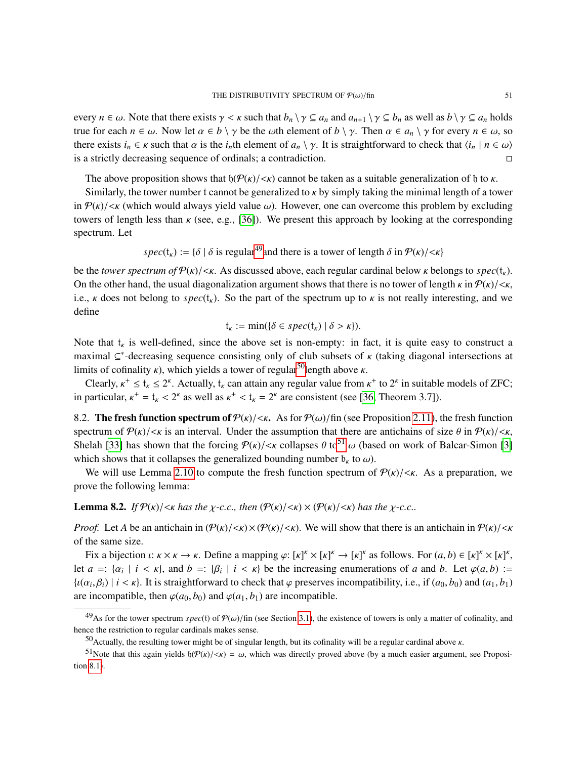every $n \in \omega$. Note that there exists $\gamma < \kappa$ such that $b_n \setminus \gamma \subseteq a_n$ and $a_{n+1} \setminus \gamma \subseteq b_n$ as well as $b \setminus \gamma \subseteq a_n$ holds true for each $n \in \omega$. Now let $\alpha \in b \setminus \gamma$ be the $\omega$th element of $b \setminus \gamma$. Then $\alpha \in a_n \setminus \gamma$ for every $n \in \omega$, so there exists $i_n \in \kappa$ such that $\alpha$ is the $i_n$th element of $a_n \setminus \gamma$. It is straightforward to check that $\langle i_n \mid n \in \omega \rangle$ is a strictly decreasing sequence of ordinals; a contradiction. □

The above proposition shows that $\mathfrak{h}(\mathcal{P}(\kappa)/{<}\kappa)$ cannot be taken as a suitable generalization of $\mathfrak{h}$ to $\kappa$.

Similarly, the tower number $\mathfrak{t}$ cannot be generalized to $\kappa$ by simply taking the minimal length of a tower in $\mathcal{P}(\kappa)/{<}\kappa$ (which would always yield value $\omega$). However, one can overcome this problem by excluding towers of length less than $\kappa$ (see, e.g., [36]). We present this approach by looking at the corresponding spectrum. Let

$$spec(\mathfrak{t}_\kappa) := \{\delta \mid \delta \text{ is regular}^{49} \text{ and there is a tower of length } \delta \text{ in } \mathcal{P}(\kappa)/{<}\kappa\}$$

be the *tower spectrum of* $\mathcal{P}(\kappa)/{<}\kappa$. As discussed above, each regular cardinal below $\kappa$ belongs to $spec(\mathfrak{t}_\kappa)$. On the other hand, the usual diagonalization argument shows that there is no tower of length $\kappa$ in $\mathcal{P}(\kappa)/{<}\kappa$, i.e., $\kappa$ does not belong to $spec(\mathfrak{t}_\kappa)$. So the part of the spectrum up to $\kappa$ is not really interesting, and we define

$$\mathfrak{t}_\kappa := \min(\{\delta \in spec(\mathfrak{t}_\kappa) \mid \delta > \kappa\}).$$

Note that $\mathfrak{t}_\kappa$ is well-defined, since the above set is non-empty: in fact, it is quite easy to construct a maximal $\subseteq^*$-decreasing sequence consisting only of club subsets of $\kappa$ (taking diagonal intersections at limits of cofinality $\kappa$), which yields a tower of regular[50] length above $\kappa$.

Clearly, $\kappa^+ \leq \mathfrak{t}_\kappa \leq 2^\kappa$. Actually, $\mathfrak{t}_\kappa$ can attain any regular value from $\kappa^+$ to $2^\kappa$ in suitable models of ZFC; in particular, $\kappa^+ = \mathfrak{t}_\kappa < 2^\kappa$ as well as $\kappa^+ < \mathfrak{t}_\kappa = 2^\kappa$ are consistent (see [36, Theorem 3.7]).

8.2. **The fresh function spectrum of** $\mathcal{P}(\kappa)/{<}\kappa$**.** As for $\mathcal{P}(\omega)/\text{fin}$ (see Proposition 2.11), the fresh function spectrum of $\mathcal{P}(\kappa)/{<}\kappa$ is an interval. Under the assumption that there are antichains of size $\theta$ in $\mathcal{P}(\kappa)/{<}\kappa$, Shelah [33] has shown that the forcing $\mathcal{P}(\kappa)/{<}\kappa$ collapses $\theta$ to[51] $\omega$ (based on work of Balcar-Simon [3] which shows that it collapses the generalized bounding number $\mathfrak{b}_\kappa$ to $\omega$).

We will use Lemma 2.10 to compute the fresh function spectrum of $\mathcal{P}(\kappa)/{<}\kappa$. As a preparation, we prove the following lemma:

**Lemma 8.2.** *If $\mathcal{P}(\kappa)/{<}\kappa$ has the $\chi$-c.c., then $(\mathcal{P}(\kappa)/{<}\kappa) \times (\mathcal{P}(\kappa)/{<}\kappa)$ has the $\chi$-c.c..*

*Proof.* Let $A$ be an antichain in $(\mathcal{P}(\kappa)/{<}\kappa) \times (\mathcal{P}(\kappa)/{<}\kappa)$. We will show that there is an antichain in $\mathcal{P}(\kappa)/{<}\kappa$ of the same size.

Fix a bijection $\iota \colon \kappa \times \kappa \to \kappa$. Define a mapping $\varphi \colon [\kappa]^\kappa \times [\kappa]^\kappa \to [\kappa]^\kappa$ as follows. For $(a, b) \in [\kappa]^\kappa \times [\kappa]^\kappa$, let $a =: \{\alpha_i \mid i < \kappa\}$, and $b =: \{\beta_i \mid i < \kappa\}$ be the increasing enumerations of $a$ and $b$. Let $\varphi(a, b) := \{\iota(\alpha_i, \beta_i) \mid i < \kappa\}$. It is straightforward to check that $\varphi$ preserves incompatibility, i.e., if $(a_0, b_0)$ and $(a_1, b_1)$ are incompatible, then $\varphi(a_0, b_0)$ and $\varphi(a_1, b_1)$ are incompatible.

---

[49] As for the tower spectrum $spec(\mathfrak{t})$ of $\mathcal{P}(\omega)/\text{fin}$ (see Section 3.1), the existence of towers is only a matter of cofinality, and hence the restriction to regular cardinals makes sense.

[50] Actually, the resulting tower might be of singular length, but its cofinality will be a regular cardinal above $\kappa$.

[51] Note that this again yields $\mathfrak{h}(\mathcal{P}(\kappa)/{<}\kappa) = \omega$, which was directly proved above (by a much easier argument, see Proposition 8.1).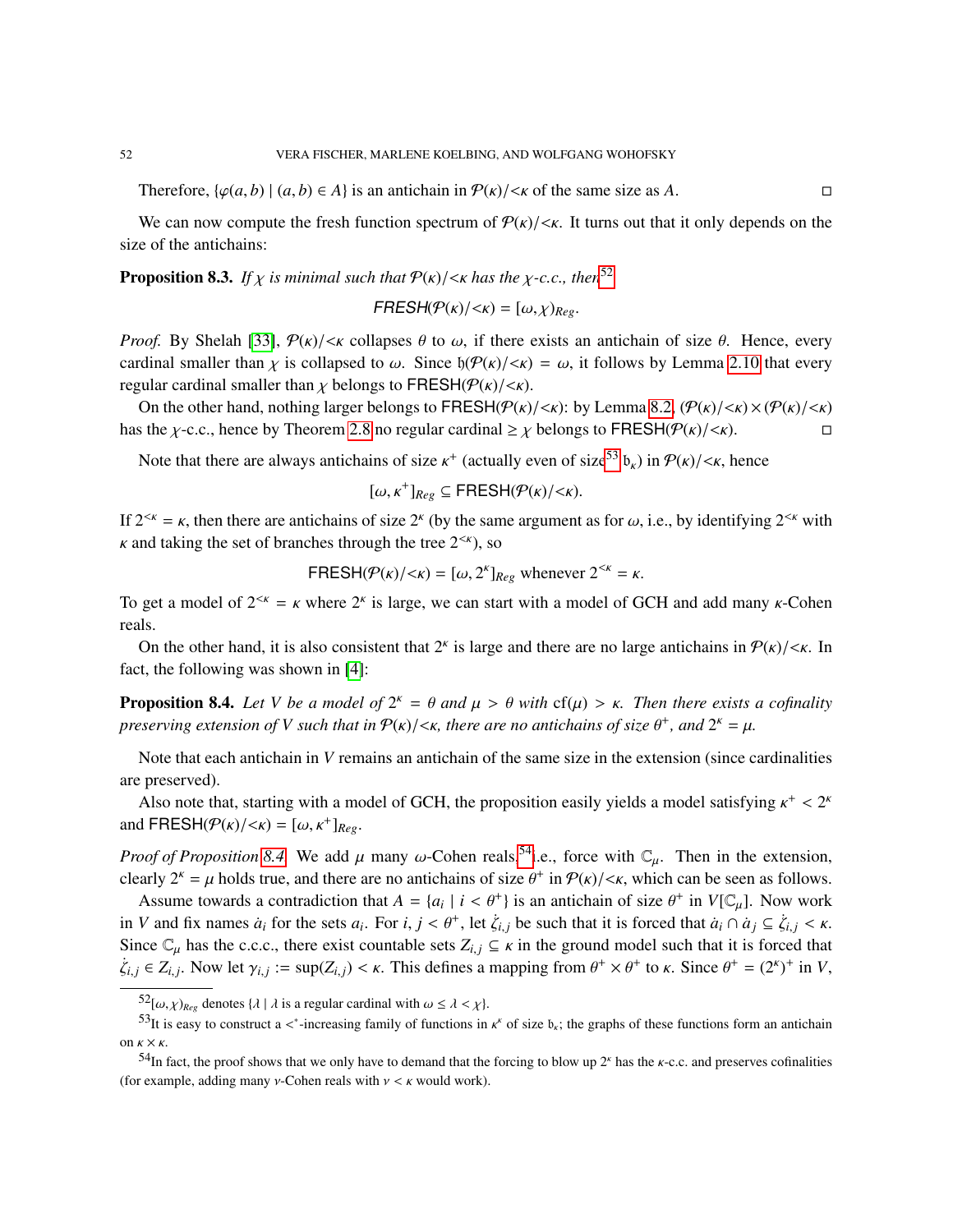Therefore, $\{\varphi(a,b) \mid (a,b) \in A\}$ is an antichain in $\mathcal{P}(\kappa)/{<}\kappa$ of the same size as $A$. □

We can now compute the fresh function spectrum of $\mathcal{P}(\kappa)/{<}\kappa$. It turns out that it only depends on the size of the antichains:

**Proposition 8.3.** *If $\chi$ is minimal such that $\mathcal{P}(\kappa)/{<}\kappa$ has the $\chi$-c.c., then*[52]

$$\mathsf{FRESH}(\mathcal{P}(\kappa)/{<}\kappa) = [\omega, \chi)_{Reg}.$$

*Proof.* By Shelah [33], $\mathcal{P}(\kappa)/{<}\kappa$ collapses $\theta$ to $\omega$, if there exists an antichain of size $\theta$. Hence, every cardinal smaller than $\chi$ is collapsed to $\omega$. Since $\mathfrak{h}(\mathcal{P}(\kappa)/{<}\kappa) = \omega$, it follows by Lemma 2.10 that every regular cardinal smaller than $\chi$ belongs to $\mathsf{FRESH}(\mathcal{P}(\kappa)/{<}\kappa)$.

On the other hand, nothing larger belongs to $\mathsf{FRESH}(\mathcal{P}(\kappa)/{<}\kappa)$: by Lemma 8.2, $(\mathcal{P}(\kappa)/{<}\kappa) \times (\mathcal{P}(\kappa)/{<}\kappa)$ has the $\chi$-c.c., hence by Theorem 2.8 no regular cardinal $\geq \chi$ belongs to $\mathsf{FRESH}(\mathcal{P}(\kappa)/{<}\kappa)$. □

Note that there are always antichains of size $\kappa^+$ (actually even of size[53] $\mathfrak{b}_\kappa$) in $\mathcal{P}(\kappa)/{<}\kappa$, hence

$$[\omega, \kappa^+]_{Reg} \subseteq \mathsf{FRESH}(\mathcal{P}(\kappa)/{<}\kappa).$$

If $2^{<\kappa} = \kappa$, then there are antichains of size $2^\kappa$ (by the same argument as for $\omega$, i.e., by identifying $2^{<\kappa}$ with $\kappa$ and taking the set of branches through the tree $2^{<\kappa}$), so

$$\mathsf{FRESH}(\mathcal{P}(\kappa)/{<}\kappa) = [\omega, 2^\kappa]_{Reg} \text{ whenever } 2^{<\kappa} = \kappa.$$

To get a model of $2^{<\kappa} = \kappa$ where $2^\kappa$ is large, we can start with a model of GCH and add many $\kappa$-Cohen reals.

On the other hand, it is also consistent that $2^\kappa$ is large and there are no large antichains in $\mathcal{P}(\kappa)/{<}\kappa$. In fact, the following was shown in [4]:

**Proposition 8.4.** *Let $V$ be a model of $2^\kappa = \theta$ and $\mu > \theta$ with $\mathrm{cf}(\mu) > \kappa$. Then there exists a cofinality preserving extension of $V$ such that in $\mathcal{P}(\kappa)/{<}\kappa$, there are no antichains of size $\theta^+$, and $2^\kappa = \mu$.*

Note that each antichain in $V$ remains an antichain of the same size in the extension (since cardinalities are preserved).

Also note that, starting with a model of GCH, the proposition easily yields a model satisfying $\kappa^+ < 2^\kappa$ and $\mathsf{FRESH}(\mathcal{P}(\kappa)/{<}\kappa) = [\omega, \kappa^+]_{Reg}$.

*Proof of Proposition 8.4.* We add $\mu$ many $\omega$-Cohen reals,[54] i.e., force with $\mathbb{C}_\mu$. Then in the extension, clearly $2^\kappa = \mu$ holds true, and there are no antichains of size $\theta^+$ in $\mathcal{P}(\kappa)/{<}\kappa$, which can be seen as follows.

Assume towards a contradiction that $A = \{a_i \mid i < \theta^+\}$ is an antichain of size $\theta^+$ in $V[\mathbb{C}_\mu]$. Now work in $V$ and fix names $\dot{a}_i$ for the sets $a_i$. For $i, j < \theta^+$, let $\dot{\zeta}_{i,j}$ be such that it is forced that $\dot{a}_i \cap \dot{a}_j \subseteq \dot{\zeta}_{i,j} < \kappa$. Since $\mathbb{C}_\mu$ has the c.c.c., there exist countable sets $Z_{i,j} \subseteq \kappa$ in the ground model such that it is forced that $\dot{\zeta}_{i,j} \in Z_{i,j}$. Now let $\gamma_{i,j} := \sup(Z_{i,j}) < \kappa$. This defines a mapping from $\theta^+ \times \theta^+$ to $\kappa$. Since $\theta^+ = (2^\kappa)^+$ in $V$,

---

[52] $[\omega, \chi)_{Reg}$ denotes $\{\lambda \mid \lambda$ is a regular cardinal with $\omega \leq \lambda < \chi\}$.

[53] It is easy to construct a $<^*$-increasing family of functions in $\kappa^\kappa$ of size $\mathfrak{b}_\kappa$; the graphs of these functions form an antichain on $\kappa \times \kappa$.

[54] In fact, the proof shows that we only have to demand that the forcing to blow up $2^\kappa$ has the $\kappa$-c.c. and preserves cofinalities (for example, adding many $\nu$-Cohen reals with $\nu < \kappa$ would work).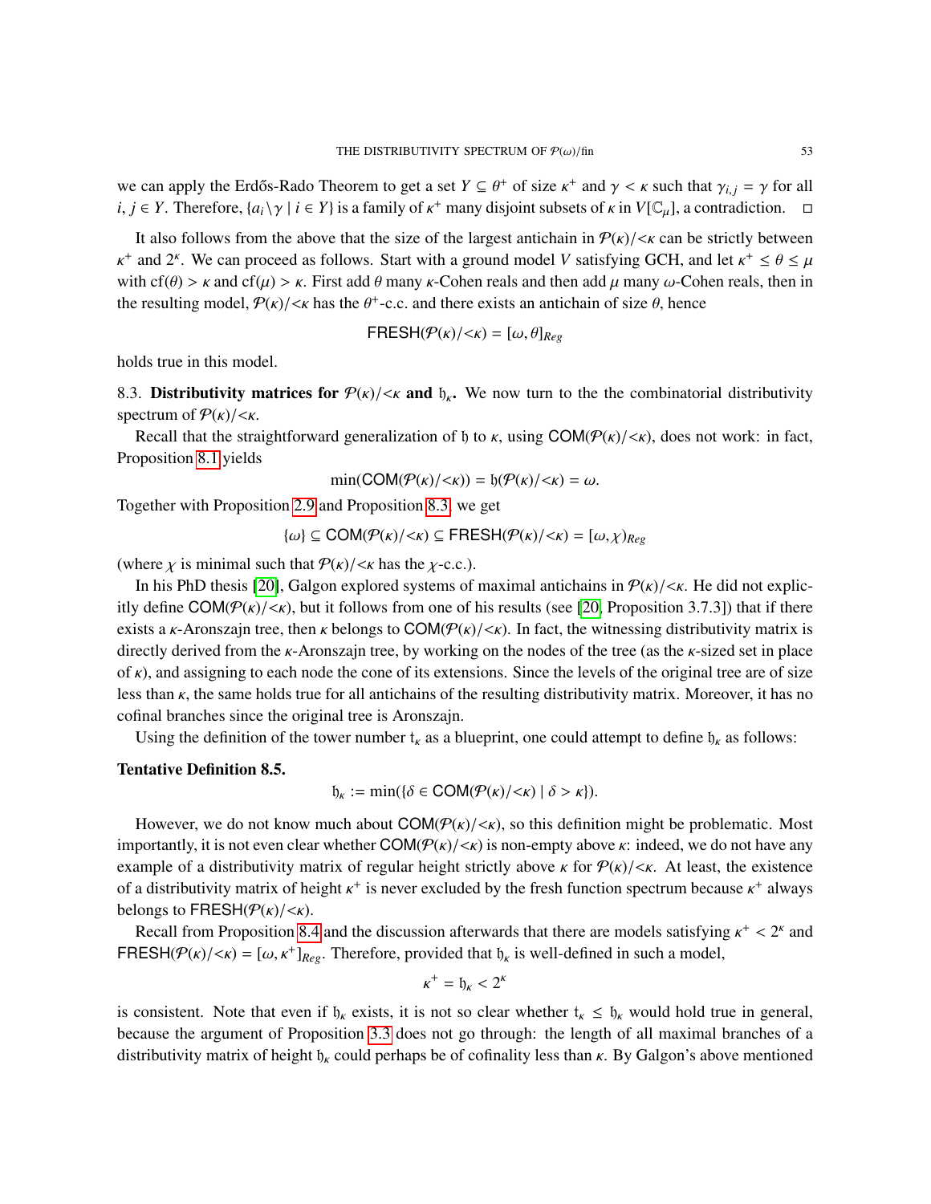we can apply the Erdős-Rado Theorem to get a set $Y \subseteq \theta^+$ of size $\kappa^+$ and $\gamma < \kappa$ such that $\gamma_{i,j} = \gamma$ for all $i, j \in Y$. Therefore, $\{a_i \setminus \gamma \mid i \in Y\}$ is a family of $\kappa^+$ many disjoint subsets of $\kappa$ in $V[\mathbb{C}_\mu]$, a contradiction. □

It also follows from the above that the size of the largest antichain in $\mathcal{P}(\kappa)/{<\kappa}$ can be strictly between $\kappa^+$ and $2^\kappa$. We can proceed as follows. Start with a ground model $V$ satisfying GCH, and let $\kappa^+ \leq \theta \leq \mu$ with $\mathrm{cf}(\theta) > \kappa$ and $\mathrm{cf}(\mu) > \kappa$. First add $\theta$ many $\kappa$-Cohen reals and then add $\mu$ many $\omega$-Cohen reals, then in the resulting model, $\mathcal{P}(\kappa)/{<\kappa}$ has the $\theta^+$-c.c. and there exists an antichain of size $\theta$, hence

$$\mathsf{FRESH}(\mathcal{P}(\kappa)/{<\kappa}) = [\omega, \theta]_{Reg}$$

holds true in this model.

8.3. **Distributivity matrices for $\mathcal{P}(\kappa)/{<\kappa}$ and $\mathfrak{h}_\kappa$.** We now turn to the the combinatorial distributivity spectrum of $\mathcal{P}(\kappa)/{<\kappa}$.

Recall that the straightforward generalization of $\mathfrak{h}$ to $\kappa$, using $\mathsf{COM}(\mathcal{P}(\kappa)/{<\kappa})$, does not work: in fact, Proposition 8.1 yields

$$\min(\mathsf{COM}(\mathcal{P}(\kappa)/{<\kappa})) = \mathfrak{h}(\mathcal{P}(\kappa)/{<\kappa}) = \omega.$$

Together with Proposition 2.9 and Proposition 8.3, we get

$$\{\omega\} \subseteq \mathsf{COM}(\mathcal{P}(\kappa)/{<\kappa}) \subseteq \mathsf{FRESH}(\mathcal{P}(\kappa)/{<\kappa}) = [\omega, \chi)_{Reg}$$

(where $\chi$ is minimal such that $\mathcal{P}(\kappa)/{<\kappa}$ has the $\chi$-c.c.).

In his PhD thesis [20], Galgon explored systems of maximal antichains in $\mathcal{P}(\kappa)/{<\kappa}$. He did not explicitly define $\mathsf{COM}(\mathcal{P}(\kappa)/{<\kappa})$, but it follows from one of his results (see [20, Proposition 3.7.3]) that if there exists a $\kappa$-Aronszajn tree, then $\kappa$ belongs to $\mathsf{COM}(\mathcal{P}(\kappa)/{<\kappa})$. In fact, the witnessing distributivity matrix is directly derived from the $\kappa$-Aronszajn tree, by working on the nodes of the tree (as the $\kappa$-sized set in place of $\kappa$), and assigning to each node the cone of its extensions. Since the levels of the original tree are of size less than $\kappa$, the same holds true for all antichains of the resulting distributivity matrix. Moreover, it has no cofinal branches since the original tree is Aronszajn.

Using the definition of the tower number $\mathfrak{t}_\kappa$ as a blueprint, one could attempt to define $\mathfrak{h}_\kappa$ as follows:

**Tentative Definition 8.5.**

$$\mathfrak{h}_\kappa := \min(\{\delta \in \mathsf{COM}(\mathcal{P}(\kappa)/{<\kappa}) \mid \delta > \kappa\}).$$

However, we do not know much about $\mathsf{COM}(\mathcal{P}(\kappa)/{<\kappa})$, so this definition might be problematic. Most importantly, it is not even clear whether $\mathsf{COM}(\mathcal{P}(\kappa)/{<\kappa})$ is non-empty above $\kappa$: indeed, we do not have any example of a distributivity matrix of regular height strictly above $\kappa$ for $\mathcal{P}(\kappa)/{<\kappa}$. At least, the existence of a distributivity matrix of height $\kappa^+$ is never excluded by the fresh function spectrum because $\kappa^+$ always belongs to $\mathsf{FRESH}(\mathcal{P}(\kappa)/{<\kappa})$.

Recall from Proposition 8.4 and the discussion afterwards that there are models satisfying $\kappa^+ < 2^\kappa$ and $\mathsf{FRESH}(\mathcal{P}(\kappa)/{<\kappa}) = [\omega, \kappa^+]_{Reg}$. Therefore, provided that $\mathfrak{h}_\kappa$ is well-defined in such a model,

$$\kappa^+ = \mathfrak{h}_\kappa < 2^\kappa$$

is consistent. Note that even if $\mathfrak{h}_\kappa$ exists, it is not so clear whether $\mathfrak{t}_\kappa \leq \mathfrak{h}_\kappa$ would hold true in general, because the argument of Proposition 3.3 does not go through: the length of all maximal branches of a distributivity matrix of height $\mathfrak{h}_\kappa$ could perhaps be of cofinality less than $\kappa$. By Galgon's above mentioned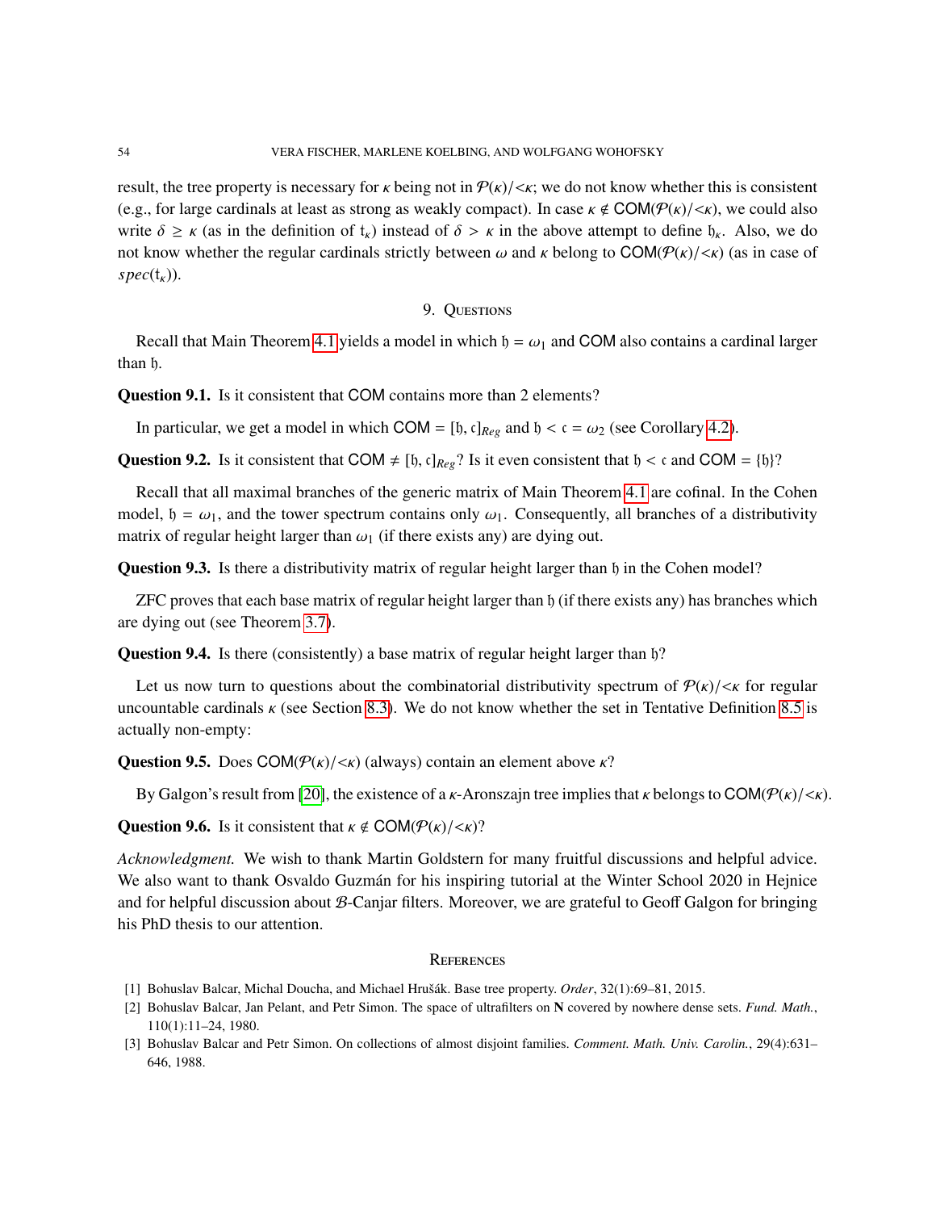result, the tree property is necessary for $\kappa$ being not in $\mathcal{P}(\kappa)/{<}\kappa$; we do not know whether this is consistent (e.g., for large cardinals at least as strong as weakly compact). In case $\kappa \notin \mathsf{COM}(\mathcal{P}(\kappa)/{<}\kappa)$, we could also write $\delta \geq \kappa$ (as in the definition of $\mathfrak{t}_\kappa$) instead of $\delta > \kappa$ in the above attempt to define $\mathfrak{h}_\kappa$. Also, we do not know whether the regular cardinals strictly between $\omega$ and $\kappa$ belong to $\mathsf{COM}(\mathcal{P}(\kappa)/{<}\kappa)$ (as in case of $spec(\mathfrak{t}_\kappa)$).

## 9. Questions

Recall that Main Theorem 4.1 yields a model in which $\mathfrak{h} = \omega_1$ and $\mathsf{COM}$ also contains a cardinal larger than $\mathfrak{h}$.

**Question 9.1.** Is it consistent that $\mathsf{COM}$ contains more than 2 elements?

In particular, we get a model in which $\mathsf{COM} = [\mathfrak{h}, \mathfrak{c}]_{Reg}$ and $\mathfrak{h} < \mathfrak{c} = \omega_2$ (see Corollary 4.2).

**Question 9.2.** Is it consistent that $\mathsf{COM} \neq [\mathfrak{h}, \mathfrak{c}]_{Reg}$? Is it even consistent that $\mathfrak{h} < \mathfrak{c}$ and $\mathsf{COM} = \{\mathfrak{h}\}$?

Recall that all maximal branches of the generic matrix of Main Theorem 4.1 are cofinal. In the Cohen model, $\mathfrak{h} = \omega_1$, and the tower spectrum contains only $\omega_1$. Consequently, all branches of a distributivity matrix of regular height larger than $\omega_1$ (if there exists any) are dying out.

**Question 9.3.** Is there a distributivity matrix of regular height larger than $\mathfrak{h}$ in the Cohen model?

ZFC proves that each base matrix of regular height larger than $\mathfrak{h}$ (if there exists any) has branches which are dying out (see Theorem 3.7).

**Question 9.4.** Is there (consistently) a base matrix of regular height larger than $\mathfrak{h}$?

Let us now turn to questions about the combinatorial distributivity spectrum of $\mathcal{P}(\kappa)/{<}\kappa$ for regular uncountable cardinals $\kappa$ (see Section 8.3). We do not know whether the set in Tentative Definition 8.5 is actually non-empty:

**Question 9.5.** Does $\mathsf{COM}(\mathcal{P}(\kappa)/{<}\kappa)$ (always) contain an element above $\kappa$?

By Galgon's result from [20], the existence of a $\kappa$-Aronszajn tree implies that $\kappa$ belongs to $\mathsf{COM}(\mathcal{P}(\kappa)/{<}\kappa)$.

**Question 9.6.** Is it consistent that $\kappa \notin \mathsf{COM}(\mathcal{P}(\kappa)/{<}\kappa)$?

*Acknowledgment.* We wish to thank Martin Goldstern for many fruitful discussions and helpful advice. We also want to thank Osvaldo Guzmán for his inspiring tutorial at the Winter School 2020 in Hejnice and for helpful discussion about $\mathcal{B}$-Canjar filters. Moreover, we are grateful to Geoff Galgon for bringing his PhD thesis to our attention.

## References

[1] Bohuslav Balcar, Michal Doucha, and Michael Hrušák. Base tree property. *Order*, 32(1):69–81, 2015.

[2] Bohuslav Balcar, Jan Pelant, and Petr Simon. The space of ultrafilters on **N** covered by nowhere dense sets. *Fund. Math.*, 110(1):11–24, 1980.

[3] Bohuslav Balcar and Petr Simon. On collections of almost disjoint families. *Comment. Math. Univ. Carolin.*, 29(4):631–646, 1988.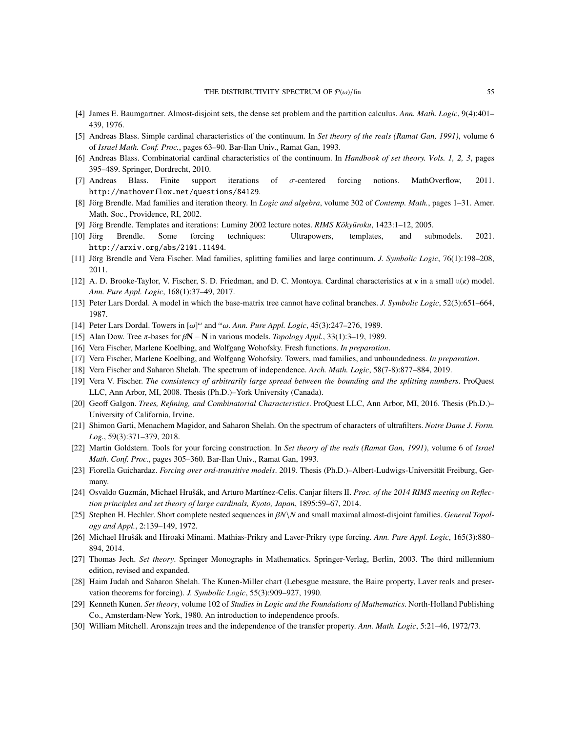[4] James E. Baumgartner. Almost-disjoint sets, the dense set problem and the partition calculus. *Ann. Math. Logic*, 9(4):401–439, 1976.

[5] Andreas Blass. Simple cardinal characteristics of the continuum. In *Set theory of the reals (Ramat Gan, 1991)*, volume 6 of *Israel Math. Conf. Proc.*, pages 63–90. Bar-Ilan Univ., Ramat Gan, 1993.

[6] Andreas Blass. Combinatorial cardinal characteristics of the continuum. In *Handbook of set theory. Vols. 1, 2, 3*, pages 395–489. Springer, Dordrecht, 2010.

[7] Andreas Blass. Finite support iterations of $\sigma$-centered forcing notions. MathOverflow, 2011. http://mathoverflow.net/questions/84129.

[8] Jörg Brendle. Mad families and iteration theory. In *Logic and algebra*, volume 302 of *Contemp. Math.*, pages 1–31. Amer. Math. Soc., Providence, RI, 2002.

[9] Jörg Brendle. Templates and iterations: Luminy 2002 lecture notes. *RIMS Kōkyūroku*, 1423:1–12, 2005.

[10] Jörg Brendle. Some forcing techniques: Ultrapowers, templates, and submodels. 2021. http://arxiv.org/abs/2101.11494.

[11] Jörg Brendle and Vera Fischer. Mad families, splitting families and large continuum. *J. Symbolic Logic*, 76(1):198–208, 2011.

[12] A. D. Brooke-Taylor, V. Fischer, S. D. Friedman, and D. C. Montoya. Cardinal characteristics at $\kappa$ in a small $\mathfrak{u}(\kappa)$ model. *Ann. Pure Appl. Logic*, 168(1):37–49, 2017.

[13] Peter Lars Dordal. A model in which the base-matrix tree cannot have cofinal branches. *J. Symbolic Logic*, 52(3):651–664, 1987.

[14] Peter Lars Dordal. Towers in $[\omega]^\omega$ and ${}^\omega\omega$. *Ann. Pure Appl. Logic*, 45(3):247–276, 1989.

[15] Alan Dow. Tree $\pi$-bases for $\beta\mathbf{N} - \mathbf{N}$ in various models. *Topology Appl.*, 33(1):3–19, 1989.

[16] Vera Fischer, Marlene Koelbing, and Wolfgang Wohofsky. Fresh functions. *In preparation*.

[17] Vera Fischer, Marlene Koelbing, and Wolfgang Wohofsky. Towers, mad families, and unboundedness. *In preparation*.

[18] Vera Fischer and Saharon Shelah. The spectrum of independence. *Arch. Math. Logic*, 58(7-8):877–884, 2019.

[19] Vera V. Fischer. *The consistency of arbitrarily large spread between the bounding and the splitting numbers*. ProQuest LLC, Ann Arbor, MI, 2008. Thesis (Ph.D.)–York University (Canada).

[20] Geoff Galgon. *Trees, Refining, and Combinatorial Characteristics*. ProQuest LLC, Ann Arbor, MI, 2016. Thesis (Ph.D.)–University of California, Irvine.

[21] Shimon Garti, Menachem Magidor, and Saharon Shelah. On the spectrum of characters of ultrafilters. *Notre Dame J. Form. Log.*, 59(3):371–379, 2018.

[22] Martin Goldstern. Tools for your forcing construction. In *Set theory of the reals (Ramat Gan, 1991)*, volume 6 of *Israel Math. Conf. Proc.*, pages 305–360. Bar-Ilan Univ., Ramat Gan, 1993.

[23] Fiorella Guichardaz. *Forcing over ord-transitive models*. 2019. Thesis (Ph.D.)–Albert-Ludwigs-Universität Freiburg, Germany.

[24] Osvaldo Guzmán, Michael Hrušák, and Arturo Martínez-Celis. Canjar filters II. *Proc. of the 2014 RIMS meeting on Reflection principles and set theory of large cardinals, Kyoto, Japan*, 1895:59–67, 2014.

[25] Stephen H. Hechler. Short complete nested sequences in $\beta N \backslash N$ and small maximal almost-disjoint families. *General Topology and Appl.*, 2:139–149, 1972.

[26] Michael Hrušák and Hiroaki Minami. Mathias-Prikry and Laver-Prikry type forcing. *Ann. Pure Appl. Logic*, 165(3):880–894, 2014.

[27] Thomas Jech. *Set theory*. Springer Monographs in Mathematics. Springer-Verlag, Berlin, 2003. The third millennium edition, revised and expanded.

[28] Haim Judah and Saharon Shelah. The Kunen-Miller chart (Lebesgue measure, the Baire property, Laver reals and preservation theorems for forcing). *J. Symbolic Logic*, 55(3):909–927, 1990.

[29] Kenneth Kunen. *Set theory*, volume 102 of *Studies in Logic and the Foundations of Mathematics*. North-Holland Publishing Co., Amsterdam-New York, 1980. An introduction to independence proofs.

[30] William Mitchell. Aronszajn trees and the independence of the transfer property. *Ann. Math. Logic*, 5:21–46, 1972/73.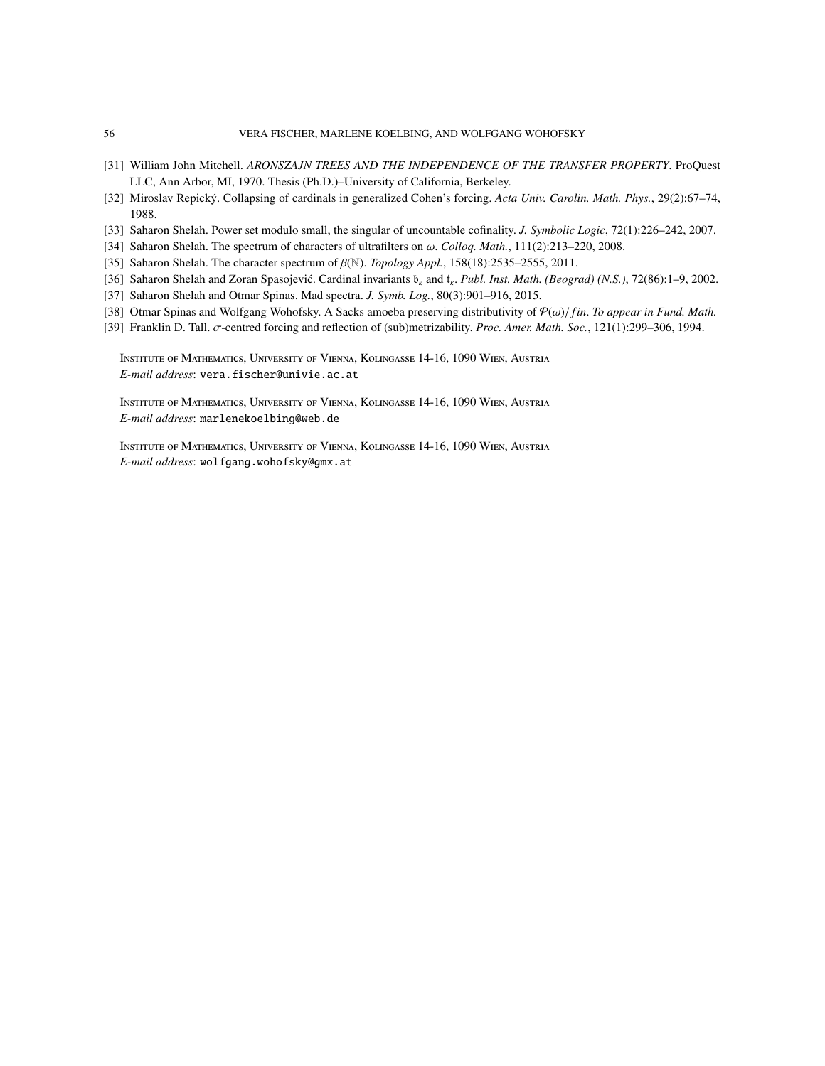[31] William John Mitchell. *ARONSZAJN TREES AND THE INDEPENDENCE OF THE TRANSFER PROPERTY*. ProQuest LLC, Ann Arbor, MI, 1970. Thesis (Ph.D.)–University of California, Berkeley.

[32] Miroslav Repický. Collapsing of cardinals in generalized Cohen's forcing. *Acta Univ. Carolin. Math. Phys.*, 29(2):67–74, 1988.

[33] Saharon Shelah. Power set modulo small, the singular of uncountable cofinality. *J. Symbolic Logic*, 72(1):226–242, 2007.

[34] Saharon Shelah. The spectrum of characters of ultrafilters on $\omega$. *Colloq. Math.*, 111(2):213–220, 2008.

[35] Saharon Shelah. The character spectrum of $\beta(\mathbb{N})$. *Topology Appl.*, 158(18):2535–2555, 2011.

[36] Saharon Shelah and Zoran Spasojević. Cardinal invariants $\mathfrak{b}_\kappa$ and $\mathfrak{t}_\kappa$. *Publ. Inst. Math. (Beograd) (N.S.)*, 72(86):1–9, 2002.

[37] Saharon Shelah and Otmar Spinas. Mad spectra. *J. Symb. Log.*, 80(3):901–916, 2015.

[38] Otmar Spinas and Wolfgang Wohofsky. A Sacks amoeba preserving distributivity of $\mathcal{P}(\omega)/fin$. *To appear in Fund. Math.*

[39] Franklin D. Tall. $\sigma$-centred forcing and reflection of (sub)metrizability. *Proc. Amer. Math. Soc.*, 121(1):299–306, 1994.

Institute of Mathematics, University of Vienna, Kolingasse 14-16, 1090 Wien, Austria
*E-mail address*: vera.fischer@univie.ac.at

Institute of Mathematics, University of Vienna, Kolingasse 14-16, 1090 Wien, Austria
*E-mail address*: marlenekoelbing@web.de

Institute of Mathematics, University of Vienna, Kolingasse 14-16, 1090 Wien, Austria
*E-mail address*: wolfgang.wohofsky@gmx.at